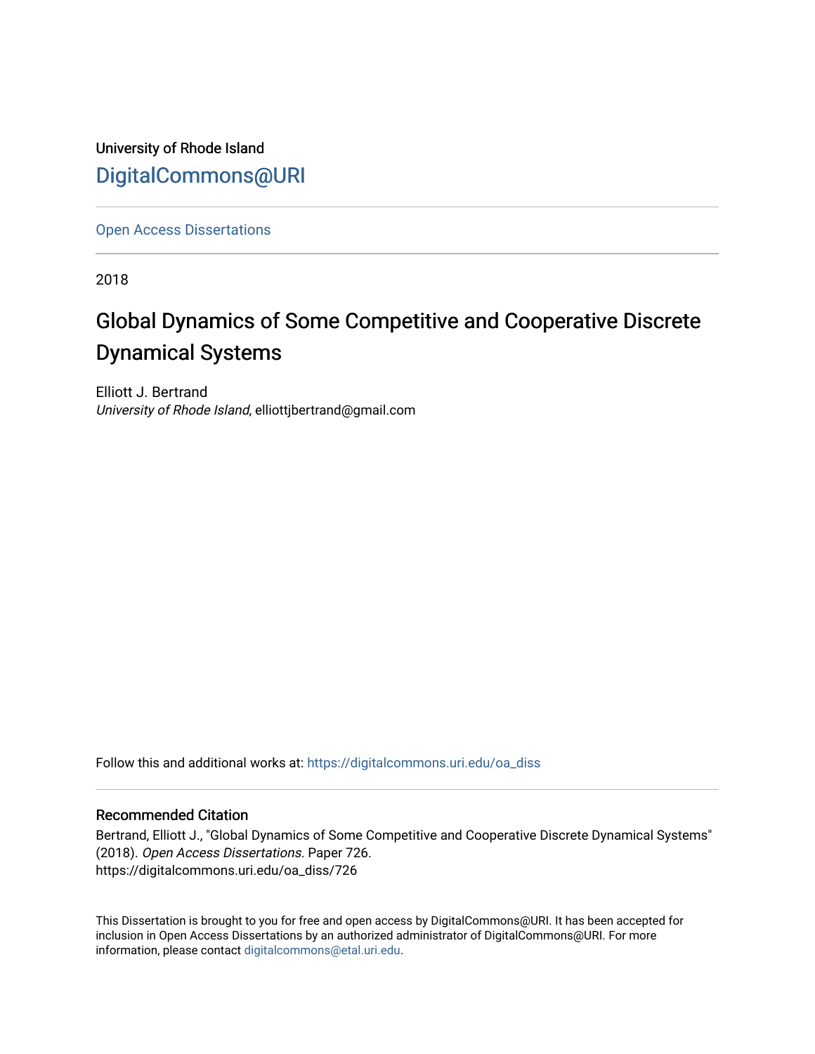University of Rhode Island

DigitalCommons@URI

Open Access Dissertations

2018

# Global Dynamics of Some Competitive and Cooperative Discrete Dynamical Systems

Elliott J. Bertrand
*University of Rhode Island*, elliottjbertrand@gmail.com

Follow this and additional works at: https://digitalcommons.uri.edu/oa_diss

## Recommended Citation

Bertrand, Elliott J., "Global Dynamics of Some Competitive and Cooperative Discrete Dynamical Systems" (2018). *Open Access Dissertations.* Paper 726.
https://digitalcommons.uri.edu/oa_diss/726

This Dissertation is brought to you for free and open access by DigitalCommons@URI. It has been accepted for inclusion in Open Access Dissertations by an authorized administrator of DigitalCommons@URI. For more information, please contact digitalcommons@etal.uri.edu.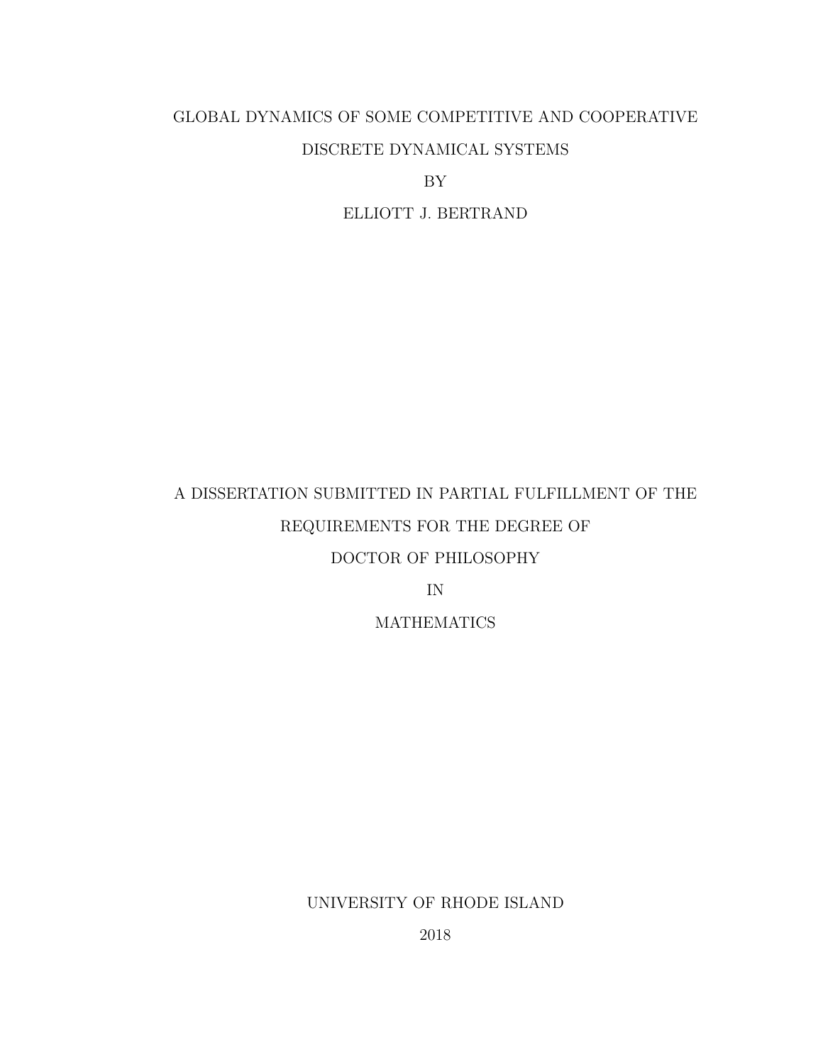# GLOBAL DYNAMICS OF SOME COMPETITIVE AND COOPERATIVE DISCRETE DYNAMICAL SYSTEMS

BY

ELLIOTT J. BERTRAND

A DISSERTATION SUBMITTED IN PARTIAL FULFILLMENT OF THE REQUIREMENTS FOR THE DEGREE OF

DOCTOR OF PHILOSOPHY

IN

MATHEMATICS

UNIVERSITY OF RHODE ISLAND

2018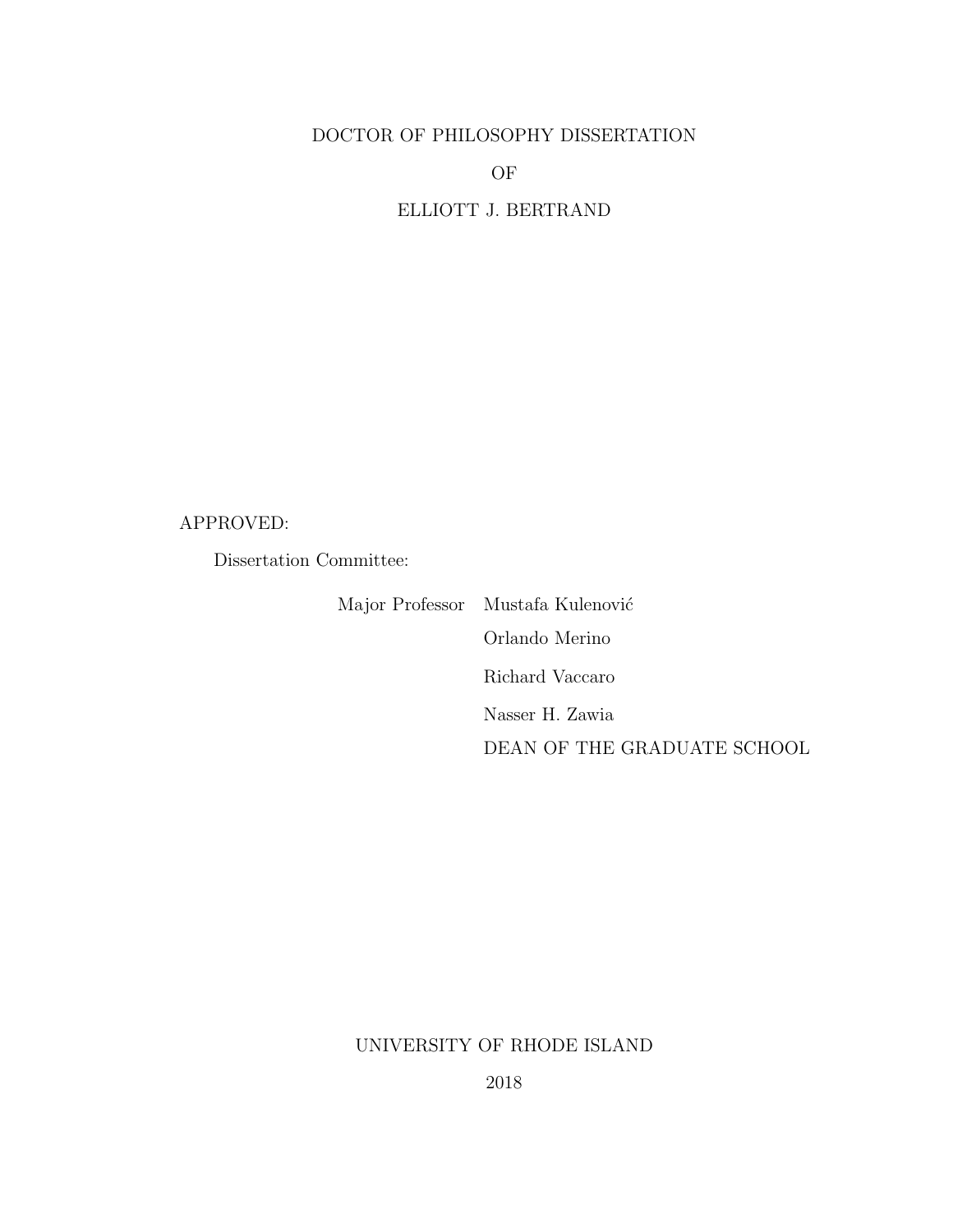DOCTOR OF PHILOSOPHY DISSERTATION

OF

ELLIOTT J. BERTRAND

APPROVED:

Dissertation Committee:

Major Professor Mustafa Kulenović

Orlando Merino

Richard Vaccaro

Nasser H. Zawia

DEAN OF THE GRADUATE SCHOOL

UNIVERSITY OF RHODE ISLAND

2018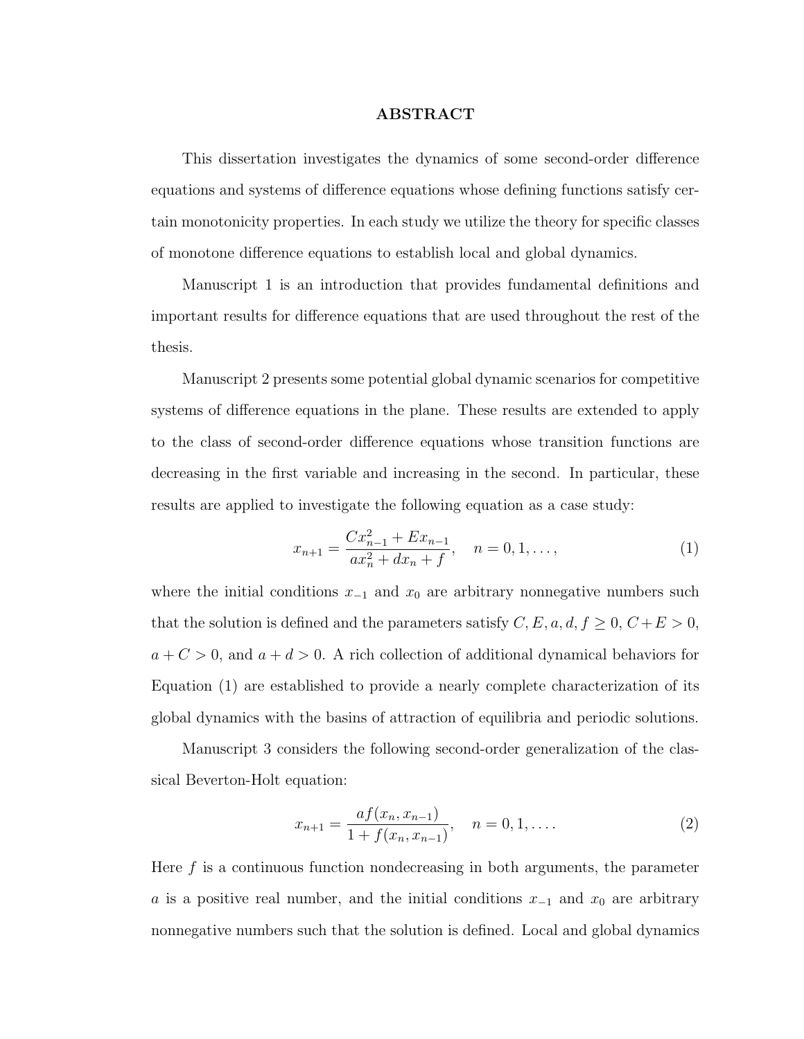# ABSTRACT

This dissertation investigates the dynamics of some second-order difference equations and systems of difference equations whose defining functions satisfy certain monotonicity properties. In each study we utilize the theory for specific classes of monotone difference equations to establish local and global dynamics.

Manuscript 1 is an introduction that provides fundamental definitions and important results for difference equations that are used throughout the rest of the thesis.

Manuscript 2 presents some potential global dynamic scenarios for competitive systems of difference equations in the plane. These results are extended to apply to the class of second-order difference equations whose transition functions are decreasing in the first variable and increasing in the second. In particular, these results are applied to investigate the following equation as a case study:

$$x_{n+1} = \frac{Cx_{n-1}^2 + Ex_{n-1}}{ax_n^2 + dx_n + f}, \quad n = 0, 1, \ldots, \tag{1}$$

where the initial conditions $x_{-1}$ and $x_0$ are arbitrary nonnegative numbers such that the solution is defined and the parameters satisfy $C, E, a, d, f \geq 0$, $C + E > 0$, $a + C > 0$, and $a + d > 0$. A rich collection of additional dynamical behaviors for Equation (1) are established to provide a nearly complete characterization of its global dynamics with the basins of attraction of equilibria and periodic solutions.

Manuscript 3 considers the following second-order generalization of the classical Beverton-Holt equation:

$$x_{n+1} = \frac{af(x_n, x_{n-1})}{1 + f(x_n, x_{n-1})}, \quad n = 0, 1, \ldots. \tag{2}$$

Here $f$ is a continuous function nondecreasing in both arguments, the parameter $a$ is a positive real number, and the initial conditions $x_{-1}$ and $x_0$ are arbitrary nonnegative numbers such that the solution is defined. Local and global dynamics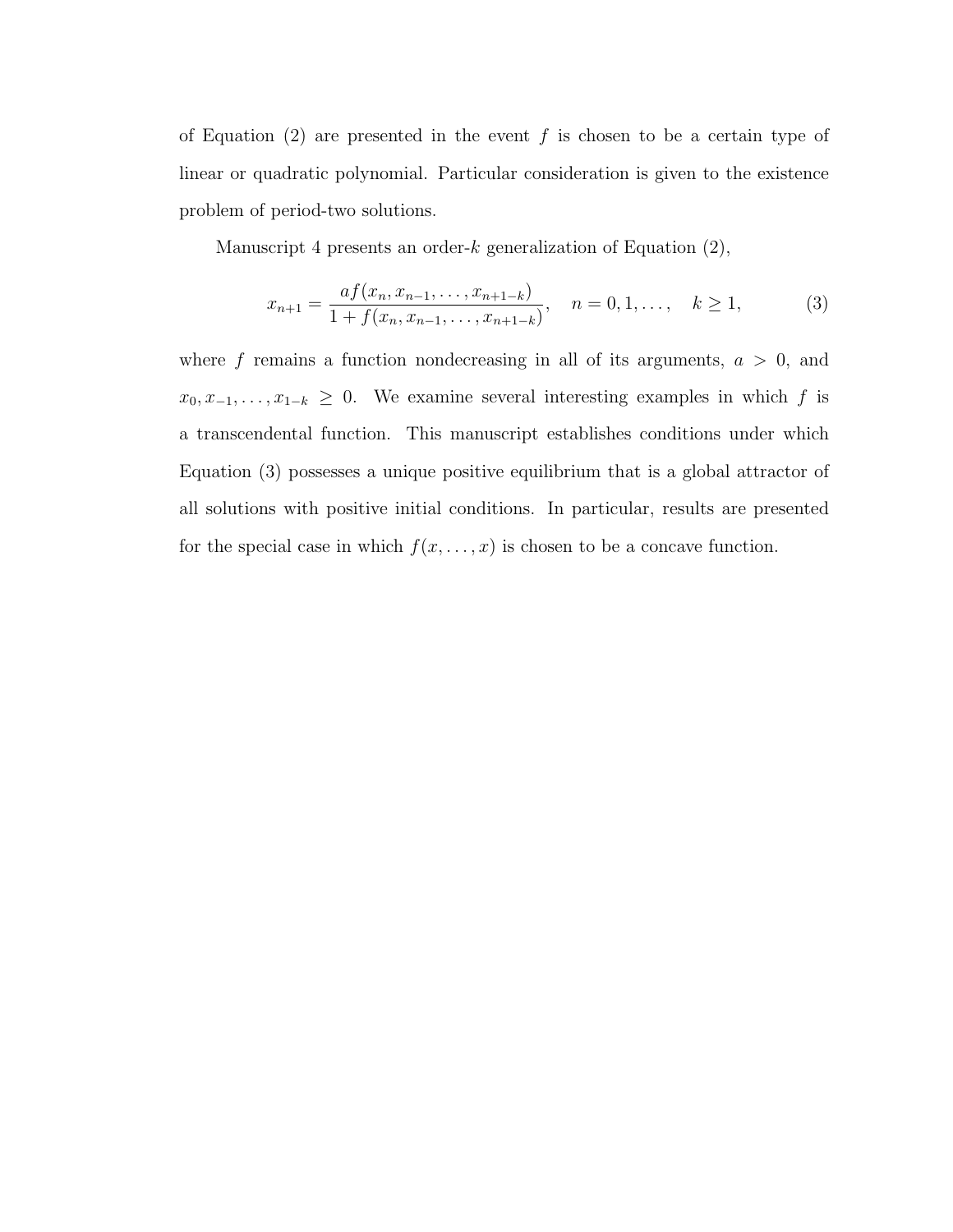of Equation (2) are presented in the event $f$ is chosen to be a certain type of linear or quadratic polynomial. Particular consideration is given to the existence problem of period-two solutions.

Manuscript 4 presents an order-$k$ generalization of Equation (2),

$$x_{n+1} = \frac{af(x_n, x_{n-1}, \ldots, x_{n+1-k})}{1 + f(x_n, x_{n-1}, \ldots, x_{n+1-k})}, \quad n = 0, 1, \ldots, \quad k \geq 1, \tag{3}$$

where $f$ remains a function nondecreasing in all of its arguments, $a > 0$, and $x_0, x_{-1}, \ldots, x_{1-k} \geq 0$. We examine several interesting examples in which $f$ is a transcendental function. This manuscript establishes conditions under which Equation (3) possesses a unique positive equilibrium that is a global attractor of all solutions with positive initial conditions. In particular, results are presented for the special case in which $f(x, \ldots, x)$ is chosen to be a concave function.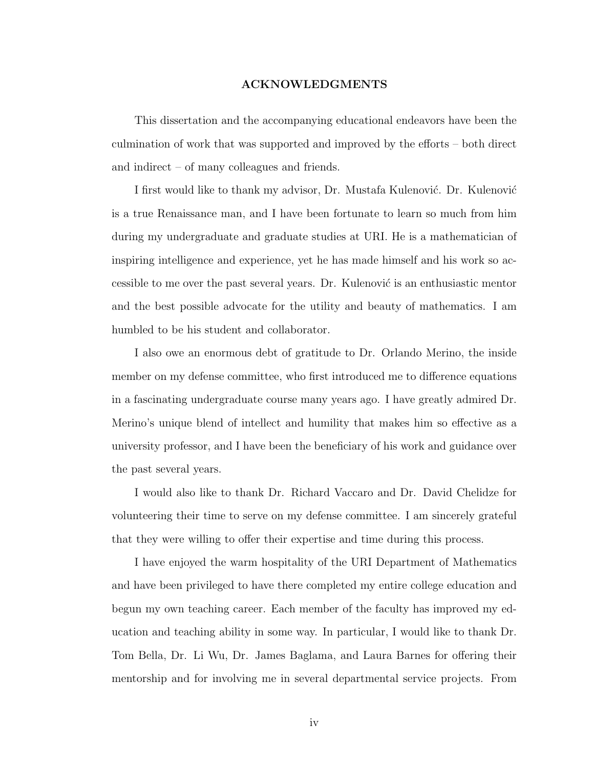# ACKNOWLEDGMENTS

This dissertation and the accompanying educational endeavors have been the culmination of work that was supported and improved by the efforts – both direct and indirect – of many colleagues and friends.

I first would like to thank my advisor, Dr. Mustafa Kulenović. Dr. Kulenović is a true Renaissance man, and I have been fortunate to learn so much from him during my undergraduate and graduate studies at URI. He is a mathematician of inspiring intelligence and experience, yet he has made himself and his work so accessible to me over the past several years. Dr. Kulenović is an enthusiastic mentor and the best possible advocate for the utility and beauty of mathematics. I am humbled to be his student and collaborator.

I also owe an enormous debt of gratitude to Dr. Orlando Merino, the inside member on my defense committee, who first introduced me to difference equations in a fascinating undergraduate course many years ago. I have greatly admired Dr. Merino's unique blend of intellect and humility that makes him so effective as a university professor, and I have been the beneficiary of his work and guidance over the past several years.

I would also like to thank Dr. Richard Vaccaro and Dr. David Chelidze for volunteering their time to serve on my defense committee. I am sincerely grateful that they were willing to offer their expertise and time during this process.

I have enjoyed the warm hospitality of the URI Department of Mathematics and have been privileged to have there completed my entire college education and begun my own teaching career. Each member of the faculty has improved my education and teaching ability in some way. In particular, I would like to thank Dr. Tom Bella, Dr. Li Wu, Dr. James Baglama, and Laura Barnes for offering their mentorship and for involving me in several departmental service projects. From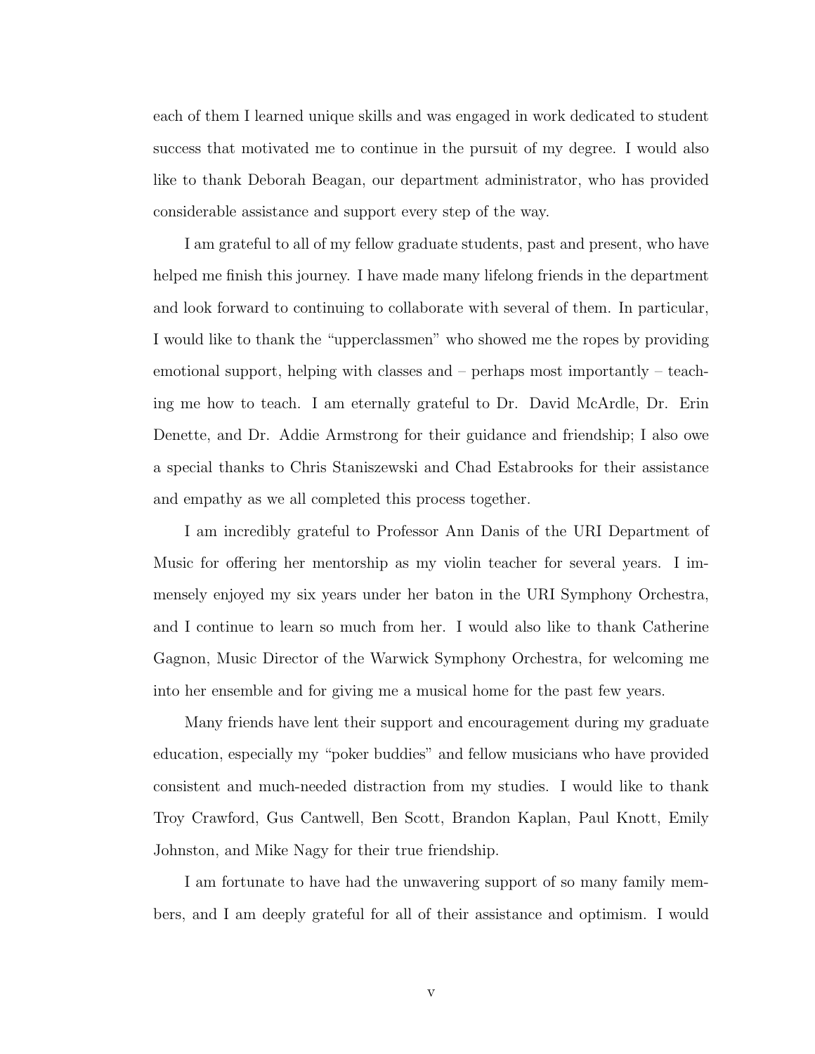each of them I learned unique skills and was engaged in work dedicated to student success that motivated me to continue in the pursuit of my degree. I would also like to thank Deborah Beagan, our department administrator, who has provided considerable assistance and support every step of the way.

I am grateful to all of my fellow graduate students, past and present, who have helped me finish this journey. I have made many lifelong friends in the department and look forward to continuing to collaborate with several of them. In particular, I would like to thank the "upperclassmen" who showed me the ropes by providing emotional support, helping with classes and – perhaps most importantly – teaching me how to teach. I am eternally grateful to Dr. David McArdle, Dr. Erin Denette, and Dr. Addie Armstrong for their guidance and friendship; I also owe a special thanks to Chris Staniszewski and Chad Estabrooks for their assistance and empathy as we all completed this process together.

I am incredibly grateful to Professor Ann Danis of the URI Department of Music for offering her mentorship as my violin teacher for several years. I immensely enjoyed my six years under her baton in the URI Symphony Orchestra, and I continue to learn so much from her. I would also like to thank Catherine Gagnon, Music Director of the Warwick Symphony Orchestra, for welcoming me into her ensemble and for giving me a musical home for the past few years.

Many friends have lent their support and encouragement during my graduate education, especially my "poker buddies" and fellow musicians who have provided consistent and much-needed distraction from my studies. I would like to thank Troy Crawford, Gus Cantwell, Ben Scott, Brandon Kaplan, Paul Knott, Emily Johnston, and Mike Nagy for their true friendship.

I am fortunate to have had the unwavering support of so many family members, and I am deeply grateful for all of their assistance and optimism. I would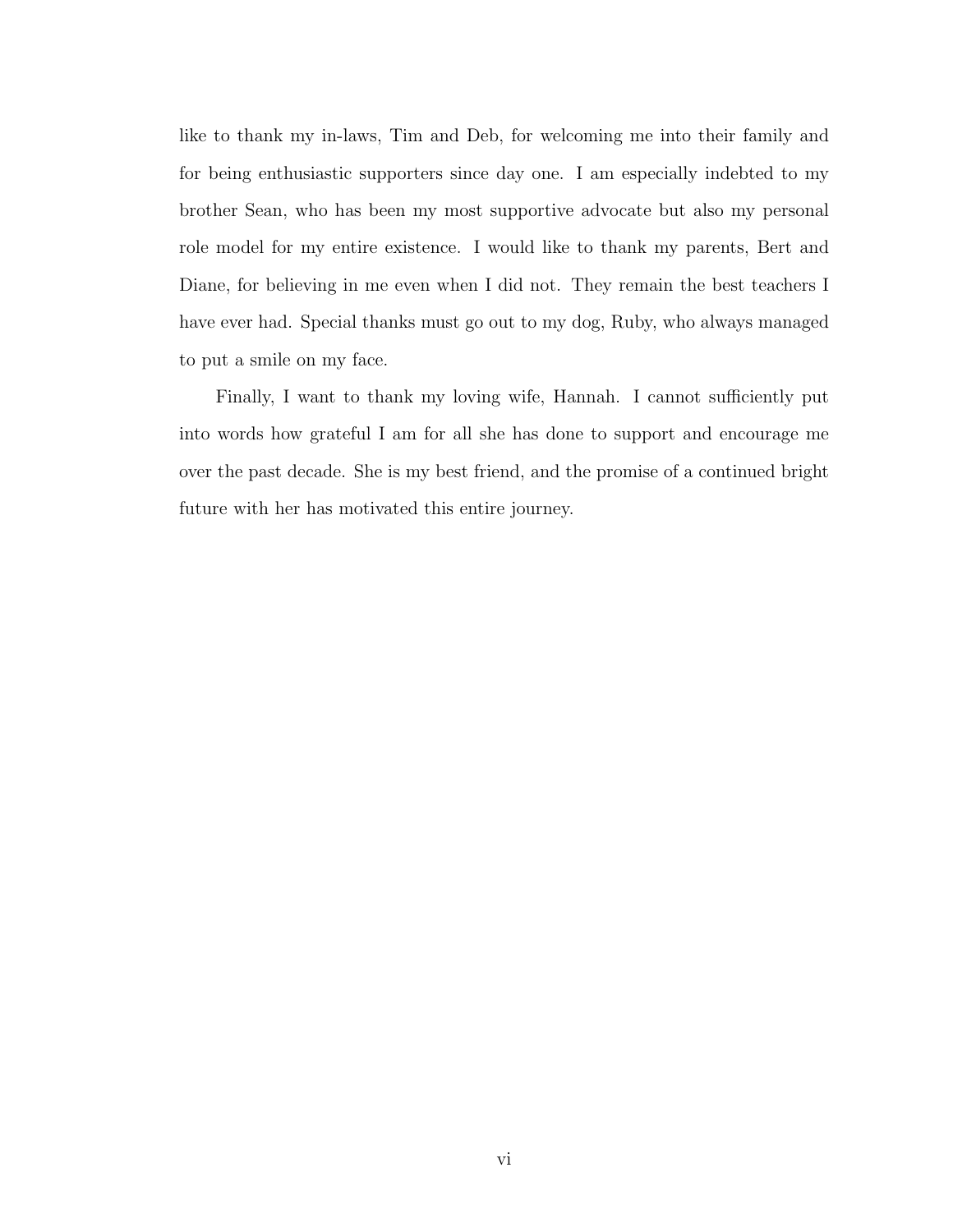like to thank my in-laws, Tim and Deb, for welcoming me into their family and for being enthusiastic supporters since day one. I am especially indebted to my brother Sean, who has been my most supportive advocate but also my personal role model for my entire existence. I would like to thank my parents, Bert and Diane, for believing in me even when I did not. They remain the best teachers I have ever had. Special thanks must go out to my dog, Ruby, who always managed to put a smile on my face.

Finally, I want to thank my loving wife, Hannah. I cannot sufficiently put into words how grateful I am for all she has done to support and encourage me over the past decade. She is my best friend, and the promise of a continued bright future with her has motivated this entire journey.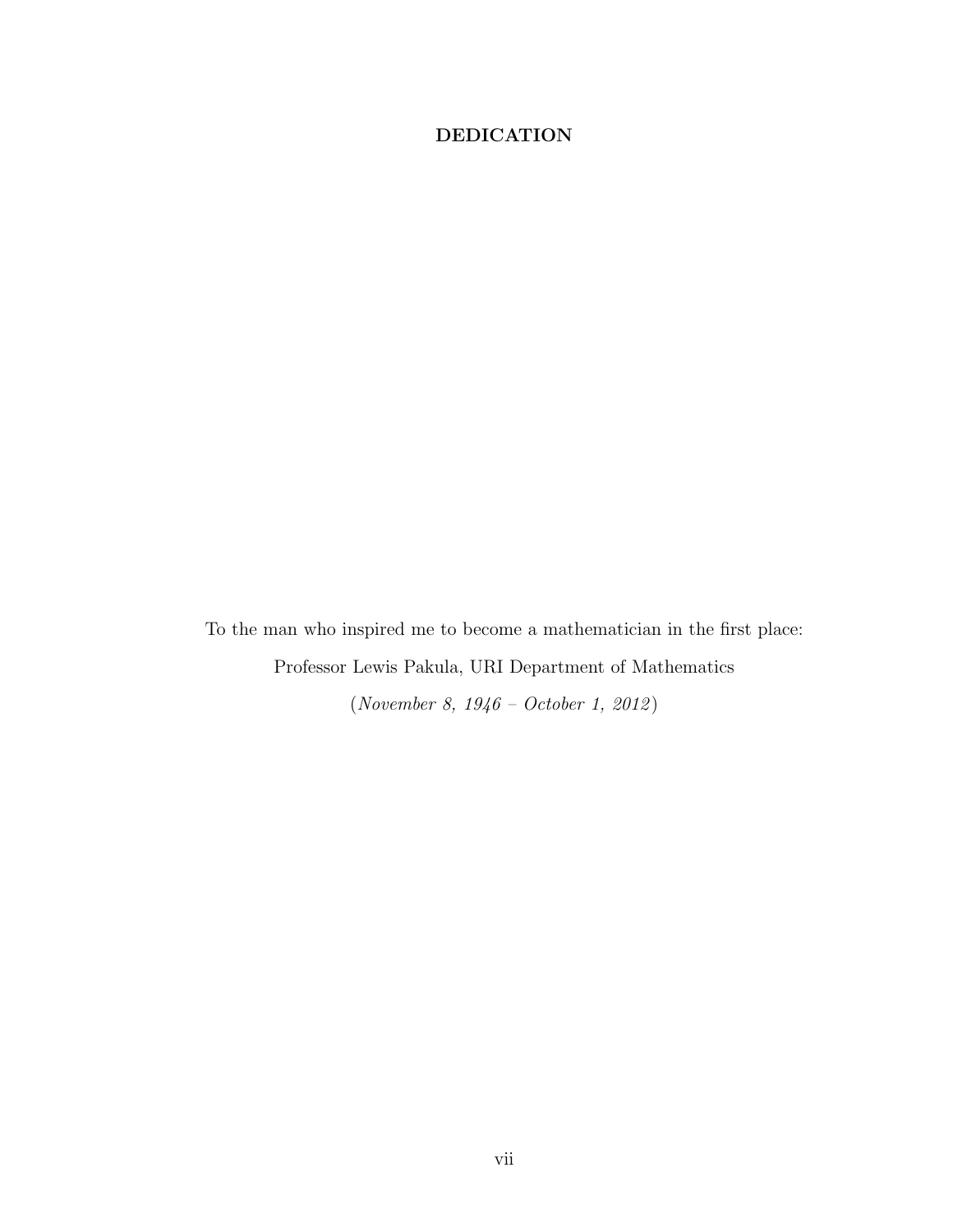## DEDICATION

To the man who inspired me to become a mathematician in the first place:

Professor Lewis Pakula, URI Department of Mathematics

(*November 8, 1946 – October 1, 2012*)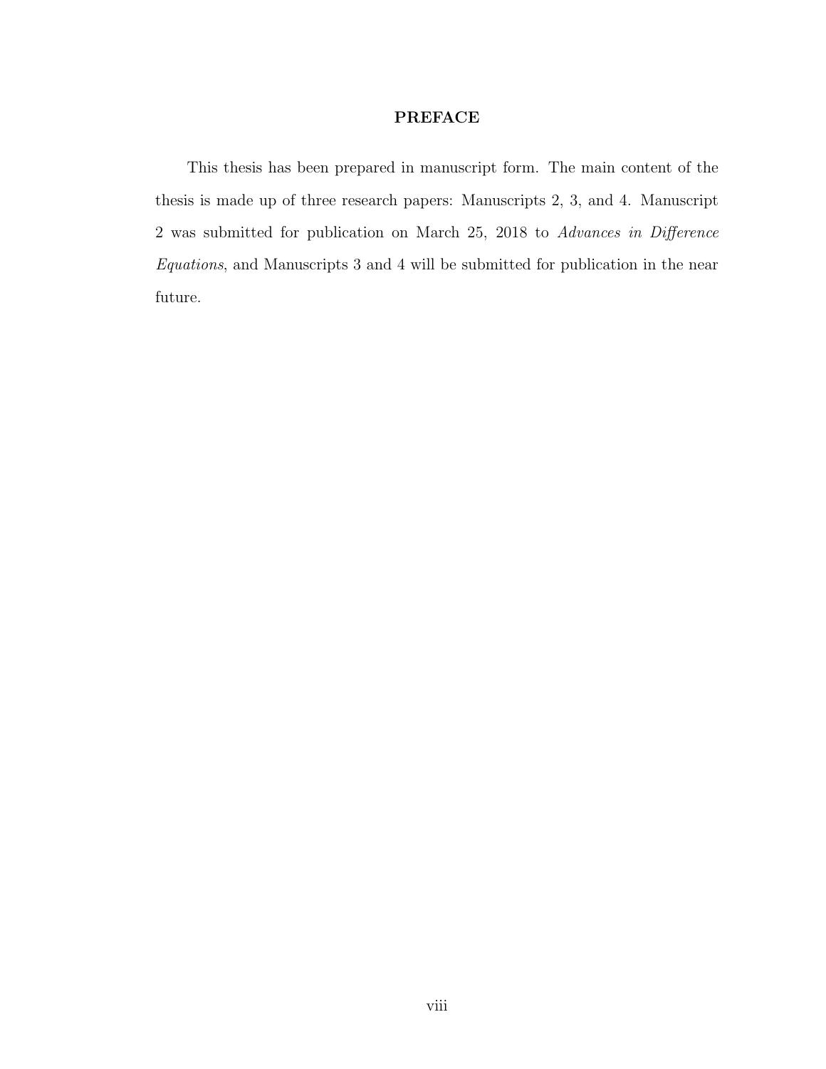# PREFACE

This thesis has been prepared in manuscript form. The main content of the thesis is made up of three research papers: Manuscripts 2, 3, and 4. Manuscript 2 was submitted for publication on March 25, 2018 to *Advances in Difference Equations*, and Manuscripts 3 and 4 will be submitted for publication in the near future.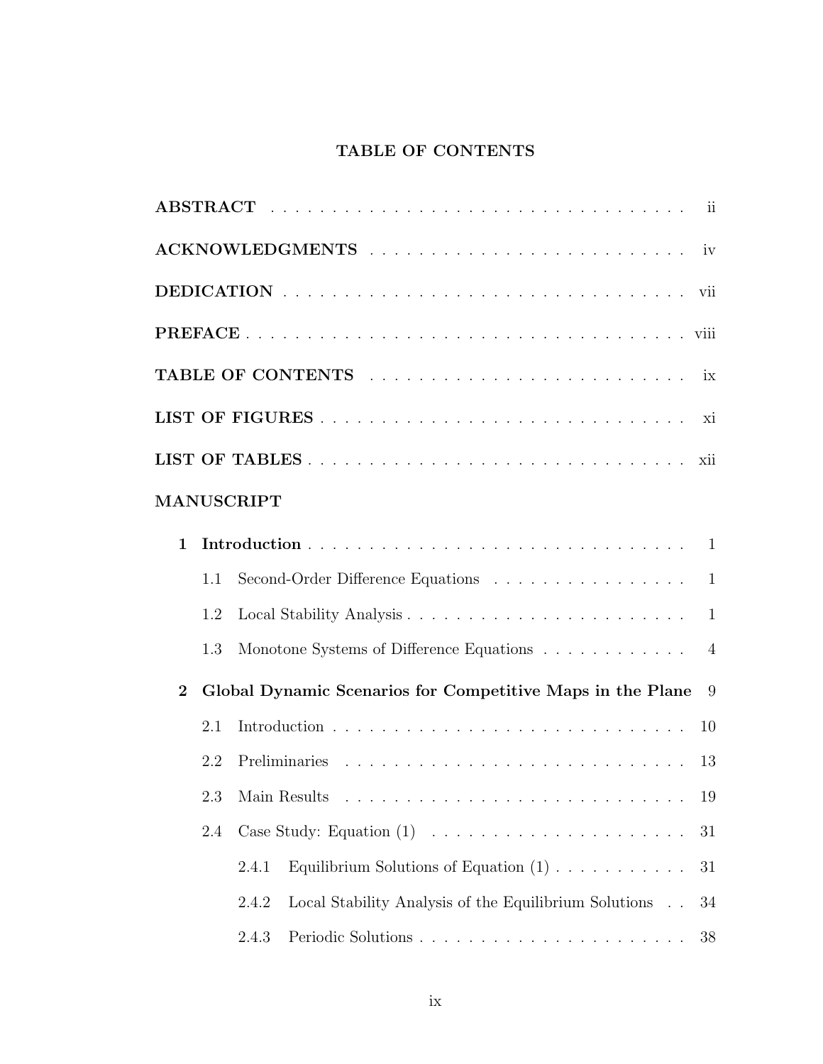# TABLE OF CONTENTS

**ABSTRACT** . . . . . . . . . . . . . . . . . . . . . . . . . . . . . . . . . . . ii

**ACKNOWLEDGMENTS** . . . . . . . . . . . . . . . . . . . . . . . . . . . iv

**DEDICATION** . . . . . . . . . . . . . . . . . . . . . . . . . . . . . . . . . vii

**PREFACE** . . . . . . . . . . . . . . . . . . . . . . . . . . . . . . . . . . . viii

**TABLE OF CONTENTS** . . . . . . . . . . . . . . . . . . . . . . . . . . ix

**LIST OF FIGURES** . . . . . . . . . . . . . . . . . . . . . . . . . . . . . xi

**LIST OF TABLES** . . . . . . . . . . . . . . . . . . . . . . . . . . . . . . xii

**MANUSCRIPT**

**1 Introduction** . . . . . . . . . . . . . . . . . . . . . . . . . . . . . . . 1

- 1.1 Second-Order Difference Equations . . . . . . . . . . . . . . . . 1
- 1.2 Local Stability Analysis . . . . . . . . . . . . . . . . . . . . . . . . 1
- 1.3 Monotone Systems of Difference Equations . . . . . . . . . . . . 4

**2 Global Dynamic Scenarios for Competitive Maps in the Plane** 9

- 2.1 Introduction . . . . . . . . . . . . . . . . . . . . . . . . . . . . . 10
- 2.2 Preliminaries . . . . . . . . . . . . . . . . . . . . . . . . . . . . . 13
- 2.3 Main Results . . . . . . . . . . . . . . . . . . . . . . . . . . . . . 19
- 2.4 Case Study: Equation (1) . . . . . . . . . . . . . . . . . . . . . . 31
  - 2.4.1 Equilibrium Solutions of Equation (1) . . . . . . . . . . . 31
  - 2.4.2 Local Stability Analysis of the Equilibrium Solutions . . 34
  - 2.4.3 Periodic Solutions . . . . . . . . . . . . . . . . . . . . . . 38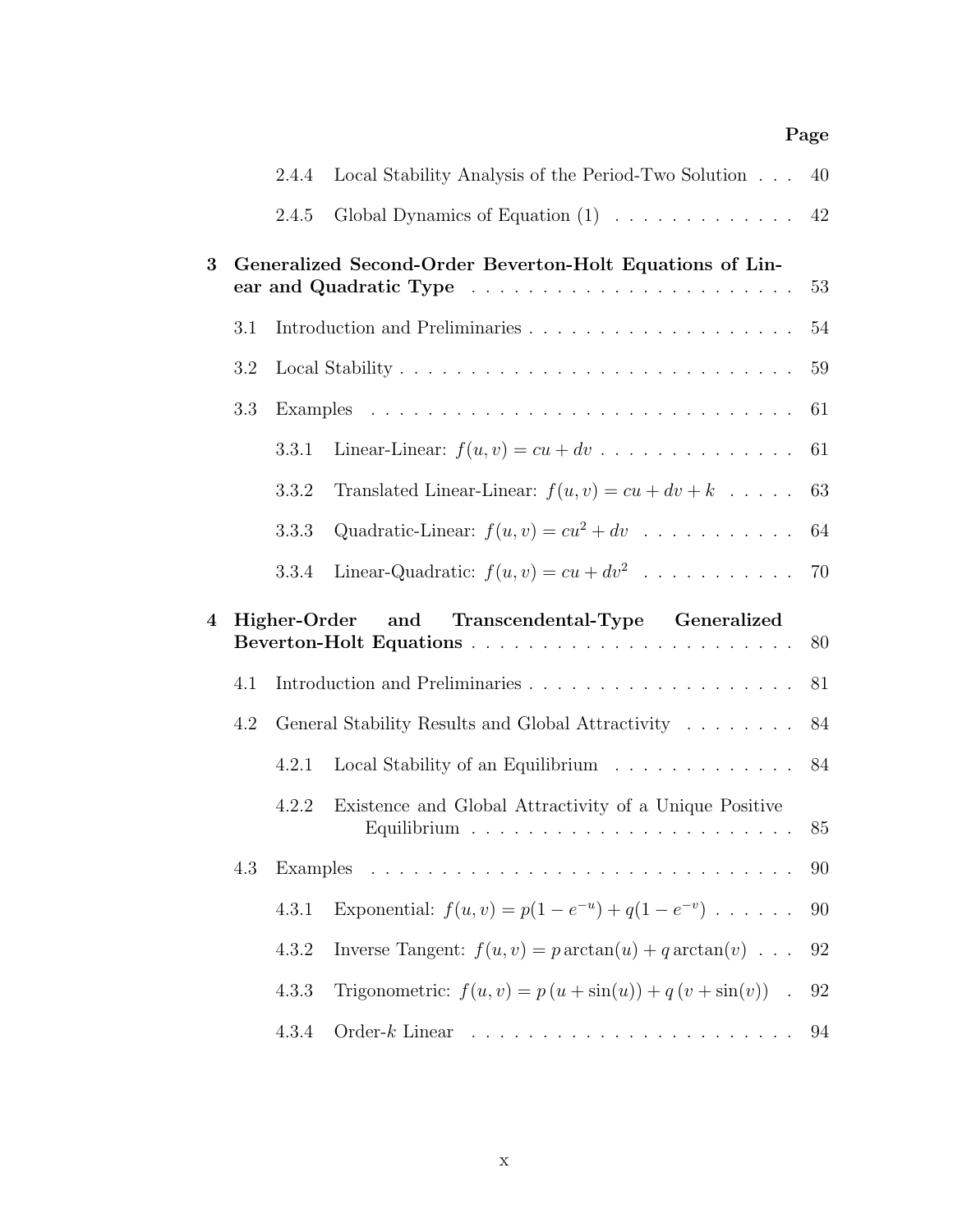| | | | Page |
|---|---|---|---|
| | 2.4.4 | Local Stability Analysis of the Period-Two Solution | 40 |
| | 2.4.5 | Global Dynamics of Equation (1) | 42 |
| **3** | | **Generalized Second-Order Beverton-Holt Equations of Linear and Quadratic Type** | **53** |
| | 3.1 | Introduction and Preliminaries | 54 |
| | 3.2 | Local Stability | 59 |
| | 3.3 | Examples | 61 |
| | 3.3.1 | Linear-Linear: $f(u, v) = cu + dv$ | 61 |
| | 3.3.2 | Translated Linear-Linear: $f(u, v) = cu + dv + k$ | 63 |
| | 3.3.3 | Quadratic-Linear: $f(u, v) = cu^2 + dv$ | 64 |
| | 3.3.4 | Linear-Quadratic: $f(u, v) = cu + dv^2$ | 70 |
| **4** | | **Higher-Order and Transcendental-Type Generalized Beverton-Holt Equations** | **80** |
| | 4.1 | Introduction and Preliminaries | 81 |
| | 4.2 | General Stability Results and Global Attractivity | 84 |
| | 4.2.1 | Local Stability of an Equilibrium | 84 |
| | 4.2.2 | Existence and Global Attractivity of a Unique Positive Equilibrium | 85 |
| | 4.3 | Examples | 90 |
| | 4.3.1 | Exponential: $f(u, v) = p(1 - e^{-u}) + q(1 - e^{-v})$ | 90 |
| | 4.3.2 | Inverse Tangent: $f(u, v) = p \arctan(u) + q \arctan(v)$ | 92 |
| | 4.3.3 | Trigonometric: $f(u, v) = p\,(u + \sin(u)) + q\,(v + \sin(v))$ | 92 |
| | 4.3.4 | Order-$k$ Linear | 94 |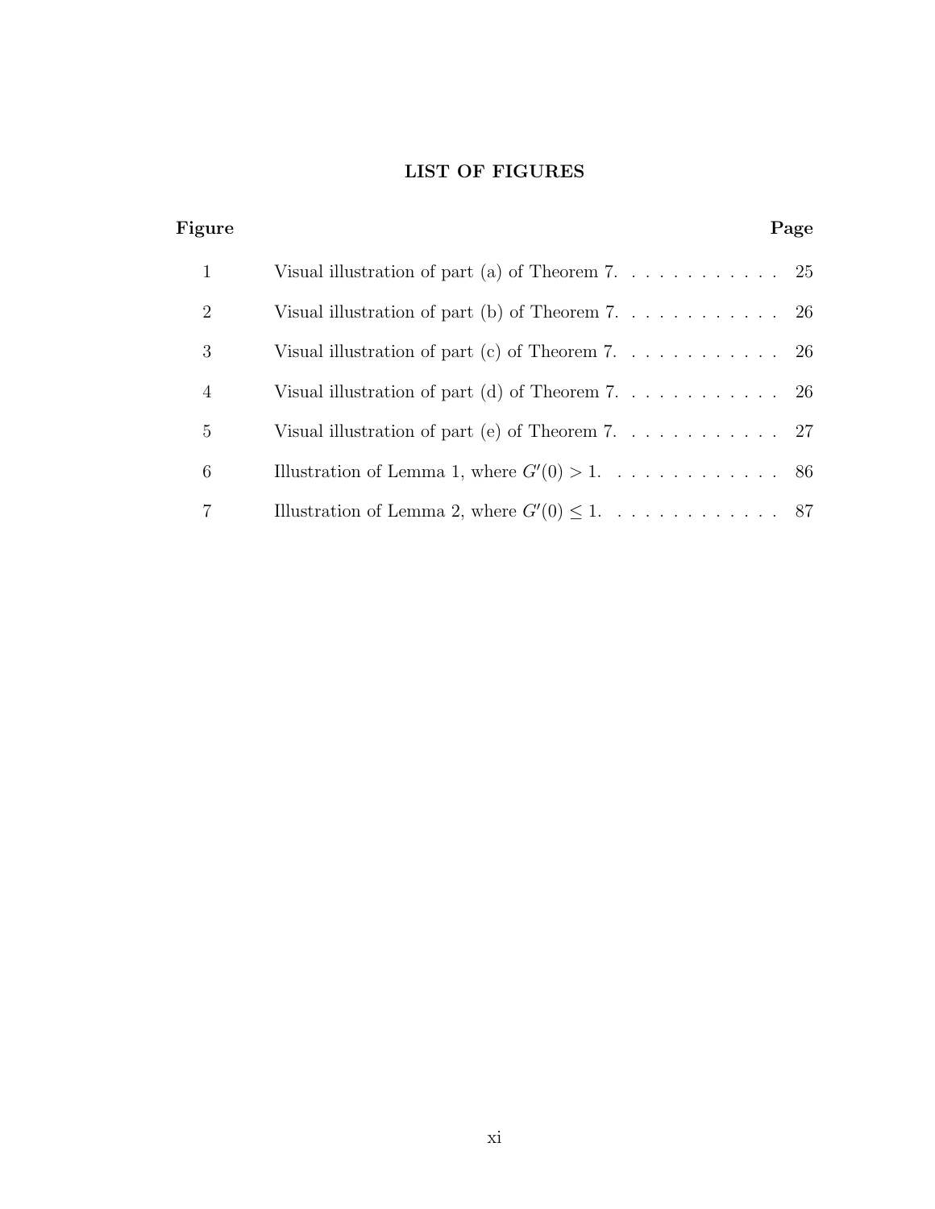## LIST OF FIGURES

| Figure | | Page |
|---|---|---|
| 1 | Visual illustration of part (a) of Theorem 7. | 25 |
| 2 | Visual illustration of part (b) of Theorem 7. | 26 |
| 3 | Visual illustration of part (c) of Theorem 7. | 26 |
| 4 | Visual illustration of part (d) of Theorem 7. | 26 |
| 5 | Visual illustration of part (e) of Theorem 7. | 27 |
| 6 | Illustration of Lemma 1, where $G'(0) > 1$. | 86 |
| 7 | Illustration of Lemma 2, where $G'(0) \leq 1$. | 87 |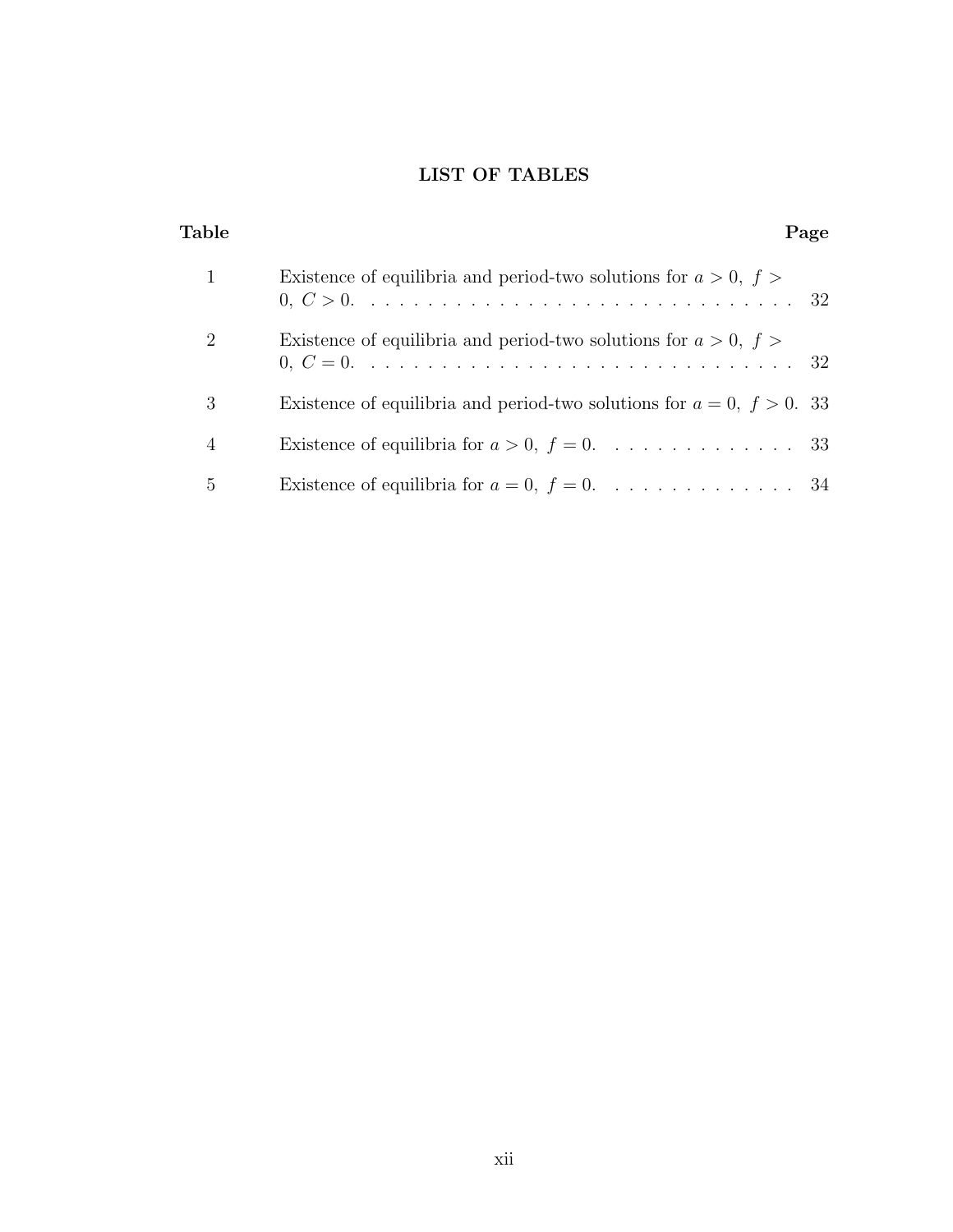# LIST OF TABLES

| Table | | Page |
|---|---|---|
| 1 | Existence of equilibria and period-two solutions for $a > 0,\ f > 0,\ C > 0$. | 32 |
| 2 | Existence of equilibria and period-two solutions for $a > 0,\ f > 0,\ C = 0$. | 32 |
| 3 | Existence of equilibria and period-two solutions for $a = 0,\ f > 0$. | 33 |
| 4 | Existence of equilibria for $a > 0,\ f = 0$. | 33 |
| 5 | Existence of equilibria for $a = 0,\ f = 0$. | 34 |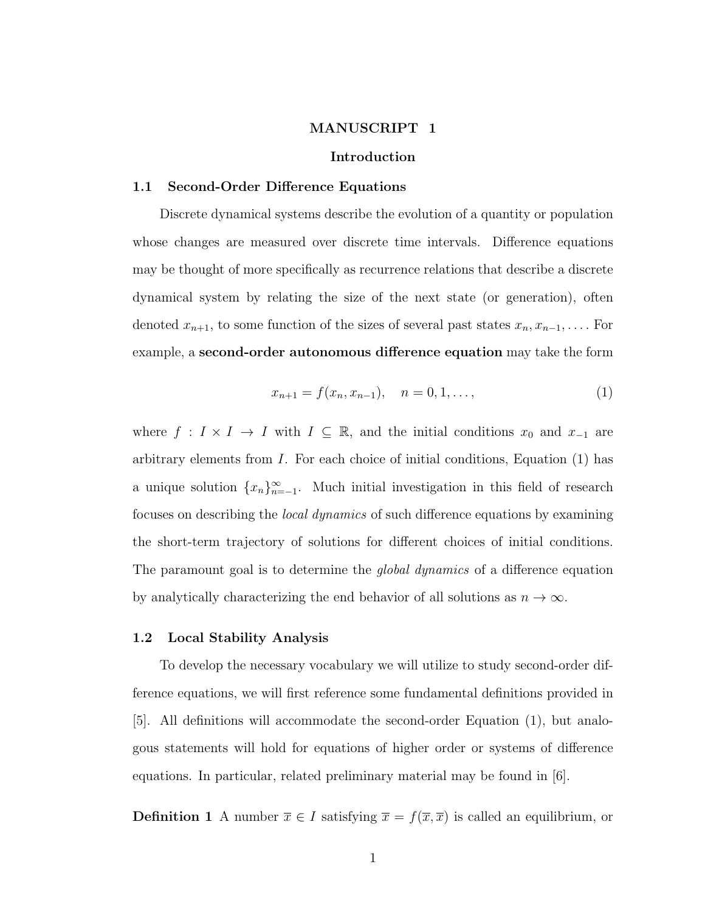# MANUSCRIPT 1

## Introduction

### 1.1 Second-Order Difference Equations

Discrete dynamical systems describe the evolution of a quantity or population whose changes are measured over discrete time intervals. Difference equations may be thought of more specifically as recurrence relations that describe a discrete dynamical system by relating the size of the next state (or generation), often denoted $x_{n+1}$, to some function of the sizes of several past states $x_n, x_{n-1}, \ldots$. For example, a **second-order autonomous difference equation** may take the form

$$x_{n+1} = f(x_n, x_{n-1}), \quad n = 0, 1, \ldots, \tag{1}$$

where $f : I \times I \to I$ with $I \subseteq \mathbb{R}$, and the initial conditions $x_0$ and $x_{-1}$ are arbitrary elements from $I$. For each choice of initial conditions, Equation (1) has a unique solution $\{x_n\}_{n=-1}^{\infty}$. Much initial investigation in this field of research focuses on describing the *local dynamics* of such difference equations by examining the short-term trajectory of solutions for different choices of initial conditions. The paramount goal is to determine the *global dynamics* of a difference equation by analytically characterizing the end behavior of all solutions as $n \to \infty$.

### 1.2 Local Stability Analysis

To develop the necessary vocabulary we will utilize to study second-order difference equations, we will first reference some fundamental definitions provided in [5]. All definitions will accommodate the second-order Equation (1), but analogous statements will hold for equations of higher order or systems of difference equations. In particular, related preliminary material may be found in [6].

**Definition 1** A number $\overline{x} \in I$ satisfying $\overline{x} = f(\overline{x}, \overline{x})$ is called an equilibrium, or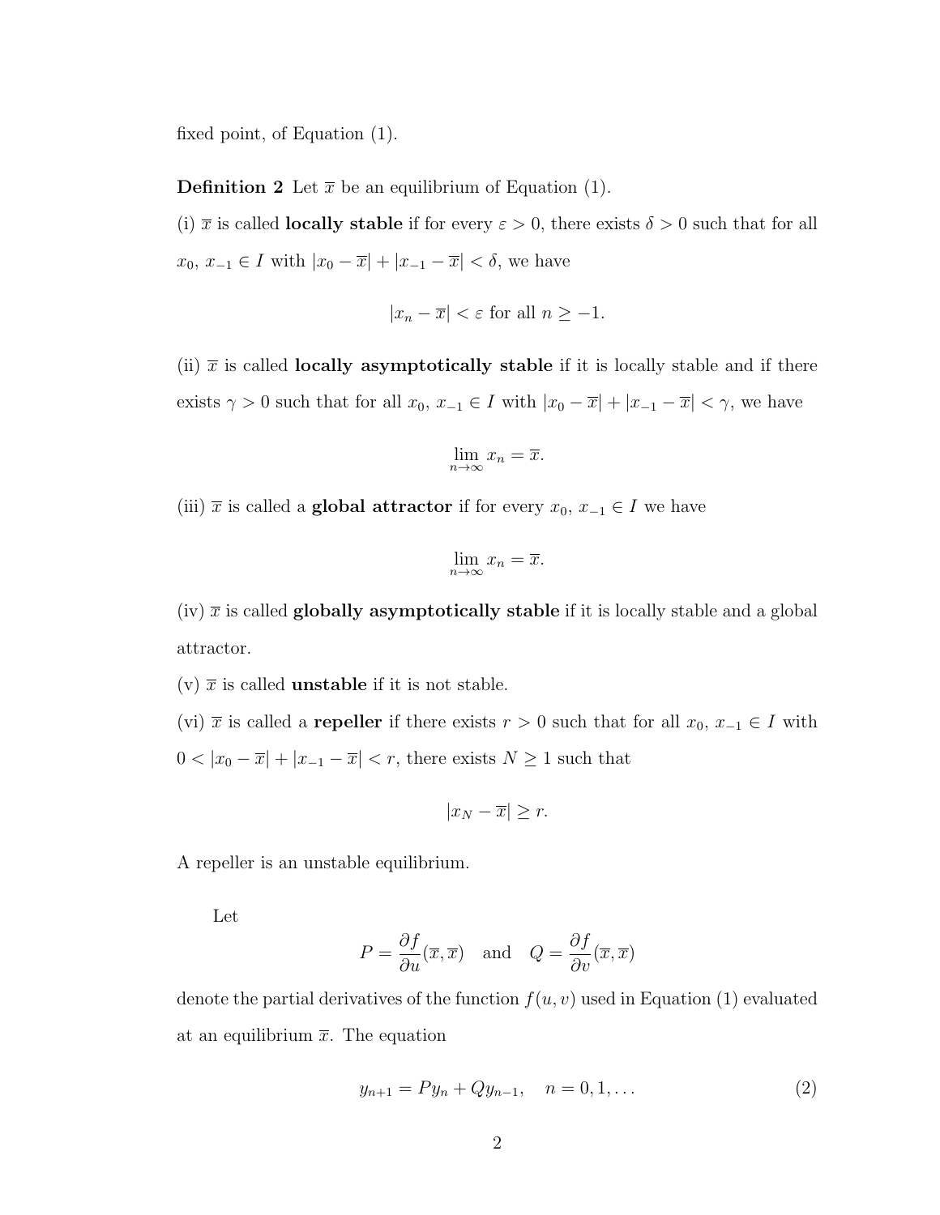fixed point, of Equation (1).

**Definition 2** Let $\overline{x}$ be an equilibrium of Equation (1).

(i) $\overline{x}$ is called **locally stable** if for every $\varepsilon > 0$, there exists $\delta > 0$ such that for all $x_0,\ x_{-1} \in I$ with $|x_0 - \overline{x}| + |x_{-1} - \overline{x}| < \delta$, we have

$$|x_n - \overline{x}| < \varepsilon \text{ for all } n \geq -1.$$

(ii) $\overline{x}$ is called **locally asymptotically stable** if it is locally stable and if there exists $\gamma > 0$ such that for all $x_0,\ x_{-1} \in I$ with $|x_0 - \overline{x}| + |x_{-1} - \overline{x}| < \gamma$, we have

$$\lim_{n\to\infty} x_n = \overline{x}.$$

(iii) $\overline{x}$ is called a **global attractor** if for every $x_0,\ x_{-1} \in I$ we have

$$\lim_{n\to\infty} x_n = \overline{x}.$$

(iv) $\overline{x}$ is called **globally asymptotically stable** if it is locally stable and a global attractor.

(v) $\overline{x}$ is called **unstable** if it is not stable.

(vi) $\overline{x}$ is called a **repeller** if there exists $r > 0$ such that for all $x_0,\ x_{-1} \in I$ with $0 < |x_0 - \overline{x}| + |x_{-1} - \overline{x}| < r$, there exists $N \geq 1$ such that

$$|x_N - \overline{x}| \geq r.$$

A repeller is an unstable equilibrium.

Let

$$P = \frac{\partial f}{\partial u}(\overline{x}, \overline{x}) \quad \text{and} \quad Q = \frac{\partial f}{\partial v}(\overline{x}, \overline{x})$$

denote the partial derivatives of the function $f(u, v)$ used in Equation (1) evaluated at an equilibrium $\overline{x}$. The equation

$$y_{n+1} = Py_n + Qy_{n-1}, \quad n = 0, 1, \ldots \tag{2}$$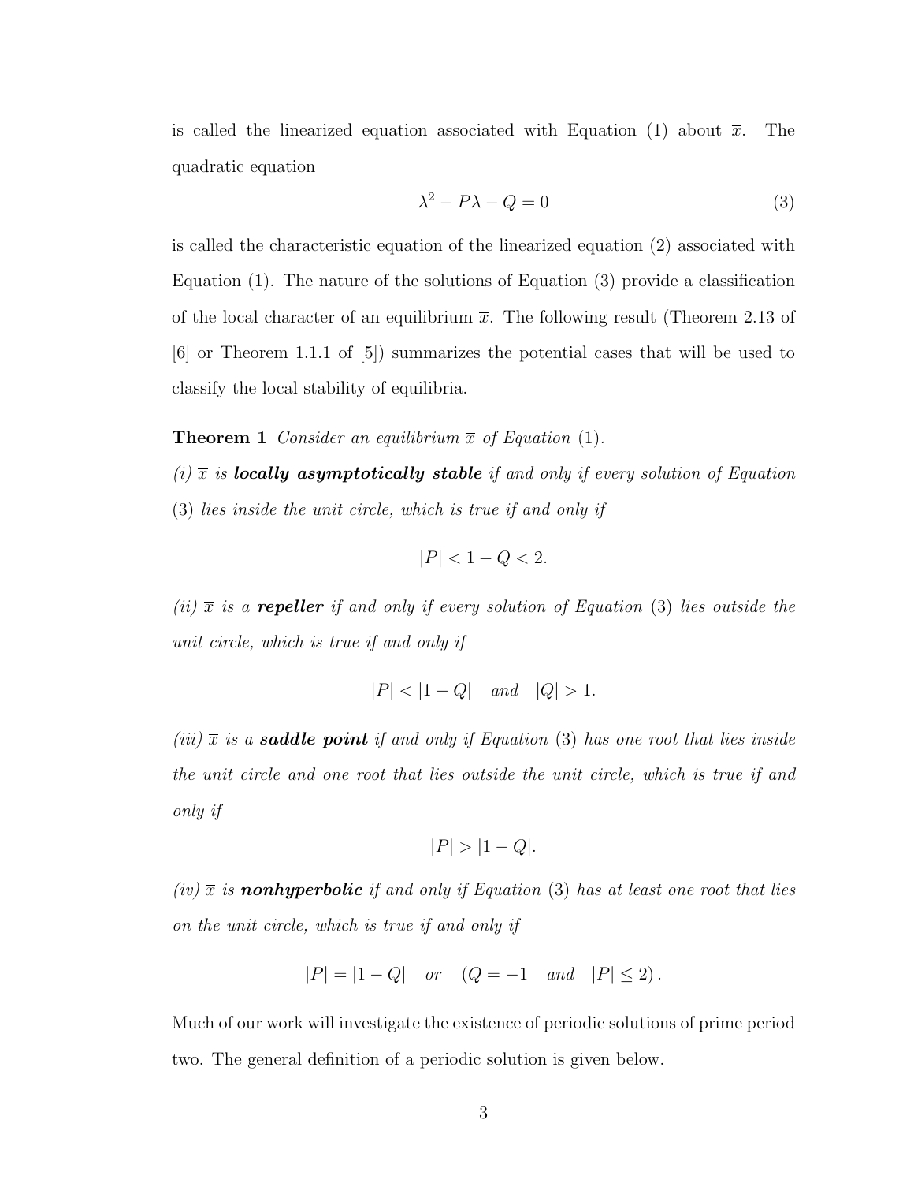is called the linearized equation associated with Equation (1) about $\overline{x}$. The quadratic equation

$$\lambda^2 - P\lambda - Q = 0 \tag{3}$$

is called the characteristic equation of the linearized equation (2) associated with Equation (1). The nature of the solutions of Equation (3) provide a classification of the local character of an equilibrium $\overline{x}$. The following result (Theorem 2.13 of [6] or Theorem 1.1.1 of [5]) summarizes the potential cases that will be used to classify the local stability of equilibria.

**Theorem 1** *Consider an equilibrium $\overline{x}$ of Equation* (1).

*(i) $\overline{x}$ is **locally asymptotically stable** if and only if every solution of Equation* (3) *lies inside the unit circle, which is true if and only if*

$$|P| < 1 - Q < 2.$$

*(ii) $\overline{x}$ is a **repeller** if and only if every solution of Equation* (3) *lies outside the unit circle, which is true if and only if*

$$|P| < |1 - Q| \quad \text{and} \quad |Q| > 1.$$

*(iii) $\overline{x}$ is a **saddle point** if and only if Equation* (3) *has one root that lies inside the unit circle and one root that lies outside the unit circle, which is true if and only if*

$$|P| > |1 - Q|.$$

*(iv) $\overline{x}$ is **nonhyperbolic** if and only if Equation* (3) *has at least one root that lies on the unit circle, which is true if and only if*

$$|P| = |1 - Q| \quad \text{or} \quad (Q = -1 \quad \text{and} \quad |P| \leq 2).$$

Much of our work will investigate the existence of periodic solutions of prime period two. The general definition of a periodic solution is given below.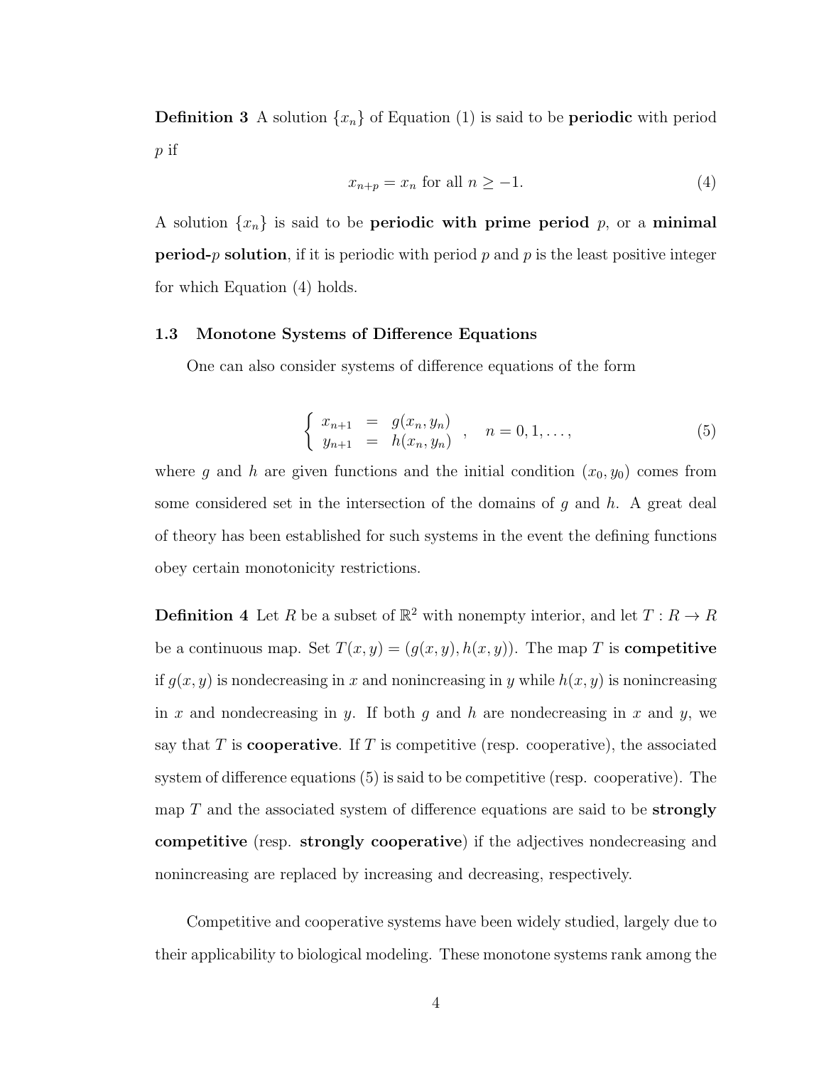**Definition 3** A solution $\{x_n\}$ of Equation (1) is said to be **periodic** with period $p$ if

$$x_{n+p} = x_n \text{ for all } n \geq -1. \tag{4}$$

A solution $\{x_n\}$ is said to be **periodic with prime period** $p$, or a **minimal period-$p$ solution**, if it is periodic with period $p$ and $p$ is the least positive integer for which Equation (4) holds.

### 1.3 Monotone Systems of Difference Equations

One can also consider systems of difference equations of the form

$$\left\{ \begin{array}{lcl} x_{n+1} & = & g(x_n, y_n) \\ y_{n+1} & = & h(x_n, y_n) \end{array} \right. , \quad n = 0, 1, \ldots, \tag{5}$$

where $g$ and $h$ are given functions and the initial condition $(x_0, y_0)$ comes from some considered set in the intersection of the domains of $g$ and $h$. A great deal of theory has been established for such systems in the event the defining functions obey certain monotonicity restrictions.

**Definition 4** Let $R$ be a subset of $\mathbb{R}^2$ with nonempty interior, and let $T : R \to R$ be a continuous map. Set $T(x, y) = (g(x, y), h(x, y))$. The map $T$ is **competitive** if $g(x, y)$ is nondecreasing in $x$ and nonincreasing in $y$ while $h(x, y)$ is nonincreasing in $x$ and nondecreasing in $y$. If both $g$ and $h$ are nondecreasing in $x$ and $y$, we say that $T$ is **cooperative**. If $T$ is competitive (resp. cooperative), the associated system of difference equations (5) is said to be competitive (resp. cooperative). The map $T$ and the associated system of difference equations are said to be **strongly competitive** (resp. **strongly cooperative**) if the adjectives nondecreasing and nonincreasing are replaced by increasing and decreasing, respectively.

Competitive and cooperative systems have been widely studied, largely due to their applicability to biological modeling. These monotone systems rank among the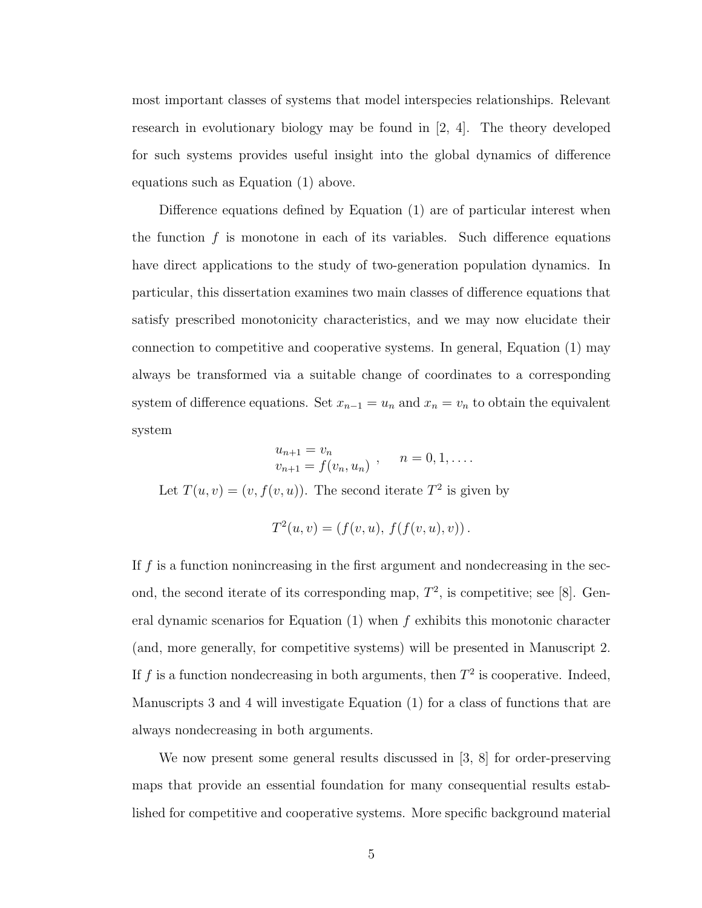most important classes of systems that model interspecies relationships. Relevant research in evolutionary biology may be found in [2, 4]. The theory developed for such systems provides useful insight into the global dynamics of difference equations such as Equation (1) above.

Difference equations defined by Equation (1) are of particular interest when the function $f$ is monotone in each of its variables. Such difference equations have direct applications to the study of two-generation population dynamics. In particular, this dissertation examines two main classes of difference equations that satisfy prescribed monotonicity characteristics, and we may now elucidate their connection to competitive and cooperative systems. In general, Equation (1) may always be transformed via a suitable change of coordinates to a corresponding system of difference equations. Set $x_{n-1} = u_n$ and $x_n = v_n$ to obtain the equivalent system

$$\begin{aligned} u_{n+1} &= v_n \\ v_{n+1} &= f(v_n, u_n) \end{aligned}, \qquad n = 0, 1, \ldots.$$

Let $T(u, v) = (v, f(v, u))$. The second iterate $T^2$ is given by

$$T^2(u, v) = \left(f(v, u),\ f(f(v, u), v)\right).$$

If $f$ is a function nonincreasing in the first argument and nondecreasing in the second, the second iterate of its corresponding map, $T^2$, is competitive; see [8]. General dynamic scenarios for Equation (1) when $f$ exhibits this monotonic character (and, more generally, for competitive systems) will be presented in Manuscript 2. If $f$ is a function nondecreasing in both arguments, then $T^2$ is cooperative. Indeed, Manuscripts 3 and 4 will investigate Equation (1) for a class of functions that are always nondecreasing in both arguments.

We now present some general results discussed in [3, 8] for order-preserving maps that provide an essential foundation for many consequential results established for competitive and cooperative systems. More specific background material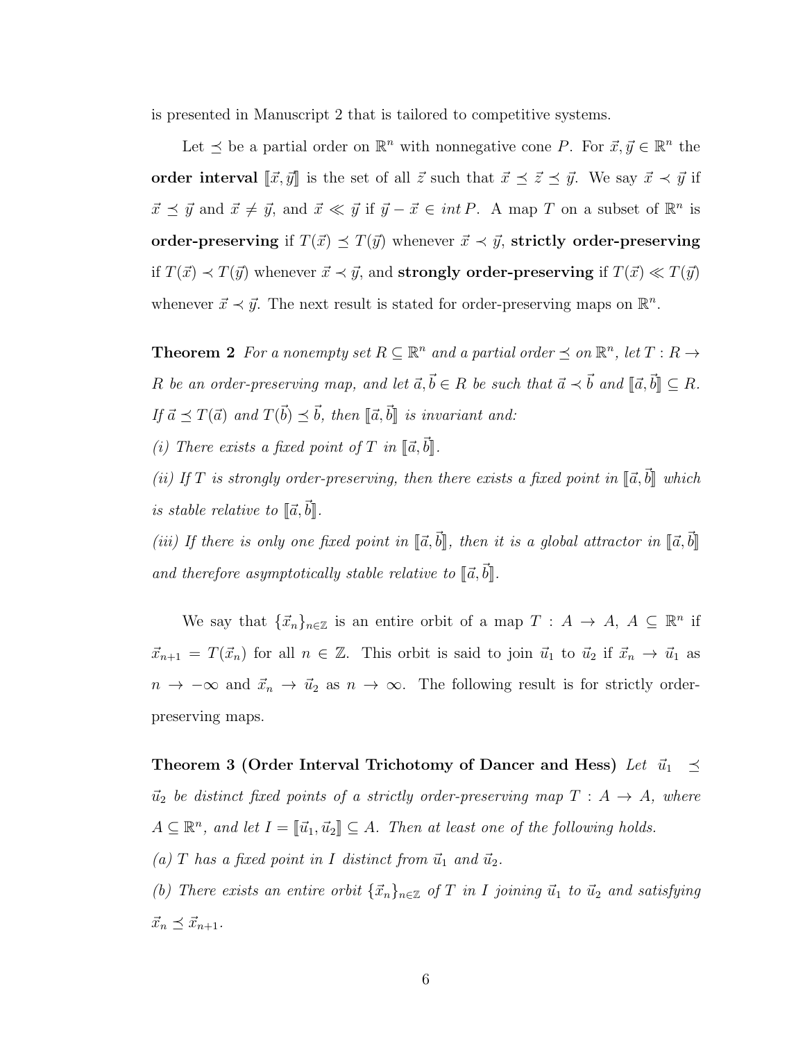is presented in Manuscript 2 that is tailored to competitive systems.

Let $\preceq$ be a partial order on $\mathbb{R}^n$ with nonnegative cone $P$. For $\vec{x}, \vec{y} \in \mathbb{R}^n$ the **order interval** $[\![\vec{x}, \vec{y}]\!]$ is the set of all $\vec{z}$ such that $\vec{x} \preceq \vec{z} \preceq \vec{y}$. We say $\vec{x} \prec \vec{y}$ if $\vec{x} \preceq \vec{y}$ and $\vec{x} \neq \vec{y}$, and $\vec{x} \ll \vec{y}$ if $\vec{y} - \vec{x} \in int\, P$. A map $T$ on a subset of $\mathbb{R}^n$ is **order-preserving** if $T(\vec{x}) \preceq T(\vec{y})$ whenever $\vec{x} \prec \vec{y}$, **strictly order-preserving** if $T(\vec{x}) \prec T(\vec{y})$ whenever $\vec{x} \prec \vec{y}$, and **strongly order-preserving** if $T(\vec{x}) \ll T(\vec{y})$ whenever $\vec{x} \prec \vec{y}$. The next result is stated for order-preserving maps on $\mathbb{R}^n$.

**Theorem 2** *For a nonempty set $R \subseteq \mathbb{R}^n$ and a partial order $\preceq$ on $\mathbb{R}^n$, let $T : R \to R$ be an order-preserving map, and let $\vec{a}, \vec{b} \in R$ be such that $\vec{a} \prec \vec{b}$ and $[\![\vec{a}, \vec{b}]\!] \subseteq R$. If $\vec{a} \preceq T(\vec{a})$ and $T(\vec{b}) \preceq \vec{b}$, then $[\![\vec{a}, \vec{b}]\!]$ is invariant and:*

*(i) There exists a fixed point of $T$ in $[\![\vec{a}, \vec{b}]\!]$.*

*(ii) If $T$ is strongly order-preserving, then there exists a fixed point in $[\![\vec{a}, \vec{b}]\!]$ which is stable relative to $[\![\vec{a}, \vec{b}]\!]$.*

*(iii) If there is only one fixed point in $[\![\vec{a}, \vec{b}]\!]$, then it is a global attractor in $[\![\vec{a}, \vec{b}]\!]$ and therefore asymptotically stable relative to $[\![\vec{a}, \vec{b}]\!]$.*

We say that $\{\vec{x}_n\}_{n \in \mathbb{Z}}$ is an entire orbit of a map $T : A \to A$, $A \subseteq \mathbb{R}^n$ if $\vec{x}_{n+1} = T(\vec{x}_n)$ for all $n \in \mathbb{Z}$. This orbit is said to join $\vec{u}_1$ to $\vec{u}_2$ if $\vec{x}_n \to \vec{u}_1$ as $n \to -\infty$ and $\vec{x}_n \to \vec{u}_2$ as $n \to \infty$. The following result is for strictly order-preserving maps.

**Theorem 3 (Order Interval Trichotomy of Dancer and Hess)** *Let $\vec{u}_1 \preceq \vec{u}_2$ be distinct fixed points of a strictly order-preserving map $T : A \to A$, where $A \subseteq \mathbb{R}^n$, and let $I = [\![\vec{u}_1, \vec{u}_2]\!] \subseteq A$. Then at least one of the following holds.*

*(a) $T$ has a fixed point in $I$ distinct from $\vec{u}_1$ and $\vec{u}_2$.*

*(b) There exists an entire orbit $\{\vec{x}_n\}_{n \in \mathbb{Z}}$ of $T$ in $I$ joining $\vec{u}_1$ to $\vec{u}_2$ and satisfying $\vec{x}_n \preceq \vec{x}_{n+1}$.*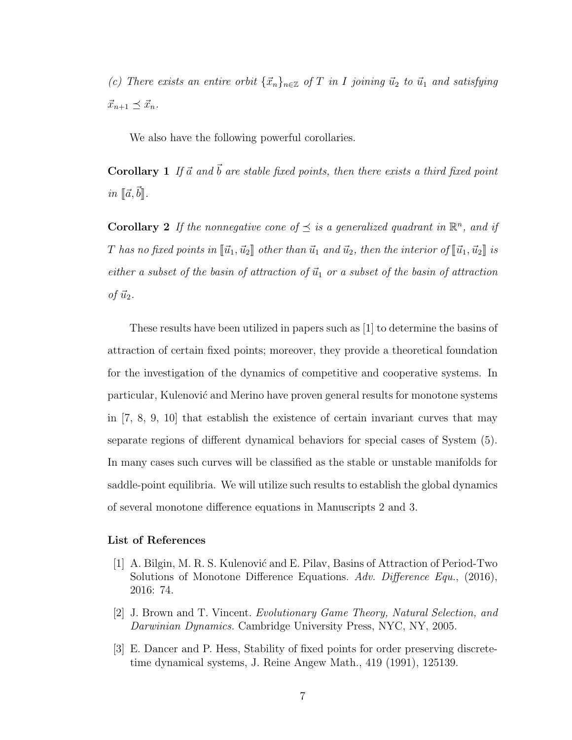*(c) There exists an entire orbit $\{\vec{x}_n\}_{n\in\mathbb{Z}}$ of $T$ in $I$ joining $\vec{u}_2$ to $\vec{u}_1$ and satisfying $\vec{x}_{n+1} \preceq \vec{x}_n$.*

We also have the following powerful corollaries.

**Corollary 1** *If $\vec{a}$ and $\vec{b}$ are stable fixed points, then there exists a third fixed point in $[\![\vec{a}, \vec{b}]\!]$.*

**Corollary 2** *If the nonnegative cone of $\preceq$ is a generalized quadrant in $\mathbb{R}^n$, and if $T$ has no fixed points in $[\![\vec{u}_1, \vec{u}_2]\!]$ other than $\vec{u}_1$ and $\vec{u}_2$, then the interior of $[\![\vec{u}_1, \vec{u}_2]\!]$ is either a subset of the basin of attraction of $\vec{u}_1$ or a subset of the basin of attraction of $\vec{u}_2$.*

These results have been utilized in papers such as [1] to determine the basins of attraction of certain fixed points; moreover, they provide a theoretical foundation for the investigation of the dynamics of competitive and cooperative systems. In particular, Kulenović and Merino have proven general results for monotone systems in [7, 8, 9, 10] that establish the existence of certain invariant curves that may separate regions of different dynamical behaviors for special cases of System (5). In many cases such curves will be classified as the stable or unstable manifolds for saddle-point equilibria. We will utilize such results to establish the global dynamics of several monotone difference equations in Manuscripts 2 and 3.

### List of References

[1] A. Bilgin, M. R. S. Kulenović and E. Pilav, Basins of Attraction of Period-Two Solutions of Monotone Difference Equations. *Adv. Difference Equ.*, (2016), 2016: 74.

[2] J. Brown and T. Vincent. *Evolutionary Game Theory, Natural Selection, and Darwinian Dynamics.* Cambridge University Press, NYC, NY, 2005.

[3] E. Dancer and P. Hess, Stability of fixed points for order preserving discrete-time dynamical systems, J. Reine Angew Math., 419 (1991), 125139.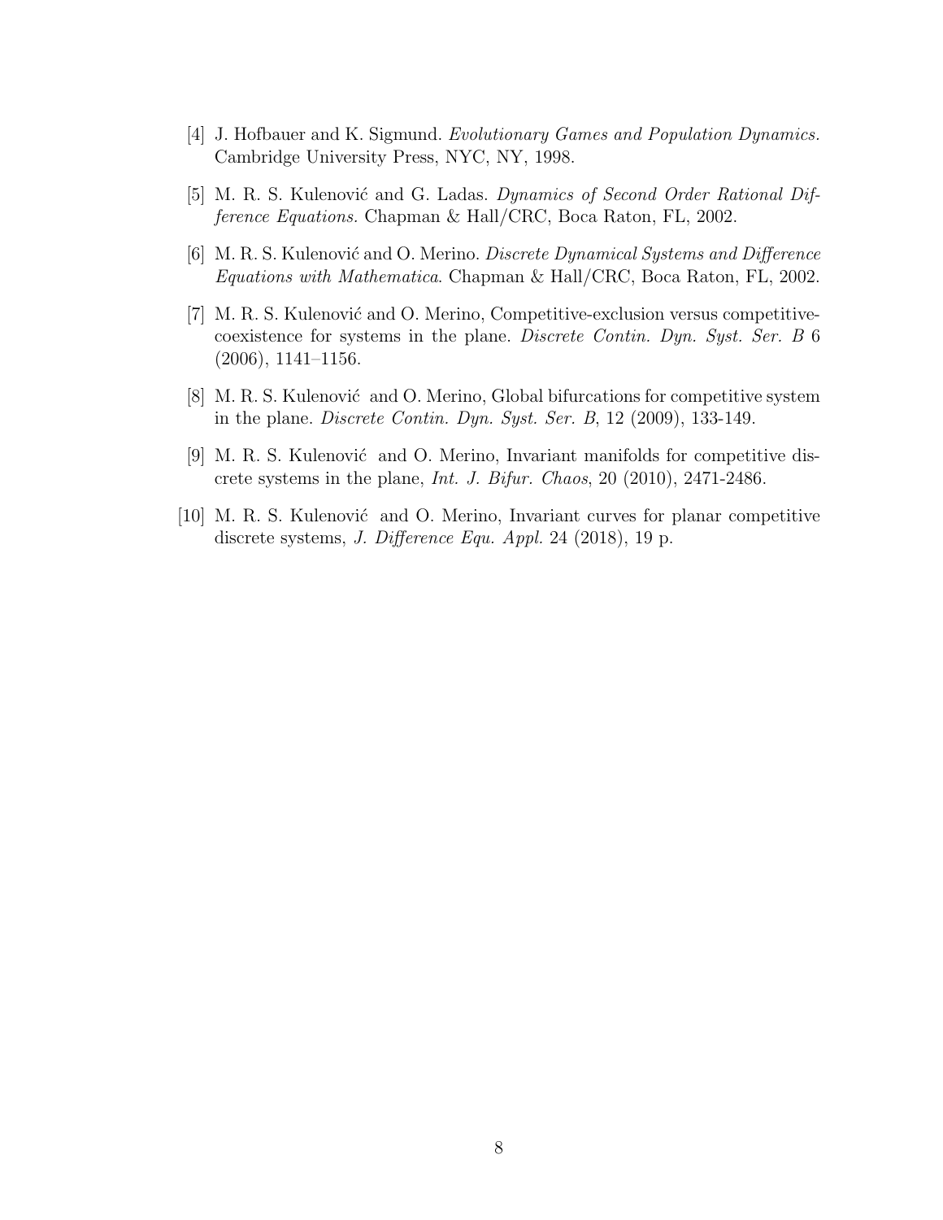[4] J. Hofbauer and K. Sigmund. *Evolutionary Games and Population Dynamics.* Cambridge University Press, NYC, NY, 1998.

[5] M. R. S. Kulenović and G. Ladas. *Dynamics of Second Order Rational Difference Equations.* Chapman & Hall/CRC, Boca Raton, FL, 2002.

[6] M. R. S. Kulenović and O. Merino. *Discrete Dynamical Systems and Difference Equations with Mathematica*. Chapman & Hall/CRC, Boca Raton, FL, 2002.

[7] M. R. S. Kulenović and O. Merino, Competitive-exclusion versus competitive-coexistence for systems in the plane. *Discrete Contin. Dyn. Syst. Ser. B* 6 (2006), 1141–1156.

[8] M. R. S. Kulenović and O. Merino, Global bifurcations for competitive system in the plane. *Discrete Contin. Dyn. Syst. Ser. B*, 12 (2009), 133-149.

[9] M. R. S. Kulenović and O. Merino, Invariant manifolds for competitive discrete systems in the plane, *Int. J. Bifur. Chaos*, 20 (2010), 2471-2486.

[10] M. R. S. Kulenović and O. Merino, Invariant curves for planar competitive discrete systems, *J. Difference Equ. Appl.* 24 (2018), 19 p.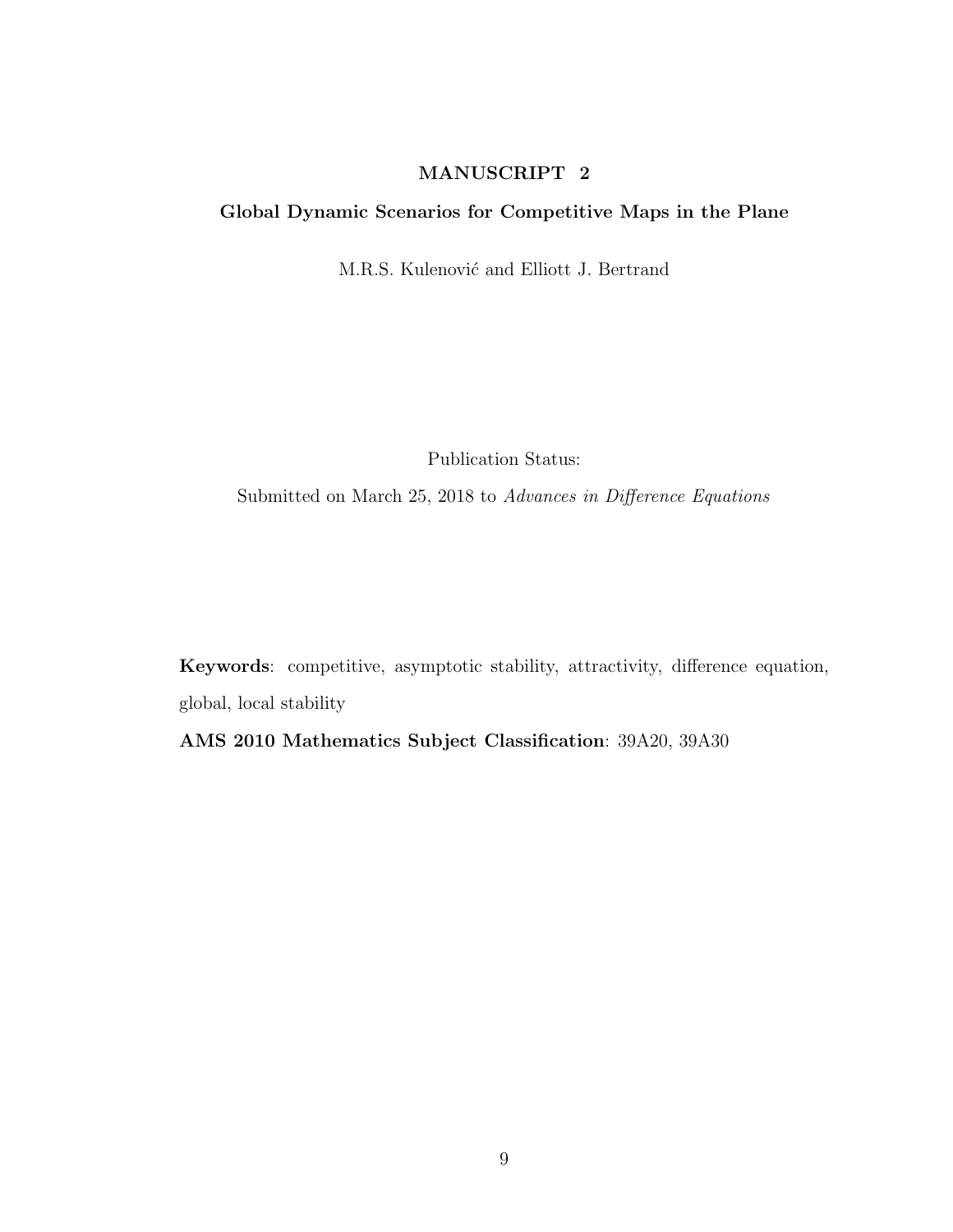## MANUSCRIPT 2

### Global Dynamic Scenarios for Competitive Maps in the Plane

M.R.S. Kulenović and Elliott J. Bertrand

Publication Status:

Submitted on March 25, 2018 to *Advances in Difference Equations*

**Keywords**: competitive, asymptotic stability, attractivity, difference equation, global, local stability

**AMS 2010 Mathematics Subject Classification**: 39A20, 39A30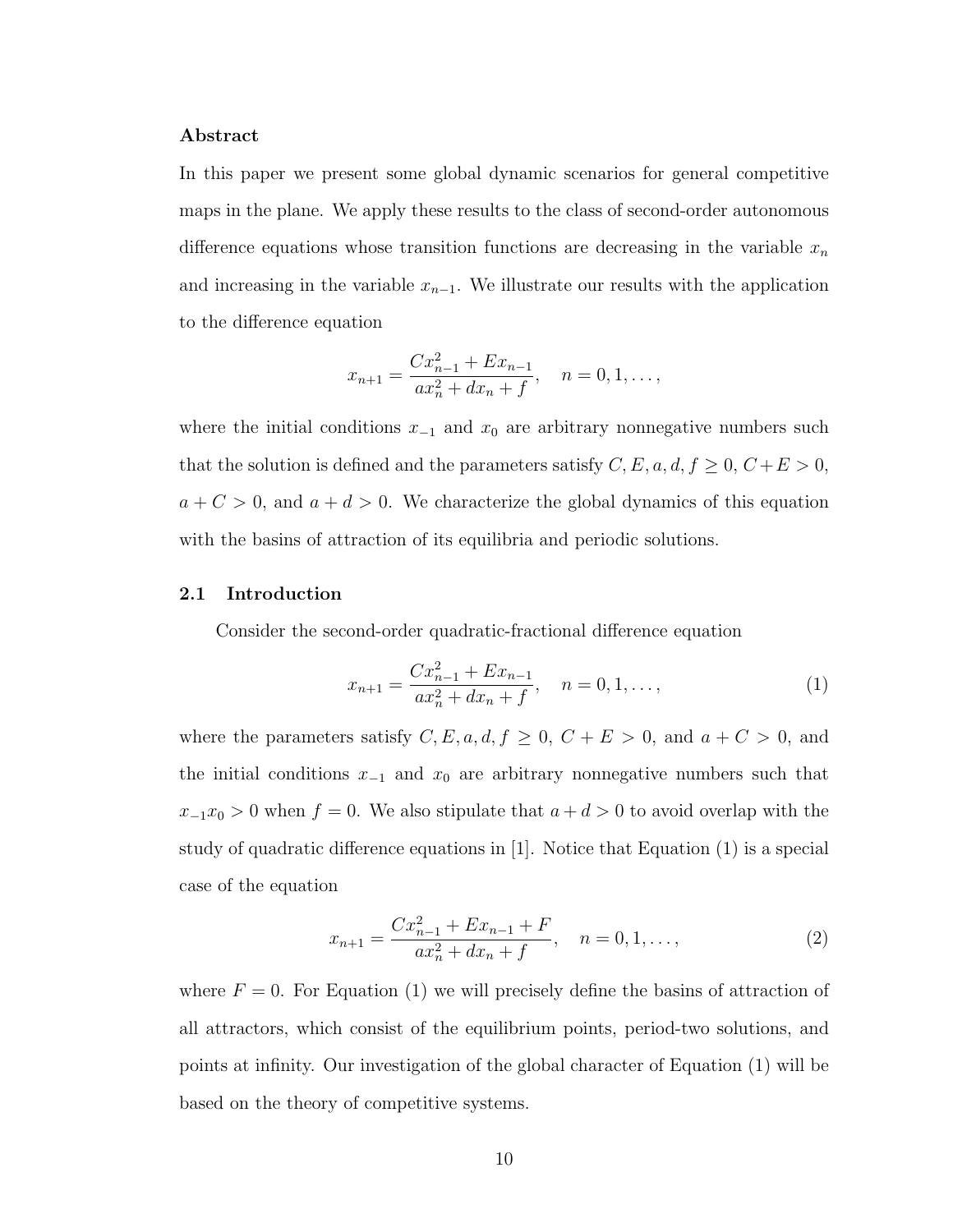**Abstract**

In this paper we present some global dynamic scenarios for general competitive maps in the plane. We apply these results to the class of second-order autonomous difference equations whose transition functions are decreasing in the variable $x_n$ and increasing in the variable $x_{n-1}$. We illustrate our results with the application to the difference equation

$$x_{n+1} = \frac{Cx_{n-1}^2 + Ex_{n-1}}{ax_n^2 + dx_n + f}, \quad n = 0, 1, \ldots,$$

where the initial conditions $x_{-1}$ and $x_0$ are arbitrary nonnegative numbers such that the solution is defined and the parameters satisfy $C, E, a, d, f \geq 0$, $C+E > 0$, $a + C > 0$, and $a + d > 0$. We characterize the global dynamics of this equation with the basins of attraction of its equilibria and periodic solutions.

### 2.1 Introduction

Consider the second-order quadratic-fractional difference equation

$$x_{n+1} = \frac{Cx_{n-1}^2 + Ex_{n-1}}{ax_n^2 + dx_n + f}, \quad n = 0, 1, \ldots, \tag{1}$$

where the parameters satisfy $C, E, a, d, f \geq 0$, $C + E > 0$, and $a + C > 0$, and the initial conditions $x_{-1}$ and $x_0$ are arbitrary nonnegative numbers such that $x_{-1}x_0 > 0$ when $f = 0$. We also stipulate that $a + d > 0$ to avoid overlap with the study of quadratic difference equations in [1]. Notice that Equation (1) is a special case of the equation

$$x_{n+1} = \frac{Cx_{n-1}^2 + Ex_{n-1} + F}{ax_n^2 + dx_n + f}, \quad n = 0, 1, \ldots, \tag{2}$$

where $F = 0$. For Equation (1) we will precisely define the basins of attraction of all attractors, which consist of the equilibrium points, period-two solutions, and points at infinity. Our investigation of the global character of Equation (1) will be based on the theory of competitive systems.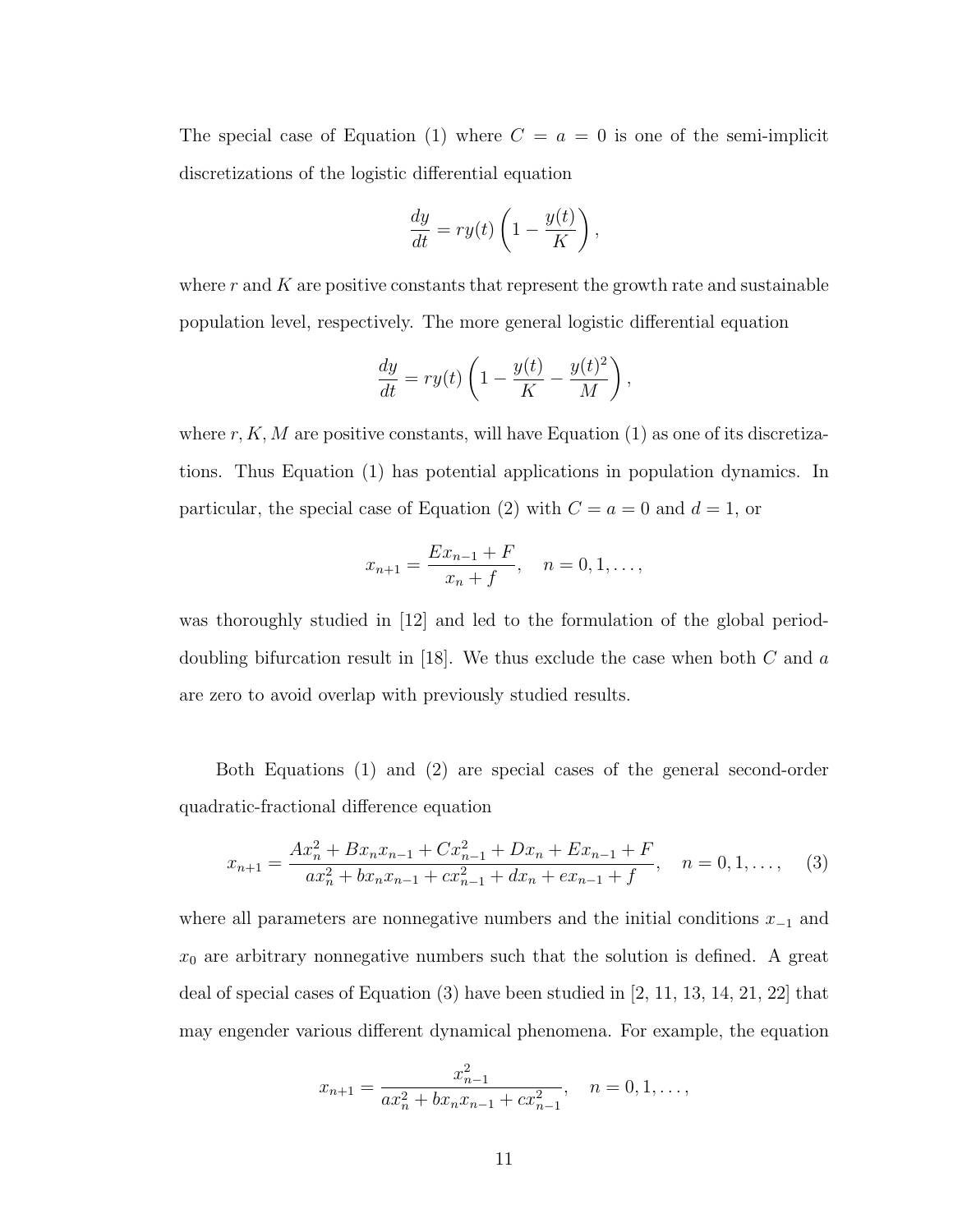The special case of Equation (1) where $C = a = 0$ is one of the semi-implicit discretizations of the logistic differential equation

$$\frac{dy}{dt} = ry(t)\left(1 - \frac{y(t)}{K}\right),$$

where $r$ and $K$ are positive constants that represent the growth rate and sustainable population level, respectively. The more general logistic differential equation

$$\frac{dy}{dt} = ry(t)\left(1 - \frac{y(t)}{K} - \frac{y(t)^2}{M}\right),$$

where $r, K, M$ are positive constants, will have Equation (1) as one of its discretizations. Thus Equation (1) has potential applications in population dynamics. In particular, the special case of Equation (2) with $C = a = 0$ and $d = 1$, or

$$x_{n+1} = \frac{Ex_{n-1} + F}{x_n + f}, \quad n = 0, 1, \ldots,$$

was thoroughly studied in [12] and led to the formulation of the global period-doubling bifurcation result in [18]. We thus exclude the case when both $C$ and $a$ are zero to avoid overlap with previously studied results.

Both Equations (1) and (2) are special cases of the general second-order quadratic-fractional difference equation

$$x_{n+1} = \frac{Ax_n^2 + Bx_n x_{n-1} + Cx_{n-1}^2 + Dx_n + Ex_{n-1} + F}{ax_n^2 + bx_n x_{n-1} + cx_{n-1}^2 + dx_n + ex_{n-1} + f}, \quad n = 0, 1, \ldots, \qquad (3)$$

where all parameters are nonnegative numbers and the initial conditions $x_{-1}$ and $x_0$ are arbitrary nonnegative numbers such that the solution is defined. A great deal of special cases of Equation (3) have been studied in [2, 11, 13, 14, 21, 22] that may engender various different dynamical phenomena. For example, the equation

$$x_{n+1} = \frac{x_{n-1}^2}{ax_n^2 + bx_n x_{n-1} + cx_{n-1}^2}, \quad n = 0, 1, \ldots,$$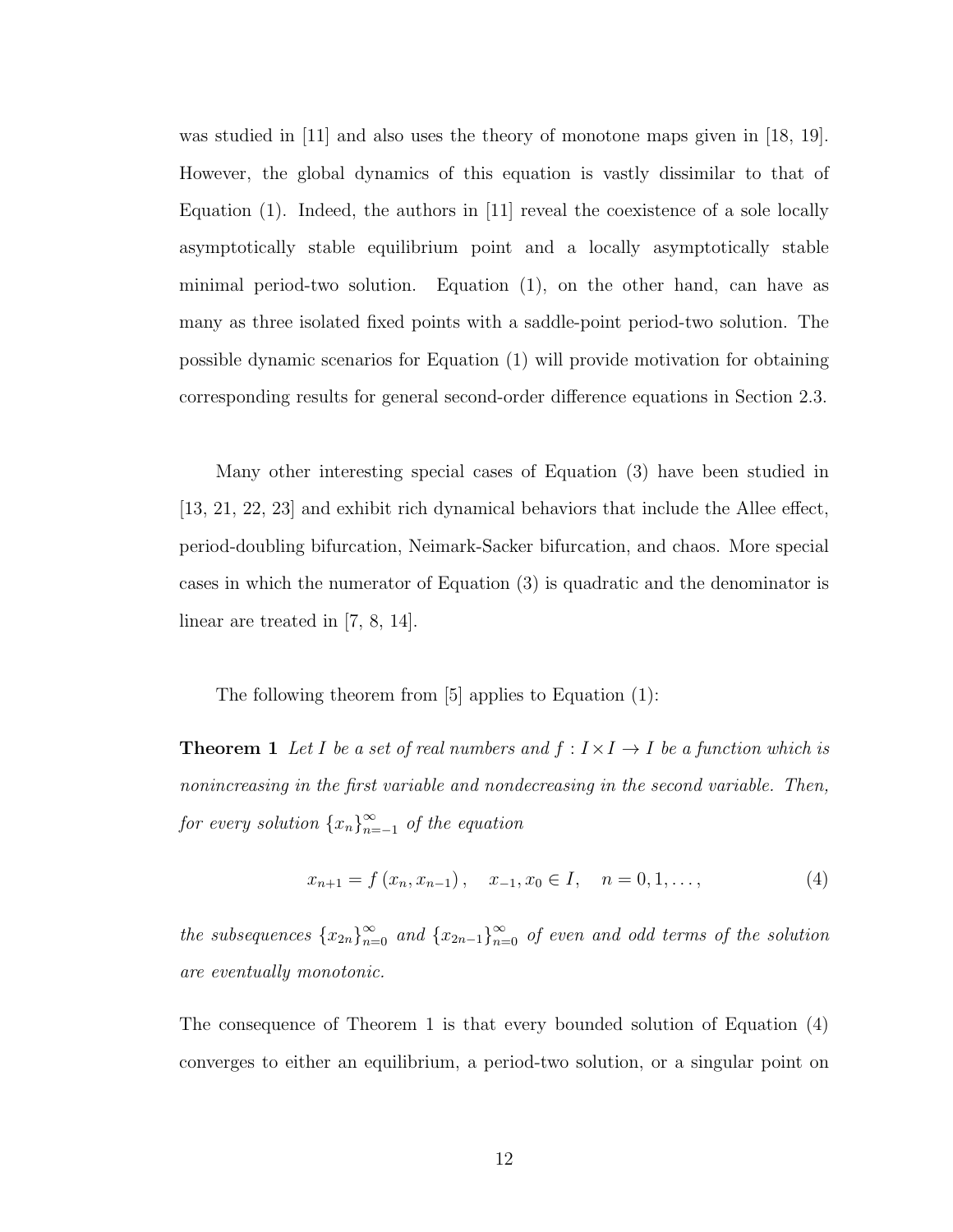was studied in [11] and also uses the theory of monotone maps given in [18, 19]. However, the global dynamics of this equation is vastly dissimilar to that of Equation (1). Indeed, the authors in [11] reveal the coexistence of a sole locally asymptotically stable equilibrium point and a locally asymptotically stable minimal period-two solution. Equation (1), on the other hand, can have as many as three isolated fixed points with a saddle-point period-two solution. The possible dynamic scenarios for Equation (1) will provide motivation for obtaining corresponding results for general second-order difference equations in Section 2.3.

Many other interesting special cases of Equation (3) have been studied in [13, 21, 22, 23] and exhibit rich dynamical behaviors that include the Allee effect, period-doubling bifurcation, Neimark-Sacker bifurcation, and chaos. More special cases in which the numerator of Equation (3) is quadratic and the denominator is linear are treated in [7, 8, 14].

The following theorem from [5] applies to Equation (1):

**Theorem 1** *Let $I$ be a set of real numbers and $f : I \times I \to I$ be a function which is nonincreasing in the first variable and nondecreasing in the second variable. Then, for every solution $\{x_n\}_{n=-1}^{\infty}$ of the equation*

$$x_{n+1} = f\left(x_n, x_{n-1}\right), \quad x_{-1}, x_0 \in I, \quad n = 0, 1, \ldots, \tag{4}$$

*the subsequences $\{x_{2n}\}_{n=0}^{\infty}$ and $\{x_{2n-1}\}_{n=0}^{\infty}$ of even and odd terms of the solution are eventually monotonic.*

The consequence of Theorem 1 is that every bounded solution of Equation (4) converges to either an equilibrium, a period-two solution, or a singular point on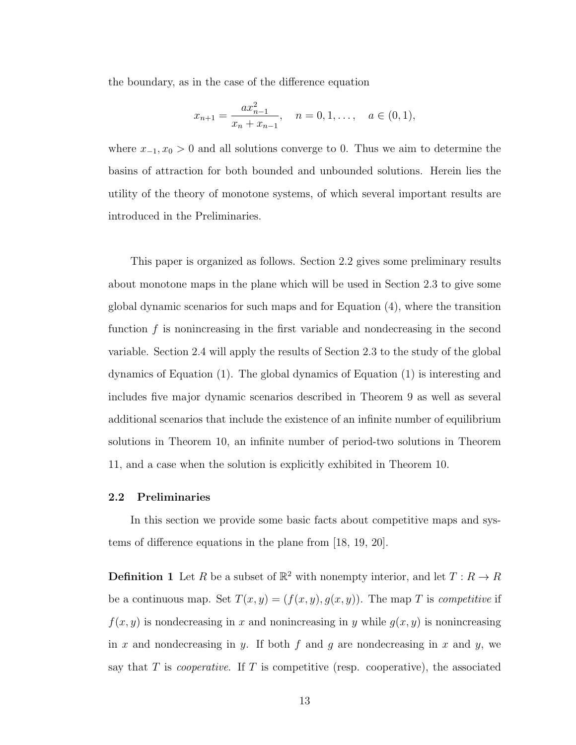the boundary, as in the case of the difference equation

$$x_{n+1} = \frac{ax_{n-1}^2}{x_n + x_{n-1}}, \quad n = 0, 1, \ldots, \quad a \in (0, 1),$$

where $x_{-1}, x_0 > 0$ and all solutions converge to 0. Thus we aim to determine the basins of attraction for both bounded and unbounded solutions. Herein lies the utility of the theory of monotone systems, of which several important results are introduced in the Preliminaries.

This paper is organized as follows. Section 2.2 gives some preliminary results about monotone maps in the plane which will be used in Section 2.3 to give some global dynamic scenarios for such maps and for Equation (4), where the transition function $f$ is nonincreasing in the first variable and nondecreasing in the second variable. Section 2.4 will apply the results of Section 2.3 to the study of the global dynamics of Equation (1). The global dynamics of Equation (1) is interesting and includes five major dynamic scenarios described in Theorem 9 as well as several additional scenarios that include the existence of an infinite number of equilibrium solutions in Theorem 10, an infinite number of period-two solutions in Theorem 11, and a case when the solution is explicitly exhibited in Theorem 10.

### 2.2 Preliminaries

In this section we provide some basic facts about competitive maps and systems of difference equations in the plane from [18, 19, 20].

**Definition 1** Let $R$ be a subset of $\mathbb{R}^2$ with nonempty interior, and let $T : R \to R$ be a continuous map. Set $T(x, y) = (f(x, y), g(x, y))$. The map $T$ is *competitive* if $f(x, y)$ is nondecreasing in $x$ and nonincreasing in $y$ while $g(x, y)$ is nonincreasing in $x$ and nondecreasing in $y$. If both $f$ and $g$ are nondecreasing in $x$ and $y$, we say that $T$ is *cooperative*. If $T$ is competitive (resp. cooperative), the associated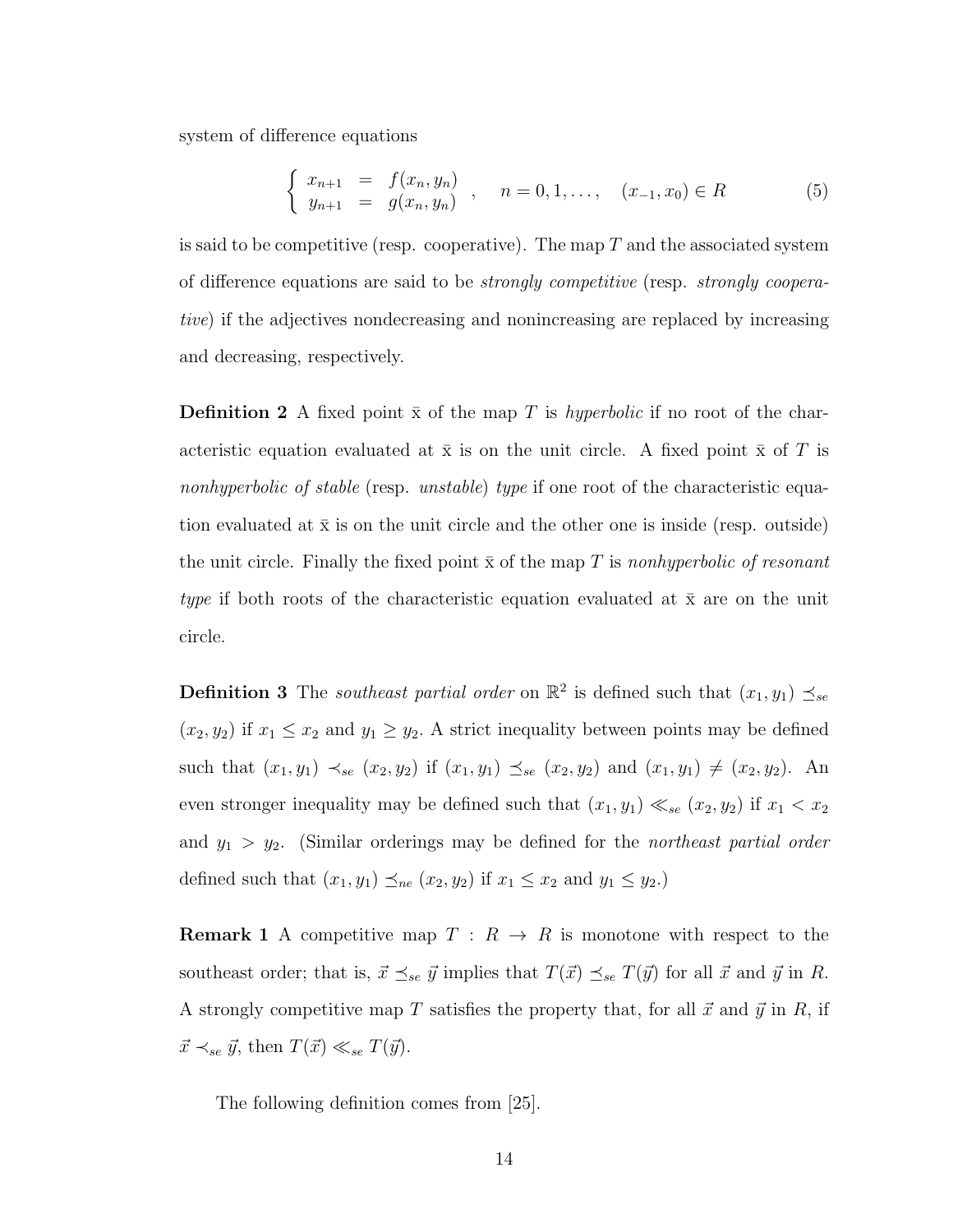system of difference equations

$$\left\{ \begin{array}{lcl} x_{n+1} & = & f(x_n, y_n) \\ y_{n+1} & = & g(x_n, y_n) \end{array} \right. , \quad n = 0, 1, \ldots, \quad (x_{-1}, x_0) \in R \tag{5}$$

is said to be competitive (resp. cooperative). The map $T$ and the associated system of difference equations are said to be *strongly competitive* (resp. *strongly cooperative*) if the adjectives nondecreasing and nonincreasing are replaced by increasing and decreasing, respectively.

**Definition 2** A fixed point $\bar{\mathrm{x}}$ of the map $T$ is *hyperbolic* if no root of the characteristic equation evaluated at $\bar{\mathrm{x}}$ is on the unit circle. A fixed point $\bar{\mathrm{x}}$ of $T$ is *nonhyperbolic of stable* (resp. *unstable*) *type* if one root of the characteristic equation evaluated at $\bar{\mathrm{x}}$ is on the unit circle and the other one is inside (resp. outside) the unit circle. Finally the fixed point $\bar{\mathrm{x}}$ of the map $T$ is *nonhyperbolic of resonant type* if both roots of the characteristic equation evaluated at $\bar{\mathrm{x}}$ are on the unit circle.

**Definition 3** The *southeast partial order* on $\mathbb{R}^2$ is defined such that $(x_1, y_1) \preceq_{se} (x_2, y_2)$ if $x_1 \leq x_2$ and $y_1 \geq y_2$. A strict inequality between points may be defined such that $(x_1, y_1) \prec_{se} (x_2, y_2)$ if $(x_1, y_1) \preceq_{se} (x_2, y_2)$ and $(x_1, y_1) \neq (x_2, y_2)$. An even stronger inequality may be defined such that $(x_1, y_1) \ll_{se} (x_2, y_2)$ if $x_1 < x_2$ and $y_1 > y_2$. (Similar orderings may be defined for the *northeast partial order* defined such that $(x_1, y_1) \preceq_{ne} (x_2, y_2)$ if $x_1 \leq x_2$ and $y_1 \leq y_2$.)

**Remark 1** A competitive map $T : R \to R$ is monotone with respect to the southeast order; that is, $\vec{x} \preceq_{se} \vec{y}$ implies that $T(\vec{x}) \preceq_{se} T(\vec{y})$ for all $\vec{x}$ and $\vec{y}$ in $R$. A strongly competitive map $T$ satisfies the property that, for all $\vec{x}$ and $\vec{y}$ in $R$, if $\vec{x} \prec_{se} \vec{y}$, then $T(\vec{x}) \ll_{se} T(\vec{y})$.

The following definition comes from [25].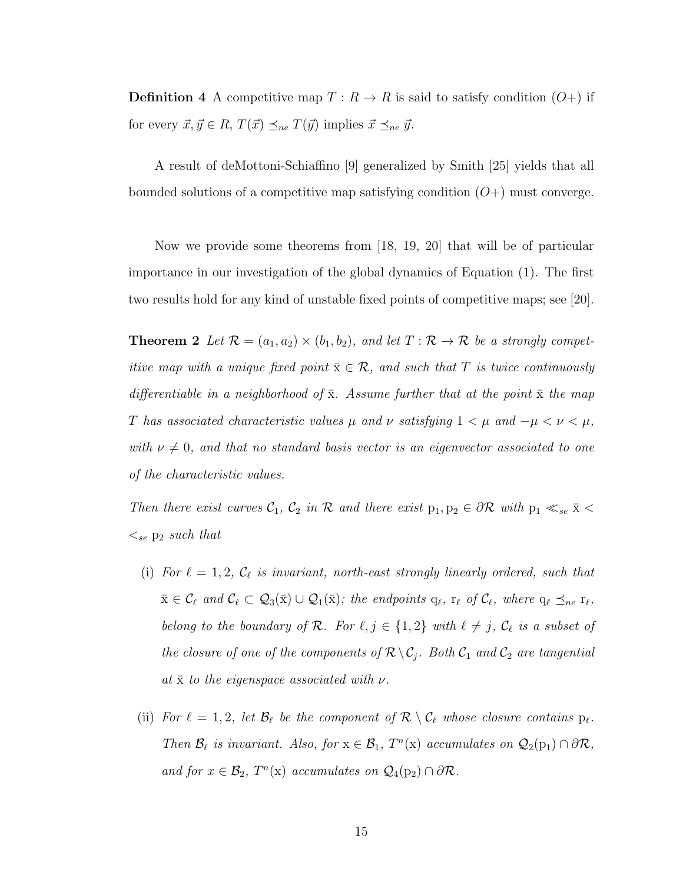**Definition 4** A competitive map $T : R \to R$ is said to satisfy condition $(O+)$ if for every $\vec{x}, \vec{y} \in R$, $T(\vec{x}) \preceq_{ne} T(\vec{y})$ implies $\vec{x} \preceq_{ne} \vec{y}$.

A result of deMottoni-Schiaffino [9] generalized by Smith [25] yields that all bounded solutions of a competitive map satisfying condition $(O+)$ must converge.

Now we provide some theorems from [18, 19, 20] that will be of particular importance in our investigation of the global dynamics of Equation (1). The first two results hold for any kind of unstable fixed points of competitive maps; see [20].

**Theorem 2** *Let $\mathcal{R} = (a_1, a_2) \times (b_1, b_2)$, and let $T : \mathcal{R} \to \mathcal{R}$ be a strongly competitive map with a unique fixed point $\bar{\mathrm{x}} \in \mathcal{R}$, and such that $T$ is twice continuously differentiable in a neighborhood of $\bar{\mathrm{x}}$. Assume further that at the point $\bar{\mathrm{x}}$ the map $T$ has associated characteristic values $\mu$ and $\nu$ satisfying $1 < \mu$ and $-\mu < \nu < \mu$, with $\nu \neq 0$, and that no standard basis vector is an eigenvector associated to one of the characteristic values.*

*Then there exist curves $\mathcal{C}_1$, $\mathcal{C}_2$ in $\mathcal{R}$ and there exist $\mathrm{p}_1, \mathrm{p}_2 \in \partial\mathcal{R}$ with $\mathrm{p}_1 \ll_{se} \bar{\mathrm{x}} < <_{se} \mathrm{p}_2$ such that*

- (i) *For $\ell = 1, 2$, $\mathcal{C}_\ell$ is invariant, north-east strongly linearly ordered, such that $\bar{\mathrm{x}} \in \mathcal{C}_\ell$ and $\mathcal{C}_\ell \subset \mathcal{Q}_3(\bar{\mathrm{x}}) \cup \mathcal{Q}_1(\bar{\mathrm{x}})$; the endpoints $\mathrm{q}_\ell$, $\mathrm{r}_\ell$ of $\mathcal{C}_\ell$, where $\mathrm{q}_\ell \preceq_{ne} \mathrm{r}_\ell$, belong to the boundary of $\mathcal{R}$. For $\ell, j \in \{1, 2\}$ with $\ell \neq j$, $\mathcal{C}_\ell$ is a subset of the closure of one of the components of $\mathcal{R} \setminus \mathcal{C}_j$. Both $\mathcal{C}_1$ and $\mathcal{C}_2$ are tangential at $\bar{\mathrm{x}}$ to the eigenspace associated with $\nu$.*

- (ii) *For $\ell = 1, 2$, let $\mathcal{B}_\ell$ be the component of $\mathcal{R} \setminus \mathcal{C}_\ell$ whose closure contains $\mathrm{p}_\ell$. Then $\mathcal{B}_\ell$ is invariant. Also, for $\mathrm{x} \in \mathcal{B}_1$, $T^n(\mathrm{x})$ accumulates on $\mathcal{Q}_2(\mathrm{p}_1) \cap \partial\mathcal{R}$, and for $x \in \mathcal{B}_2$, $T^n(\mathrm{x})$ accumulates on $\mathcal{Q}_4(\mathrm{p}_2) \cap \partial\mathcal{R}$.*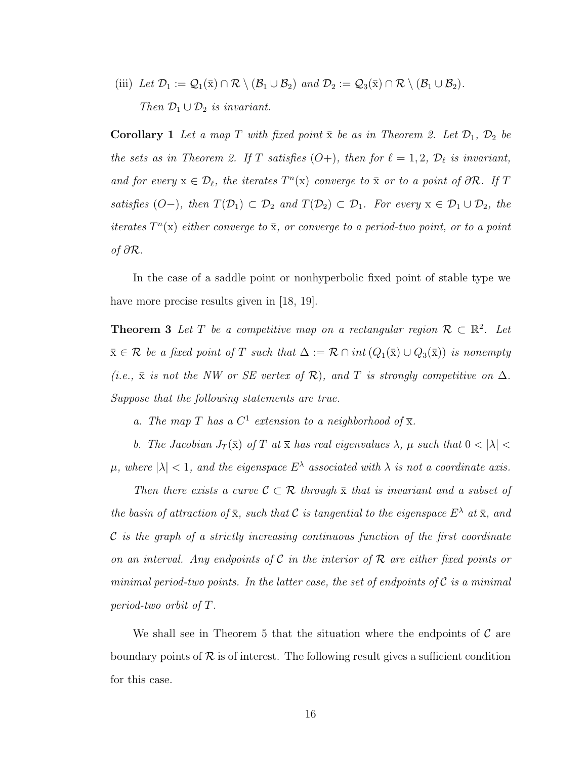(iii) *Let* $\mathcal{D}_1 := \mathcal{Q}_1(\bar{\mathrm{x}}) \cap \mathcal{R} \setminus (\mathcal{B}_1 \cup \mathcal{B}_2)$ *and* $\mathcal{D}_2 := \mathcal{Q}_3(\bar{\mathrm{x}}) \cap \mathcal{R} \setminus (\mathcal{B}_1 \cup \mathcal{B}_2)$.

*Then* $\mathcal{D}_1 \cup \mathcal{D}_2$ *is invariant.*

**Corollary 1** *Let a map* $T$ *with fixed point* $\bar{\mathrm{x}}$ *be as in Theorem 2. Let* $\mathcal{D}_1$, $\mathcal{D}_2$ *be the sets as in Theorem 2. If* $T$ *satisfies (O+), then for* $\ell = 1, 2$, $\mathcal{D}_\ell$ *is invariant, and for every* $\mathrm{x} \in \mathcal{D}_\ell$, *the iterates* $T^n(\mathrm{x})$ *converge to* $\bar{\mathrm{x}}$ *or to a point of* $\partial\mathcal{R}$. *If* $T$ *satisfies (O−), then* $T(\mathcal{D}_1) \subset \mathcal{D}_2$ *and* $T(\mathcal{D}_2) \subset \mathcal{D}_1$. *For every* $\mathrm{x} \in \mathcal{D}_1 \cup \mathcal{D}_2$, *the iterates* $T^n(\mathrm{x})$ *either converge to* $\bar{\mathrm{x}}$, *or converge to a period-two point, or to a point of* $\partial\mathcal{R}$.

In the case of a saddle point or nonhyperbolic fixed point of stable type we have more precise results given in [18, 19].

**Theorem 3** *Let* $T$ *be a competitive map on a rectangular region* $\mathcal{R} \subset \mathbb{R}^2$. *Let* $\bar{\mathrm{x}} \in \mathcal{R}$ *be a fixed point of* $T$ *such that* $\Delta := \mathcal{R} \cap int\,(Q_1(\bar{\mathrm{x}}) \cup Q_3(\bar{\mathrm{x}}))$ *is nonempty (i.e.,* $\bar{\mathrm{x}}$ *is not the NW or SE vertex of* $\mathcal{R}$*), and* $T$ *is strongly competitive on* $\Delta$. *Suppose that the following statements are true.*

*a. The map* $T$ *has a* $C^1$ *extension to a neighborhood of* $\overline{\mathrm{x}}$.

*b. The Jacobian* $J_T(\bar{\mathrm{x}})$ *of* $T$ *at* $\overline{\mathrm{x}}$ *has real eigenvalues* $\lambda$, $\mu$ *such that* $0 < |\lambda| < \mu$, *where* $|\lambda| < 1$, *and the eigenspace* $E^\lambda$ *associated with* $\lambda$ *is not a coordinate axis.*

*Then there exists a curve* $\mathcal{C} \subset \mathcal{R}$ *through* $\bar{\mathrm{x}}$ *that is invariant and a subset of the basin of attraction of* $\bar{\mathrm{x}}$, *such that* $\mathcal{C}$ *is tangential to the eigenspace* $E^\lambda$ *at* $\bar{\mathrm{x}}$, *and* $\mathcal{C}$ *is the graph of a strictly increasing continuous function of the first coordinate on an interval. Any endpoints of* $\mathcal{C}$ *in the interior of* $\mathcal{R}$ *are either fixed points or minimal period-two points. In the latter case, the set of endpoints of* $\mathcal{C}$ *is a minimal period-two orbit of* $T$.

We shall see in Theorem 5 that the situation where the endpoints of $\mathcal{C}$ are boundary points of $\mathcal{R}$ is of interest. The following result gives a sufficient condition for this case.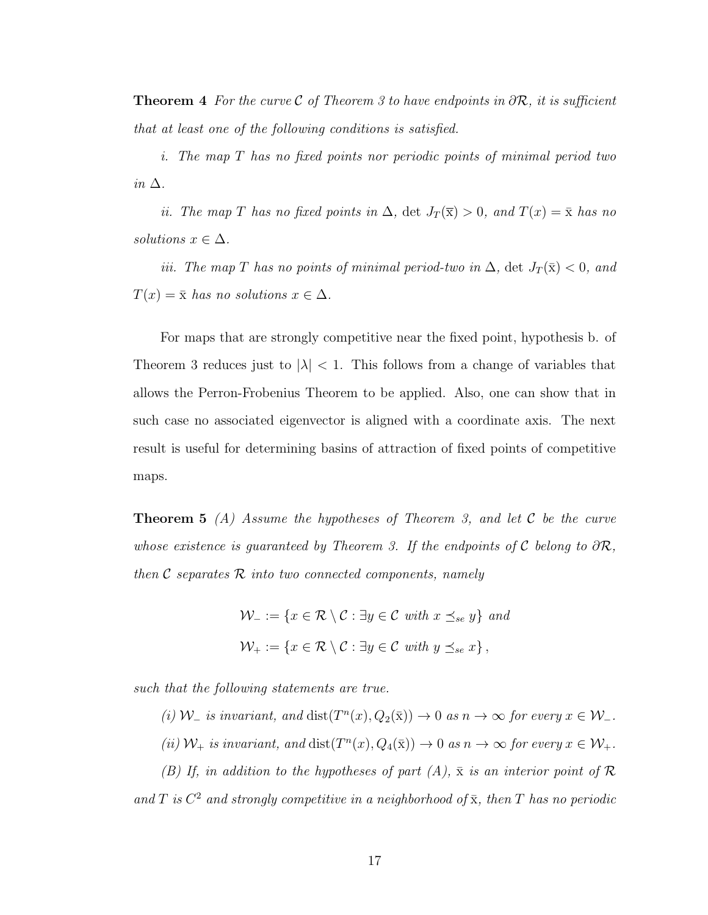**Theorem 4** *For the curve $\mathcal{C}$ of Theorem 3 to have endpoints in $\partial\mathcal{R}$, it is sufficient that at least one of the following conditions is satisfied.*

*i. The map $T$ has no fixed points nor periodic points of minimal period two in $\Delta$.*

*ii. The map $T$ has no fixed points in $\Delta$, $\det J_T(\overline{\mathrm{x}}) > 0$, and $T(x) = \bar{\mathrm{x}}$ has no solutions $x \in \Delta$.*

*iii. The map $T$ has no points of minimal period-two in $\Delta$, $\det J_T(\bar{\mathrm{x}}) < 0$, and $T(x) = \bar{\mathrm{x}}$ has no solutions $x \in \Delta$.*

For maps that are strongly competitive near the fixed point, hypothesis b. of Theorem 3 reduces just to $|\lambda| < 1$. This follows from a change of variables that allows the Perron-Frobenius Theorem to be applied. Also, one can show that in such case no associated eigenvector is aligned with a coordinate axis. The next result is useful for determining basins of attraction of fixed points of competitive maps.

**Theorem 5** *(A) Assume the hypotheses of Theorem 3, and let $\mathcal{C}$ be the curve whose existence is guaranteed by Theorem 3. If the endpoints of $\mathcal{C}$ belong to $\partial\mathcal{R}$, then $\mathcal{C}$ separates $\mathcal{R}$ into two connected components, namely*

$$\mathcal{W}_- := \{x \in \mathcal{R} \setminus \mathcal{C} : \exists y \in \mathcal{C} \text{ with } x \preceq_{se} y\} \text{ and}$$
$$\mathcal{W}_+ := \{x \in \mathcal{R} \setminus \mathcal{C} : \exists y \in \mathcal{C} \text{ with } y \preceq_{se} x\},$$

*such that the following statements are true.*

*(i) $\mathcal{W}_-$ is invariant, and $\operatorname{dist}(T^n(x), Q_2(\bar{\mathrm{x}})) \to 0$ as $n \to \infty$ for every $x \in \mathcal{W}_-$.*

*(ii) $\mathcal{W}_+$ is invariant, and $\operatorname{dist}(T^n(x), Q_4(\bar{\mathrm{x}})) \to 0$ as $n \to \infty$ for every $x \in \mathcal{W}_+$.*

*(B) If, in addition to the hypotheses of part (A), $\bar{\mathrm{x}}$ is an interior point of $\mathcal{R}$ and $T$ is $C^2$ and strongly competitive in a neighborhood of $\bar{\mathrm{x}}$, then $T$ has no periodic*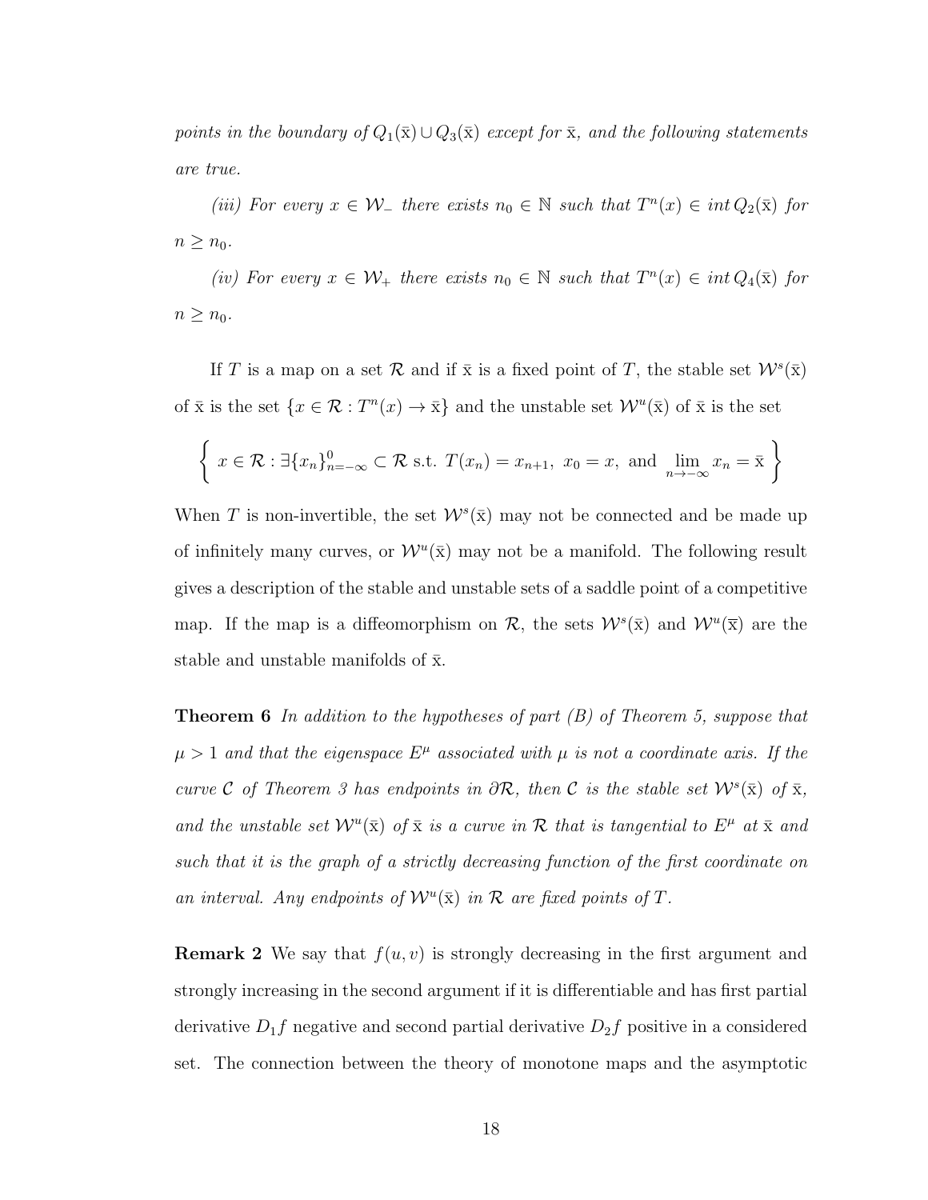*points in the boundary of $Q_1(\bar{x}) \cup Q_3(\bar{x})$ except for $\bar{x}$, and the following statements are true.*

*(iii) For every $x \in \mathcal{W}_-$ there exists $n_0 \in \mathbb{N}$ such that $T^n(x) \in int\, Q_2(\bar{x})$ for $n \geq n_0$.*

*(iv) For every $x \in \mathcal{W}_+$ there exists $n_0 \in \mathbb{N}$ such that $T^n(x) \in int\, Q_4(\bar{x})$ for $n \geq n_0$.*

If $T$ is a map on a set $\mathcal{R}$ and if $\bar{x}$ is a fixed point of $T$, the stable set $\mathcal{W}^s(\bar{x})$ of $\bar{x}$ is the set $\{x \in \mathcal{R} : T^n(x) \to \bar{x}\}$ and the unstable set $\mathcal{W}^u(\bar{x})$ of $\bar{x}$ is the set

$$\left\{ x \in \mathcal{R} : \exists \{x_n\}_{n=-\infty}^{0} \subset \mathcal{R} \text{ s.t. } T(x_n) = x_{n+1},\ x_0 = x, \text{ and } \lim_{n\to-\infty} x_n = \bar{x} \right\}$$

When $T$ is non-invertible, the set $\mathcal{W}^s(\bar{x})$ may not be connected and be made up of infinitely many curves, or $\mathcal{W}^u(\bar{x})$ may not be a manifold. The following result gives a description of the stable and unstable sets of a saddle point of a competitive map. If the map is a diffeomorphism on $\mathcal{R}$, the sets $\mathcal{W}^s(\bar{x})$ and $\mathcal{W}^u(\bar{x})$ are the stable and unstable manifolds of $\bar{x}$.

**Theorem 6** *In addition to the hypotheses of part (B) of Theorem 5, suppose that $\mu > 1$ and that the eigenspace $E^\mu$ associated with $\mu$ is not a coordinate axis. If the curve $\mathcal{C}$ of Theorem 3 has endpoints in $\partial\mathcal{R}$, then $\mathcal{C}$ is the stable set $\mathcal{W}^s(\bar{x})$ of $\bar{x}$, and the unstable set $\mathcal{W}^u(\bar{x})$ of $\bar{x}$ is a curve in $\mathcal{R}$ that is tangential to $E^\mu$ at $\bar{x}$ and such that it is the graph of a strictly decreasing function of the first coordinate on an interval. Any endpoints of $\mathcal{W}^u(\bar{x})$ in $\mathcal{R}$ are fixed points of $T$.*

**Remark 2** We say that $f(u, v)$ is strongly decreasing in the first argument and strongly increasing in the second argument if it is differentiable and has first partial derivative $D_1 f$ negative and second partial derivative $D_2 f$ positive in a considered set. The connection between the theory of monotone maps and the asymptotic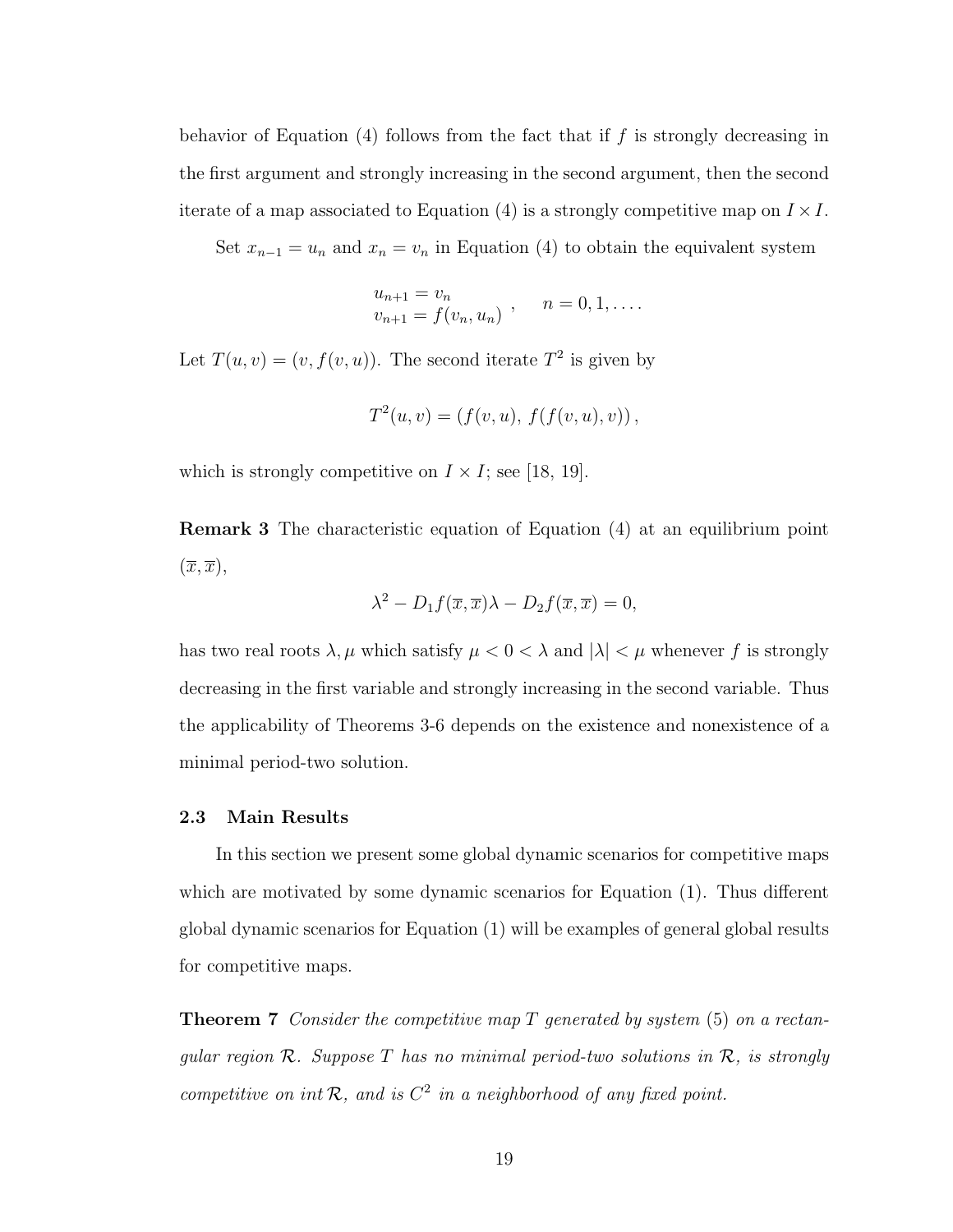behavior of Equation (4) follows from the fact that if $f$ is strongly decreasing in the first argument and strongly increasing in the second argument, then the second iterate of a map associated to Equation (4) is a strongly competitive map on $I \times I$.

Set $x_{n-1} = u_n$ and $x_n = v_n$ in Equation (4) to obtain the equivalent system

$$\begin{array}{l} u_{n+1} = v_n \\ v_{n+1} = f(v_n, u_n) \end{array}, \quad n = 0, 1, \ldots.$$

Let $T(u, v) = (v, f(v, u))$. The second iterate $T^2$ is given by

$$T^2(u, v) = (f(v, u),\ f(f(v, u), v)),$$

which is strongly competitive on $I \times I$; see [18, 19].

**Remark 3** The characteristic equation of Equation (4) at an equilibrium point $(\overline{x}, \overline{x})$,

$$\lambda^2 - D_1 f(\overline{x}, \overline{x})\lambda - D_2 f(\overline{x}, \overline{x}) = 0,$$

has two real roots $\lambda, \mu$ which satisfy $\mu < 0 < \lambda$ and $|\lambda| < \mu$ whenever $f$ is strongly decreasing in the first variable and strongly increasing in the second variable. Thus the applicability of Theorems 3-6 depends on the existence and nonexistence of a minimal period-two solution.

### 2.3 Main Results

In this section we present some global dynamic scenarios for competitive maps which are motivated by some dynamic scenarios for Equation (1). Thus different global dynamic scenarios for Equation (1) will be examples of general global results for competitive maps.

**Theorem 7** *Consider the competitive map $T$ generated by system (5) on a rectangular region $\mathcal{R}$. Suppose $T$ has no minimal period-two solutions in $\mathcal{R}$, is strongly competitive on $\text{int}\,\mathcal{R}$, and is $C^2$ in a neighborhood of any fixed point.*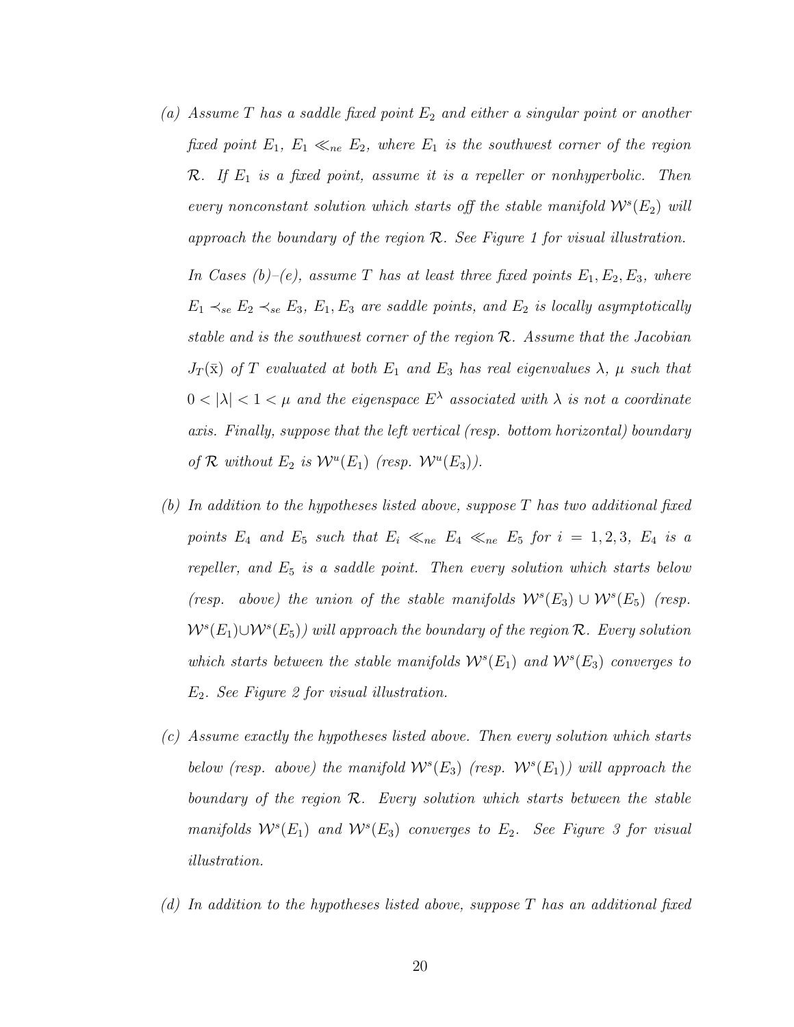*(a) Assume $T$ has a saddle fixed point $E_2$ and either a singular point or another fixed point $E_1$, $E_1 \ll_{ne} E_2$, where $E_1$ is the southwest corner of the region $\mathcal{R}$. If $E_1$ is a fixed point, assume it is a repeller or nonhyperbolic. Then every nonconstant solution which starts off the stable manifold $\mathcal{W}^s(E_2)$ will approach the boundary of the region $\mathcal{R}$. See Figure 1 for visual illustration.*

*In Cases (b)–(e), assume $T$ has at least three fixed points $E_1, E_2, E_3$, where $E_1 \prec_{se} E_2 \prec_{se} E_3$, $E_1, E_3$ are saddle points, and $E_2$ is locally asymptotically stable and is the southwest corner of the region $\mathcal{R}$. Assume that the Jacobian $J_T(\bar{\mathrm{x}})$ of $T$ evaluated at both $E_1$ and $E_3$ has real eigenvalues $\lambda$, $\mu$ such that $0 < |\lambda| < 1 < \mu$ and the eigenspace $E^{\lambda}$ associated with $\lambda$ is not a coordinate axis. Finally, suppose that the left vertical (resp. bottom horizontal) boundary of $\mathcal{R}$ without $E_2$ is $\mathcal{W}^u(E_1)$ (resp. $\mathcal{W}^u(E_3)$).*

*(b) In addition to the hypotheses listed above, suppose $T$ has two additional fixed points $E_4$ and $E_5$ such that $E_i \ll_{ne} E_4 \ll_{ne} E_5$ for $i = 1, 2, 3$, $E_4$ is a repeller, and $E_5$ is a saddle point. Then every solution which starts below (resp. above) the union of the stable manifolds $\mathcal{W}^s(E_3) \cup \mathcal{W}^s(E_5)$ (resp. $\mathcal{W}^s(E_1) \cup \mathcal{W}^s(E_5)$) will approach the boundary of the region $\mathcal{R}$. Every solution which starts between the stable manifolds $\mathcal{W}^s(E_1)$ and $\mathcal{W}^s(E_3)$ converges to $E_2$. See Figure 2 for visual illustration.*

*(c) Assume exactly the hypotheses listed above. Then every solution which starts below (resp. above) the manifold $\mathcal{W}^s(E_3)$ (resp. $\mathcal{W}^s(E_1)$) will approach the boundary of the region $\mathcal{R}$. Every solution which starts between the stable manifolds $\mathcal{W}^s(E_1)$ and $\mathcal{W}^s(E_3)$ converges to $E_2$. See Figure 3 for visual illustration.*

*(d) In addition to the hypotheses listed above, suppose $T$ has an additional fixed*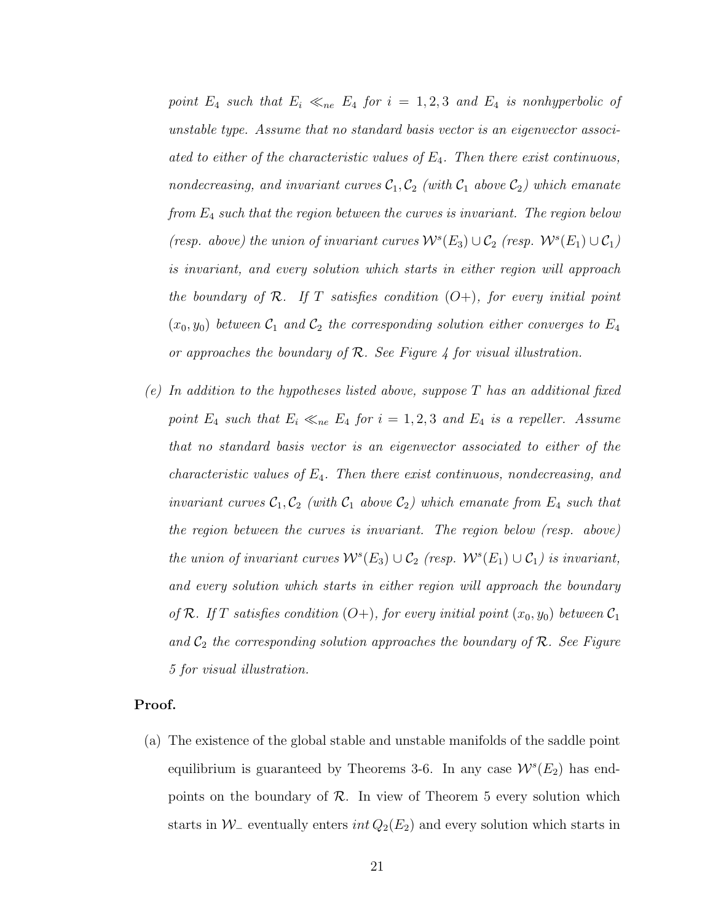*point $E_4$ such that $E_i \ll_{ne} E_4$ for $i = 1, 2, 3$ and $E_4$ is nonhyperbolic of unstable type. Assume that no standard basis vector is an eigenvector associated to either of the characteristic values of $E_4$. Then there exist continuous, nondecreasing, and invariant curves $\mathcal{C}_1, \mathcal{C}_2$ (with $\mathcal{C}_1$ above $\mathcal{C}_2$) which emanate from $E_4$ such that the region between the curves is invariant. The region below (resp. above) the union of invariant curves $\mathcal{W}^s(E_3) \cup \mathcal{C}_2$ (resp. $\mathcal{W}^s(E_1) \cup \mathcal{C}_1$) is invariant, and every solution which starts in either region will approach the boundary of $\mathcal{R}$. If $T$ satisfies condition (O+), for every initial point $(x_0, y_0)$ between $\mathcal{C}_1$ and $\mathcal{C}_2$ the corresponding solution either converges to $E_4$ or approaches the boundary of $\mathcal{R}$. See Figure 4 for visual illustration.*

(e) *In addition to the hypotheses listed above, suppose $T$ has an additional fixed point $E_4$ such that $E_i \ll_{ne} E_4$ for $i = 1, 2, 3$ and $E_4$ is a repeller. Assume that no standard basis vector is an eigenvector associated to either of the characteristic values of $E_4$. Then there exist continuous, nondecreasing, and invariant curves $\mathcal{C}_1, \mathcal{C}_2$ (with $\mathcal{C}_1$ above $\mathcal{C}_2$) which emanate from $E_4$ such that the region between the curves is invariant. The region below (resp. above) the union of invariant curves $\mathcal{W}^s(E_3) \cup \mathcal{C}_2$ (resp. $\mathcal{W}^s(E_1) \cup \mathcal{C}_1$) is invariant, and every solution which starts in either region will approach the boundary of $\mathcal{R}$. If $T$ satisfies condition (O+), for every initial point $(x_0, y_0)$ between $\mathcal{C}_1$ and $\mathcal{C}_2$ the corresponding solution approaches the boundary of $\mathcal{R}$. See Figure 5 for visual illustration.*

**Proof.**

(a) The existence of the global stable and unstable manifolds of the saddle point equilibrium is guaranteed by Theorems 3-6. In any case $\mathcal{W}^s(E_2)$ has endpoints on the boundary of $\mathcal{R}$. In view of Theorem 5 every solution which starts in $\mathcal{W}_-$ eventually enters $int\, Q_2(E_2)$ and every solution which starts in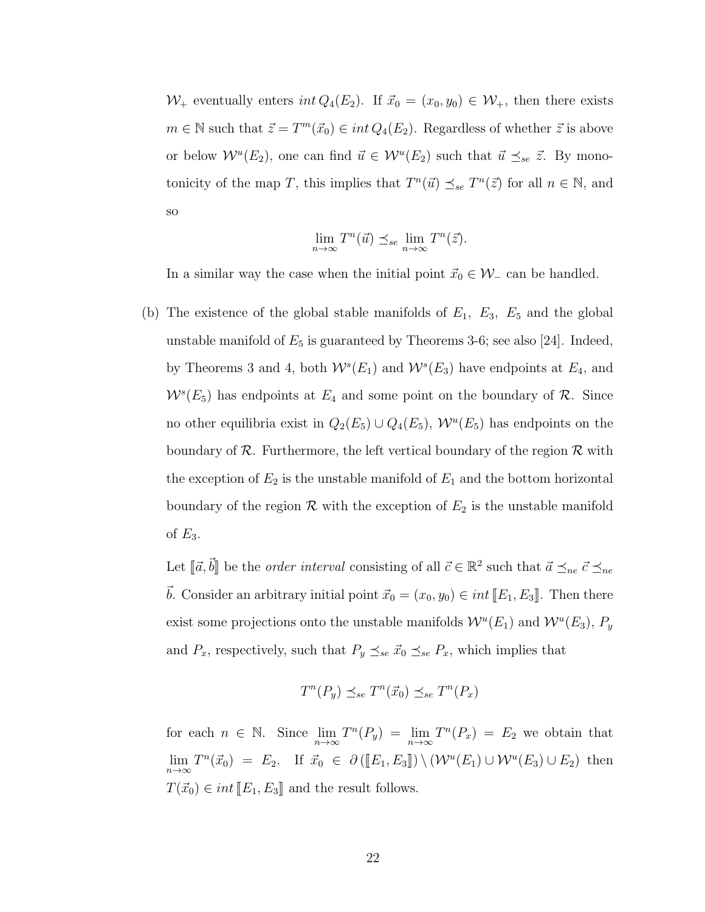$\mathcal{W}_+$ eventually enters $int\, Q_4(E_2)$. If $\vec{x}_0 = (x_0, y_0) \in \mathcal{W}_+$, then there exists $m \in \mathbb{N}$ such that $\vec{z} = T^m(\vec{x}_0) \in int\, Q_4(E_2)$. Regardless of whether $\vec{z}$ is above or below $\mathcal{W}^u(E_2)$, one can find $\vec{u} \in \mathcal{W}^u(E_2)$ such that $\vec{u} \preceq_{se} \vec{z}$. By monotonicity of the map $T$, this implies that $T^n(\vec{u}) \preceq_{se} T^n(\vec{z})$ for all $n \in \mathbb{N}$, and so

$$\lim_{n\to\infty} T^n(\vec{u}) \preceq_{se} \lim_{n\to\infty} T^n(\vec{z}).$$

In a similar way the case when the initial point $\vec{x}_0 \in \mathcal{W}_-$ can be handled.

(b) The existence of the global stable manifolds of $E_1$, $E_3$, $E_5$ and the global unstable manifold of $E_5$ is guaranteed by Theorems 3-6; see also [24]. Indeed, by Theorems 3 and 4, both $\mathcal{W}^s(E_1)$ and $\mathcal{W}^s(E_3)$ have endpoints at $E_4$, and $\mathcal{W}^s(E_5)$ has endpoints at $E_4$ and some point on the boundary of $\mathcal{R}$. Since no other equilibria exist in $Q_2(E_5) \cup Q_4(E_5)$, $\mathcal{W}^u(E_5)$ has endpoints on the boundary of $\mathcal{R}$. Furthermore, the left vertical boundary of the region $\mathcal{R}$ with the exception of $E_2$ is the unstable manifold of $E_1$ and the bottom horizontal boundary of the region $\mathcal{R}$ with the exception of $E_2$ is the unstable manifold of $E_3$.

Let $[\![\vec{a}, \vec{b}]\!]$ be the *order interval* consisting of all $\vec{c} \in \mathbb{R}^2$ such that $\vec{a} \preceq_{ne} \vec{c} \preceq_{ne} \vec{b}$. Consider an arbitrary initial point $\vec{x}_0 = (x_0, y_0) \in int\, [\![E_1, E_3]\!]$. Then there exist some projections onto the unstable manifolds $\mathcal{W}^u(E_1)$ and $\mathcal{W}^u(E_3)$, $P_y$ and $P_x$, respectively, such that $P_y \preceq_{se} \vec{x}_0 \preceq_{se} P_x$, which implies that

$$T^n(P_y) \preceq_{se} T^n(\vec{x}_0) \preceq_{se} T^n(P_x)$$

for each $n \in \mathbb{N}$. Since $\lim\limits_{n\to\infty} T^n(P_y) = \lim\limits_{n\to\infty} T^n(P_x) = E_2$ we obtain that $\lim\limits_{n\to\infty} T^n(\vec{x}_0) = E_2$. If $\vec{x}_0 \in \partial\left([\![E_1, E_3]\!]\right) \setminus \left(\mathcal{W}^u(E_1) \cup \mathcal{W}^u(E_3) \cup E_2\right)$ then $T(\vec{x}_0) \in int\, [\![E_1, E_3]\!]$ and the result follows.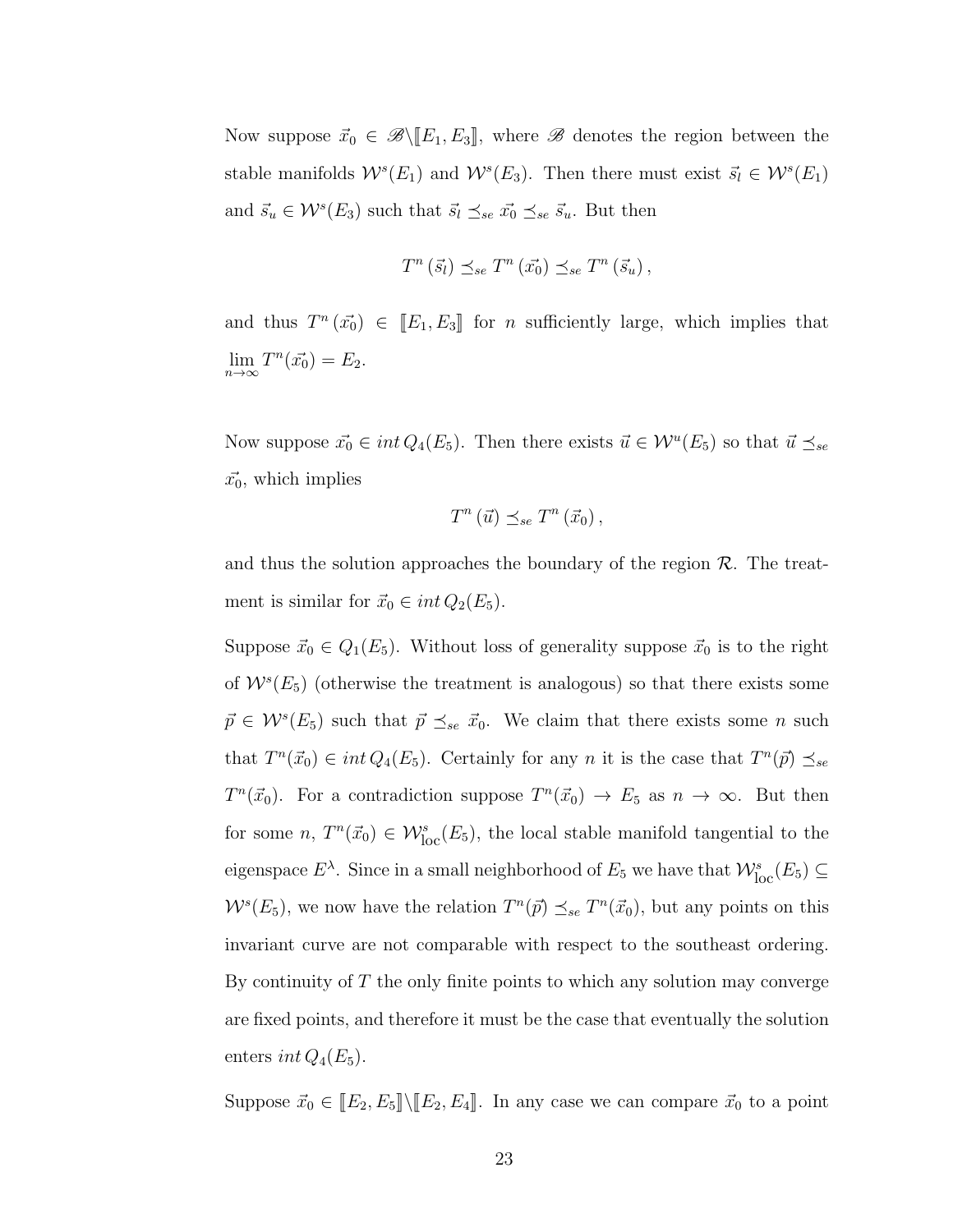Now suppose $\vec{x_0} \in \mathscr{B} \backslash [\![E_1, E_3]\!]$, where $\mathscr{B}$ denotes the region between the stable manifolds $\mathcal{W}^s(E_1)$ and $\mathcal{W}^s(E_3)$. Then there must exist $\vec{s_l} \in \mathcal{W}^s(E_1)$ and $\vec{s_u} \in \mathcal{W}^s(E_3)$ such that $\vec{s_l} \preceq_{se} \vec{x_0} \preceq_{se} \vec{s_u}$. But then

$$T^n\left(\vec{s_l}\right) \preceq_{se} T^n\left(\vec{x_0}\right) \preceq_{se} T^n\left(\vec{s_u}\right),$$

and thus $T^n\left(\vec{x_0}\right) \in [\![E_1, E_3]\!]$ for $n$ sufficiently large, which implies that $\lim_{n\to\infty} T^n(\vec{x_0}) = E_2$.

Now suppose $\vec{x_0} \in int\, Q_4(E_5)$. Then there exists $\vec{u} \in \mathcal{W}^u(E_5)$ so that $\vec{u} \preceq_{se} \vec{x_0}$, which implies

$$T^n\left(\vec{u}\right) \preceq_{se} T^n\left(\vec{x_0}\right),$$

and thus the solution approaches the boundary of the region $\mathcal{R}$. The treatment is similar for $\vec{x_0} \in int\, Q_2(E_5)$.

Suppose $\vec{x_0} \in Q_1(E_5)$. Without loss of generality suppose $\vec{x_0}$ is to the right of $\mathcal{W}^s(E_5)$ (otherwise the treatment is analogous) so that there exists some $\vec{p} \in \mathcal{W}^s(E_5)$ such that $\vec{p} \preceq_{se} \vec{x_0}$. We claim that there exists some $n$ such that $T^n(\vec{x_0}) \in int\, Q_4(E_5)$. Certainly for any $n$ it is the case that $T^n(\vec{p}) \preceq_{se} T^n(\vec{x_0})$. For a contradiction suppose $T^n(\vec{x_0}) \to E_5$ as $n \to \infty$. But then for some $n$, $T^n(\vec{x_0}) \in \mathcal{W}^s_{\text{loc}}(E_5)$, the local stable manifold tangential to the eigenspace $E^\lambda$. Since in a small neighborhood of $E_5$ we have that $\mathcal{W}^s_{\text{loc}}(E_5) \subseteq \mathcal{W}^s(E_5)$, we now have the relation $T^n(\vec{p}) \preceq_{se} T^n(\vec{x_0})$, but any points on this invariant curve are not comparable with respect to the southeast ordering. By continuity of $T$ the only finite points to which any solution may converge are fixed points, and therefore it must be the case that eventually the solution enters $int\, Q_4(E_5)$.

Suppose $\vec{x_0} \in [\![E_2, E_5]\!] \backslash [\![E_2, E_4]\!]$. In any case we can compare $\vec{x_0}$ to a point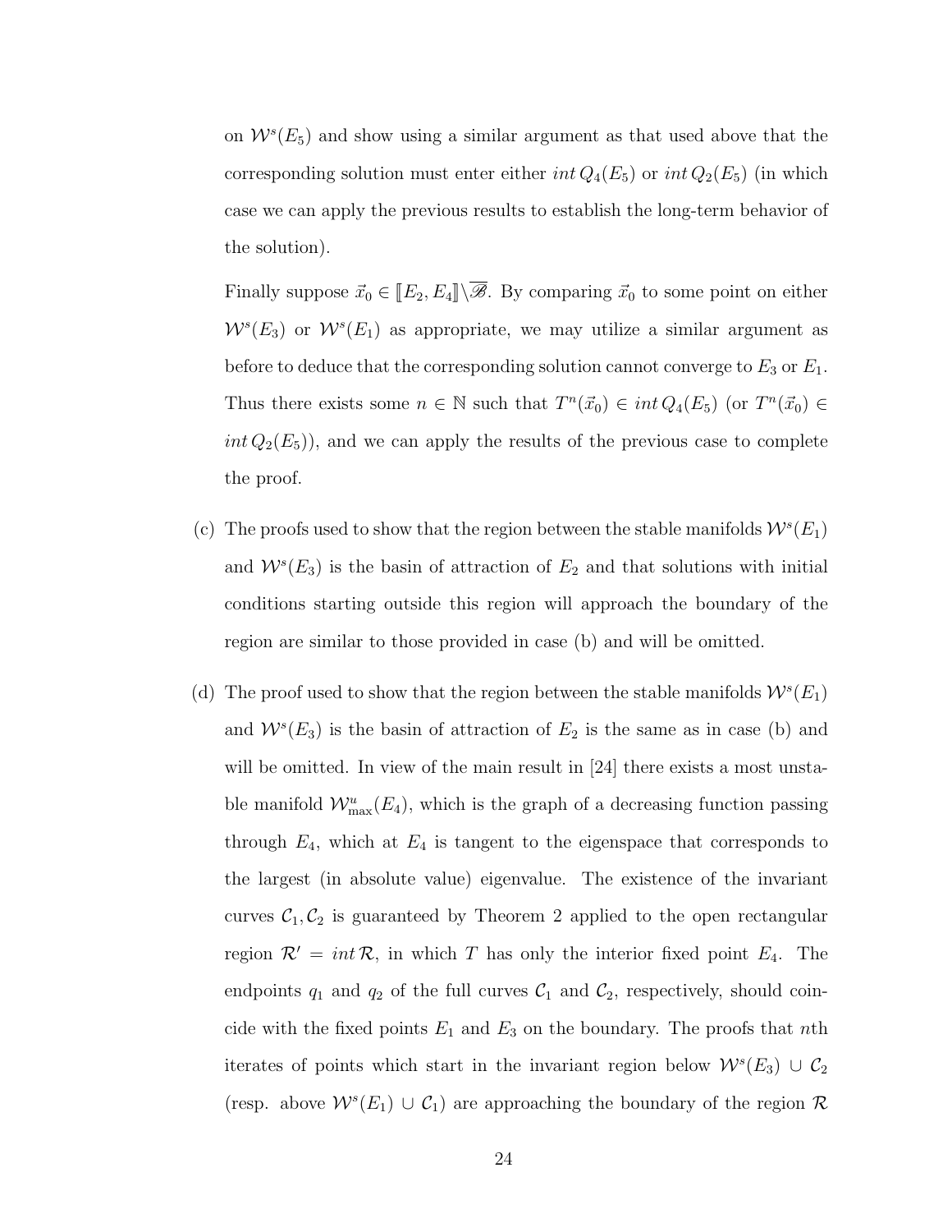on $\mathcal{W}^s(E_5)$ and show using a similar argument as that used above that the corresponding solution must enter either $int\, Q_4(E_5)$ or $int\, Q_2(E_5)$ (in which case we can apply the previous results to establish the long-term behavior of the solution).

Finally suppose $\vec{x}_0 \in [\![E_2, E_4]\!] \backslash \overline{\mathscr{B}}$. By comparing $\vec{x}_0$ to some point on either $\mathcal{W}^s(E_3)$ or $\mathcal{W}^s(E_1)$ as appropriate, we may utilize a similar argument as before to deduce that the corresponding solution cannot converge to $E_3$ or $E_1$. Thus there exists some $n \in \mathbb{N}$ such that $T^n(\vec{x}_0) \in int\, Q_4(E_5)$ (or $T^n(\vec{x}_0) \in int\, Q_2(E_5)$), and we can apply the results of the previous case to complete the proof.

(c) The proofs used to show that the region between the stable manifolds $\mathcal{W}^s(E_1)$ and $\mathcal{W}^s(E_3)$ is the basin of attraction of $E_2$ and that solutions with initial conditions starting outside this region will approach the boundary of the region are similar to those provided in case (b) and will be omitted.

(d) The proof used to show that the region between the stable manifolds $\mathcal{W}^s(E_1)$ and $\mathcal{W}^s(E_3)$ is the basin of attraction of $E_2$ is the same as in case (b) and will be omitted. In view of the main result in [24] there exists a most unstable manifold $\mathcal{W}^u_{\max}(E_4)$, which is the graph of a decreasing function passing through $E_4$, which at $E_4$ is tangent to the eigenspace that corresponds to the largest (in absolute value) eigenvalue. The existence of the invariant curves $\mathcal{C}_1, \mathcal{C}_2$ is guaranteed by Theorem 2 applied to the open rectangular region $\mathcal{R}' = int\, \mathcal{R}$, in which $T$ has only the interior fixed point $E_4$. The endpoints $q_1$ and $q_2$ of the full curves $\mathcal{C}_1$ and $\mathcal{C}_2$, respectively, should coincide with the fixed points $E_1$ and $E_3$ on the boundary. The proofs that $n$th iterates of points which start in the invariant region below $\mathcal{W}^s(E_3) \cup \mathcal{C}_2$ (resp. above $\mathcal{W}^s(E_1) \cup \mathcal{C}_1$) are approaching the boundary of the region $\mathcal{R}$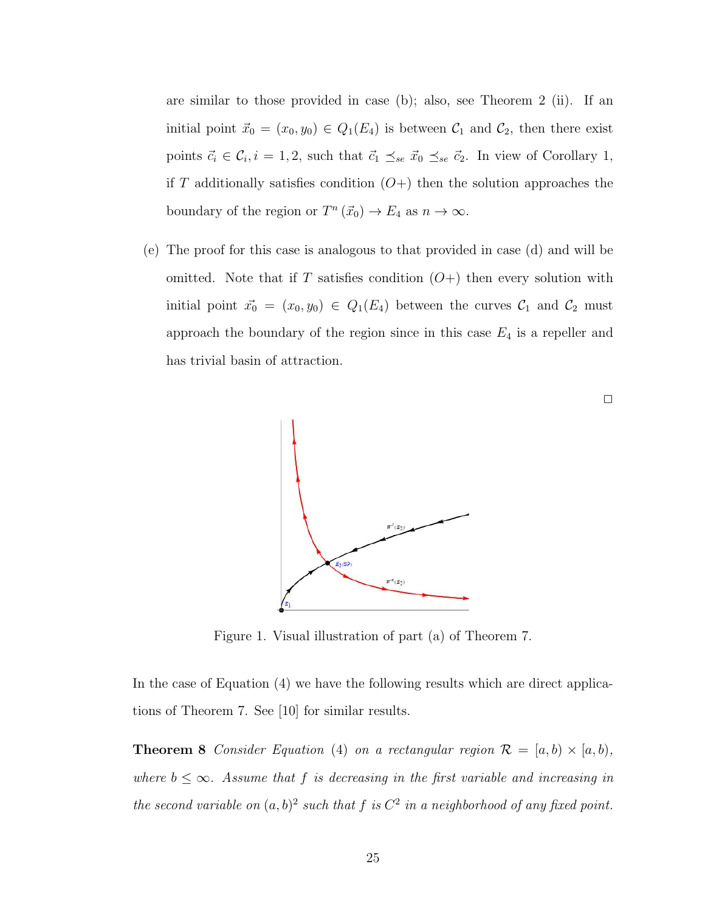are similar to those provided in case (b); also, see Theorem 2 (ii). If an initial point $\vec{x}_0 = (x_0, y_0) \in Q_1(E_4)$ is between $\mathcal{C}_1$ and $\mathcal{C}_2$, then there exist points $\vec{c}_i \in \mathcal{C}_i, i = 1, 2$, such that $\vec{c}_1 \preceq_{se} \vec{x}_0 \preceq_{se} \vec{c}_2$. In view of Corollary 1, if $T$ additionally satisfies condition $(O+)$ then the solution approaches the boundary of the region or $T^n(\vec{x}_0) \to E_4$ as $n \to \infty$.

(e) The proof for this case is analogous to that provided in case (d) and will be omitted. Note that if $T$ satisfies condition $(O+)$ then every solution with initial point $\vec{x_0} = (x_0, y_0) \in Q_1(E_4)$ between the curves $\mathcal{C}_1$ and $\mathcal{C}_2$ must approach the boundary of the region since in this case $E_4$ is a repeller and has trivial basin of attraction.

□

Figure 1. Visual illustration of part (a) of Theorem 7.

In the case of Equation (4) we have the following results which are direct applications of Theorem 7. See [10] for similar results.

**Theorem 8** *Consider Equation (4) on a rectangular region $\mathcal{R} = [a, b) \times [a, b)$, where $b \leq \infty$. Assume that $f$ is decreasing in the first variable and increasing in the second variable on $(a, b)^2$ such that $f$ is $C^2$ in a neighborhood of any fixed point.*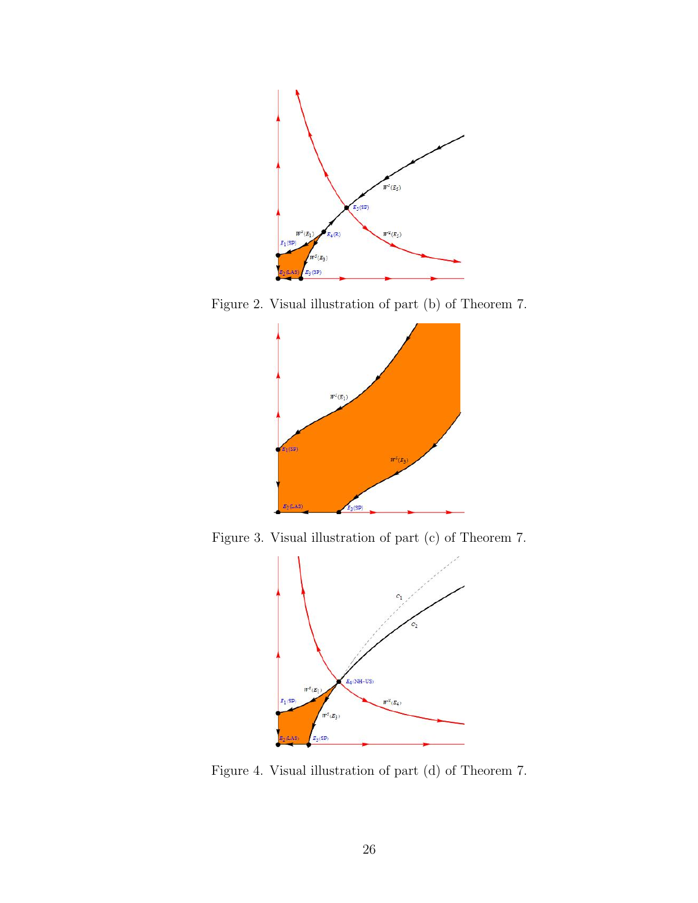Figure 2. Visual illustration of part (b) of Theorem 7.

Figure 3. Visual illustration of part (c) of Theorem 7.

Figure 4. Visual illustration of part (d) of Theorem 7.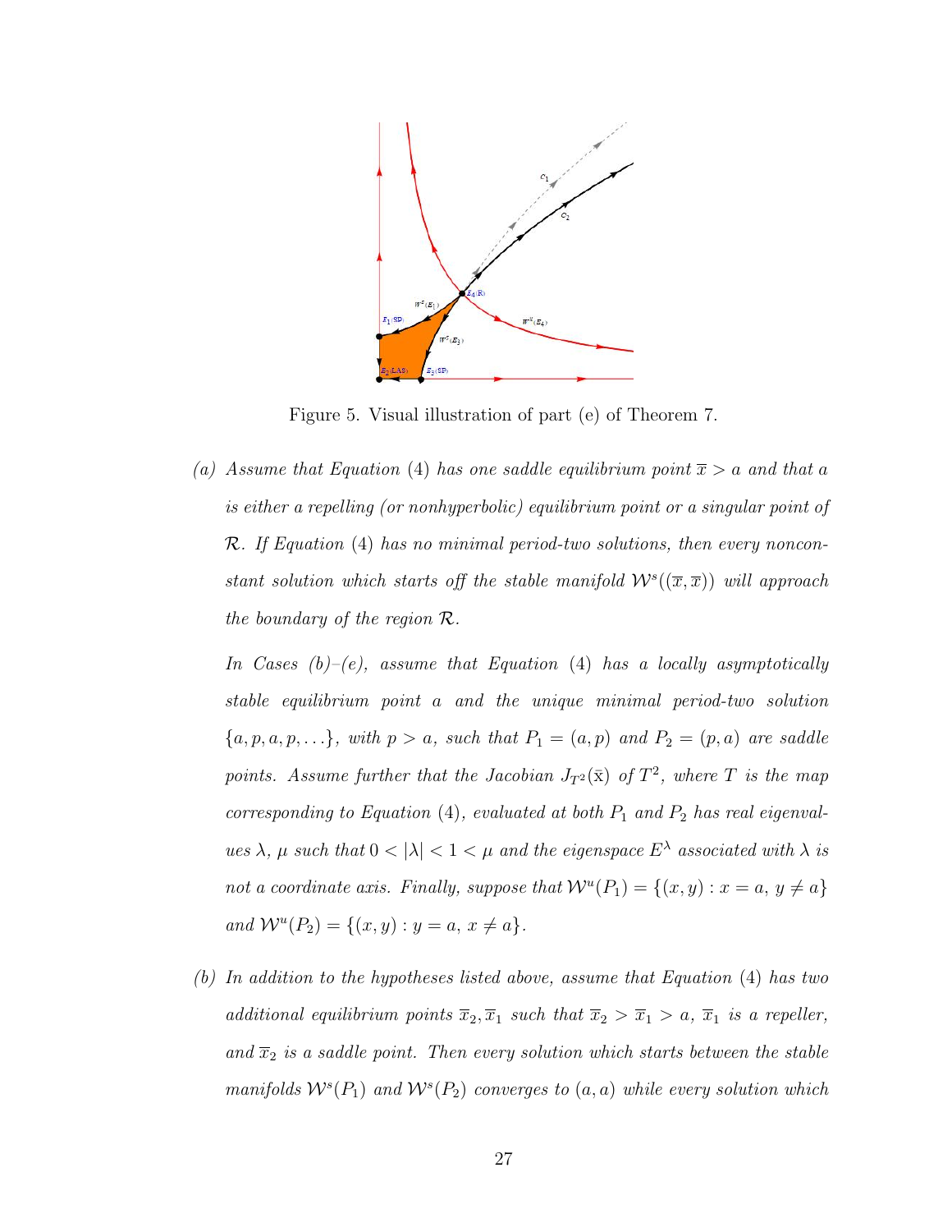Figure 5. Visual illustration of part (e) of Theorem 7.

*(a) Assume that Equation* (4) *has one saddle equilibrium point* $\overline{x} > a$ *and that* $a$ *is either a repelling (or nonhyperbolic) equilibrium point or a singular point of* $\mathcal{R}$. *If Equation* (4) *has no minimal period-two solutions, then every nonconstant solution which starts off the stable manifold* $\mathcal{W}^s((\overline{x}, \overline{x}))$ *will approach the boundary of the region* $\mathcal{R}$.

*In Cases (b)–(e), assume that Equation* (4) *has a locally asymptotically stable equilibrium point* $a$ *and the unique minimal period-two solution* $\{a, p, a, p, \ldots\}$, *with* $p > a$, *such that* $P_1 = (a, p)$ *and* $P_2 = (p, a)$ *are saddle points. Assume further that the Jacobian* $J_{T^2}(\bar{\mathrm{x}})$ *of* $T^2$, *where* $T$ *is the map corresponding to Equation* (4), *evaluated at both* $P_1$ *and* $P_2$ *has real eigenvalues* $\lambda$, $\mu$ *such that* $0 < |\lambda| < 1 < \mu$ *and the eigenspace* $E^{\lambda}$ *associated with* $\lambda$ *is not a coordinate axis. Finally, suppose that* $\mathcal{W}^u(P_1) = \{(x, y) : x = a,\ y \neq a\}$ *and* $\mathcal{W}^u(P_2) = \{(x, y) : y = a,\ x \neq a\}$.

*(b) In addition to the hypotheses listed above, assume that Equation* (4) *has two additional equilibrium points* $\overline{x}_2, \overline{x}_1$ *such that* $\overline{x}_2 > \overline{x}_1 > a$, $\overline{x}_1$ *is a repeller, and* $\overline{x}_2$ *is a saddle point. Then every solution which starts between the stable manifolds* $\mathcal{W}^s(P_1)$ *and* $\mathcal{W}^s(P_2)$ *converges to* $(a, a)$ *while every solution which*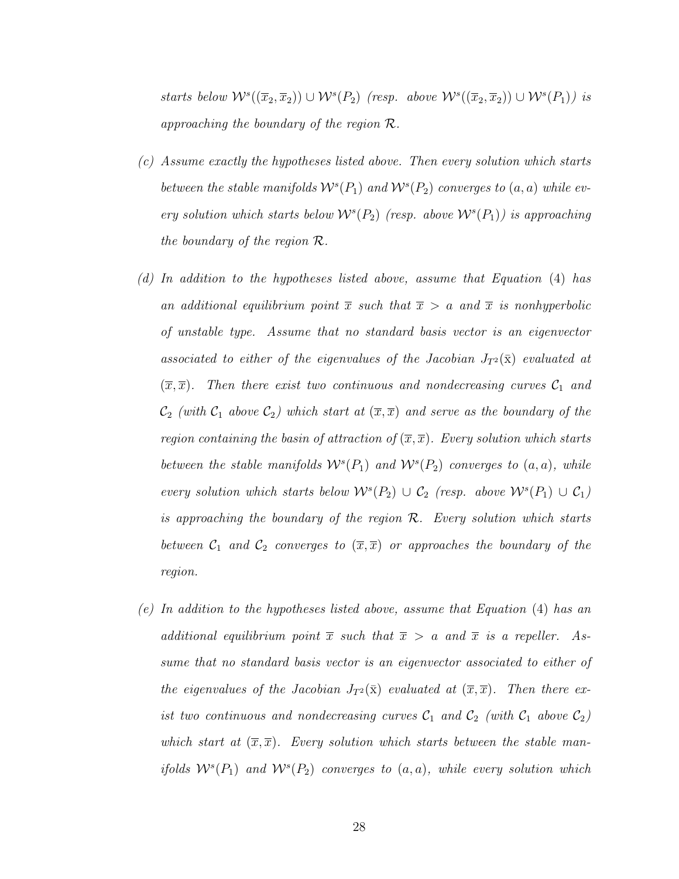*starts below $\mathcal{W}^s((\overline{x}_2, \overline{x}_2)) \cup \mathcal{W}^s(P_2)$ (resp. above $\mathcal{W}^s((\overline{x}_2, \overline{x}_2)) \cup \mathcal{W}^s(P_1)$) is approaching the boundary of the region $\mathcal{R}$.*

*(c) Assume exactly the hypotheses listed above. Then every solution which starts between the stable manifolds $\mathcal{W}^s(P_1)$ and $\mathcal{W}^s(P_2)$ converges to $(a, a)$ while every solution which starts below $\mathcal{W}^s(P_2)$ (resp. above $\mathcal{W}^s(P_1)$) is approaching the boundary of the region $\mathcal{R}$.*

*(d) In addition to the hypotheses listed above, assume that Equation (4) has an additional equilibrium point $\overline{x}$ such that $\overline{x} > a$ and $\overline{x}$ is nonhyperbolic of unstable type. Assume that no standard basis vector is an eigenvector associated to either of the eigenvalues of the Jacobian $J_{T^2}(\bar{\mathrm{x}})$ evaluated at $(\overline{x}, \overline{x})$. Then there exist two continuous and nondecreasing curves $\mathcal{C}_1$ and $\mathcal{C}_2$ (with $\mathcal{C}_1$ above $\mathcal{C}_2$) which start at $(\overline{x}, \overline{x})$ and serve as the boundary of the region containing the basin of attraction of $(\overline{x}, \overline{x})$. Every solution which starts between the stable manifolds $\mathcal{W}^s(P_1)$ and $\mathcal{W}^s(P_2)$ converges to $(a, a)$, while every solution which starts below $\mathcal{W}^s(P_2) \cup \mathcal{C}_2$ (resp. above $\mathcal{W}^s(P_1) \cup \mathcal{C}_1$) is approaching the boundary of the region $\mathcal{R}$. Every solution which starts between $\mathcal{C}_1$ and $\mathcal{C}_2$ converges to $(\overline{x}, \overline{x})$ or approaches the boundary of the region.*

*(e) In addition to the hypotheses listed above, assume that Equation (4) has an additional equilibrium point $\overline{x}$ such that $\overline{x} > a$ and $\overline{x}$ is a repeller. Assume that no standard basis vector is an eigenvector associated to either of the eigenvalues of the Jacobian $J_{T^2}(\bar{\mathrm{x}})$ evaluated at $(\overline{x}, \overline{x})$. Then there exist two continuous and nondecreasing curves $\mathcal{C}_1$ and $\mathcal{C}_2$ (with $\mathcal{C}_1$ above $\mathcal{C}_2$) which start at $(\overline{x}, \overline{x})$. Every solution which starts between the stable manifolds $\mathcal{W}^s(P_1)$ and $\mathcal{W}^s(P_2)$ converges to $(a, a)$, while every solution which*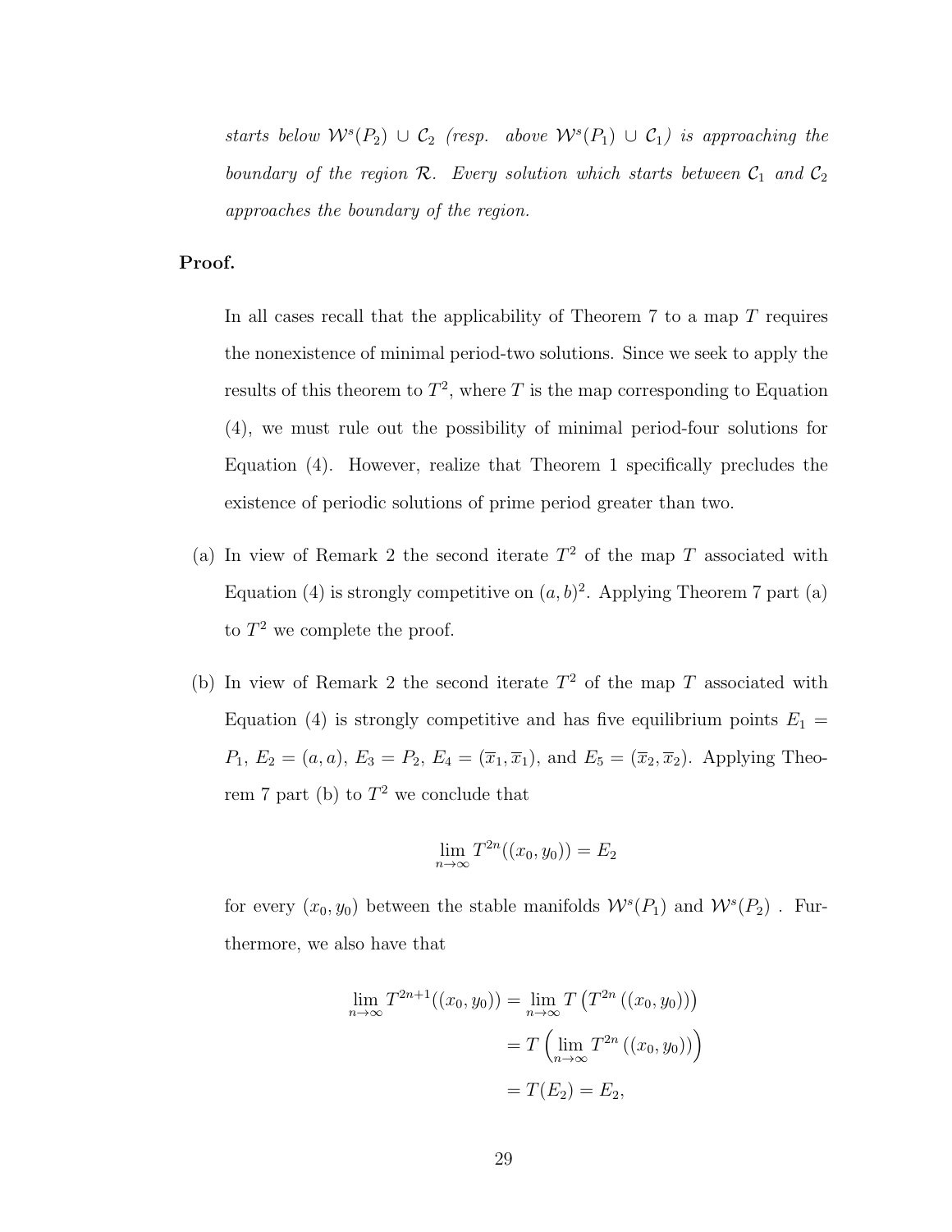*starts below $\mathcal{W}^s(P_2) \cup \mathcal{C}_2$ (resp. above $\mathcal{W}^s(P_1) \cup \mathcal{C}_1$) is approaching the boundary of the region $\mathcal{R}$. Every solution which starts between $\mathcal{C}_1$ and $\mathcal{C}_2$ approaches the boundary of the region.*

**Proof.**

In all cases recall that the applicability of Theorem 7 to a map $T$ requires the nonexistence of minimal period-two solutions. Since we seek to apply the results of this theorem to $T^2$, where $T$ is the map corresponding to Equation (4), we must rule out the possibility of minimal period-four solutions for Equation (4). However, realize that Theorem 1 specifically precludes the existence of periodic solutions of prime period greater than two.

(a) In view of Remark 2 the second iterate $T^2$ of the map $T$ associated with Equation (4) is strongly competitive on $(a, b)^2$. Applying Theorem 7 part (a) to $T^2$ we complete the proof.

(b) In view of Remark 2 the second iterate $T^2$ of the map $T$ associated with Equation (4) is strongly competitive and has five equilibrium points $E_1 = P_1$, $E_2 = (a, a)$, $E_3 = P_2$, $E_4 = (\overline{x}_1, \overline{x}_1)$, and $E_5 = (\overline{x}_2, \overline{x}_2)$. Applying Theorem 7 part (b) to $T^2$ we conclude that

$$\lim_{n\to\infty} T^{2n}((x_0, y_0)) = E_2$$

for every $(x_0, y_0)$ between the stable manifolds $\mathcal{W}^s(P_1)$ and $\mathcal{W}^s(P_2)$ . Furthermore, we also have that

$$\begin{aligned}
\lim_{n\to\infty} T^{2n+1}((x_0, y_0)) &= \lim_{n\to\infty} T\left(T^{2n}\left((x_0, y_0)\right)\right) \\
&= T\left(\lim_{n\to\infty} T^{2n}\left((x_0, y_0)\right)\right) \\
&= T(E_2) = E_2,
\end{aligned}$$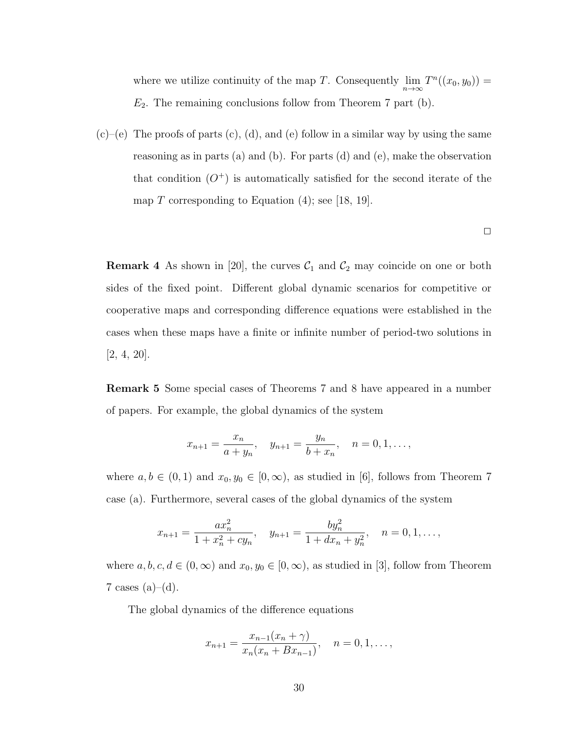where we utilize continuity of the map $T$. Consequently $\lim_{n\to\infty} T^n((x_0, y_0)) = E_2$. The remaining conclusions follow from Theorem 7 part (b).

(c)–(e) The proofs of parts (c), (d), and (e) follow in a similar way by using the same reasoning as in parts (a) and (b). For parts (d) and (e), make the observation that condition $(O^+)$ is automatically satisfied for the second iterate of the map $T$ corresponding to Equation (4); see [18, 19].

□

**Remark 4** As shown in [20], the curves $\mathcal{C}_1$ and $\mathcal{C}_2$ may coincide on one or both sides of the fixed point. Different global dynamic scenarios for competitive or cooperative maps and corresponding difference equations were established in the cases when these maps have a finite or infinite number of period-two solutions in [2, 4, 20].

**Remark 5** Some special cases of Theorems 7 and 8 have appeared in a number of papers. For example, the global dynamics of the system

$$x_{n+1} = \frac{x_n}{a + y_n}, \quad y_{n+1} = \frac{y_n}{b + x_n}, \quad n = 0, 1, \ldots,$$

where $a, b \in (0, 1)$ and $x_0, y_0 \in [0, \infty)$, as studied in [6], follows from Theorem 7 case (a). Furthermore, several cases of the global dynamics of the system

$$x_{n+1} = \frac{a x_n^2}{1 + x_n^2 + c y_n}, \quad y_{n+1} = \frac{b y_n^2}{1 + d x_n + y_n^2}, \quad n = 0, 1, \ldots,$$

where $a, b, c, d \in (0, \infty)$ and $x_0, y_0 \in [0, \infty)$, as studied in [3], follow from Theorem 7 cases (a)–(d).

The global dynamics of the difference equations

$$x_{n+1} = \frac{x_{n-1}(x_n + \gamma)}{x_n(x_n + B x_{n-1})}, \quad n = 0, 1, \ldots,$$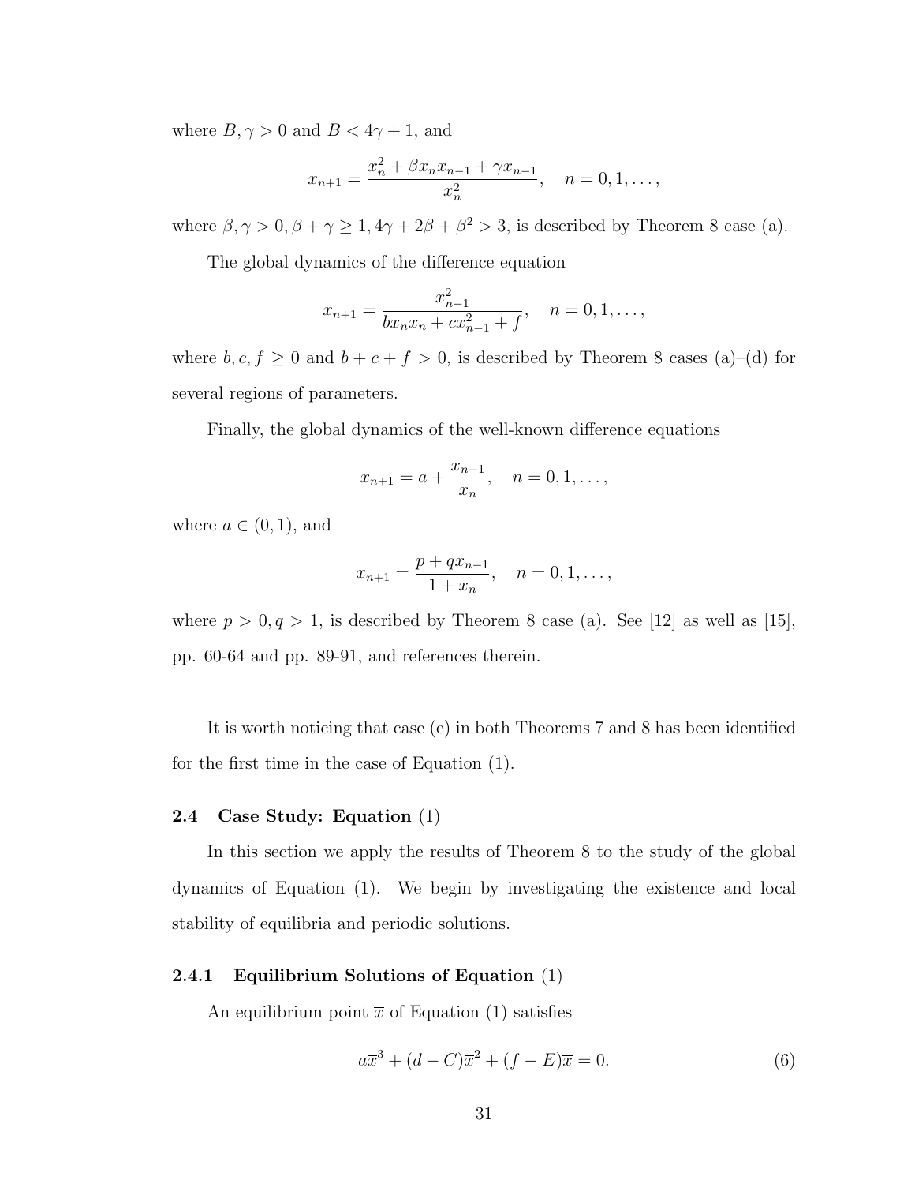where $B, \gamma > 0$ and $B < 4\gamma + 1$, and

$$x_{n+1} = \frac{x_n^2 + \beta x_n x_{n-1} + \gamma x_{n-1}}{x_n^2}, \quad n = 0, 1, \ldots,$$

where $\beta, \gamma > 0, \beta + \gamma \geq 1, 4\gamma + 2\beta + \beta^2 > 3$, is described by Theorem 8 case (a).

The global dynamics of the difference equation

$$x_{n+1} = \frac{x_{n-1}^2}{b x_n x_n + c x_{n-1}^2 + f}, \quad n = 0, 1, \ldots,$$

where $b, c, f \geq 0$ and $b + c + f > 0$, is described by Theorem 8 cases (a)–(d) for several regions of parameters.

Finally, the global dynamics of the well-known difference equations

$$x_{n+1} = a + \frac{x_{n-1}}{x_n}, \quad n = 0, 1, \ldots,$$

where $a \in (0, 1)$, and

$$x_{n+1} = \frac{p + q x_{n-1}}{1 + x_n}, \quad n = 0, 1, \ldots,$$

where $p > 0, q > 1$, is described by Theorem 8 case (a). See [12] as well as [15], pp. 60-64 and pp. 89-91, and references therein.

It is worth noticing that case (e) in both Theorems 7 and 8 has been identified for the first time in the case of Equation (1).

### 2.4 Case Study: Equation (1)

In this section we apply the results of Theorem 8 to the study of the global dynamics of Equation (1). We begin by investigating the existence and local stability of equilibria and periodic solutions.

#### 2.4.1 Equilibrium Solutions of Equation (1)

An equilibrium point $\overline{x}$ of Equation (1) satisfies

$$a\overline{x}^3 + (d - C)\overline{x}^2 + (f - E)\overline{x} = 0. \tag{6}$$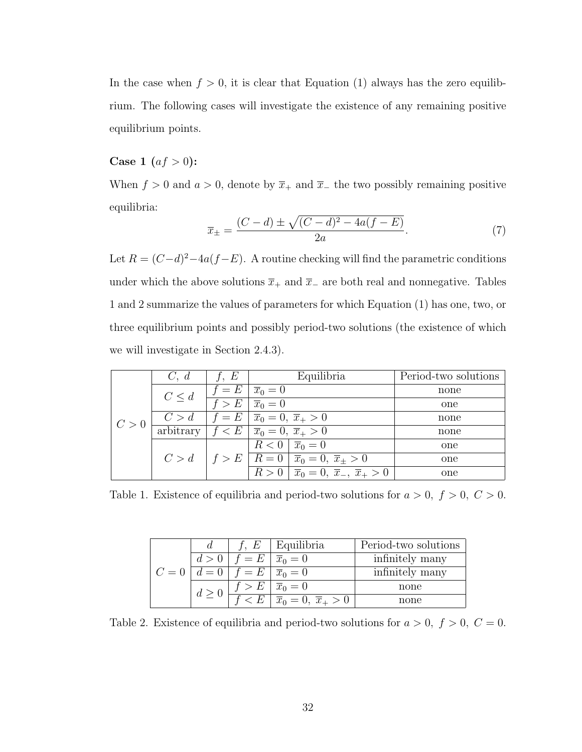In the case when $f > 0$, it is clear that Equation (1) always has the zero equilibrium. The following cases will investigate the existence of any remaining positive equilibrium points.

**Case 1 ($af > 0$):**

When $f > 0$ and $a > 0$, denote by $\overline{x}_+$ and $\overline{x}_-$ the two possibly remaining positive equilibria:

$$\overline{x}_\pm = \frac{(C-d) \pm \sqrt{(C-d)^2 - 4a(f-E)}}{2a}. \tag{7}$$

Let $R = (C-d)^2 - 4a(f-E)$. A routine checking will find the parametric conditions under which the above solutions $\overline{x}_+$ and $\overline{x}_-$ are both real and nonnegative. Tables 1 and 2 summarize the values of parameters for which Equation (1) has one, two, or three equilibrium points and possibly period-two solutions (the existence of which we will investigate in Section 2.4.3).

| | $C,\ d$ | $f,\ E$ | Equilibria | | Period-two solutions |
|---|---|---|---|---|---|
| $C > 0$ | $C \le d$ | $f = E$ | $\overline{x}_0 = 0$ | | none |
| | | $f > E$ | $\overline{x}_0 = 0$ | | one |
| | $C > d$ | $f = E$ | $\overline{x}_0 = 0,\ \overline{x}_+ > 0$ | | none |
| | arbitrary | $f < E$ | $\overline{x}_0 = 0,\ \overline{x}_+ > 0$ | | none |
| | $C > d$ | $f > E$ | $R < 0$ | $\overline{x}_0 = 0$ | one |
| | | | $R = 0$ | $\overline{x}_0 = 0,\ \overline{x}_\pm > 0$ | one |
| | | | $R > 0$ | $\overline{x}_0 = 0,\ \overline{x}_-,\ \overline{x}_+ > 0$ | one |

Table 1. Existence of equilibria and period-two solutions for $a > 0,\ f > 0,\ C > 0$.

| | $d$ | $f,\ E$ | Equilibria | Period-two solutions |
|---|---|---|---|---|
| $C = 0$ | $d > 0$ | $f = E$ | $\overline{x}_0 = 0$ | infinitely many |
| | $d = 0$ | $f = E$ | $\overline{x}_0 = 0$ | infinitely many |
| | $d \ge 0$ | $f > E$ | $\overline{x}_0 = 0$ | none |
| | | $f < E$ | $\overline{x}_0 = 0,\ \overline{x}_+ > 0$ | none |

Table 2. Existence of equilibria and period-two solutions for $a > 0,\ f > 0,\ C = 0$.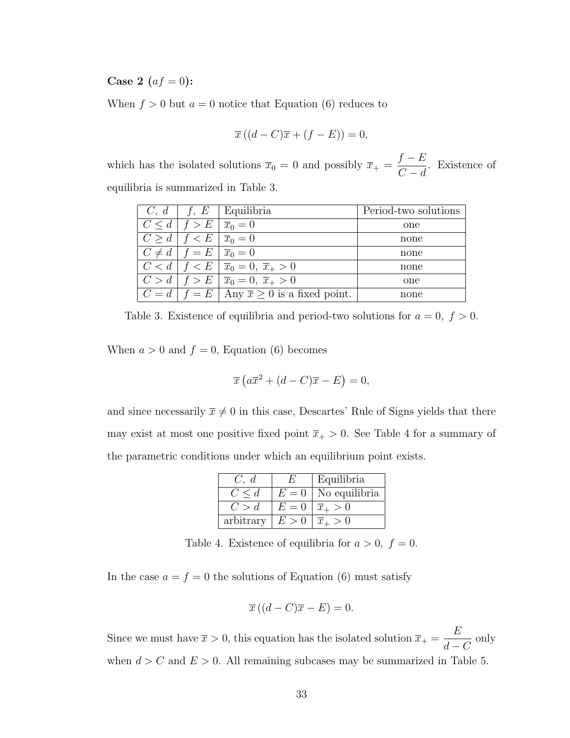**Case 2 ($af = 0$):**

When $f > 0$ but $a = 0$ notice that Equation (6) reduces to

$$\overline{x}\left((d - C)\overline{x} + (f - E)\right) = 0,$$

which has the isolated solutions $\overline{x}_0 = 0$ and possibly $\overline{x}_+ = \dfrac{f - E}{C - d}$. Existence of equilibria is summarized in Table 3.

| $C,\ d$ | $f,\ E$ | Equilibria | Period-two solutions |
|---|---|---|---|
| $C \leq d$ | $f > E$ | $\overline{x}_0 = 0$ | one |
| $C \geq d$ | $f < E$ | $\overline{x}_0 = 0$ | none |
| $C \neq d$ | $f = E$ | $\overline{x}_0 = 0$ | none |
| $C < d$ | $f < E$ | $\overline{x}_0 = 0,\ \overline{x}_+ > 0$ | none |
| $C > d$ | $f > E$ | $\overline{x}_0 = 0,\ \overline{x}_+ > 0$ | one |
| $C = d$ | $f = E$ | Any $\overline{x} \geq 0$ is a fixed point. | none |

Table 3. Existence of equilibria and period-two solutions for $a = 0,\ f > 0$.

When $a > 0$ and $f = 0$, Equation (6) becomes

$$\overline{x}\left(a\overline{x}^2 + (d - C)\overline{x} - E\right) = 0,$$

and since necessarily $\overline{x} \neq 0$ in this case, Descartes' Rule of Signs yields that there may exist at most one positive fixed point $\overline{x}_+ > 0$. See Table 4 for a summary of the parametric conditions under which an equilibrium point exists.

| $C,\ d$ | $E$ | Equilibria |
|---|---|---|
| $C \leq d$ | $E = 0$ | No equilibria |
| $C > d$ | $E = 0$ | $\overline{x}_+ > 0$ |
| arbitrary | $E > 0$ | $\overline{x}_+ > 0$ |

Table 4. Existence of equilibria for $a > 0,\ f = 0$.

In the case $a = f = 0$ the solutions of Equation (6) must satisfy

$$\overline{x}\left((d - C)\overline{x} - E\right) = 0.$$

Since we must have $\overline{x} > 0$, this equation has the isolated solution $\overline{x}_+ = \dfrac{E}{d - C}$ only when $d > C$ and $E > 0$. All remaining subcases may be summarized in Table 5.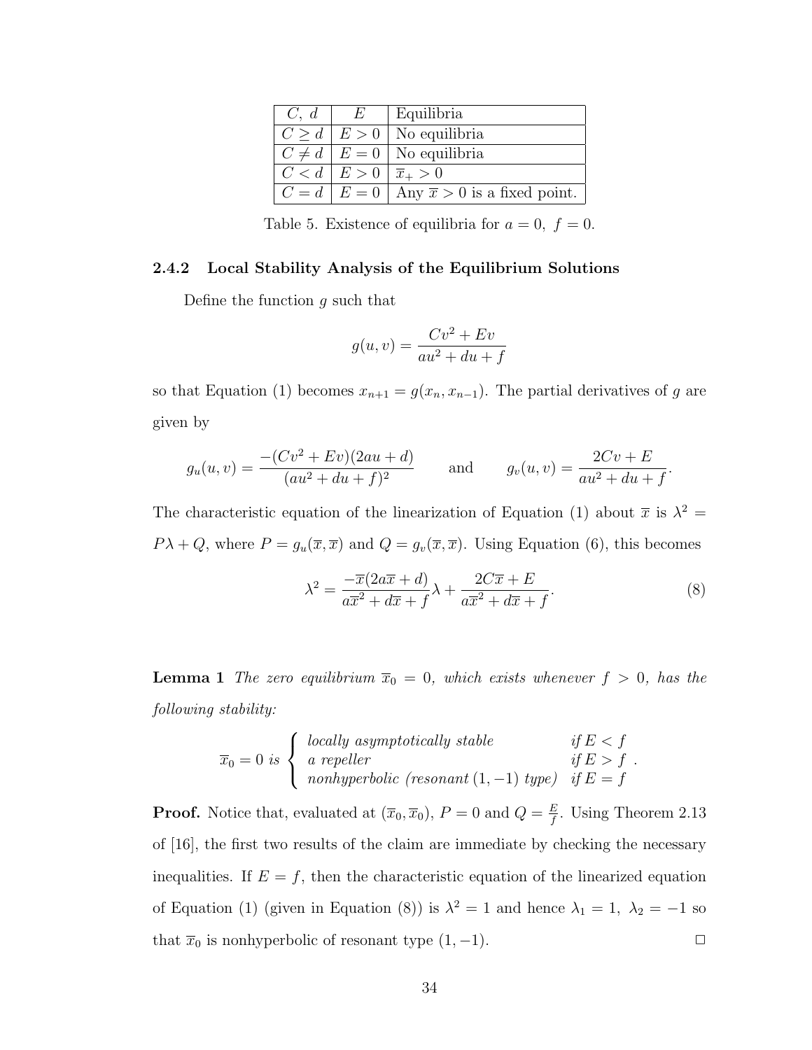| $C,\ d$ | $E$ | Equilibria |
|---|---|---|
| $C \geq d$ | $E > 0$ | No equilibria |
| $C \neq d$ | $E = 0$ | No equilibria |
| $C < d$ | $E > 0$ | $\overline{x}_{+} > 0$ |
| $C = d$ | $E = 0$ | Any $\overline{x} > 0$ is a fixed point. |

Table 5. Existence of equilibria for $a = 0,\ f = 0$.

### 2.4.2 Local Stability Analysis of the Equilibrium Solutions

Define the function $g$ such that

$$g(u, v) = \frac{Cv^2 + Ev}{au^2 + du + f}$$

so that Equation (1) becomes $x_{n+1} = g(x_n, x_{n-1})$. The partial derivatives of $g$ are given by

$$g_u(u, v) = \frac{-(Cv^2 + Ev)(2au + d)}{(au^2 + du + f)^2} \qquad \text{and} \qquad g_v(u, v) = \frac{2Cv + E}{au^2 + du + f}.$$

The characteristic equation of the linearization of Equation (1) about $\overline{x}$ is $\lambda^2 = P\lambda + Q$, where $P = g_u(\overline{x}, \overline{x})$ and $Q = g_v(\overline{x}, \overline{x})$. Using Equation (6), this becomes

$$\lambda^2 = \frac{-\overline{x}(2a\overline{x} + d)}{a\overline{x}^2 + d\overline{x} + f}\lambda + \frac{2C\overline{x} + E}{a\overline{x}^2 + d\overline{x} + f}. \tag{8}$$

**Lemma 1** *The zero equilibrium $\overline{x}_0 = 0$, which exists whenever $f > 0$, has the following stability:*

$$\overline{x}_0 = 0 \text{ is } \begin{cases} \text{locally asymptotically stable} & \text{if } E < f \\ \text{a repeller} & \text{if } E > f \\ \text{nonhyperbolic (resonant } (1, -1) \text{ type)} & \text{if } E = f \end{cases}.$$

**Proof.** Notice that, evaluated at $(\overline{x}_0, \overline{x}_0)$, $P = 0$ and $Q = \frac{E}{f}$. Using Theorem 2.13 of [16], the first two results of the claim are immediate by checking the necessary inequalities. If $E = f$, then the characteristic equation of the linearized equation of Equation (1) (given in Equation (8)) is $\lambda^2 = 1$ and hence $\lambda_1 = 1,\ \lambda_2 = -1$ so that $\overline{x}_0$ is nonhyperbolic of resonant type $(1, -1)$. □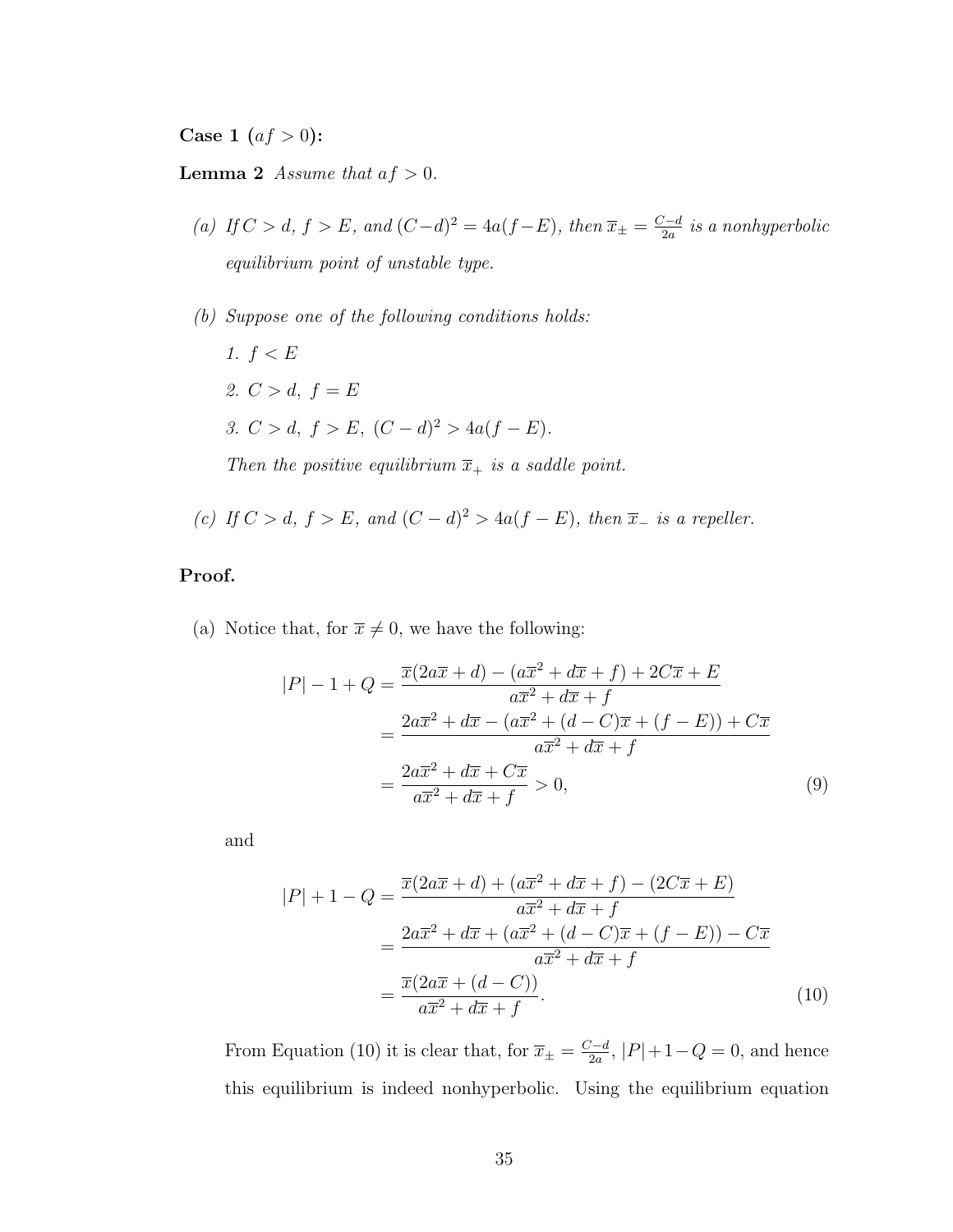**Case 1 ($af > 0$):**

**Lemma 2** *Assume that $af > 0$.*

*(a) If $C > d$, $f > E$, and $(C-d)^2 = 4a(f-E)$, then $\overline{x}_{\pm} = \frac{C-d}{2a}$ is a nonhyperbolic equilibrium point of unstable type.*

*(b) Suppose one of the following conditions holds:*

*1. $f < E$*

*2. $C > d,\ f = E$*

*3. $C > d,\ f > E,\ (C-d)^2 > 4a(f-E)$.*

*Then the positive equilibrium $\overline{x}_+$ is a saddle point.*

*(c) If $C > d$, $f > E$, and $(C-d)^2 > 4a(f-E)$, then $\overline{x}_-$ is a repeller.*

**Proof.**

(a) Notice that, for $\overline{x} \neq 0$, we have the following:

$$
\begin{aligned}
|P| - 1 + Q &= \frac{\overline{x}(2a\overline{x} + d) - (a\overline{x}^2 + d\overline{x} + f) + 2C\overline{x} + E}{a\overline{x}^2 + d\overline{x} + f} \\
&= \frac{2a\overline{x}^2 + d\overline{x} - (a\overline{x}^2 + (d-C)\overline{x} + (f-E)) + C\overline{x}}{a\overline{x}^2 + d\overline{x} + f} \\
&= \frac{2a\overline{x}^2 + d\overline{x} + C\overline{x}}{a\overline{x}^2 + d\overline{x} + f} > 0, \qquad (9)
\end{aligned}
$$

and

$$
\begin{aligned}
|P| + 1 - Q &= \frac{\overline{x}(2a\overline{x} + d) + (a\overline{x}^2 + d\overline{x} + f) - (2C\overline{x} + E)}{a\overline{x}^2 + d\overline{x} + f} \\
&= \frac{2a\overline{x}^2 + d\overline{x} + (a\overline{x}^2 + (d-C)\overline{x} + (f-E)) - C\overline{x}}{a\overline{x}^2 + d\overline{x} + f} \\
&= \frac{\overline{x}(2a\overline{x} + (d-C))}{a\overline{x}^2 + d\overline{x} + f}. \qquad (10)
\end{aligned}
$$

From Equation (10) it is clear that, for $\overline{x}_{\pm} = \frac{C-d}{2a}$, $|P| + 1 - Q = 0$, and hence this equilibrium is indeed nonhyperbolic. Using the equilibrium equation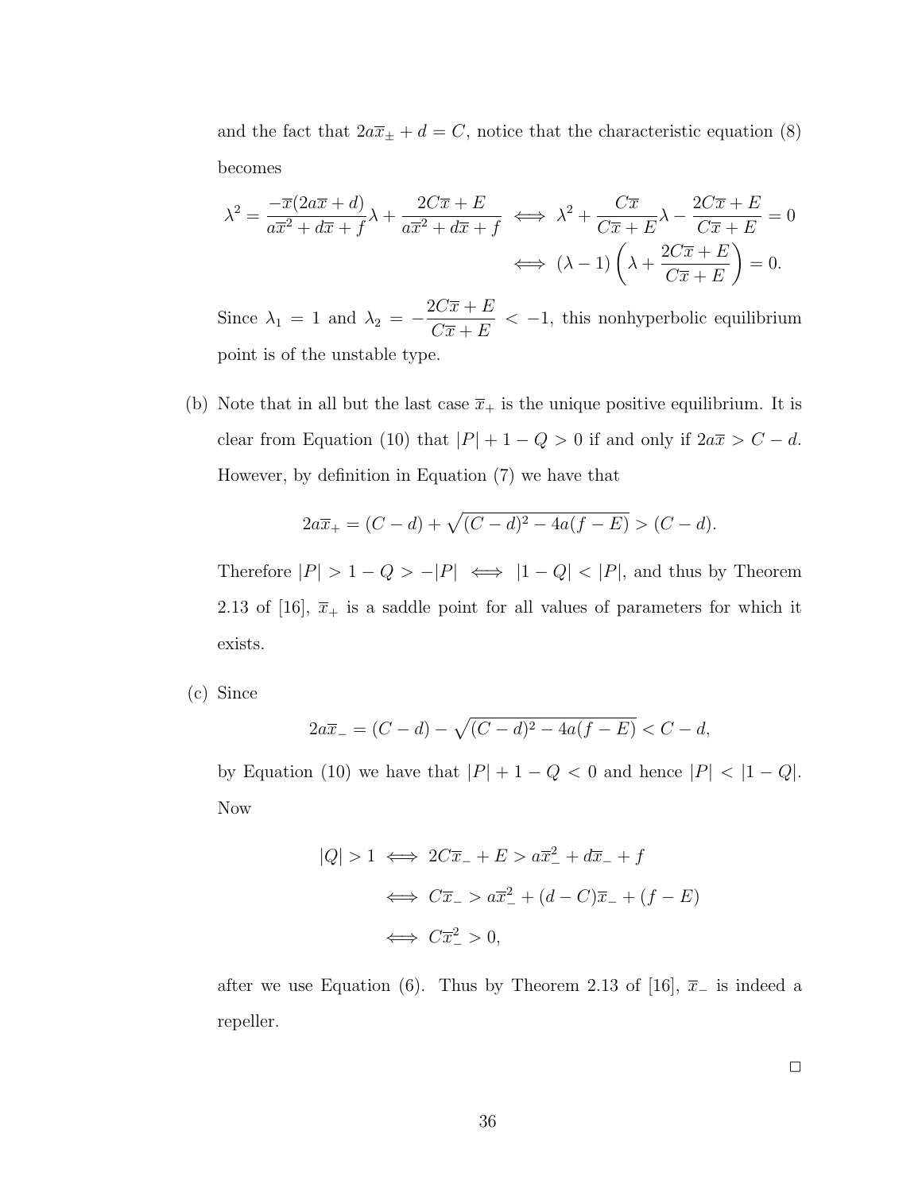and the fact that $2a\overline{x}_{\pm} + d = C$, notice that the characteristic equation (8) becomes

$$\lambda^2 = \frac{-\overline{x}(2a\overline{x}+d)}{a\overline{x}^2 + d\overline{x} + f}\lambda + \frac{2C\overline{x}+E}{a\overline{x}^2 + d\overline{x} + f} \iff \lambda^2 + \frac{C\overline{x}}{C\overline{x}+E}\lambda - \frac{2C\overline{x}+E}{C\overline{x}+E} = 0$$

$$\iff (\lambda - 1)\left(\lambda + \frac{2C\overline{x}+E}{C\overline{x}+E}\right) = 0.$$

Since $\lambda_1 = 1$ and $\lambda_2 = -\dfrac{2C\overline{x}+E}{C\overline{x}+E} < -1$, this nonhyperbolic equilibrium point is of the unstable type.

(b) Note that in all but the last case $\overline{x}_+$ is the unique positive equilibrium. It is clear from Equation (10) that $|P| + 1 - Q > 0$ if and only if $2a\overline{x} > C - d$. However, by definition in Equation (7) we have that

$$2a\overline{x}_+ = (C-d) + \sqrt{(C-d)^2 - 4a(f-E)} > (C-d).$$

Therefore $|P| > 1 - Q > -|P| \iff |1-Q| < |P|$, and thus by Theorem 2.13 of [16], $\overline{x}_+$ is a saddle point for all values of parameters for which it exists.

(c) Since

$$2a\overline{x}_- = (C-d) - \sqrt{(C-d)^2 - 4a(f-E)} < C - d,$$

by Equation (10) we have that $|P| + 1 - Q < 0$ and hence $|P| < |1-Q|$. Now

$$|Q| > 1 \iff 2C\overline{x}_- + E > a\overline{x}_-^2 + d\overline{x}_- + f$$

$$\iff C\overline{x}_- > a\overline{x}_-^2 + (d-C)\overline{x}_- + (f-E)$$

$$\iff C\overline{x}_-^2 > 0,$$

after we use Equation (6). Thus by Theorem 2.13 of [16], $\overline{x}_-$ is indeed a repeller.

□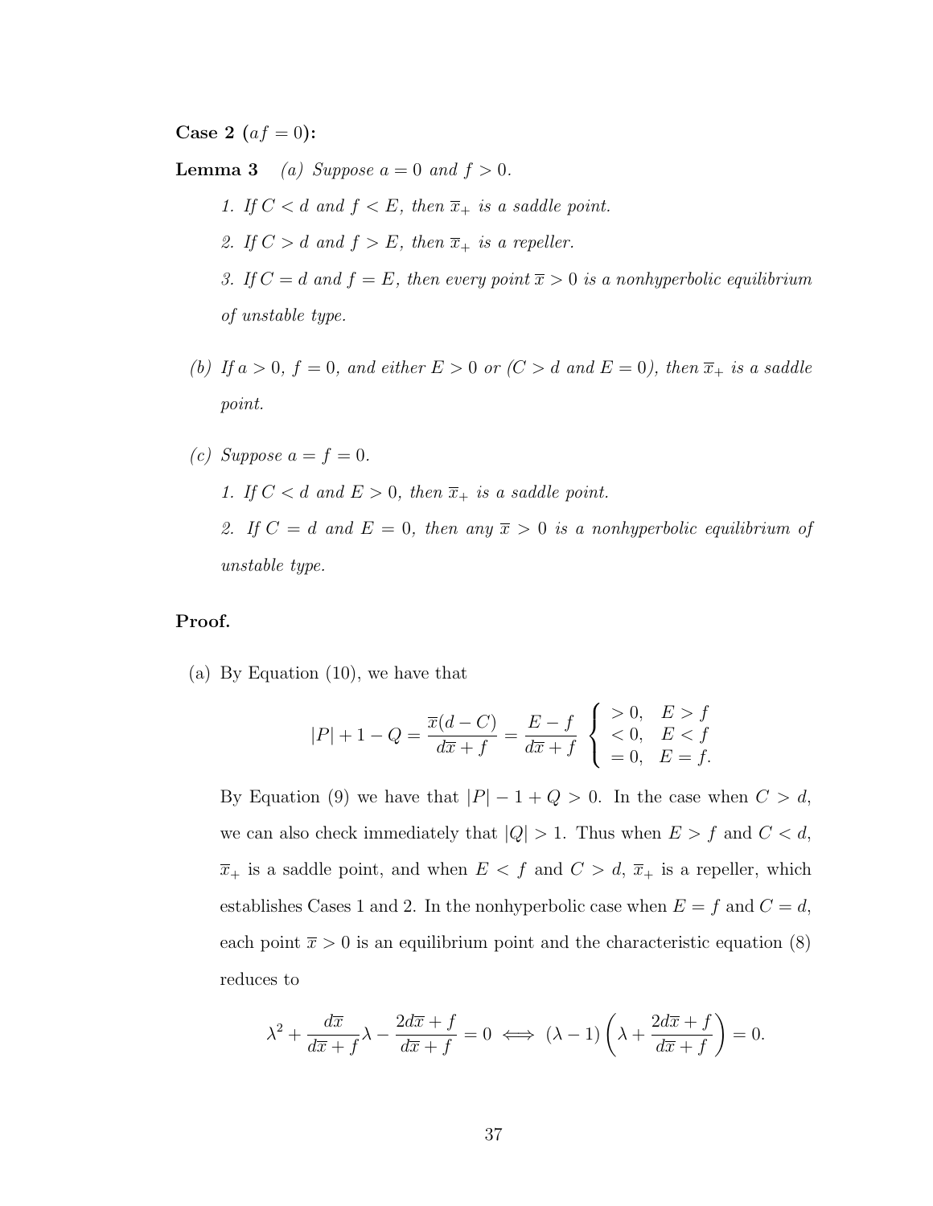**Case 2 ($af = 0$):**

**Lemma 3** *(a) Suppose $a = 0$ and $f > 0$.*

1. *If $C < d$ and $f < E$, then $\overline{x}_+$ is a saddle point.*
2. *If $C > d$ and $f > E$, then $\overline{x}_+$ is a repeller.*
3. *If $C = d$ and $f = E$, then every point $\overline{x} > 0$ is a nonhyperbolic equilibrium of unstable type.*

*(b) If $a > 0$, $f = 0$, and either $E > 0$ or ($C > d$ and $E = 0$), then $\overline{x}_+$ is a saddle point.*

*(c) Suppose $a = f = 0$.*

1. *If $C < d$ and $E > 0$, then $\overline{x}_+$ is a saddle point.*
2. *If $C = d$ and $E = 0$, then any $\overline{x} > 0$ is a nonhyperbolic equilibrium of unstable type.*

**Proof.**

(a) By Equation (10), we have that

$$|P| + 1 - Q = \frac{\overline{x}(d - C)}{d\overline{x} + f} = \frac{E - f}{d\overline{x} + f} \begin{cases} > 0, & E > f \\ < 0, & E < f \\ = 0, & E = f. \end{cases}$$

By Equation (9) we have that $|P| - 1 + Q > 0$. In the case when $C > d$, we can also check immediately that $|Q| > 1$. Thus when $E > f$ and $C < d$, $\overline{x}_+$ is a saddle point, and when $E < f$ and $C > d$, $\overline{x}_+$ is a repeller, which establishes Cases 1 and 2. In the nonhyperbolic case when $E = f$ and $C = d$, each point $\overline{x} > 0$ is an equilibrium point and the characteristic equation (8) reduces to

$$\lambda^2 + \frac{d\overline{x}}{d\overline{x} + f}\lambda - \frac{2d\overline{x} + f}{d\overline{x} + f} = 0 \iff (\lambda - 1)\left(\lambda + \frac{2d\overline{x} + f}{d\overline{x} + f}\right) = 0.$$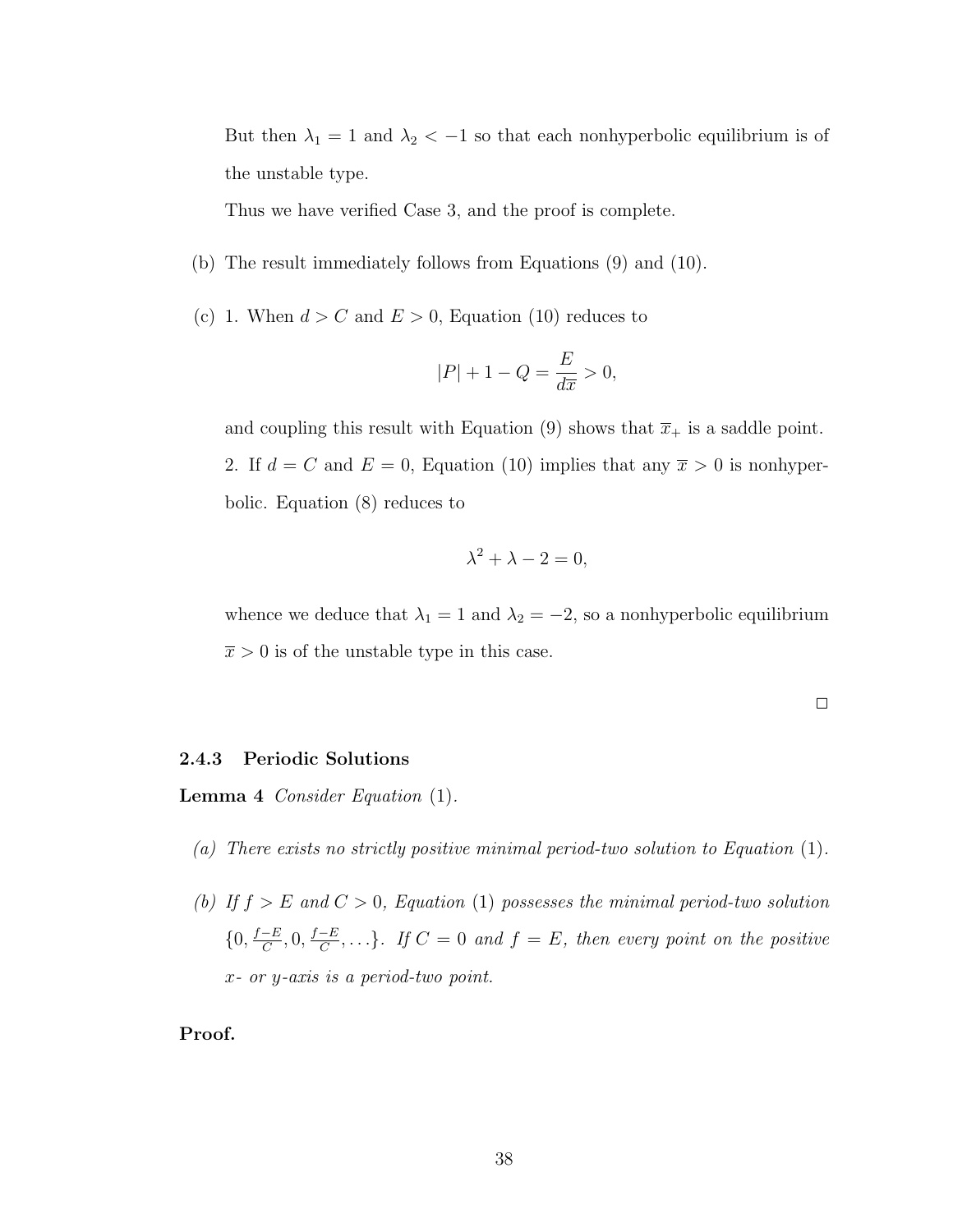But then $\lambda_1 = 1$ and $\lambda_2 < -1$ so that each nonhyperbolic equilibrium is of the unstable type.

Thus we have verified Case 3, and the proof is complete.

(b) The result immediately follows from Equations (9) and (10).

(c) 1. When $d > C$ and $E > 0$, Equation (10) reduces to

$$|P| + 1 - Q = \frac{E}{d\overline{x}} > 0,$$

and coupling this result with Equation (9) shows that $\overline{x}_+$ is a saddle point.

2. If $d = C$ and $E = 0$, Equation (10) implies that any $\overline{x} > 0$ is nonhyperbolic. Equation (8) reduces to

$$\lambda^2 + \lambda - 2 = 0,$$

whence we deduce that $\lambda_1 = 1$ and $\lambda_2 = -2$, so a nonhyperbolic equilibrium $\overline{x} > 0$ is of the unstable type in this case.

□

### 2.4.3 Periodic Solutions

**Lemma 4** *Consider Equation* (1).

*(a) There exists no strictly positive minimal period-two solution to Equation* (1).

*(b) If $f > E$ and $C > 0$, Equation* (1) *possesses the minimal period-two solution* $\{0, \frac{f-E}{C}, 0, \frac{f-E}{C}, \ldots\}$. *If $C = 0$ and $f = E$, then every point on the positive $x$- or $y$-axis is a period-two point.*

**Proof.**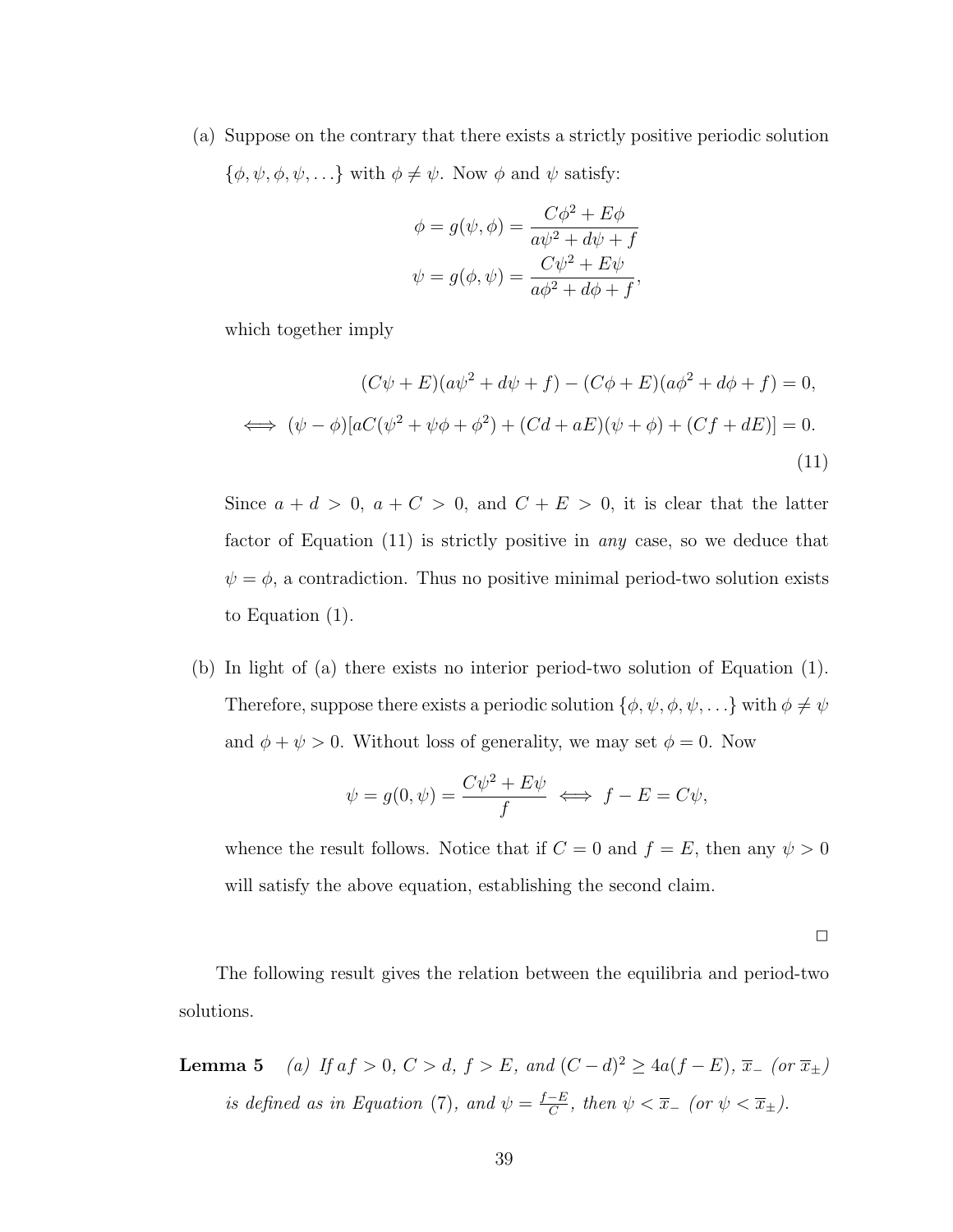(a) Suppose on the contrary that there exists a strictly positive periodic solution $\{\phi, \psi, \phi, \psi, \ldots\}$ with $\phi \neq \psi$. Now $\phi$ and $\psi$ satisfy:

$$\phi = g(\psi, \phi) = \frac{C\phi^2 + E\phi}{a\psi^2 + d\psi + f}$$
$$\psi = g(\phi, \psi) = \frac{C\psi^2 + E\psi}{a\phi^2 + d\phi + f},$$

which together imply

$$(C\psi + E)(a\psi^2 + d\psi + f) - (C\phi + E)(a\phi^2 + d\phi + f) = 0,$$
$$\iff (\psi - \phi)[aC(\psi^2 + \psi\phi + \phi^2) + (Cd + aE)(\psi + \phi) + (Cf + dE)] = 0. \tag{11}$$

Since $a + d > 0$, $a + C > 0$, and $C + E > 0$, it is clear that the latter factor of Equation (11) is strictly positive in *any* case, so we deduce that $\psi = \phi$, a contradiction. Thus no positive minimal period-two solution exists to Equation (1).

(b) In light of (a) there exists no interior period-two solution of Equation (1). Therefore, suppose there exists a periodic solution $\{\phi, \psi, \phi, \psi, \ldots\}$ with $\phi \neq \psi$ and $\phi + \psi > 0$. Without loss of generality, we may set $\phi = 0$. Now

$$\psi = g(0, \psi) = \frac{C\psi^2 + E\psi}{f} \iff f - E = C\psi,$$

whence the result follows. Notice that if $C = 0$ and $f = E$, then any $\psi > 0$ will satisfy the above equation, establishing the second claim.

□

The following result gives the relation between the equilibria and period-two solutions.

**Lemma 5** *(a) If $af > 0$, $C > d$, $f > E$, and $(C - d)^2 \geq 4a(f - E)$, $\overline{x}_-$ (or $\overline{x}_\pm$) is defined as in Equation (7), and $\psi = \frac{f-E}{C}$, then $\psi < \overline{x}_-$ (or $\psi < \overline{x}_\pm$).*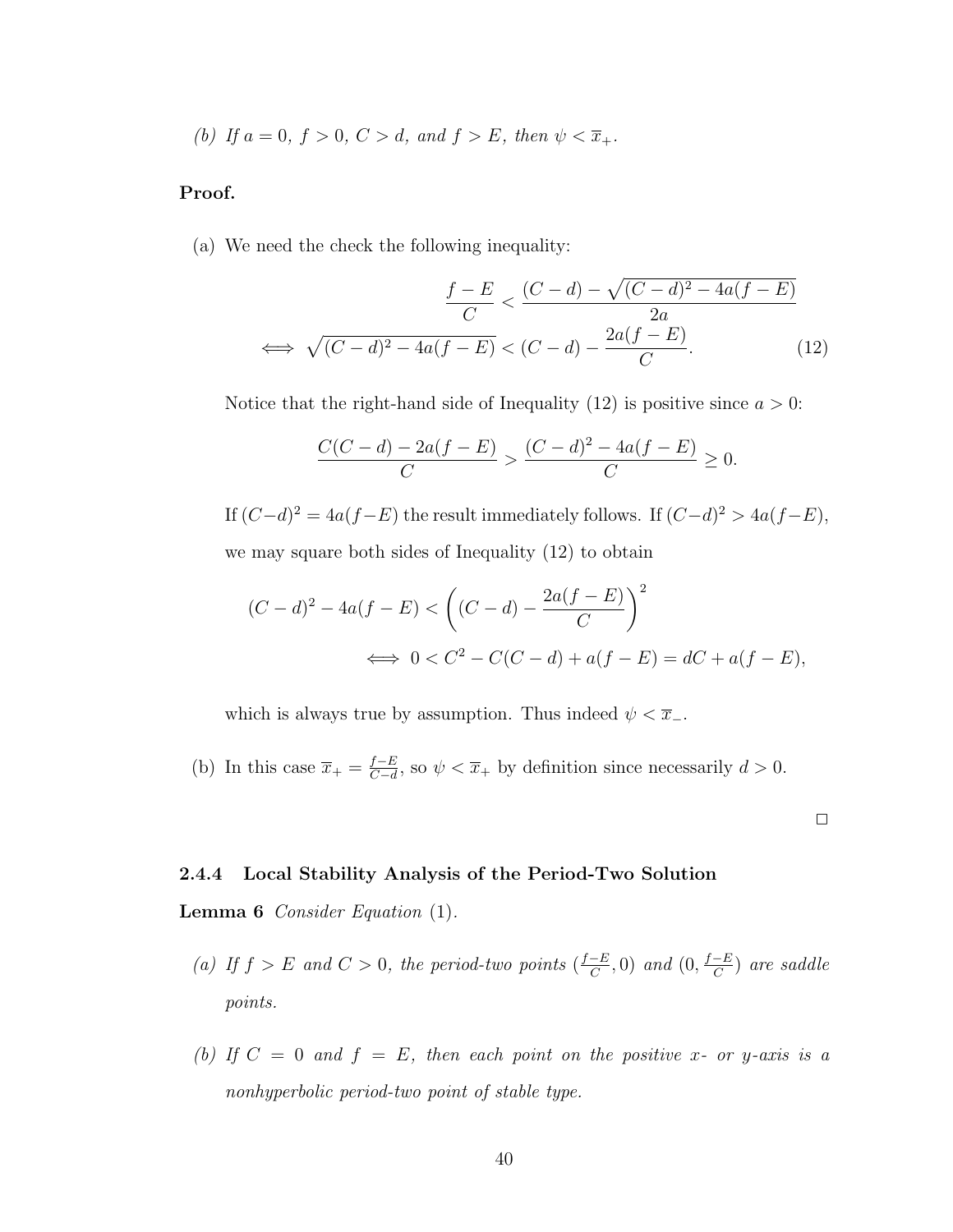*(b) If $a = 0$, $f > 0$, $C > d$, and $f > E$, then $\psi < \overline{x}_+$.*

**Proof.**

(a) We need the check the following inequality:

$$\frac{f-E}{C} < \frac{(C-d) - \sqrt{(C-d)^2 - 4a(f-E)}}{2a}$$
$$\iff \sqrt{(C-d)^2 - 4a(f-E)} < (C-d) - \frac{2a(f-E)}{C}. \tag{12}$$

Notice that the right-hand side of Inequality (12) is positive since $a > 0$:

$$\frac{C(C-d) - 2a(f-E)}{C} > \frac{(C-d)^2 - 4a(f-E)}{C} \geq 0.$$

If $(C-d)^2 = 4a(f-E)$ the result immediately follows. If $(C-d)^2 > 4a(f-E)$, we may square both sides of Inequality (12) to obtain

$$(C-d)^2 - 4a(f-E) < \left((C-d) - \frac{2a(f-E)}{C}\right)^2$$
$$\iff 0 < C^2 - C(C-d) + a(f-E) = dC + a(f-E),$$

which is always true by assumption. Thus indeed $\psi < \overline{x}_-$.

(b) In this case $\overline{x}_+ = \frac{f-E}{C-d}$, so $\psi < \overline{x}_+$ by definition since necessarily $d > 0$.

□

### 2.4.4 Local Stability Analysis of the Period-Two Solution

**Lemma 6** *Consider Equation* (1).

*(a) If $f > E$ and $C > 0$, the period-two points $(\frac{f-E}{C}, 0)$ and $(0, \frac{f-E}{C})$ are saddle points.*

*(b) If $C = 0$ and $f = E$, then each point on the positive x- or y-axis is a nonhyperbolic period-two point of stable type.*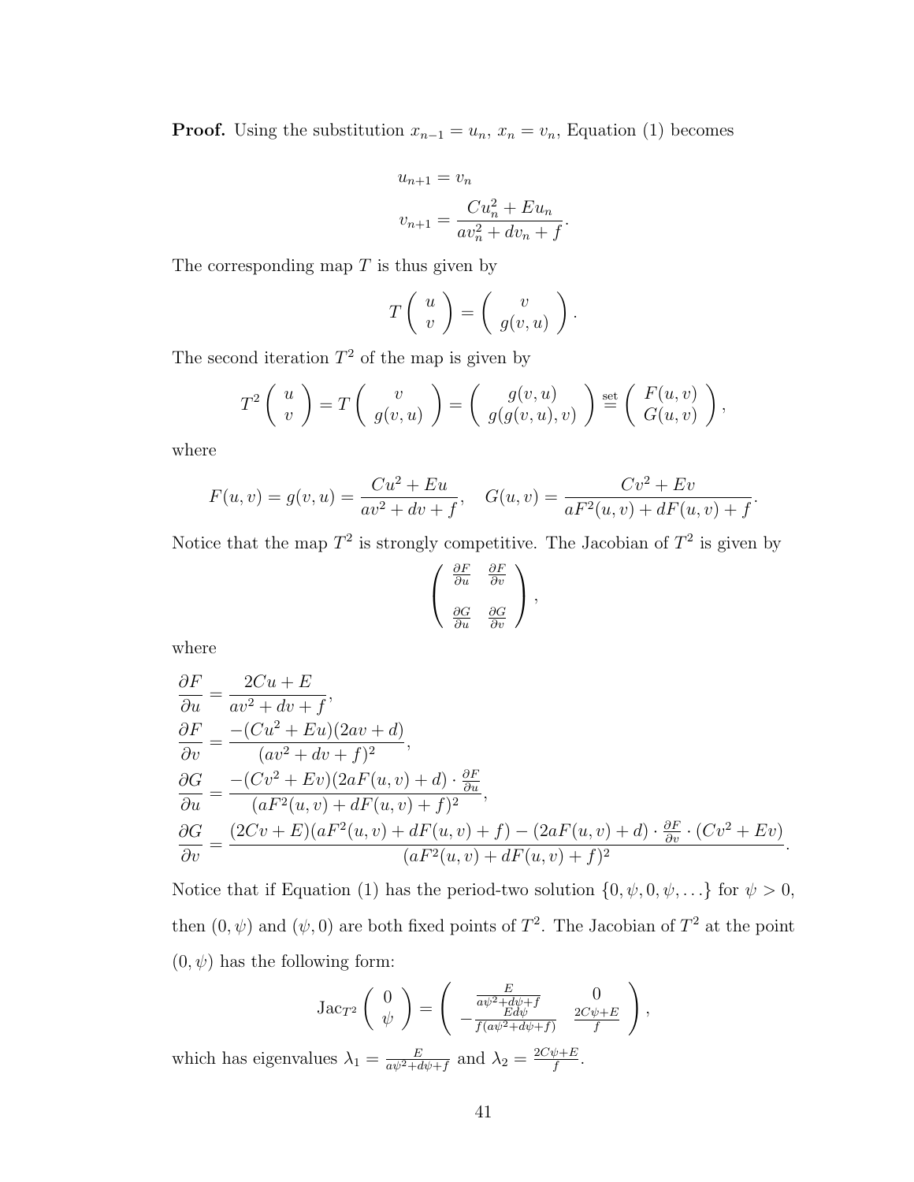**Proof.** Using the substitution $x_{n-1} = u_n$, $x_n = v_n$, Equation (1) becomes

$$u_{n+1} = v_n$$
$$v_{n+1} = \frac{Cu_n^2 + Eu_n}{av_n^2 + dv_n + f}.$$

The corresponding map $T$ is thus given by

$$T\begin{pmatrix} u \\ v \end{pmatrix} = \begin{pmatrix} v \\ g(v,u) \end{pmatrix}.$$

The second iteration $T^2$ of the map is given by

$$T^2\begin{pmatrix} u \\ v \end{pmatrix} = T\begin{pmatrix} v \\ g(v,u) \end{pmatrix} = \begin{pmatrix} g(v,u) \\ g(g(v,u),v) \end{pmatrix} \overset{\text{set}}{=} \begin{pmatrix} F(u,v) \\ G(u,v) \end{pmatrix},$$

where

$$F(u,v) = g(v,u) = \frac{Cu^2 + Eu}{av^2 + dv + f}, \quad G(u,v) = \frac{Cv^2 + Ev}{aF^2(u,v) + dF(u,v) + f}.$$

Notice that the map $T^2$ is strongly competitive. The Jacobian of $T^2$ is given by

$$\begin{pmatrix} \frac{\partial F}{\partial u} & \frac{\partial F}{\partial v} \\ \\ \frac{\partial G}{\partial u} & \frac{\partial G}{\partial v} \end{pmatrix},$$

where

$$\frac{\partial F}{\partial u} = \frac{2Cu + E}{av^2 + dv + f},$$
$$\frac{\partial F}{\partial v} = \frac{-(Cu^2 + Eu)(2av + d)}{(av^2 + dv + f)^2},$$
$$\frac{\partial G}{\partial u} = \frac{-(Cv^2 + Ev)(2aF(u,v) + d) \cdot \frac{\partial F}{\partial u}}{(aF^2(u,v) + dF(u,v) + f)^2},$$
$$\frac{\partial G}{\partial v} = \frac{(2Cv + E)(aF^2(u,v) + dF(u,v) + f) - (2aF(u,v) + d) \cdot \frac{\partial F}{\partial v} \cdot (Cv^2 + Ev)}{(aF^2(u,v) + dF(u,v) + f)^2}.$$

Notice that if Equation (1) has the period-two solution $\{0, \psi, 0, \psi, \ldots\}$ for $\psi > 0$, then $(0, \psi)$ and $(\psi, 0)$ are both fixed points of $T^2$. The Jacobian of $T^2$ at the point $(0, \psi)$ has the following form:

$$\text{Jac}_{T^2}\begin{pmatrix} 0 \\ \psi \end{pmatrix} = \begin{pmatrix} \frac{E}{a\psi^2 + d\psi + f} & 0 \\ -\frac{Ed\psi}{f(a\psi^2 + d\psi + f)} & \frac{2C\psi + E}{f} \end{pmatrix},$$

which has eigenvalues $\lambda_1 = \frac{E}{a\psi^2 + d\psi + f}$ and $\lambda_2 = \frac{2C\psi + E}{f}$.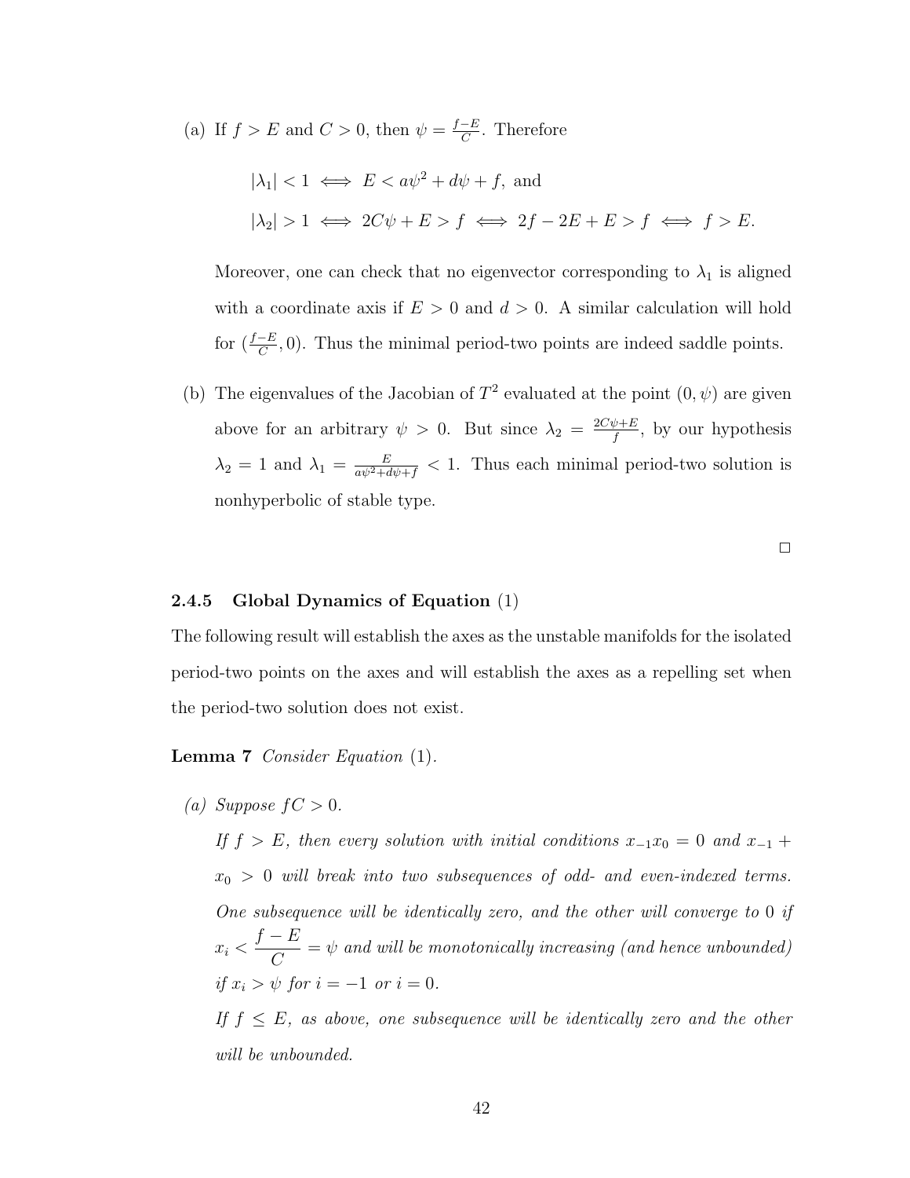(a) If $f > E$ and $C > 0$, then $\psi = \frac{f-E}{C}$. Therefore

$$|\lambda_1| < 1 \iff E < a\psi^2 + d\psi + f, \text{ and}$$

$$|\lambda_2| > 1 \iff 2C\psi + E > f \iff 2f - 2E + E > f \iff f > E.$$

Moreover, one can check that no eigenvector corresponding to $\lambda_1$ is aligned with a coordinate axis if $E > 0$ and $d > 0$. A similar calculation will hold for $(\frac{f-E}{C}, 0)$. Thus the minimal period-two points are indeed saddle points.

(b) The eigenvalues of the Jacobian of $T^2$ evaluated at the point $(0, \psi)$ are given above for an arbitrary $\psi > 0$. But since $\lambda_2 = \frac{2C\psi+E}{f}$, by our hypothesis $\lambda_2 = 1$ and $\lambda_1 = \frac{E}{a\psi^2+d\psi+f} < 1$. Thus each minimal period-two solution is nonhyperbolic of stable type.

□

### 2.4.5 Global Dynamics of Equation (1)

The following result will establish the axes as the unstable manifolds for the isolated period-two points on the axes and will establish the axes as a repelling set when the period-two solution does not exist.

**Lemma 7** *Consider Equation* (1).

*(a) Suppose $fC > 0$.*

*If $f > E$, then every solution with initial conditions $x_{-1}x_0 = 0$ and $x_{-1} + x_0 > 0$ will break into two subsequences of odd- and even-indexed terms. One subsequence will be identically zero, and the other will converge to 0 if $x_i < \dfrac{f-E}{C} = \psi$ and will be monotonically increasing (and hence unbounded) if $x_i > \psi$ for $i = -1$ or $i = 0$.*

*If $f \leq E$, as above, one subsequence will be identically zero and the other will be unbounded.*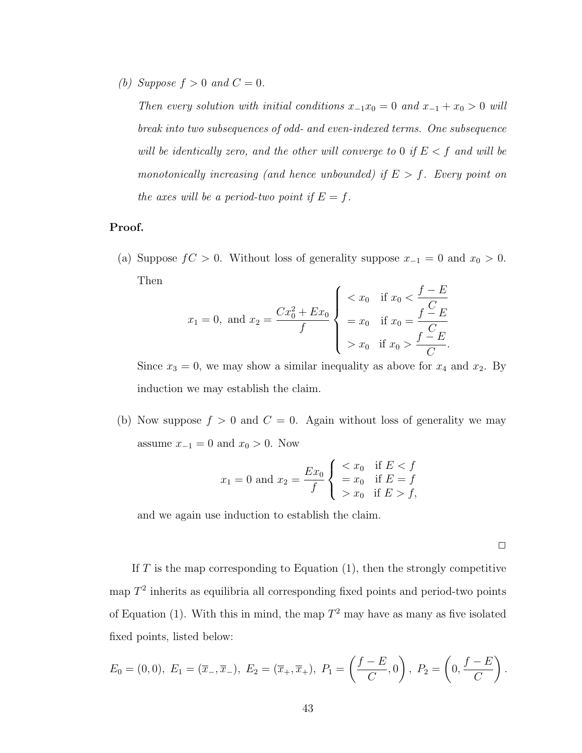*(b) Suppose $f > 0$ and $C = 0$.*

*Then every solution with initial conditions $x_{-1}x_0 = 0$ and $x_{-1} + x_0 > 0$ will break into two subsequences of odd- and even-indexed terms. One subsequence will be identically zero, and the other will converge to 0 if $E < f$ and will be monotonically increasing (and hence unbounded) if $E > f$. Every point on the axes will be a period-two point if $E = f$.*

**Proof.**

(a) Suppose $fC > 0$. Without loss of generality suppose $x_{-1} = 0$ and $x_0 > 0$. Then

$$x_1 = 0, \text{ and } x_2 = \frac{Cx_0^2 + Ex_0}{f} \begin{cases} < x_0 & \text{if } x_0 < \dfrac{f-E}{C} \\ = x_0 & \text{if } x_0 = \dfrac{f-E}{C} \\ > x_0 & \text{if } x_0 > \dfrac{f-E}{C}. \end{cases}$$

Since $x_3 = 0$, we may show a similar inequality as above for $x_4$ and $x_2$. By induction we may establish the claim.

(b) Now suppose $f > 0$ and $C = 0$. Again without loss of generality we may assume $x_{-1} = 0$ and $x_0 > 0$. Now

$$x_1 = 0 \text{ and } x_2 = \frac{Ex_0}{f} \begin{cases} < x_0 & \text{if } E < f \\ = x_0 & \text{if } E = f \\ > x_0 & \text{if } E > f, \end{cases}$$

and we again use induction to establish the claim.

□

If $T$ is the map corresponding to Equation (1), then the strongly competitive map $T^2$ inherits as equilibria all corresponding fixed points and period-two points of Equation (1). With this in mind, the map $T^2$ may have as many as five isolated fixed points, listed below:

$$E_0 = (0,0),\ E_1 = (\overline{x}_-, \overline{x}_-),\ E_2 = (\overline{x}_+, \overline{x}_+),\ P_1 = \left(\frac{f-E}{C}, 0\right),\ P_2 = \left(0, \frac{f-E}{C}\right).$$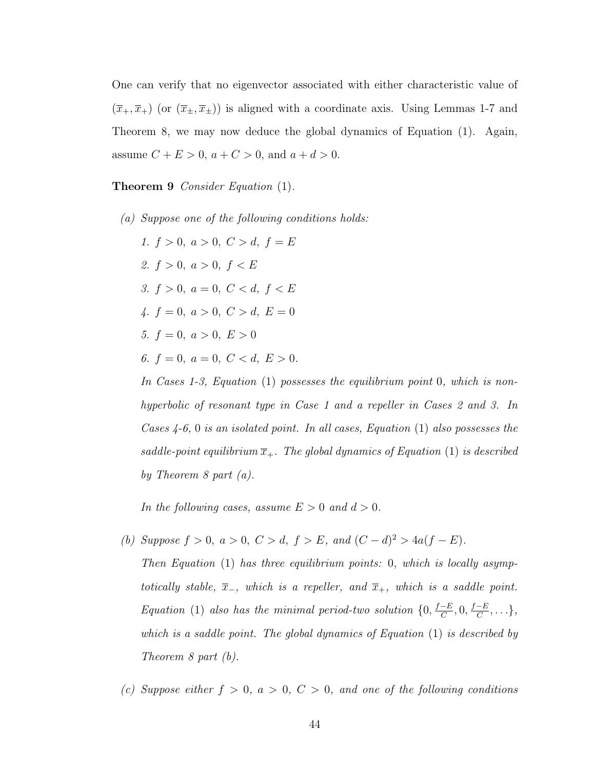One can verify that no eigenvector associated with either characteristic value of $(\overline{x}_+, \overline{x}_+)$ (or $(\overline{x}_\pm, \overline{x}_\pm)$) is aligned with a coordinate axis. Using Lemmas 1-7 and Theorem 8, we may now deduce the global dynamics of Equation (1). Again, assume $C + E > 0$, $a + C > 0$, and $a + d > 0$.

**Theorem 9** *Consider Equation* (1)*.*

*(a) Suppose one of the following conditions holds:*

1. $f > 0,\ a > 0,\ C > d,\ f = E$
2. $f > 0,\ a > 0,\ f < E$
3. $f > 0,\ a = 0,\ C < d,\ f < E$
4. $f = 0,\ a > 0,\ C > d,\ E = 0$
5. $f = 0,\ a > 0,\ E > 0$
6. $f = 0,\ a = 0,\ C < d,\ E > 0.$

*In Cases 1-3, Equation* (1) *possesses the equilibrium point* 0*, which is non-hyperbolic of resonant type in Case 1 and a repeller in Cases 2 and 3. In Cases 4-6,* 0 *is an isolated point. In all cases, Equation* (1) *also possesses the saddle-point equilibrium* $\overline{x}_+$*. The global dynamics of Equation* (1) *is described by Theorem 8 part (a).*

*In the following cases, assume* $E > 0$ *and* $d > 0$*.*

*(b) Suppose* $f > 0,\ a > 0,\ C > d,\ f > E,$ *and* $(C - d)^2 > 4a(f - E)$*.*
*Then Equation* (1) *has three equilibrium points:* 0*, which is locally asymptotically stable,* $\overline{x}_-$*, which is a repeller, and* $\overline{x}_+$*, which is a saddle point. Equation* (1) *also has the minimal period-two solution* $\{0, \frac{f-E}{C}, 0, \frac{f-E}{C}, \ldots\}$*, which is a saddle point. The global dynamics of Equation* (1) *is described by Theorem 8 part (b).*

*(c) Suppose either* $f > 0,\ a > 0,\ C > 0,$ *and one of the following conditions*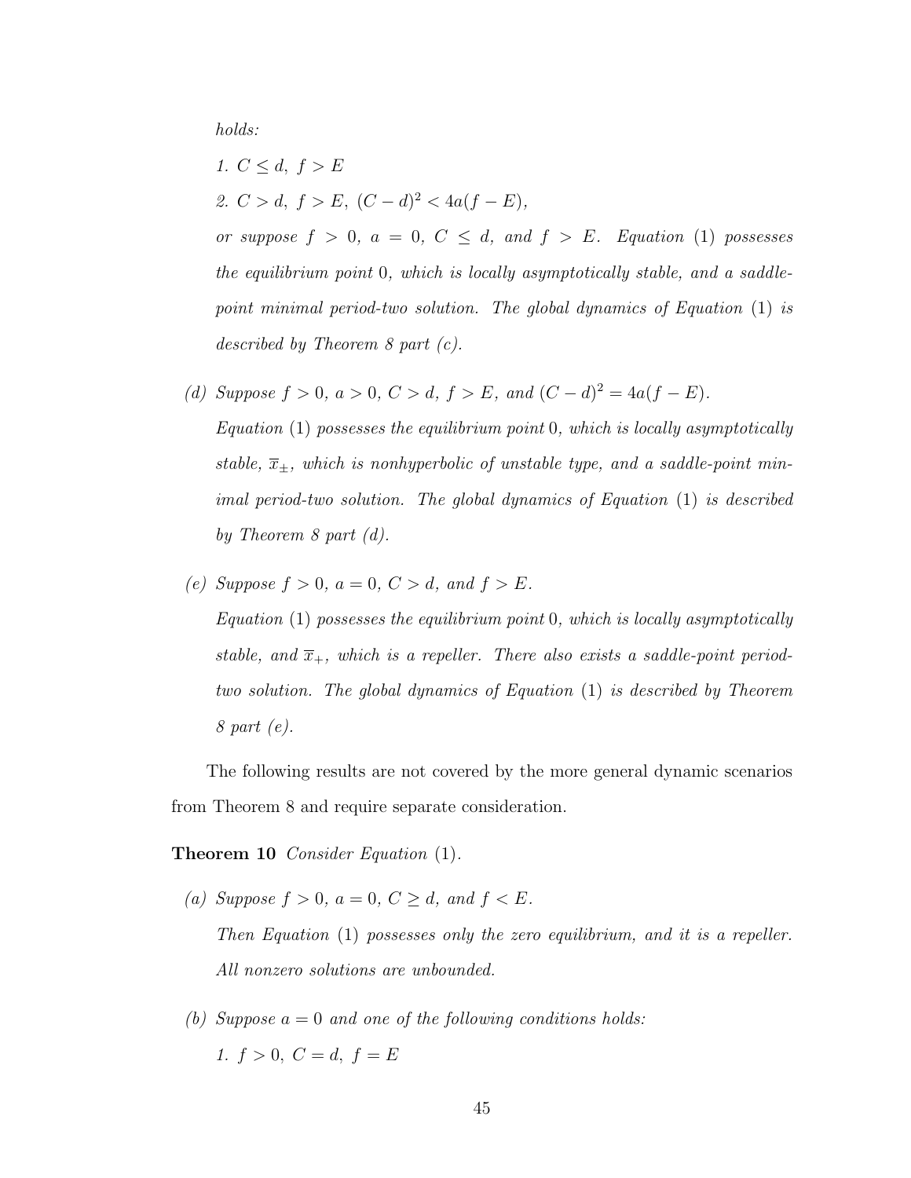*holds:*

*1. $C \leq d,\ f > E$*

*2. $C > d,\ f > E,\ (C-d)^2 < 4a(f-E)$,*

*or suppose $f > 0$, $a = 0$, $C \leq d$, and $f > E$. Equation* (1) *possesses the equilibrium point* 0*, which is locally asymptotically stable, and a saddle-point minimal period-two solution. The global dynamics of Equation* (1) *is described by Theorem 8 part (c).*

*(d) Suppose $f > 0$, $a > 0$, $C > d$, $f > E$, and $(C-d)^2 = 4a(f-E)$.*

*Equation* (1) *possesses the equilibrium point* 0*, which is locally asymptotically stable, $\overline{x}_{\pm}$, which is nonhyperbolic of unstable type, and a saddle-point minimal period-two solution. The global dynamics of Equation* (1) *is described by Theorem 8 part (d).*

*(e) Suppose $f > 0$, $a = 0$, $C > d$, and $f > E$.*

*Equation* (1) *possesses the equilibrium point* 0*, which is locally asymptotically stable, and $\overline{x}_{+}$, which is a repeller. There also exists a saddle-point period-two solution. The global dynamics of Equation* (1) *is described by Theorem 8 part (e).*

The following results are not covered by the more general dynamic scenarios from Theorem 8 and require separate consideration.

**Theorem 10** *Consider Equation* (1)*.*

*(a) Suppose $f > 0$, $a = 0$, $C \geq d$, and $f < E$.*

*Then Equation* (1) *possesses only the zero equilibrium, and it is a repeller. All nonzero solutions are unbounded.*

*(b) Suppose $a = 0$ and one of the following conditions holds:*

*1. $f > 0,\ C = d,\ f = E$*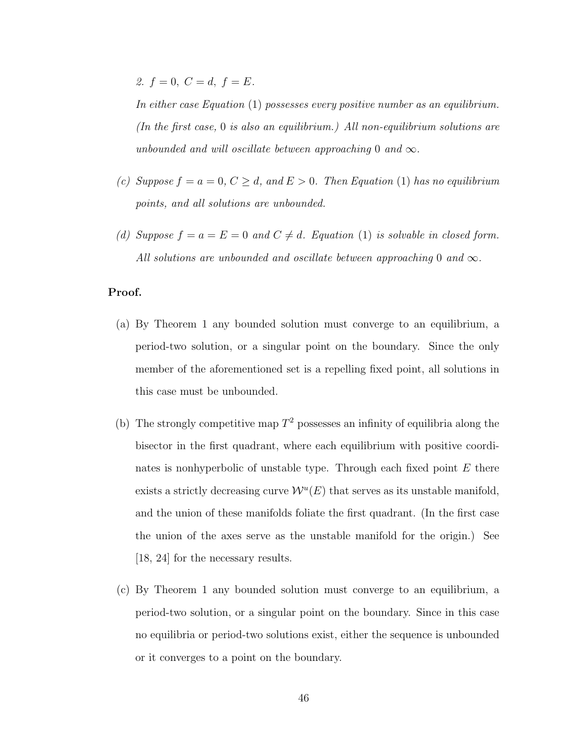2. $f = 0,\ C = d,\ f = E$.

*In either case Equation* (1) *possesses every positive number as an equilibrium. (In the first case,* 0 *is also an equilibrium.) All non-equilibrium solutions are unbounded and will oscillate between approaching* 0 *and* $\infty$.

(c) *Suppose* $f = a = 0$, $C \geq d$, *and* $E > 0$. *Then Equation* (1) *has no equilibrium points, and all solutions are unbounded.*

(d) *Suppose* $f = a = E = 0$ *and* $C \neq d$. *Equation* (1) *is solvable in closed form. All solutions are unbounded and oscillate between approaching* 0 *and* $\infty$.

**Proof.**

(a) By Theorem 1 any bounded solution must converge to an equilibrium, a period-two solution, or a singular point on the boundary. Since the only member of the aforementioned set is a repelling fixed point, all solutions in this case must be unbounded.

(b) The strongly competitive map $T^2$ possesses an infinity of equilibria along the bisector in the first quadrant, where each equilibrium with positive coordinates is nonhyperbolic of unstable type. Through each fixed point $E$ there exists a strictly decreasing curve $\mathcal{W}^u(E)$ that serves as its unstable manifold, and the union of these manifolds foliate the first quadrant. (In the first case the union of the axes serve as the unstable manifold for the origin.) See [18, 24] for the necessary results.

(c) By Theorem 1 any bounded solution must converge to an equilibrium, a period-two solution, or a singular point on the boundary. Since in this case no equilibria or period-two solutions exist, either the sequence is unbounded or it converges to a point on the boundary.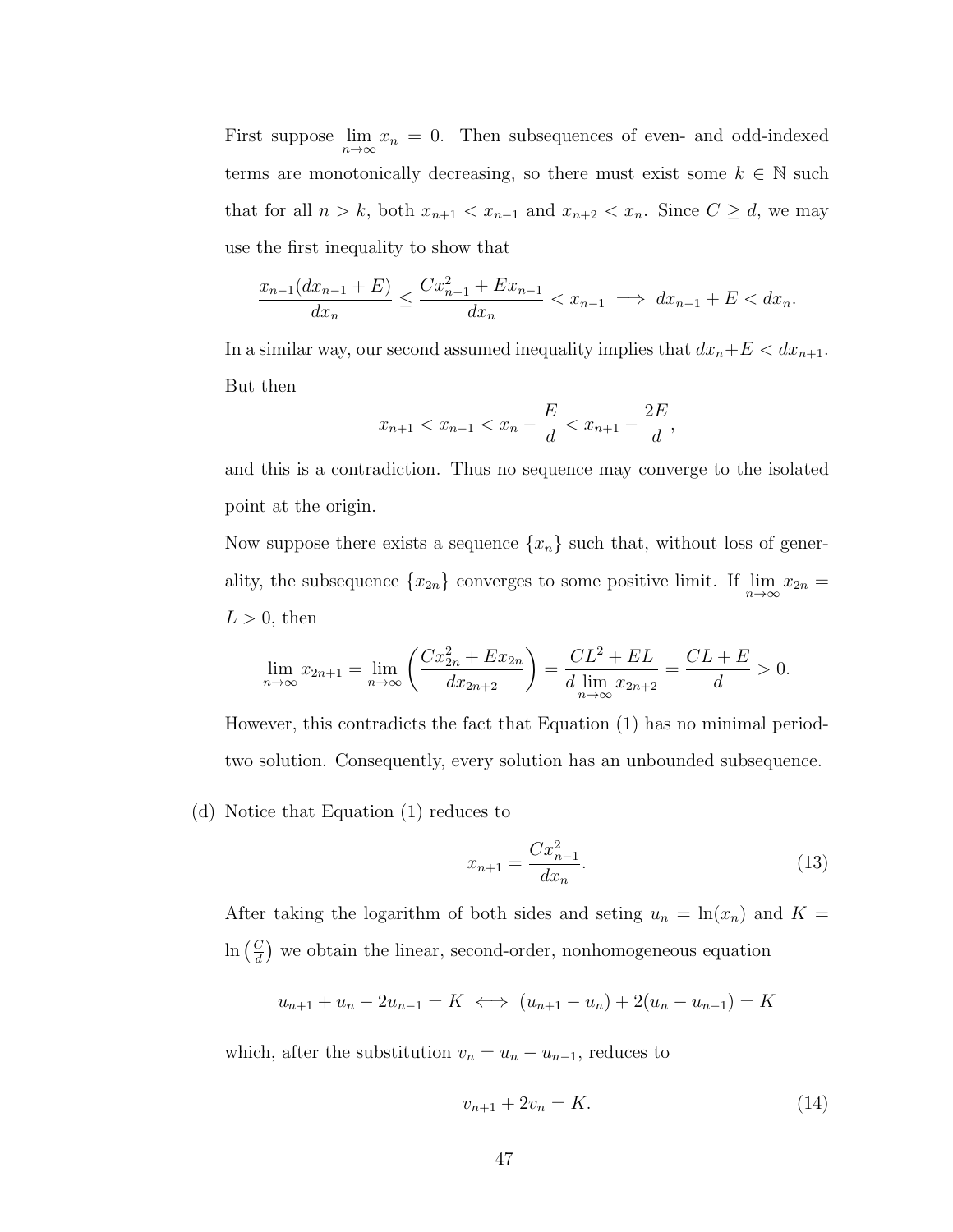First suppose $\lim_{n\to\infty} x_n = 0$. Then subsequences of even- and odd-indexed terms are monotonically decreasing, so there must exist some $k \in \mathbb{N}$ such that for all $n > k$, both $x_{n+1} < x_{n-1}$ and $x_{n+2} < x_n$. Since $C \geq d$, we may use the first inequality to show that

$$\frac{x_{n-1}(dx_{n-1} + E)}{dx_n} \leq \frac{Cx_{n-1}^2 + Ex_{n-1}}{dx_n} < x_{n-1} \implies dx_{n-1} + E < dx_n.$$

In a similar way, our second assumed inequality implies that $dx_n + E < dx_{n+1}$. But then

$$x_{n+1} < x_{n-1} < x_n - \frac{E}{d} < x_{n+1} - \frac{2E}{d},$$

and this is a contradiction. Thus no sequence may converge to the isolated point at the origin.

Now suppose there exists a sequence $\{x_n\}$ such that, without loss of generality, the subsequence $\{x_{2n}\}$ converges to some positive limit. If $\lim_{n\to\infty} x_{2n} = L > 0$, then

$$\lim_{n\to\infty} x_{2n+1} = \lim_{n\to\infty} \left( \frac{Cx_{2n}^2 + Ex_{2n}}{dx_{2n+2}} \right) = \frac{CL^2 + EL}{d \lim_{n\to\infty} x_{2n+2}} = \frac{CL + E}{d} > 0.$$

However, this contradicts the fact that Equation (1) has no minimal period-two solution. Consequently, every solution has an unbounded subsequence.

(d) Notice that Equation (1) reduces to

$$x_{n+1} = \frac{Cx_{n-1}^2}{dx_n}. \tag{13}$$

After taking the logarithm of both sides and seting $u_n = \ln(x_n)$ and $K = \ln\left(\frac{C}{d}\right)$ we obtain the linear, second-order, nonhomogeneous equation

$$u_{n+1} + u_n - 2u_{n-1} = K \iff (u_{n+1} - u_n) + 2(u_n - u_{n-1}) = K$$

which, after the substitution $v_n = u_n - u_{n-1}$, reduces to

$$v_{n+1} + 2v_n = K. \tag{14}$$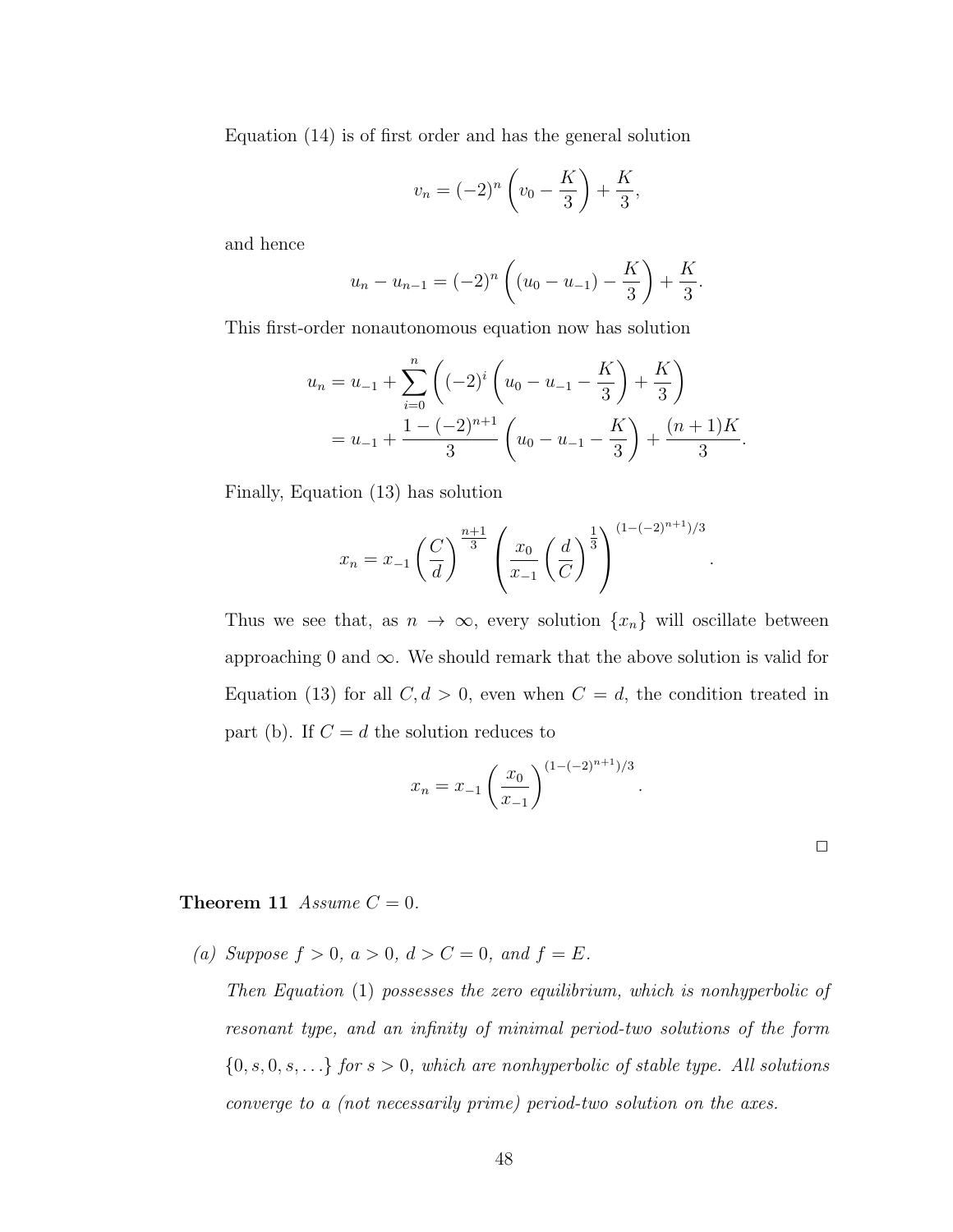Equation (14) is of first order and has the general solution

$$v_n = (-2)^n \left( v_0 - \frac{K}{3} \right) + \frac{K}{3},$$

and hence

$$u_n - u_{n-1} = (-2)^n \left( (u_0 - u_{-1}) - \frac{K}{3} \right) + \frac{K}{3}.$$

This first-order nonautonomous equation now has solution

$$\begin{aligned}
u_n &= u_{-1} + \sum_{i=0}^{n} \left( (-2)^i \left( u_0 - u_{-1} - \frac{K}{3} \right) + \frac{K}{3} \right) \\
&= u_{-1} + \frac{1 - (-2)^{n+1}}{3} \left( u_0 - u_{-1} - \frac{K}{3} \right) + \frac{(n+1)K}{3}.
\end{aligned}$$

Finally, Equation (13) has solution

$$x_n = x_{-1} \left( \frac{C}{d} \right)^{\frac{n+1}{3}} \left( \frac{x_0}{x_{-1}} \left( \frac{d}{C} \right)^{\frac{1}{3}} \right)^{(1-(-2)^{n+1})/3}.$$

Thus we see that, as $n \to \infty$, every solution $\{x_n\}$ will oscillate between approaching 0 and $\infty$. We should remark that the above solution is valid for Equation (13) for all $C, d > 0$, even when $C = d$, the condition treated in part (b). If $C = d$ the solution reduces to

$$x_n = x_{-1} \left( \frac{x_0}{x_{-1}} \right)^{(1-(-2)^{n+1})/3}.$$

□

**Theorem 11** *Assume $C = 0$.*

*(a) Suppose $f > 0$, $a > 0$, $d > C = 0$, and $f = E$.*

*Then Equation* (1) *possesses the zero equilibrium, which is nonhyperbolic of resonant type, and an infinity of minimal period-two solutions of the form $\{0, s, 0, s, \ldots\}$ for $s > 0$, which are nonhyperbolic of stable type. All solutions converge to a (not necessarily prime) period-two solution on the axes.*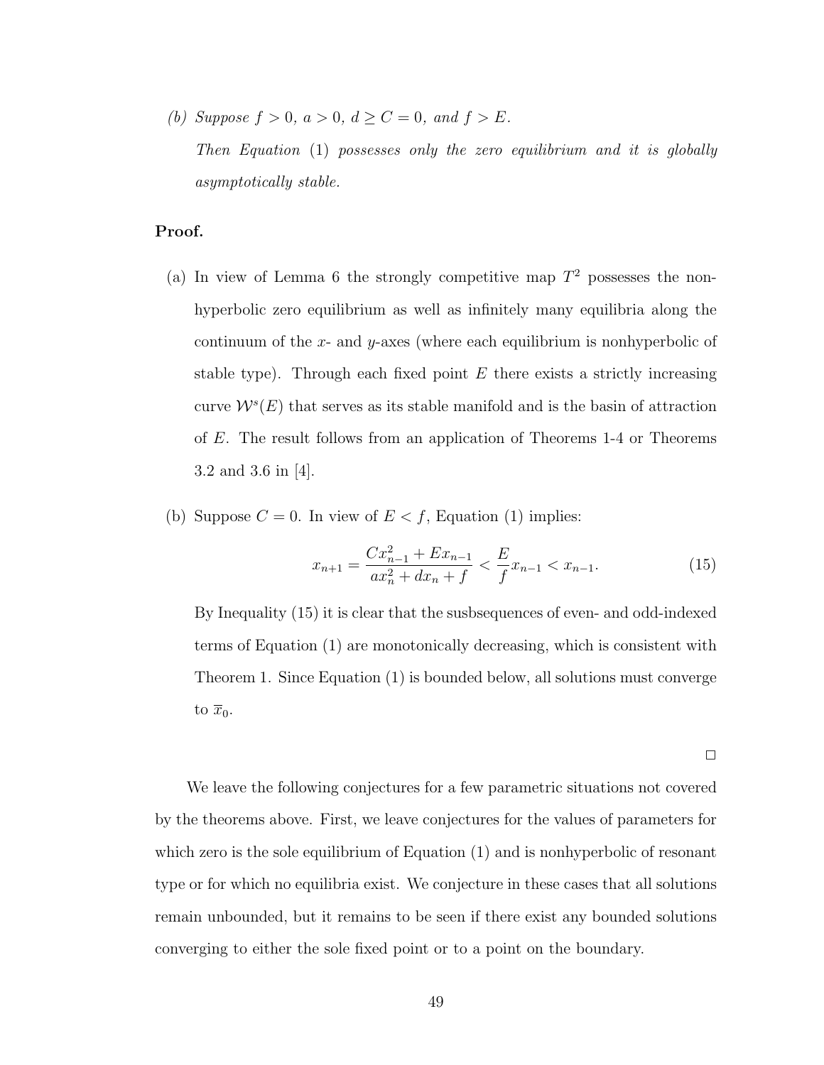*(b) Suppose $f > 0$, $a > 0$, $d \geq C = 0$, and $f > E$.*

*Then Equation (1) possesses only the zero equilibrium and it is globally asymptotically stable.*

**Proof.**

(a) In view of Lemma 6 the strongly competitive map $T^2$ possesses the nonhyperbolic zero equilibrium as well as infinitely many equilibria along the continuum of the $x$- and $y$-axes (where each equilibrium is nonhyperbolic of stable type). Through each fixed point $E$ there exists a strictly increasing curve $\mathcal{W}^s(E)$ that serves as its stable manifold and is the basin of attraction of $E$. The result follows from an application of Theorems 1-4 or Theorems 3.2 and 3.6 in [4].

(b) Suppose $C = 0$. In view of $E < f$, Equation (1) implies:

$$x_{n+1} = \frac{Cx_{n-1}^2 + Ex_{n-1}}{ax_n^2 + dx_n + f} < \frac{E}{f}x_{n-1} < x_{n-1}. \tag{15}$$

By Inequality (15) it is clear that the susbsequences of even- and odd-indexed terms of Equation (1) are monotonically decreasing, which is consistent with Theorem 1. Since Equation (1) is bounded below, all solutions must converge to $\overline{x}_0$.

$\square$

We leave the following conjectures for a few parametric situations not covered by the theorems above. First, we leave conjectures for the values of parameters for which zero is the sole equilibrium of Equation (1) and is nonhyperbolic of resonant type or for which no equilibria exist. We conjecture in these cases that all solutions remain unbounded, but it remains to be seen if there exist any bounded solutions converging to either the sole fixed point or to a point on the boundary.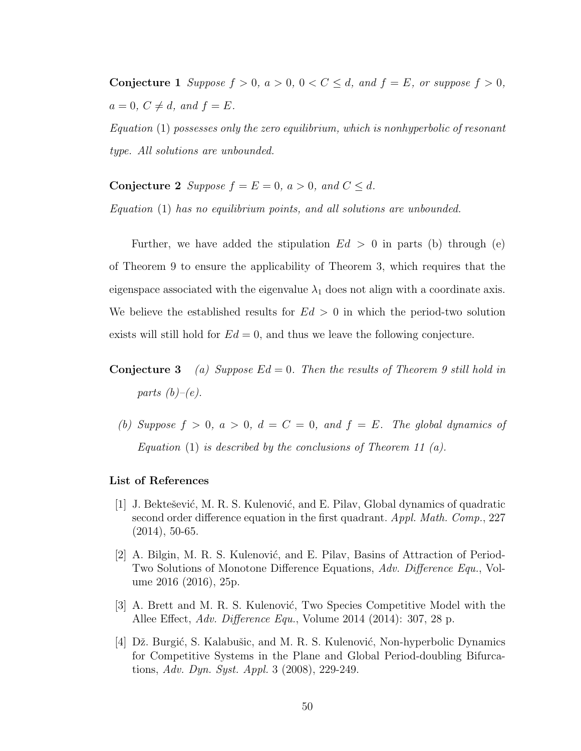**Conjecture 1** *Suppose $f > 0$, $a > 0$, $0 < C \leq d$, and $f = E$, or suppose $f > 0$, $a = 0$, $C \neq d$, and $f = E$.*

*Equation* (1) *possesses only the zero equilibrium, which is nonhyperbolic of resonant type. All solutions are unbounded.*

**Conjecture 2** *Suppose $f = E = 0$, $a > 0$, and $C \leq d$.*

*Equation* (1) *has no equilibrium points, and all solutions are unbounded.*

Further, we have added the stipulation $Ed > 0$ in parts (b) through (e) of Theorem 9 to ensure the applicability of Theorem 3, which requires that the eigenspace associated with the eigenvalue $\lambda_1$ does not align with a coordinate axis. We believe the established results for $Ed > 0$ in which the period-two solution exists will still hold for $Ed = 0$, and thus we leave the following conjecture.

**Conjecture 3** *(a) Suppose $Ed = 0$. Then the results of Theorem 9 still hold in parts (b)–(e).*

*(b) Suppose $f > 0$, $a > 0$, $d = C = 0$, and $f = E$. The global dynamics of Equation* (1) *is described by the conclusions of Theorem 11 (a).*

**List of References**

[1] J. Bektešević, M. R. S. Kulenović, and E. Pilav, Global dynamics of quadratic second order difference equation in the first quadrant. *Appl. Math. Comp.*, 227 (2014), 50-65.

[2] A. Bilgin, M. R. S. Kulenović, and E. Pilav, Basins of Attraction of Period-Two Solutions of Monotone Difference Equations, *Adv. Difference Equ.*, Volume 2016 (2016), 25p.

[3] A. Brett and M. R. S. Kulenović, Two Species Competitive Model with the Allee Effect, *Adv. Difference Equ.*, Volume 2014 (2014): 307, 28 p.

[4] Dž. Burgić, S. Kalabušic, and M. R. S. Kulenović, Non-hyperbolic Dynamics for Competitive Systems in the Plane and Global Period-doubling Bifurcations, *Adv. Dyn. Syst. Appl.* 3 (2008), 229-249.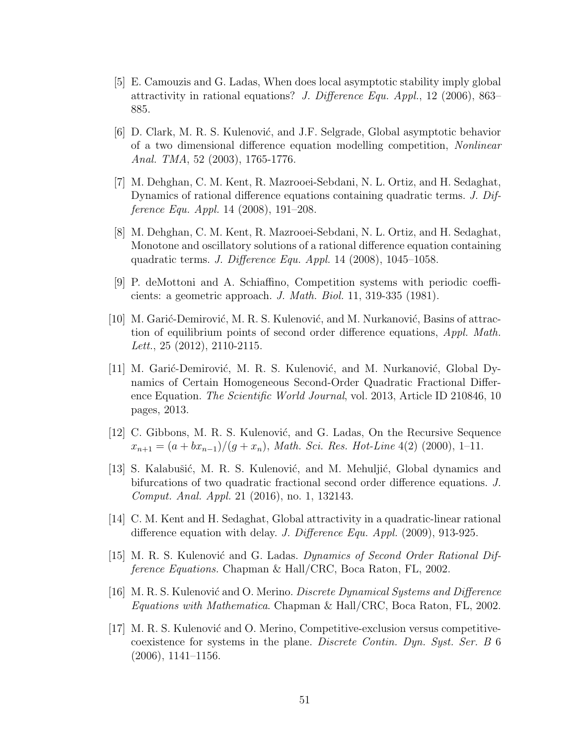[5] E. Camouzis and G. Ladas, When does local asymptotic stability imply global attractivity in rational equations? *J. Difference Equ. Appl.*, 12 (2006), 863–885.

[6] D. Clark, M. R. S. Kulenović, and J.F. Selgrade, Global asymptotic behavior of a two dimensional difference equation modelling competition, *Nonlinear Anal. TMA*, 52 (2003), 1765-1776.

[7] M. Dehghan, C. M. Kent, R. Mazrooei-Sebdani, N. L. Ortiz, and H. Sedaghat, Dynamics of rational difference equations containing quadratic terms. *J. Difference Equ. Appl.* 14 (2008), 191–208.

[8] M. Dehghan, C. M. Kent, R. Mazrooei-Sebdani, N. L. Ortiz, and H. Sedaghat, Monotone and oscillatory solutions of a rational difference equation containing quadratic terms. *J. Difference Equ. Appl.* 14 (2008), 1045–1058.

[9] P. deMottoni and A. Schiaffino, Competition systems with periodic coefficients: a geometric approach. *J. Math. Biol.* 11, 319-335 (1981).

[10] M. Garić-Demirović, M. R. S. Kulenović, and M. Nurkanović, Basins of attraction of equilibrium points of second order difference equations, *Appl. Math. Lett.*, 25 (2012), 2110-2115.

[11] M. Garić-Demirović, M. R. S. Kulenović, and M. Nurkanović, Global Dynamics of Certain Homogeneous Second-Order Quadratic Fractional Difference Equation. *The Scientific World Journal*, vol. 2013, Article ID 210846, 10 pages, 2013.

[12] C. Gibbons, M. R. S. Kulenović, and G. Ladas, On the Recursive Sequence $x_{n+1} = (a + bx_{n-1})/(g + x_n)$, *Math. Sci. Res. Hot-Line* 4(2) (2000), 1–11.

[13] S. Kalabušić, M. R. S. Kulenović, and M. Mehuljić, Global dynamics and bifurcations of two quadratic fractional second order difference equations. *J. Comput. Anal. Appl.* 21 (2016), no. 1, 132143.

[14] C. M. Kent and H. Sedaghat, Global attractivity in a quadratic-linear rational difference equation with delay. *J. Difference Equ. Appl.* (2009), 913-925.

[15] M. R. S. Kulenović and G. Ladas. *Dynamics of Second Order Rational Difference Equations.* Chapman & Hall/CRC, Boca Raton, FL, 2002.

[16] M. R. S. Kulenović and O. Merino. *Discrete Dynamical Systems and Difference Equations with Mathematica*. Chapman & Hall/CRC, Boca Raton, FL, 2002.

[17] M. R. S. Kulenović and O. Merino, Competitive-exclusion versus competitive-coexistence for systems in the plane. *Discrete Contin. Dyn. Syst. Ser. B* 6 (2006), 1141–1156.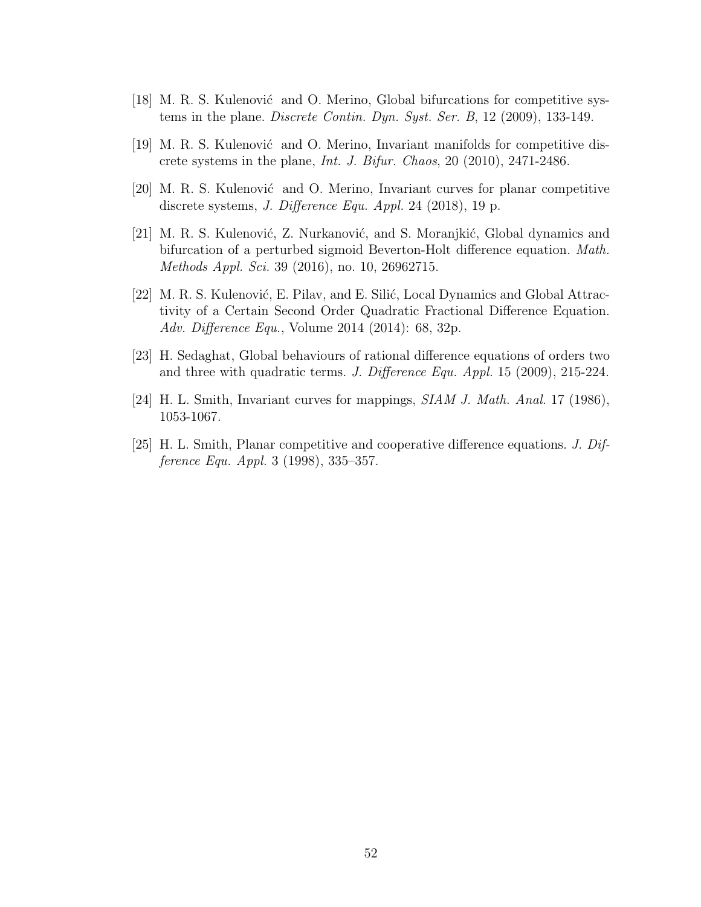[18] M. R. S. Kulenović and O. Merino, Global bifurcations for competitive systems in the plane. *Discrete Contin. Dyn. Syst. Ser. B*, 12 (2009), 133-149.

[19] M. R. S. Kulenović and O. Merino, Invariant manifolds for competitive discrete systems in the plane, *Int. J. Bifur. Chaos*, 20 (2010), 2471-2486.

[20] M. R. S. Kulenović and O. Merino, Invariant curves for planar competitive discrete systems, *J. Difference Equ. Appl.* 24 (2018), 19 p.

[21] M. R. S. Kulenović, Z. Nurkanović, and S. Moranjkić, Global dynamics and bifurcation of a perturbed sigmoid Beverton-Holt difference equation. *Math. Methods Appl. Sci.* 39 (2016), no. 10, 26962715.

[22] M. R. S. Kulenović, E. Pilav, and E. Silić, Local Dynamics and Global Attractivity of a Certain Second Order Quadratic Fractional Difference Equation. *Adv. Difference Equ.*, Volume 2014 (2014): 68, 32p.

[23] H. Sedaghat, Global behaviours of rational difference equations of orders two and three with quadratic terms. *J. Difference Equ. Appl.* 15 (2009), 215-224.

[24] H. L. Smith, Invariant curves for mappings, *SIAM J. Math. Anal.* 17 (1986), 1053-1067.

[25] H. L. Smith, Planar competitive and cooperative difference equations. *J. Difference Equ. Appl.* 3 (1998), 335–357.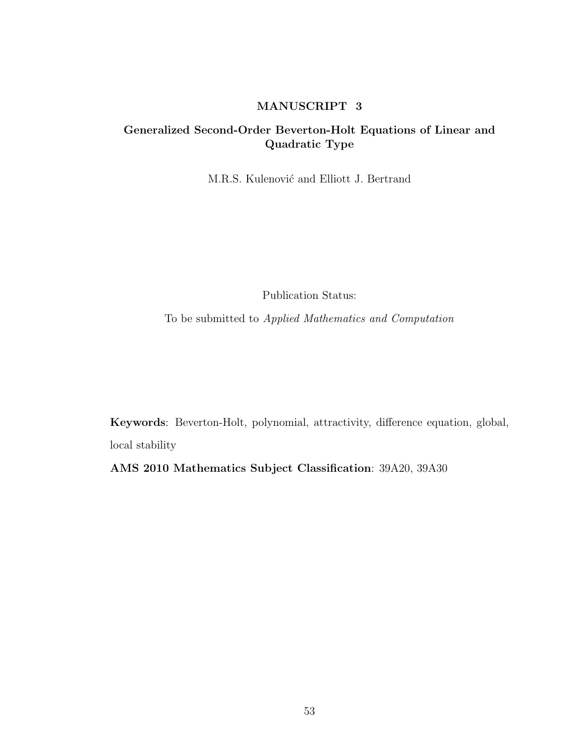## MANUSCRIPT 3

### Generalized Second-Order Beverton-Holt Equations of Linear and Quadratic Type

M.R.S. Kulenović and Elliott J. Bertrand

Publication Status:

To be submitted to *Applied Mathematics and Computation*

**Keywords**: Beverton-Holt, polynomial, attractivity, difference equation, global, local stability

**AMS 2010 Mathematics Subject Classification**: 39A20, 39A30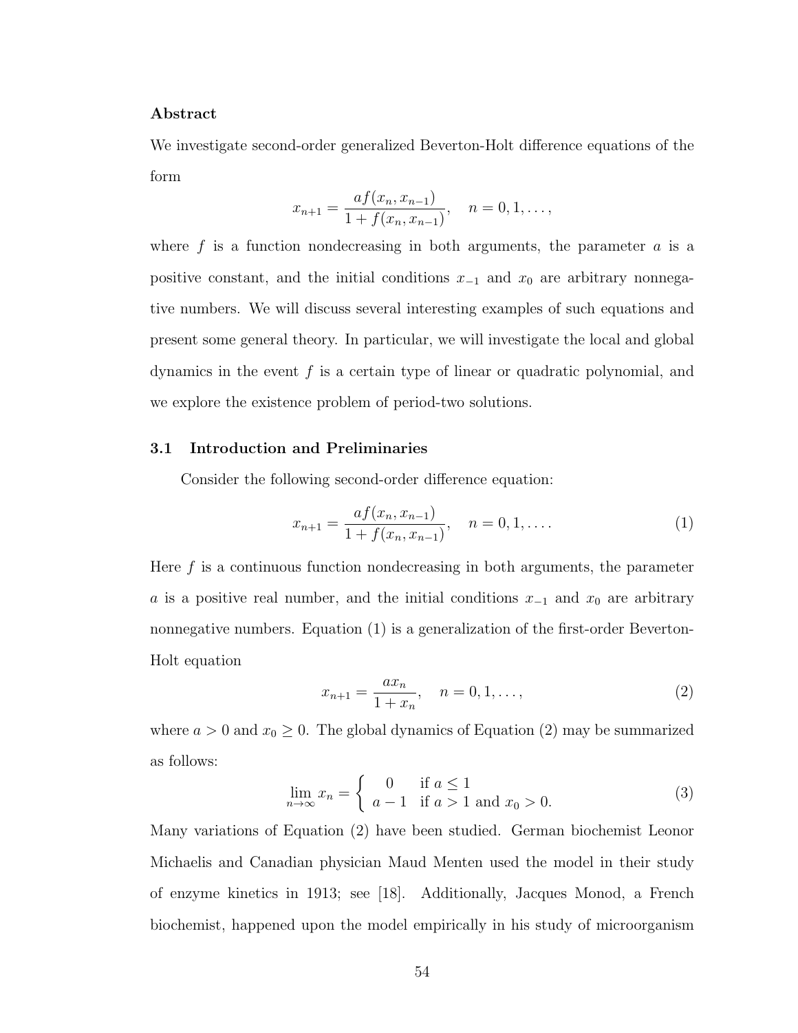**Abstract**

We investigate second-order generalized Beverton-Holt difference equations of the form

$$x_{n+1} = \frac{af(x_n, x_{n-1})}{1 + f(x_n, x_{n-1})}, \quad n = 0, 1, \ldots,$$

where $f$ is a function nondecreasing in both arguments, the parameter $a$ is a positive constant, and the initial conditions $x_{-1}$ and $x_0$ are arbitrary nonnegative numbers. We will discuss several interesting examples of such equations and present some general theory. In particular, we will investigate the local and global dynamics in the event $f$ is a certain type of linear or quadratic polynomial, and we explore the existence problem of period-two solutions.

### 3.1 Introduction and Preliminaries

Consider the following second-order difference equation:

$$x_{n+1} = \frac{af(x_n, x_{n-1})}{1 + f(x_n, x_{n-1})}, \quad n = 0, 1, \ldots. \tag{1}$$

Here $f$ is a continuous function nondecreasing in both arguments, the parameter $a$ is a positive real number, and the initial conditions $x_{-1}$ and $x_0$ are arbitrary nonnegative numbers. Equation (1) is a generalization of the first-order Beverton-Holt equation

$$x_{n+1} = \frac{ax_n}{1 + x_n}, \quad n = 0, 1, \ldots, \tag{2}$$

where $a > 0$ and $x_0 \geq 0$. The global dynamics of Equation (2) may be summarized as follows:

$$\lim_{n\to\infty} x_n = \begin{cases} 0 & \text{if } a \leq 1 \\ a - 1 & \text{if } a > 1 \text{ and } x_0 > 0. \end{cases} \tag{3}$$

Many variations of Equation (2) have been studied. German biochemist Leonor Michaelis and Canadian physician Maud Menten used the model in their study of enzyme kinetics in 1913; see [18]. Additionally, Jacques Monod, a French biochemist, happened upon the model empirically in his study of microorganism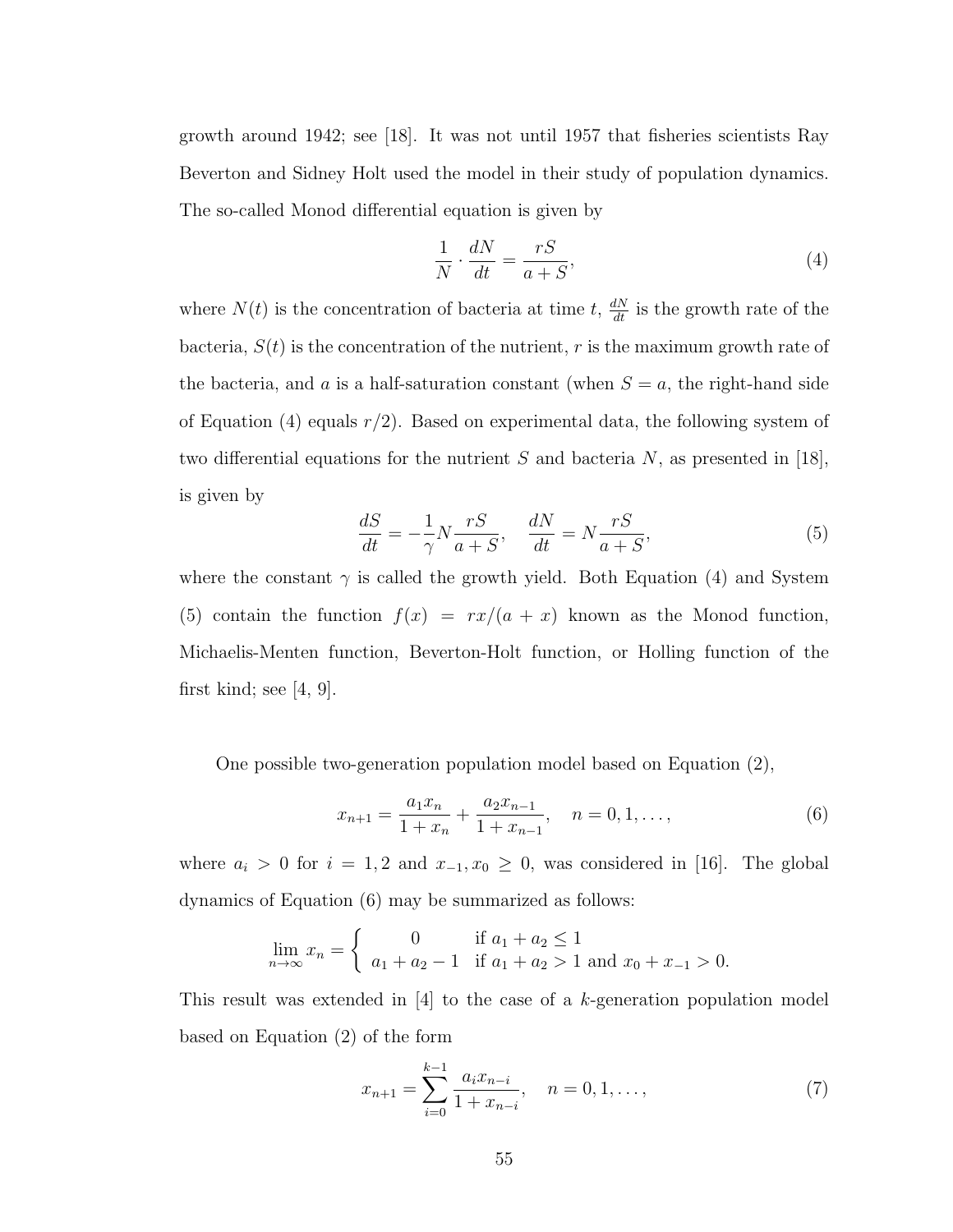growth around 1942; see [18]. It was not until 1957 that fisheries scientists Ray Beverton and Sidney Holt used the model in their study of population dynamics. The so-called Monod differential equation is given by

$$\frac{1}{N} \cdot \frac{dN}{dt} = \frac{rS}{a+S}, \tag{4}$$

where $N(t)$ is the concentration of bacteria at time $t$, $\frac{dN}{dt}$ is the growth rate of the bacteria, $S(t)$ is the concentration of the nutrient, $r$ is the maximum growth rate of the bacteria, and $a$ is a half-saturation constant (when $S = a$, the right-hand side of Equation (4) equals $r/2$). Based on experimental data, the following system of two differential equations for the nutrient $S$ and bacteria $N$, as presented in [18], is given by

$$\frac{dS}{dt} = -\frac{1}{\gamma} N \frac{rS}{a+S}, \quad \frac{dN}{dt} = N \frac{rS}{a+S}, \tag{5}$$

where the constant $\gamma$ is called the growth yield. Both Equation (4) and System (5) contain the function $f(x) = rx/(a+x)$ known as the Monod function, Michaelis-Menten function, Beverton-Holt function, or Holling function of the first kind; see [4, 9].

One possible two-generation population model based on Equation (2),

$$x_{n+1} = \frac{a_1 x_n}{1+x_n} + \frac{a_2 x_{n-1}}{1+x_{n-1}}, \quad n = 0, 1, \ldots, \tag{6}$$

where $a_i > 0$ for $i = 1, 2$ and $x_{-1}, x_0 \geq 0$, was considered in [16]. The global dynamics of Equation (6) may be summarized as follows:

$$\lim_{n\to\infty} x_n = \begin{cases} 0 & \text{if } a_1 + a_2 \leq 1 \\ a_1 + a_2 - 1 & \text{if } a_1 + a_2 > 1 \text{ and } x_0 + x_{-1} > 0. \end{cases}$$

This result was extended in [4] to the case of a $k$-generation population model based on Equation (2) of the form

$$x_{n+1} = \sum_{i=0}^{k-1} \frac{a_i x_{n-i}}{1+x_{n-i}}, \quad n = 0, 1, \ldots, \tag{7}$$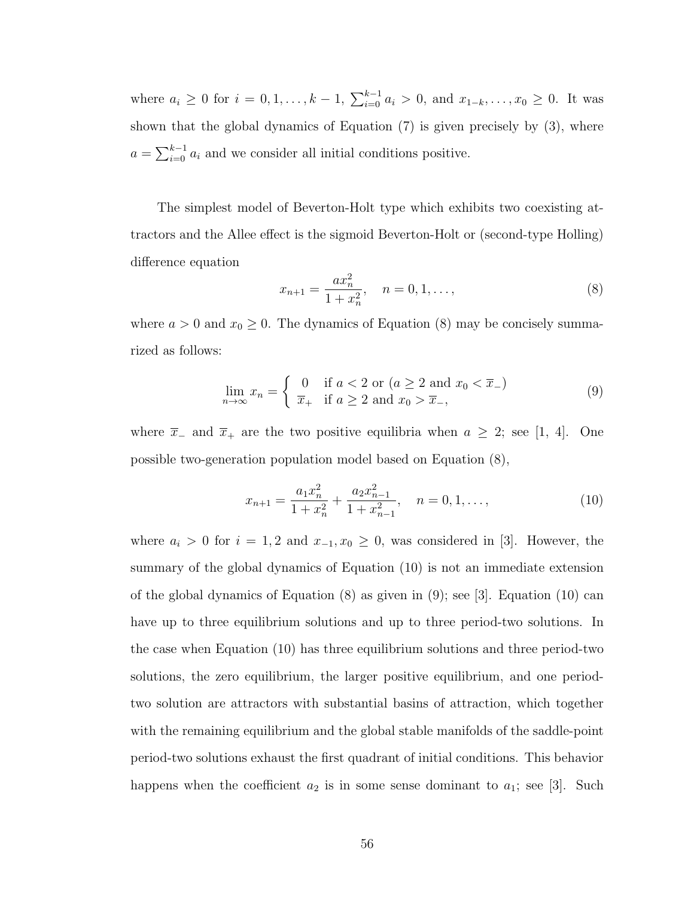where $a_i \geq 0$ for $i = 0, 1, \dots, k-1$, $\sum_{i=0}^{k-1} a_i > 0$, and $x_{1-k}, \dots, x_0 \geq 0$. It was shown that the global dynamics of Equation (7) is given precisely by (3), where $a = \sum_{i=0}^{k-1} a_i$ and we consider all initial conditions positive.

The simplest model of Beverton-Holt type which exhibits two coexisting attractors and the Allee effect is the sigmoid Beverton-Holt or (second-type Holling) difference equation

$$x_{n+1} = \frac{a x_n^2}{1 + x_n^2}, \quad n = 0, 1, \dots, \tag{8}$$

where $a > 0$ and $x_0 \geq 0$. The dynamics of Equation (8) may be concisely summarized as follows:

$$\lim_{n \to \infty} x_n = \begin{cases} 0 & \text{if } a < 2 \text{ or } (a \geq 2 \text{ and } x_0 < \overline{x}_-) \\ \overline{x}_+ & \text{if } a \geq 2 \text{ and } x_0 > \overline{x}_-, \end{cases} \tag{9}$$

where $\overline{x}_-$ and $\overline{x}_+$ are the two positive equilibria when $a \geq 2$; see [1, 4]. One possible two-generation population model based on Equation (8),

$$x_{n+1} = \frac{a_1 x_n^2}{1 + x_n^2} + \frac{a_2 x_{n-1}^2}{1 + x_{n-1}^2}, \quad n = 0, 1, \dots, \tag{10}$$

where $a_i > 0$ for $i = 1, 2$ and $x_{-1}, x_0 \geq 0$, was considered in [3]. However, the summary of the global dynamics of Equation (10) is not an immediate extension of the global dynamics of Equation (8) as given in (9); see [3]. Equation (10) can have up to three equilibrium solutions and up to three period-two solutions. In the case when Equation (10) has three equilibrium solutions and three period-two solutions, the zero equilibrium, the larger positive equilibrium, and one period-two solution are attractors with substantial basins of attraction, which together with the remaining equilibrium and the global stable manifolds of the saddle-point period-two solutions exhaust the first quadrant of initial conditions. This behavior happens when the coefficient $a_2$ is in some sense dominant to $a_1$; see [3]. Such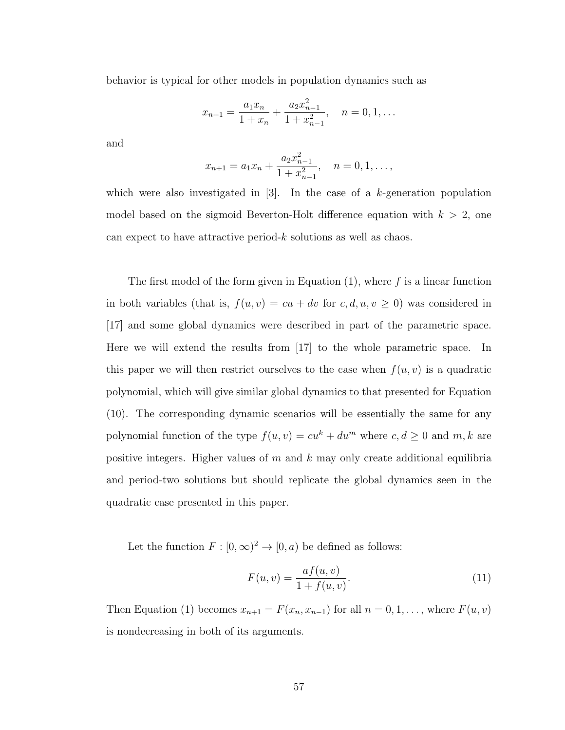behavior is typical for other models in population dynamics such as

$$x_{n+1} = \frac{a_1 x_n}{1 + x_n} + \frac{a_2 x_{n-1}^2}{1 + x_{n-1}^2}, \quad n = 0, 1, \ldots$$

and

$$x_{n+1} = a_1 x_n + \frac{a_2 x_{n-1}^2}{1 + x_{n-1}^2}, \quad n = 0, 1, \ldots,$$

which were also investigated in [3]. In the case of a $k$-generation population model based on the sigmoid Beverton-Holt difference equation with $k > 2$, one can expect to have attractive period-$k$ solutions as well as chaos.

The first model of the form given in Equation (1), where $f$ is a linear function in both variables (that is, $f(u, v) = cu + dv$ for $c, d, u, v \geq 0$) was considered in [17] and some global dynamics were described in part of the parametric space. Here we will extend the results from [17] to the whole parametric space. In this paper we will then restrict ourselves to the case when $f(u, v)$ is a quadratic polynomial, which will give similar global dynamics to that presented for Equation (10). The corresponding dynamic scenarios will be essentially the same for any polynomial function of the type $f(u, v) = cu^k + du^m$ where $c, d \geq 0$ and $m, k$ are positive integers. Higher values of $m$ and $k$ may only create additional equilibria and period-two solutions but should replicate the global dynamics seen in the quadratic case presented in this paper.

Let the function $F : [0, \infty)^2 \to [0, a)$ be defined as follows:

$$F(u, v) = \frac{a f(u, v)}{1 + f(u, v)}. \tag{11}$$

Then Equation (1) becomes $x_{n+1} = F(x_n, x_{n-1})$ for all $n = 0, 1, \ldots$, where $F(u, v)$ is nondecreasing in both of its arguments.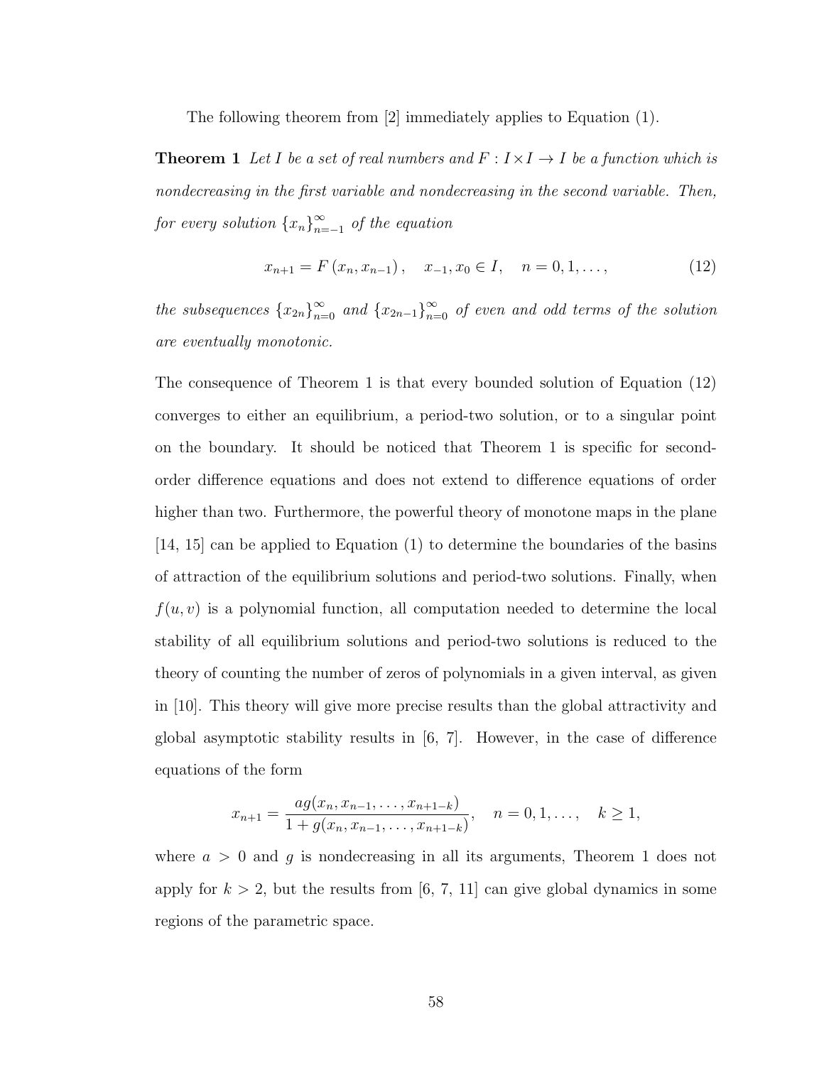The following theorem from [2] immediately applies to Equation (1).

**Theorem 1** *Let $I$ be a set of real numbers and $F : I \times I \to I$ be a function which is nondecreasing in the first variable and nondecreasing in the second variable. Then, for every solution $\{x_n\}_{n=-1}^{\infty}$ of the equation*

$$x_{n+1} = F\left(x_n, x_{n-1}\right), \quad x_{-1}, x_0 \in I, \quad n = 0, 1, \ldots, \tag{12}$$

*the subsequences $\{x_{2n}\}_{n=0}^{\infty}$ and $\{x_{2n-1}\}_{n=0}^{\infty}$ of even and odd terms of the solution are eventually monotonic.*

The consequence of Theorem 1 is that every bounded solution of Equation (12) converges to either an equilibrium, a period-two solution, or to a singular point on the boundary. It should be noticed that Theorem 1 is specific for second-order difference equations and does not extend to difference equations of order higher than two. Furthermore, the powerful theory of monotone maps in the plane [14, 15] can be applied to Equation (1) to determine the boundaries of the basins of attraction of the equilibrium solutions and period-two solutions. Finally, when $f(u, v)$ is a polynomial function, all computation needed to determine the local stability of all equilibrium solutions and period-two solutions is reduced to the theory of counting the number of zeros of polynomials in a given interval, as given in [10]. This theory will give more precise results than the global attractivity and global asymptotic stability results in [6, 7]. However, in the case of difference equations of the form

$$x_{n+1} = \frac{a g(x_n, x_{n-1}, \ldots, x_{n+1-k})}{1 + g(x_n, x_{n-1}, \ldots, x_{n+1-k})}, \quad n = 0, 1, \ldots, \quad k \geq 1,$$

where $a > 0$ and $g$ is nondecreasing in all its arguments, Theorem 1 does not apply for $k > 2$, but the results from [6, 7, 11] can give global dynamics in some regions of the parametric space.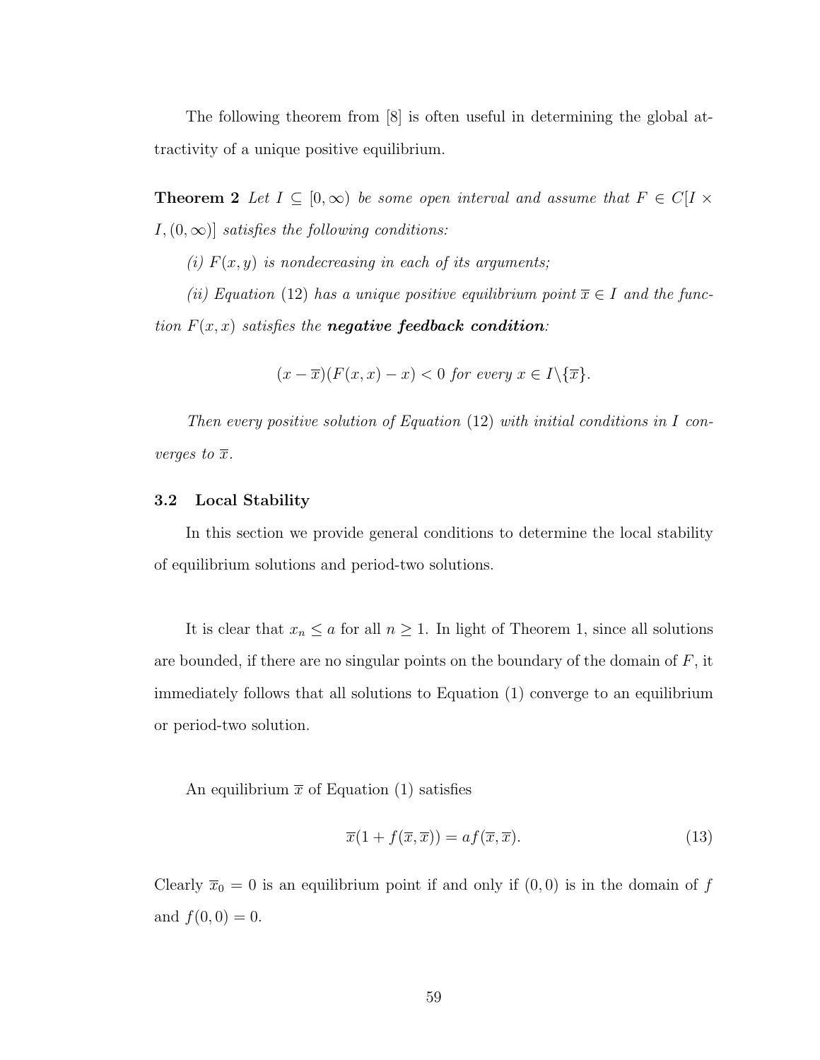The following theorem from [8] is often useful in determining the global attractivity of a unique positive equilibrium.

**Theorem 2** *Let $I \subseteq [0,\infty)$ be some open interval and assume that $F \in C[I \times I, (0,\infty)]$ satisfies the following conditions:*

*(i) $F(x,y)$ is nondecreasing in each of its arguments;*

*(ii) Equation (12) has a unique positive equilibrium point $\overline{x} \in I$ and the function $F(x,x)$ satisfies the **negative feedback condition**:*

$$(x - \overline{x})(F(x,x) - x) < 0 \text{ for every } x \in I \backslash \{\overline{x}\}.$$

*Then every positive solution of Equation (12) with initial conditions in $I$ converges to $\overline{x}$.*

### 3.2 Local Stability

In this section we provide general conditions to determine the local stability of equilibrium solutions and period-two solutions.

It is clear that $x_n \leq a$ for all $n \geq 1$. In light of Theorem 1, since all solutions are bounded, if there are no singular points on the boundary of the domain of $F$, it immediately follows that all solutions to Equation (1) converge to an equilibrium or period-two solution.

An equilibrium $\overline{x}$ of Equation (1) satisfies

$$\overline{x}(1 + f(\overline{x}, \overline{x})) = af(\overline{x}, \overline{x}). \tag{13}$$

Clearly $\overline{x}_0 = 0$ is an equilibrium point if and only if $(0,0)$ is in the domain of $f$ and $f(0,0) = 0$.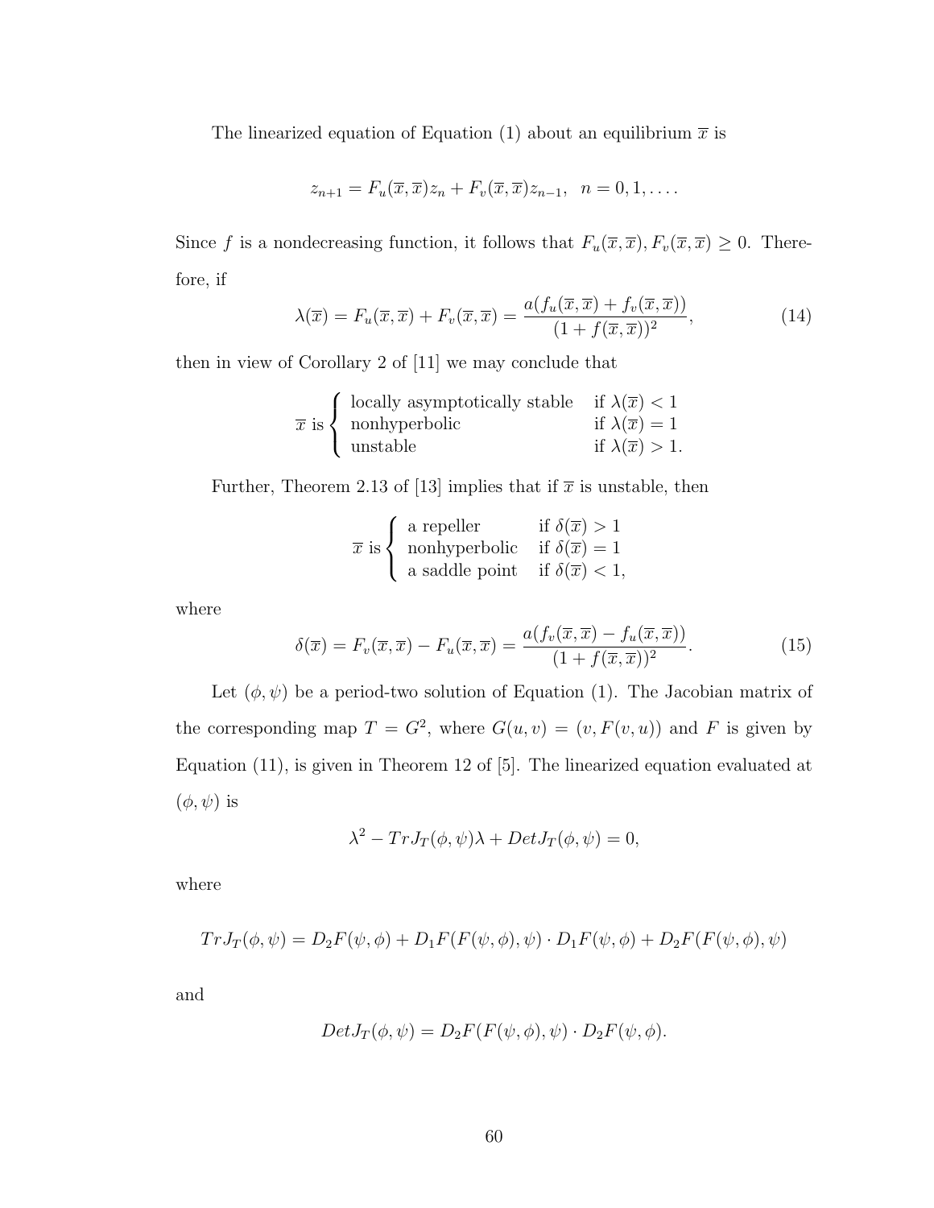The linearized equation of Equation (1) about an equilibrium $\overline{x}$ is

$$z_{n+1} = F_u(\overline{x},\overline{x})z_n + F_v(\overline{x},\overline{x})z_{n-1}, \quad n = 0, 1, \ldots.$$

Since $f$ is a nondecreasing function, it follows that $F_u(\overline{x},\overline{x}), F_v(\overline{x},\overline{x}) \geq 0$. Therefore, if

$$\lambda(\overline{x}) = F_u(\overline{x},\overline{x}) + F_v(\overline{x},\overline{x}) = \frac{a(f_u(\overline{x},\overline{x}) + f_v(\overline{x},\overline{x}))}{(1 + f(\overline{x},\overline{x}))^2}, \tag{14}$$

then in view of Corollary 2 of [11] we may conclude that

$$\overline{x} \text{ is} \begin{cases} \text{locally asymptotically stable} & \text{if } \lambda(\overline{x}) < 1 \\ \text{nonhyperbolic} & \text{if } \lambda(\overline{x}) = 1 \\ \text{unstable} & \text{if } \lambda(\overline{x}) > 1. \end{cases}$$

Further, Theorem 2.13 of [13] implies that if $\overline{x}$ is unstable, then

$$\overline{x} \text{ is} \begin{cases} \text{a repeller} & \text{if } \delta(\overline{x}) > 1 \\ \text{nonhyperbolic} & \text{if } \delta(\overline{x}) = 1 \\ \text{a saddle point} & \text{if } \delta(\overline{x}) < 1, \end{cases}$$

where

$$\delta(\overline{x}) = F_v(\overline{x},\overline{x}) - F_u(\overline{x},\overline{x}) = \frac{a(f_v(\overline{x},\overline{x}) - f_u(\overline{x},\overline{x}))}{(1 + f(\overline{x},\overline{x}))^2}. \tag{15}$$

Let $(\phi, \psi)$ be a period-two solution of Equation (1). The Jacobian matrix of the corresponding map $T = G^2$, where $G(u, v) = (v, F(v, u))$ and $F$ is given by Equation (11), is given in Theorem 12 of [5]. The linearized equation evaluated at $(\phi, \psi)$ is

$$\lambda^2 - TrJ_T(\phi,\psi)\lambda + DetJ_T(\phi,\psi) = 0,$$

where

$$TrJ_T(\phi,\psi) = D_2F(\psi,\phi) + D_1F(F(\psi,\phi),\psi) \cdot D_1F(\psi,\phi) + D_2F(F(\psi,\phi),\psi)$$

and

$$DetJ_T(\phi,\psi) = D_2F(F(\psi,\phi),\psi) \cdot D_2F(\psi,\phi).$$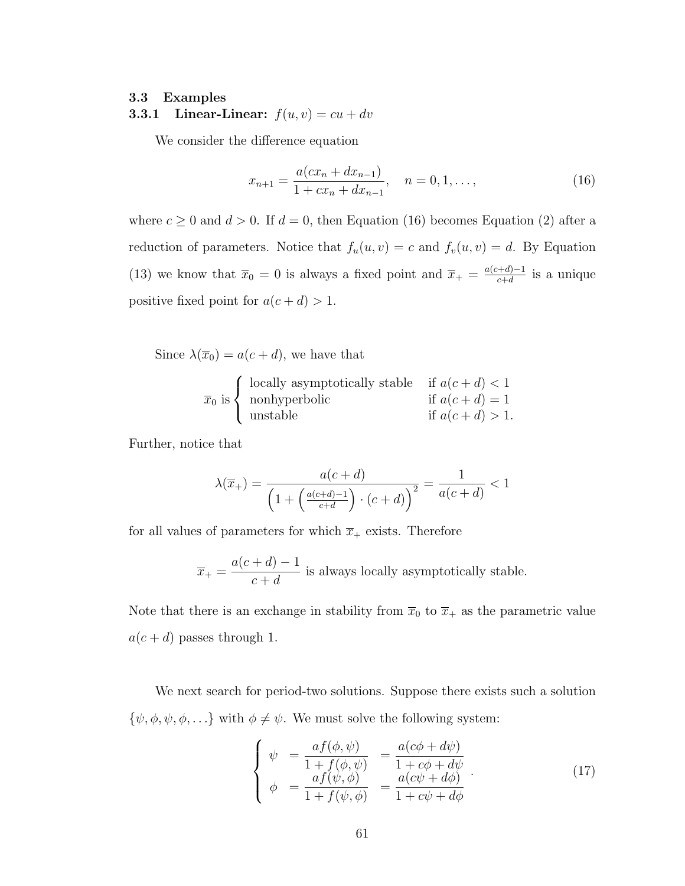### 3.3 Examples

#### 3.3.1 Linear-Linear: $f(u, v) = cu + dv$

We consider the difference equation

$$x_{n+1} = \frac{a(cx_n + dx_{n-1})}{1 + cx_n + dx_{n-1}}, \quad n = 0, 1, \ldots, \tag{16}$$

where $c \geq 0$ and $d > 0$. If $d = 0$, then Equation (16) becomes Equation (2) after a reduction of parameters. Notice that $f_u(u, v) = c$ and $f_v(u, v) = d$. By Equation (13) we know that $\overline{x}_0 = 0$ is always a fixed point and $\overline{x}_+ = \frac{a(c+d)-1}{c+d}$ is a unique positive fixed point for $a(c + d) > 1$.

Since $\lambda(\overline{x}_0) = a(c + d)$, we have that

$$\overline{x}_0 \text{ is } \begin{cases} \text{locally asymptotically stable} & \text{if } a(c+d) < 1 \\ \text{nonhyperbolic} & \text{if } a(c+d) = 1 \\ \text{unstable} & \text{if } a(c+d) > 1. \end{cases}$$

Further, notice that

$$\lambda(\overline{x}_+) = \frac{a(c+d)}{\left(1 + \left(\frac{a(c+d)-1}{c+d}\right) \cdot (c+d)\right)^2} = \frac{1}{a(c+d)} < 1$$

for all values of parameters for which $\overline{x}_+$ exists. Therefore

$$\overline{x}_+ = \frac{a(c+d) - 1}{c + d} \text{ is always locally asymptotically stable.}$$

Note that there is an exchange in stability from $\overline{x}_0$ to $\overline{x}_+$ as the parametric value $a(c + d)$ passes through 1.

We next search for period-two solutions. Suppose there exists such a solution $\{\psi, \phi, \psi, \phi, \ldots\}$ with $\phi \neq \psi$. We must solve the following system:

$$\begin{cases} \psi &= \dfrac{af(\phi, \psi)}{1 + f(\phi, \psi)} &= \dfrac{a(c\phi + d\psi)}{1 + c\phi + d\psi} \\ \phi &= \dfrac{af(\psi, \phi)}{1 + f(\psi, \phi)} &= \dfrac{a(c\psi + d\phi)}{1 + c\psi + d\phi} \end{cases}. \tag{17}$$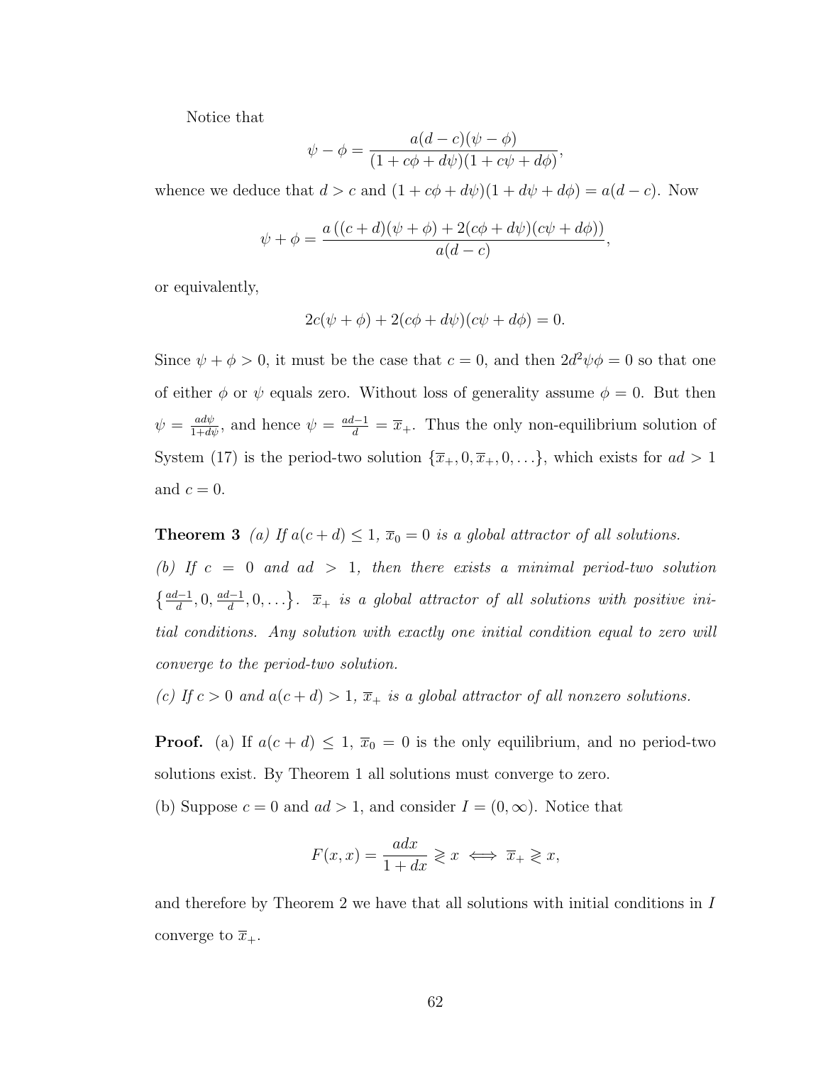Notice that

$$\psi - \phi = \frac{a(d-c)(\psi - \phi)}{(1 + c\phi + d\psi)(1 + c\psi + d\phi)},$$

whence we deduce that $d > c$ and $(1 + c\phi + d\psi)(1 + d\psi + d\phi) = a(d - c)$. Now

$$\psi + \phi = \frac{a\left((c+d)(\psi + \phi) + 2(c\phi + d\psi)(c\psi + d\phi)\right)}{a(d-c)},$$

or equivalently,

$$2c(\psi + \phi) + 2(c\phi + d\psi)(c\psi + d\phi) = 0.$$

Since $\psi + \phi > 0$, it must be the case that $c = 0$, and then $2d^2\psi\phi = 0$ so that one of either $\phi$ or $\psi$ equals zero. Without loss of generality assume $\phi = 0$. But then $\psi = \frac{ad\psi}{1+d\psi}$, and hence $\psi = \frac{ad-1}{d} = \overline{x}_+$. Thus the only non-equilibrium solution of System (17) is the period-two solution $\{\overline{x}_+, 0, \overline{x}_+, 0, \ldots\}$, which exists for $ad > 1$ and $c = 0$.

**Theorem 3** *(a) If $a(c + d) \leq 1$, $\overline{x}_0 = 0$ is a global attractor of all solutions.*

*(b) If $c = 0$ and $ad > 1$, then there exists a minimal period-two solution $\left\{\frac{ad-1}{d}, 0, \frac{ad-1}{d}, 0, \ldots\right\}$. $\overline{x}_+$ is a global attractor of all solutions with positive initial conditions. Any solution with exactly one initial condition equal to zero will converge to the period-two solution.*

*(c) If $c > 0$ and $a(c + d) > 1$, $\overline{x}_+$ is a global attractor of all nonzero solutions.*

**Proof.** (a) If $a(c + d) \leq 1$, $\overline{x}_0 = 0$ is the only equilibrium, and no period-two solutions exist. By Theorem 1 all solutions must converge to zero.

(b) Suppose $c = 0$ and $ad > 1$, and consider $I = (0, \infty)$. Notice that

$$F(x, x) = \frac{adx}{1 + dx} \gtrless x \iff \overline{x}_+ \gtrless x,$$

and therefore by Theorem 2 we have that all solutions with initial conditions in $I$ converge to $\overline{x}_+$.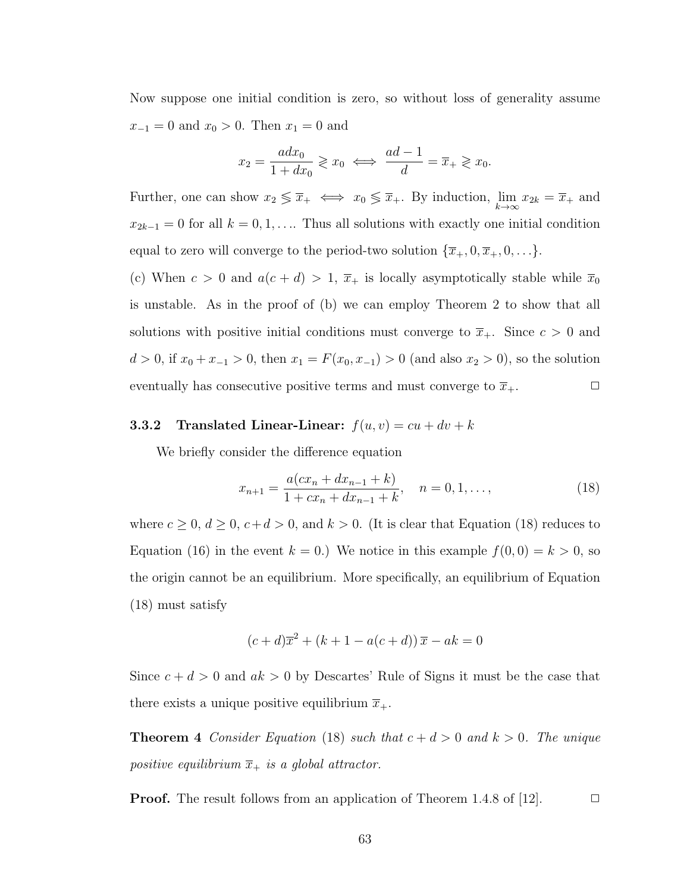Now suppose one initial condition is zero, so without loss of generality assume $x_{-1} = 0$ and $x_0 > 0$. Then $x_1 = 0$ and

$$x_2 = \frac{adx_0}{1 + dx_0} \gtrless x_0 \iff \frac{ad - 1}{d} = \overline{x}_+ \gtrless x_0.$$

Further, one can show $x_2 \lesseqgtr \overline{x}_+ \iff x_0 \lesseqgtr \overline{x}_+$. By induction, $\lim_{k\to\infty} x_{2k} = \overline{x}_+$ and $x_{2k-1} = 0$ for all $k = 0, 1, \ldots$. Thus all solutions with exactly one initial condition equal to zero will converge to the period-two solution $\{\overline{x}_+, 0, \overline{x}_+, 0, \ldots\}$.

(c) When $c > 0$ and $a(c + d) > 1$, $\overline{x}_+$ is locally asymptotically stable while $\overline{x}_0$ is unstable. As in the proof of (b) we can employ Theorem 2 to show that all solutions with positive initial conditions must converge to $\overline{x}_+$. Since $c > 0$ and $d > 0$, if $x_0 + x_{-1} > 0$, then $x_1 = F(x_0, x_{-1}) > 0$ (and also $x_2 > 0$), so the solution eventually has consecutive positive terms and must converge to $\overline{x}_+$. □

### 3.3.2 Translated Linear-Linear: $f(u, v) = cu + dv + k$

We briefly consider the difference equation

$$x_{n+1} = \frac{a(cx_n + dx_{n-1} + k)}{1 + cx_n + dx_{n-1} + k}, \quad n = 0, 1, \ldots, \tag{18}$$

where $c \geq 0$, $d \geq 0$, $c + d > 0$, and $k > 0$. (It is clear that Equation (18) reduces to Equation (16) in the event $k = 0$.) We notice in this example $f(0, 0) = k > 0$, so the origin cannot be an equilibrium. More specifically, an equilibrium of Equation (18) must satisfy

$$(c + d)\overline{x}^2 + (k + 1 - a(c + d))\,\overline{x} - ak = 0$$

Since $c + d > 0$ and $ak > 0$ by Descartes' Rule of Signs it must be the case that there exists a unique positive equilibrium $\overline{x}_+$.

**Theorem 4** *Consider Equation* (18) *such that $c + d > 0$ and $k > 0$. The unique positive equilibrium $\overline{x}_+$ is a global attractor.*

**Proof.** The result follows from an application of Theorem 1.4.8 of [12]. □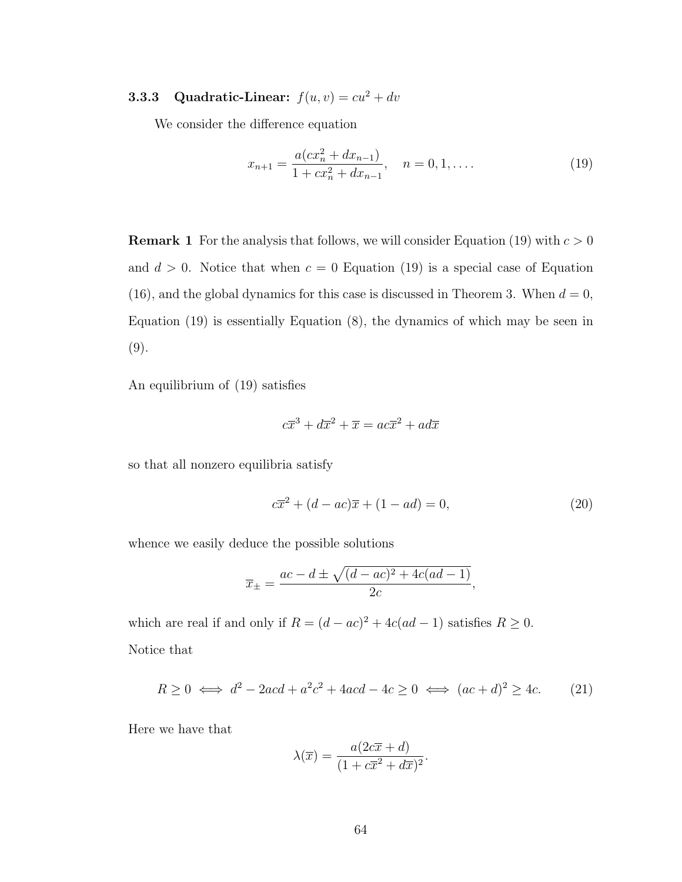### 3.3.3 Quadratic-Linear: $f(u, v) = cu^2 + dv$

We consider the difference equation

$$x_{n+1} = \frac{a(cx_n^2 + dx_{n-1})}{1 + cx_n^2 + dx_{n-1}}, \quad n = 0, 1, \ldots. \tag{19}$$

**Remark 1** For the analysis that follows, we will consider Equation (19) with $c > 0$ and $d > 0$. Notice that when $c = 0$ Equation (19) is a special case of Equation (16), and the global dynamics for this case is discussed in Theorem 3. When $d = 0$, Equation (19) is essentially Equation (8), the dynamics of which may be seen in (9).

An equilibrium of (19) satisfies

$$c\overline{x}^3 + d\overline{x}^2 + \overline{x} = ac\overline{x}^2 + ad\overline{x}$$

so that all nonzero equilibria satisfy

$$c\overline{x}^2 + (d - ac)\overline{x} + (1 - ad) = 0, \tag{20}$$

whence we easily deduce the possible solutions

$$\overline{x}_{\pm} = \frac{ac - d \pm \sqrt{(d - ac)^2 + 4c(ad - 1)}}{2c},$$

which are real if and only if $R = (d - ac)^2 + 4c(ad - 1)$ satisfies $R \geq 0$.
Notice that

$$R \geq 0 \iff d^2 - 2acd + a^2c^2 + 4acd - 4c \geq 0 \iff (ac + d)^2 \geq 4c. \tag{21}$$

Here we have that

$$\lambda(\overline{x}) = \frac{a(2c\overline{x} + d)}{(1 + c\overline{x}^2 + d\overline{x})^2}.$$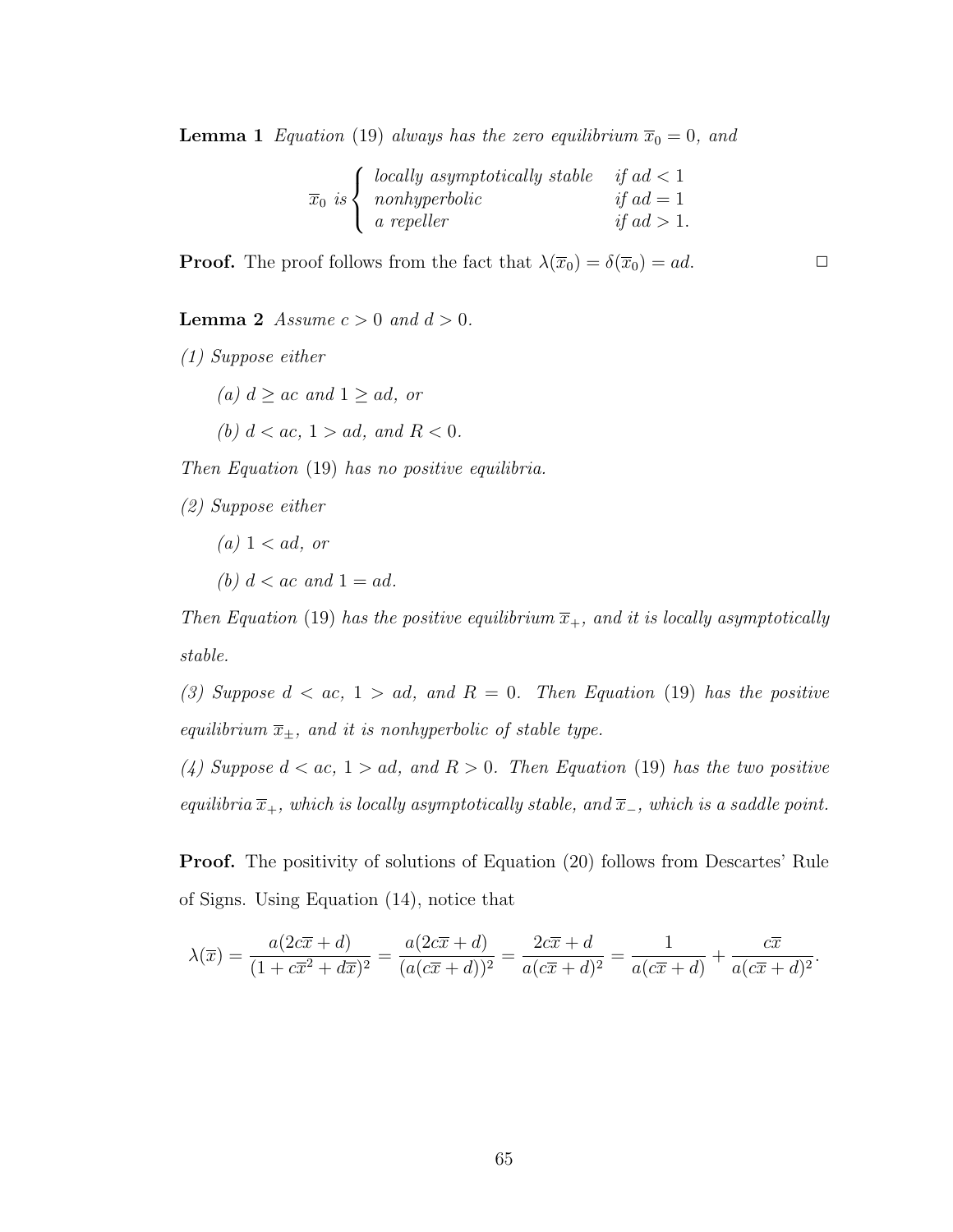**Lemma 1** *Equation* (19) *always has the zero equilibrium* $\overline{x}_0 = 0$*, and*

$$\overline{x}_0 \text{ is} \begin{cases} \text{locally asymptotically stable} & \text{if } ad < 1 \\ \text{nonhyperbolic} & \text{if } ad = 1 \\ \text{a repeller} & \text{if } ad > 1. \end{cases}$$

**Proof.** The proof follows from the fact that $\lambda(\overline{x}_0) = \delta(\overline{x}_0) = ad$. □

**Lemma 2** *Assume* $c > 0$ *and* $d > 0$.

*(1) Suppose either*

*(a)* $d \geq ac$ *and* $1 \geq ad$*, or*

*(b)* $d < ac$, $1 > ad$*, and* $R < 0$.

*Then Equation* (19) *has no positive equilibria.*

*(2) Suppose either*

*(a)* $1 < ad$*, or*

*(b)* $d < ac$ *and* $1 = ad$.

*Then Equation* (19) *has the positive equilibrium* $\overline{x}_+$*, and it is locally asymptotically stable.*

*(3) Suppose* $d < ac$, $1 > ad$*, and* $R = 0$*. Then Equation* (19) *has the positive equilibrium* $\overline{x}_\pm$*, and it is nonhyperbolic of stable type.*

*(4) Suppose* $d < ac$, $1 > ad$*, and* $R > 0$*. Then Equation* (19) *has the two positive equilibria* $\overline{x}_+$*, which is locally asymptotically stable, and* $\overline{x}_-$*, which is a saddle point.*

**Proof.** The positivity of solutions of Equation (20) follows from Descartes' Rule of Signs. Using Equation (14), notice that

$$\lambda(\overline{x}) = \frac{a(2c\overline{x} + d)}{(1 + c\overline{x}^2 + d\overline{x})^2} = \frac{a(2c\overline{x} + d)}{(a(c\overline{x} + d))^2} = \frac{2c\overline{x} + d}{a(c\overline{x} + d)^2} = \frac{1}{a(c\overline{x} + d)} + \frac{c\overline{x}}{a(c\overline{x} + d)^2}.$$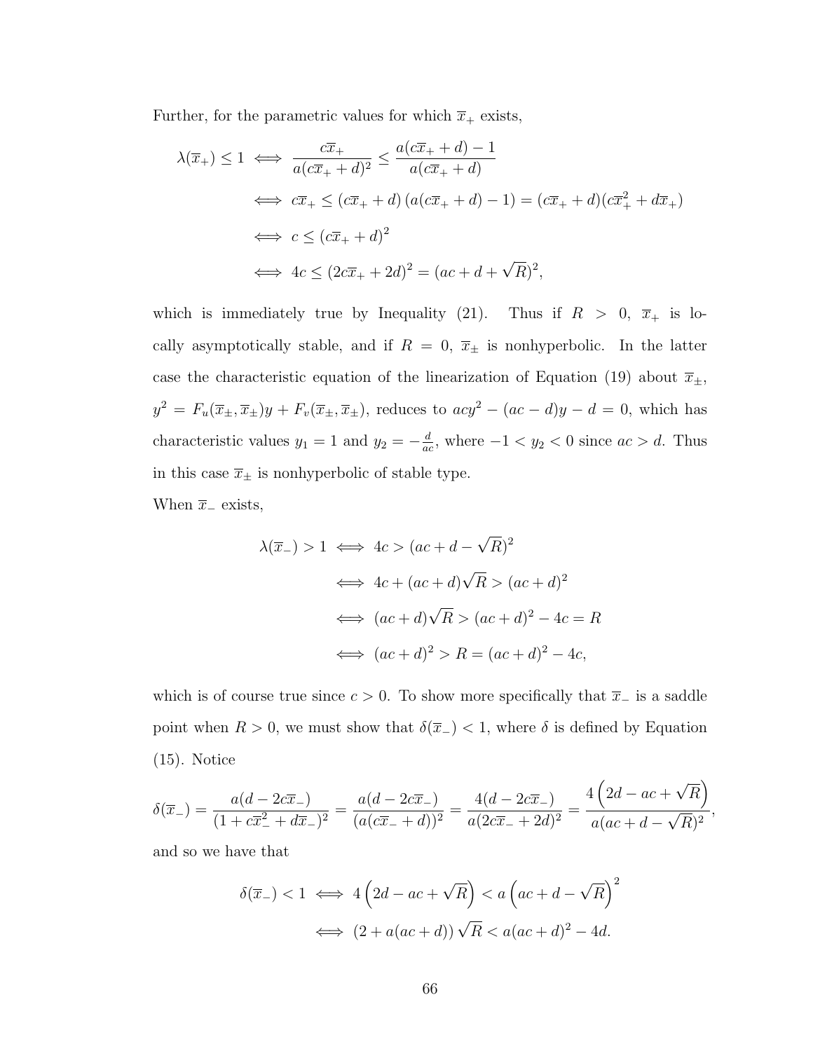Further, for the parametric values for which $\overline{x}_+$ exists,

$$
\begin{aligned}
\lambda(\overline{x}_+) \leq 1 &\iff \frac{c\overline{x}_+}{a(c\overline{x}_+ + d)^2} \leq \frac{a(c\overline{x}_+ + d) - 1}{a(c\overline{x}_+ + d)} \\
&\iff c\overline{x}_+ \leq (c\overline{x}_+ + d)\left(a(c\overline{x}_+ + d) - 1\right) = (c\overline{x}_+ + d)(c\overline{x}_+^2 + d\overline{x}_+) \\
&\iff c \leq (c\overline{x}_+ + d)^2 \\
&\iff 4c \leq (2c\overline{x}_+ + 2d)^2 = (ac + d + \sqrt{R})^2,
\end{aligned}
$$

which is immediately true by Inequality (21). Thus if $R > 0$, $\overline{x}_+$ is locally asymptotically stable, and if $R = 0$, $\overline{x}_\pm$ is nonhyperbolic. In the latter case the characteristic equation of the linearization of Equation (19) about $\overline{x}_\pm$, $y^2 = F_u(\overline{x}_\pm, \overline{x}_\pm)y + F_v(\overline{x}_\pm, \overline{x}_\pm)$, reduces to $acy^2 - (ac - d)y - d = 0$, which has characteristic values $y_1 = 1$ and $y_2 = -\frac{d}{ac}$, where $-1 < y_2 < 0$ since $ac > d$. Thus in this case $\overline{x}_\pm$ is nonhyperbolic of stable type.

When $\overline{x}_-$ exists,

$$
\begin{aligned}
\lambda(\overline{x}_-) > 1 &\iff 4c > (ac + d - \sqrt{R})^2 \\
&\iff 4c + (ac + d)\sqrt{R} > (ac + d)^2 \\
&\iff (ac + d)\sqrt{R} > (ac + d)^2 - 4c = R \\
&\iff (ac + d)^2 > R = (ac + d)^2 - 4c,
\end{aligned}
$$

which is of course true since $c > 0$. To show more specifically that $\overline{x}_-$ is a saddle point when $R > 0$, we must show that $\delta(\overline{x}_-) < 1$, where $\delta$ is defined by Equation (15). Notice

$$
\delta(\overline{x}_-) = \frac{a(d - 2c\overline{x}_-)}{(1 + c\overline{x}_-^2 + d\overline{x}_-)^2} = \frac{a(d - 2c\overline{x}_-)}{(a(c\overline{x}_- + d))^2} = \frac{4(d - 2c\overline{x}_-)}{a(2c\overline{x}_- + 2d)^2} = \frac{4\left(2d - ac + \sqrt{R}\right)}{a(ac + d - \sqrt{R})^2},
$$

and so we have that

$$
\begin{aligned}
\delta(\overline{x}_-) < 1 &\iff 4\left(2d - ac + \sqrt{R}\right) < a\left(ac + d - \sqrt{R}\right)^2 \\
&\iff \left(2 + a(ac + d)\right)\sqrt{R} < a(ac + d)^2 - 4d.
\end{aligned}
$$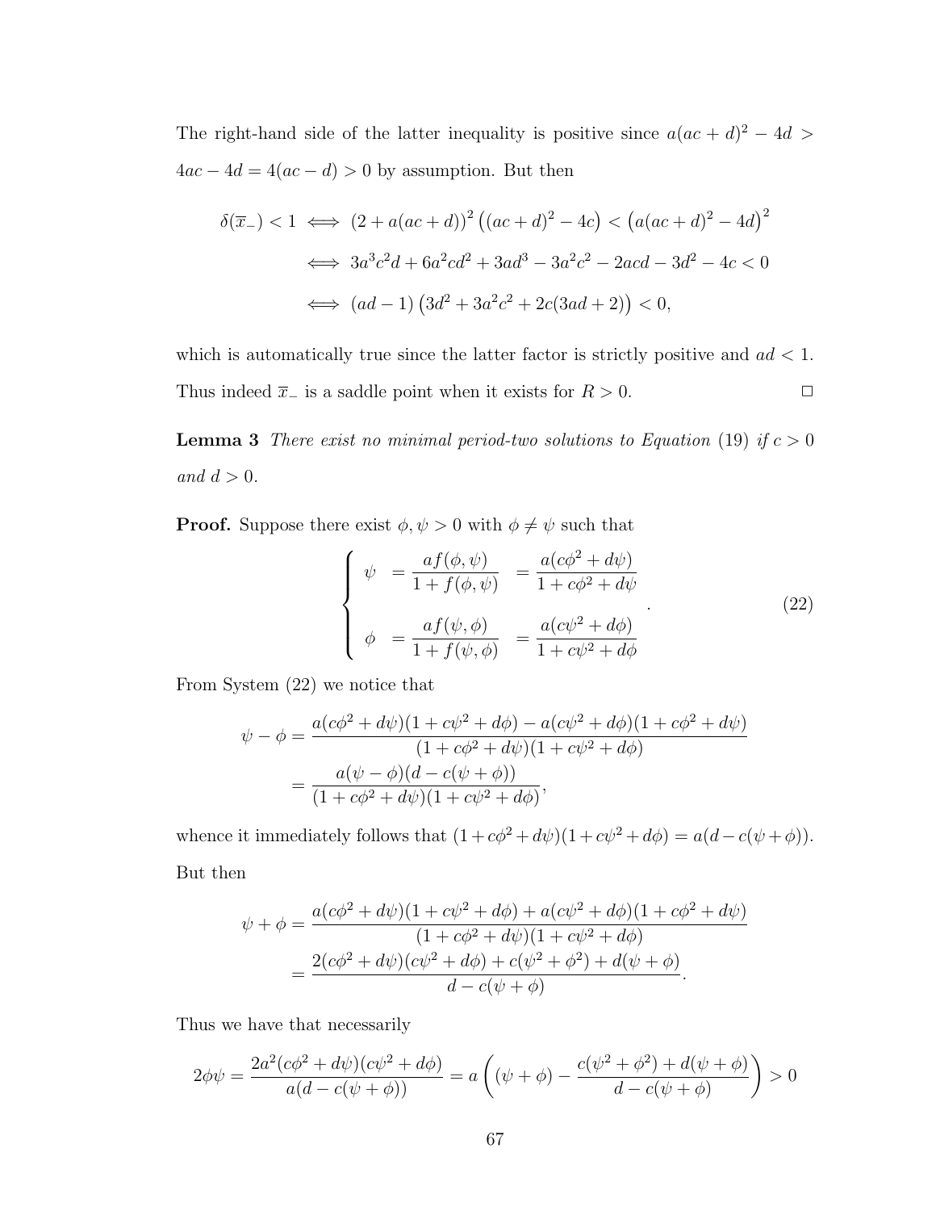The right-hand side of the latter inequality is positive since $a(ac+d)^2 - 4d > 4ac - 4d = 4(ac-d) > 0$ by assumption. But then

$$
\begin{aligned}
\delta(\overline{x}_-) < 1 &\iff (2 + a(ac+d))^2\left((ac+d)^2 - 4c\right) < \left(a(ac+d)^2 - 4d\right)^2 \\
&\iff 3a^3c^2d + 6a^2cd^2 + 3ad^3 - 3a^2c^2 - 2acd - 3d^2 - 4c < 0 \\
&\iff (ad-1)\left(3d^2 + 3a^2c^2 + 2c(3ad+2)\right) < 0,
\end{aligned}
$$

which is automatically true since the latter factor is strictly positive and $ad < 1$. Thus indeed $\overline{x}_-$ is a saddle point when it exists for $R > 0$. $\square$

**Lemma 3** *There exist no minimal period-two solutions to Equation* (19) *if* $c > 0$ *and* $d > 0$.

**Proof.** Suppose there exist $\phi, \psi > 0$ with $\phi \neq \psi$ such that

$$
\left\{
\begin{array}{lll}
\psi & = \dfrac{af(\phi,\psi)}{1+f(\phi,\psi)} & = \dfrac{a(c\phi^2 + d\psi)}{1 + c\phi^2 + d\psi} \\[2ex]
\phi & = \dfrac{af(\psi,\phi)}{1+f(\psi,\phi)} & = \dfrac{a(c\psi^2 + d\phi)}{1 + c\psi^2 + d\phi}
\end{array}
\right. . \tag{22}
$$

From System (22) we notice that

$$
\begin{aligned}
\psi - \phi &= \frac{a(c\phi^2 + d\psi)(1 + c\psi^2 + d\phi) - a(c\psi^2 + d\phi)(1 + c\phi^2 + d\psi)}{(1 + c\phi^2 + d\psi)(1 + c\psi^2 + d\phi)} \\
&= \frac{a(\psi - \phi)(d - c(\psi + \phi))}{(1 + c\phi^2 + d\psi)(1 + c\psi^2 + d\phi)},
\end{aligned}
$$

whence it immediately follows that $(1 + c\phi^2 + d\psi)(1 + c\psi^2 + d\phi) = a(d - c(\psi + \phi))$. But then

$$
\begin{aligned}
\psi + \phi &= \frac{a(c\phi^2 + d\psi)(1 + c\psi^2 + d\phi) + a(c\psi^2 + d\phi)(1 + c\phi^2 + d\psi)}{(1 + c\phi^2 + d\psi)(1 + c\psi^2 + d\phi)} \\
&= \frac{2(c\phi^2 + d\psi)(c\psi^2 + d\phi) + c(\psi^2 + \phi^2) + d(\psi + \phi)}{d - c(\psi + \phi)}.
\end{aligned}
$$

Thus we have that necessarily

$$
2\phi\psi = \frac{2a^2(c\phi^2 + d\psi)(c\psi^2 + d\phi)}{a(d - c(\psi + \phi))} = a\left((\psi + \phi) - \frac{c(\psi^2 + \phi^2) + d(\psi + \phi)}{d - c(\psi + \phi)}\right) > 0
$$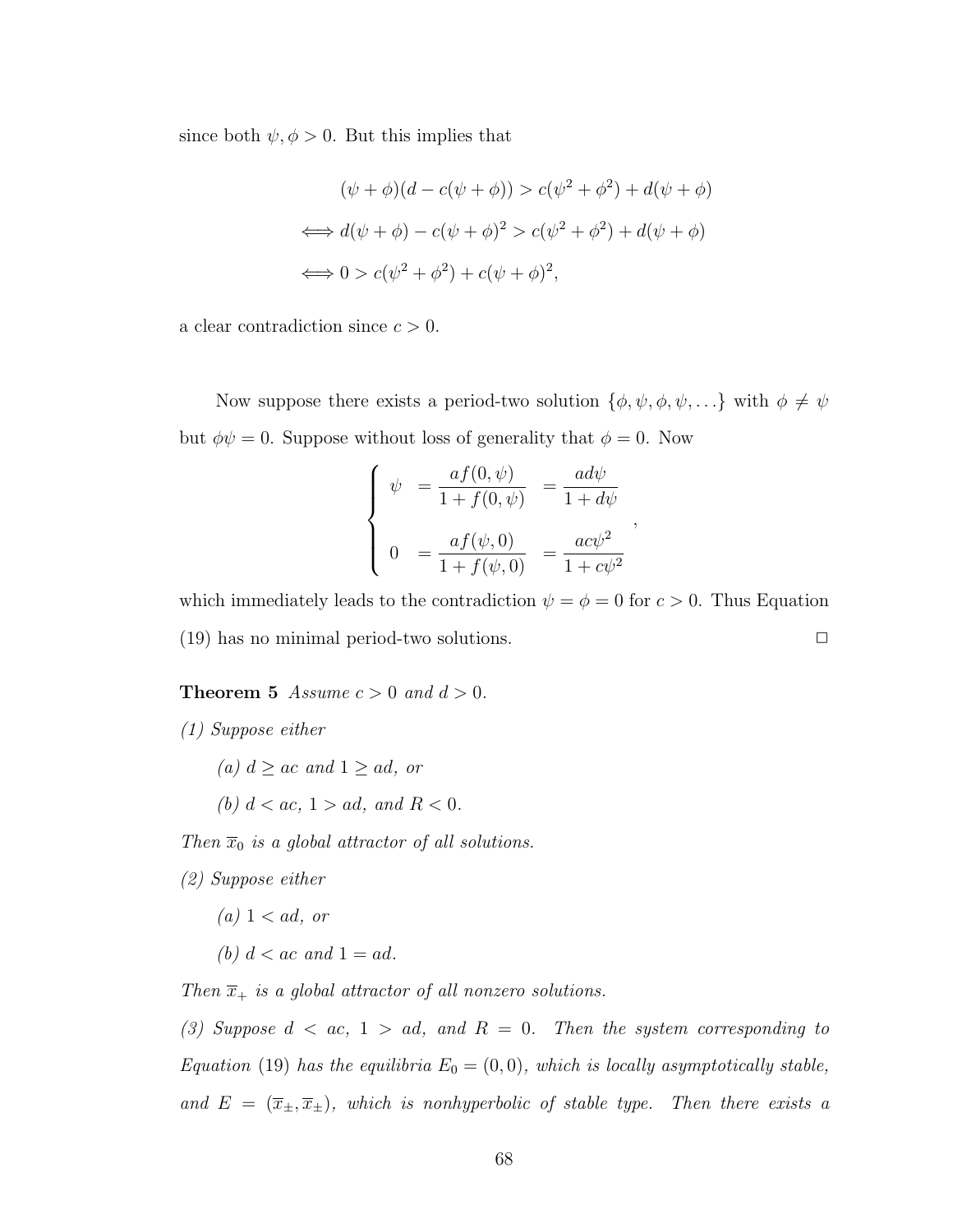since both $\psi, \phi > 0$. But this implies that

$$
\begin{aligned}
&(\psi + \phi)(d - c(\psi + \phi)) > c(\psi^2 + \phi^2) + d(\psi + \phi) \\
\iff &d(\psi + \phi) - c(\psi + \phi)^2 > c(\psi^2 + \phi^2) + d(\psi + \phi) \\
\iff &0 > c(\psi^2 + \phi^2) + c(\psi + \phi)^2,
\end{aligned}
$$

a clear contradiction since $c > 0$.

Now suppose there exists a period-two solution $\{\phi, \psi, \phi, \psi, \ldots\}$ with $\phi \neq \psi$ but $\phi\psi = 0$. Suppose without loss of generality that $\phi = 0$. Now

$$
\begin{cases}
\psi &= \dfrac{af(0, \psi)}{1 + f(0, \psi)} &= \dfrac{ad\psi}{1 + d\psi} \\[2ex]
0 &= \dfrac{af(\psi, 0)}{1 + f(\psi, 0)} &= \dfrac{ac\psi^2}{1 + c\psi^2}
\end{cases},
$$

which immediately leads to the contradiction $\psi = \phi = 0$ for $c > 0$. Thus Equation (19) has no minimal period-two solutions. $\square$

**Theorem 5** *Assume $c > 0$ and $d > 0$.*

*(1) Suppose either*

*(a) $d \geq ac$ and $1 \geq ad$, or*

*(b) $d < ac$, $1 > ad$, and $R < 0$.*

*Then $\overline{x}_0$ is a global attractor of all solutions.*

*(2) Suppose either*

*(a) $1 < ad$, or*

*(b) $d < ac$ and $1 = ad$.*

*Then $\overline{x}_+$ is a global attractor of all nonzero solutions.*

*(3) Suppose $d < ac$, $1 > ad$, and $R = 0$. Then the system corresponding to Equation (19) has the equilibria $E_0 = (0, 0)$, which is locally asymptotically stable, and $E = (\overline{x}_\pm, \overline{x}_\pm)$, which is nonhyperbolic of stable type. Then there exists a*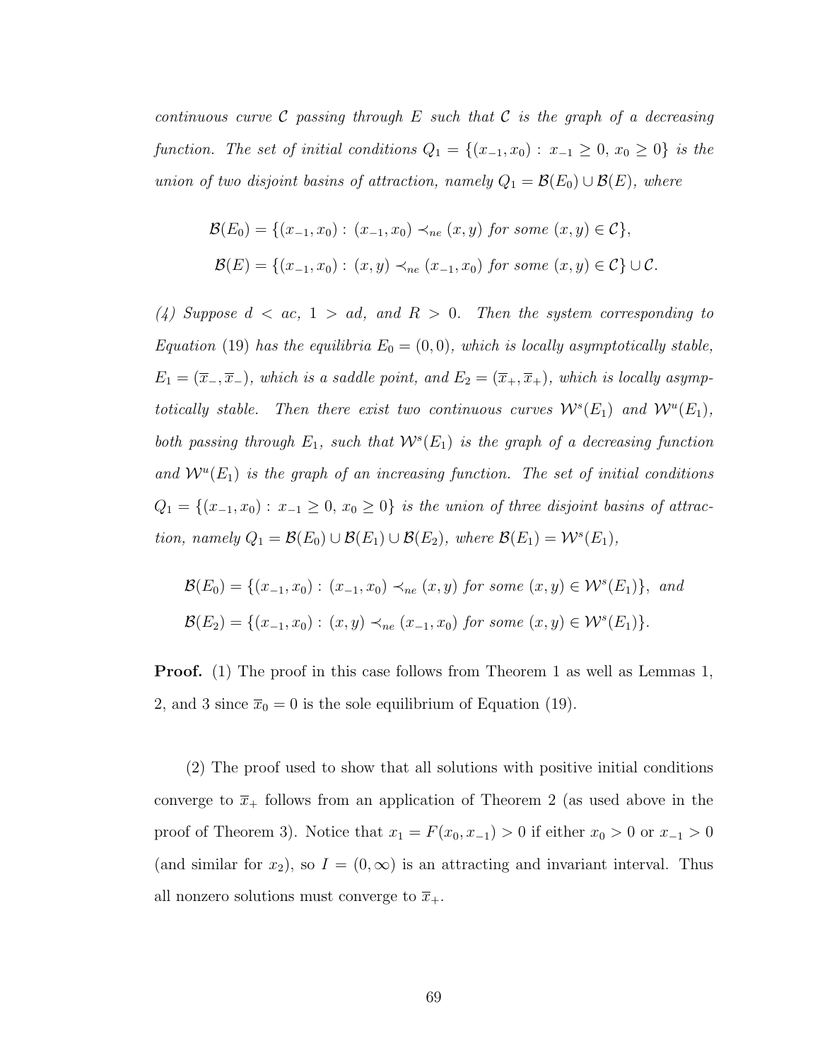*continuous curve $\mathcal{C}$ passing through $E$ such that $\mathcal{C}$ is the graph of a decreasing function. The set of initial conditions $Q_1 = \{(x_{-1}, x_0) : x_{-1} \geq 0,\ x_0 \geq 0\}$ is the union of two disjoint basins of attraction, namely $Q_1 = \mathcal{B}(E_0) \cup \mathcal{B}(E)$, where*

$$\mathcal{B}(E_0) = \{(x_{-1}, x_0) : (x_{-1}, x_0) \prec_{ne} (x, y) \text{ for some } (x, y) \in \mathcal{C}\},$$

$$\mathcal{B}(E) = \{(x_{-1}, x_0) : (x, y) \prec_{ne} (x_{-1}, x_0) \text{ for some } (x, y) \in \mathcal{C}\} \cup \mathcal{C}.$$

*(4) Suppose $d < ac$, $1 > ad$, and $R > 0$. Then the system corresponding to Equation (19) has the equilibria $E_0 = (0, 0)$, which is locally asymptotically stable, $E_1 = (\overline{x}_-, \overline{x}_-)$, which is a saddle point, and $E_2 = (\overline{x}_+, \overline{x}_+)$, which is locally asymptotically stable. Then there exist two continuous curves $\mathcal{W}^s(E_1)$ and $\mathcal{W}^u(E_1)$, both passing through $E_1$, such that $\mathcal{W}^s(E_1)$ is the graph of a decreasing function and $\mathcal{W}^u(E_1)$ is the graph of an increasing function. The set of initial conditions $Q_1 = \{(x_{-1}, x_0) : x_{-1} \geq 0,\ x_0 \geq 0\}$ is the union of three disjoint basins of attraction, namely $Q_1 = \mathcal{B}(E_0) \cup \mathcal{B}(E_1) \cup \mathcal{B}(E_2)$, where $\mathcal{B}(E_1) = \mathcal{W}^s(E_1)$,*

$$\mathcal{B}(E_0) = \{(x_{-1}, x_0) : (x_{-1}, x_0) \prec_{ne} (x, y) \text{ for some } (x, y) \in \mathcal{W}^s(E_1)\}, \text{ and}$$

$$\mathcal{B}(E_2) = \{(x_{-1}, x_0) : (x, y) \prec_{ne} (x_{-1}, x_0) \text{ for some } (x, y) \in \mathcal{W}^s(E_1)\}.$$

**Proof.** (1) The proof in this case follows from Theorem 1 as well as Lemmas 1, 2, and 3 since $\overline{x}_0 = 0$ is the sole equilibrium of Equation (19).

(2) The proof used to show that all solutions with positive initial conditions converge to $\overline{x}_+$ follows from an application of Theorem 2 (as used above in the proof of Theorem 3). Notice that $x_1 = F(x_0, x_{-1}) > 0$ if either $x_0 > 0$ or $x_{-1} > 0$ (and similar for $x_2$), so $I = (0, \infty)$ is an attracting and invariant interval. Thus all nonzero solutions must converge to $\overline{x}_+$.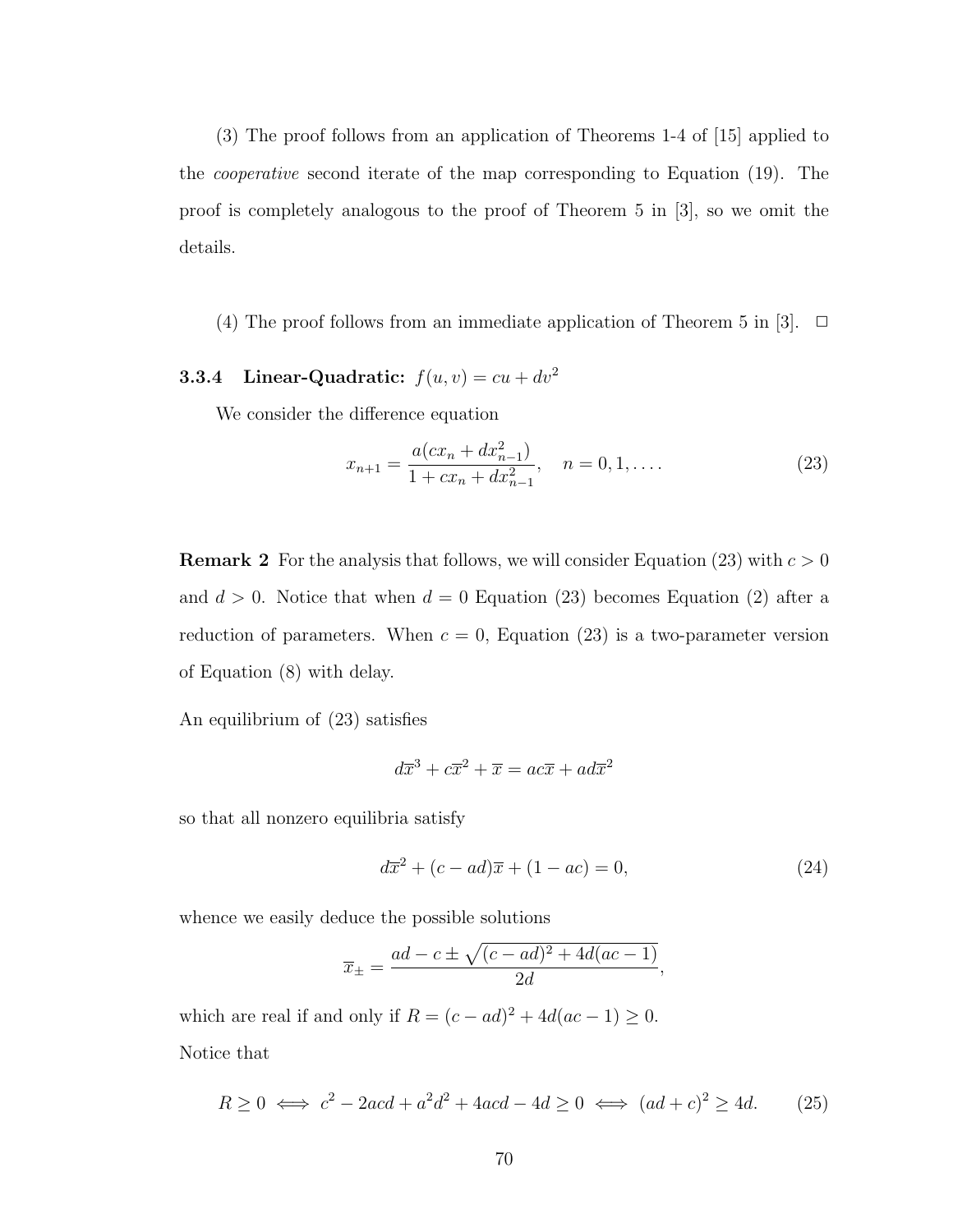(3) The proof follows from an application of Theorems 1-4 of [15] applied to the *cooperative* second iterate of the map corresponding to Equation (19). The proof is completely analogous to the proof of Theorem 5 in [3], so we omit the details.

(4) The proof follows from an immediate application of Theorem 5 in [3]. □

#### 3.3.4 Linear-Quadratic: $f(u, v) = cu + dv^2$

We consider the difference equation

$$x_{n+1} = \frac{a(cx_n + dx_{n-1}^2)}{1 + cx_n + dx_{n-1}^2}, \quad n = 0, 1, \ldots. \tag{23}$$

**Remark 2** For the analysis that follows, we will consider Equation (23) with $c > 0$ and $d > 0$. Notice that when $d = 0$ Equation (23) becomes Equation (2) after a reduction of parameters. When $c = 0$, Equation (23) is a two-parameter version of Equation (8) with delay.

An equilibrium of (23) satisfies

$$d\overline{x}^3 + c\overline{x}^2 + \overline{x} = ac\overline{x} + ad\overline{x}^2$$

so that all nonzero equilibria satisfy

$$d\overline{x}^2 + (c - ad)\overline{x} + (1 - ac) = 0, \tag{24}$$

whence we easily deduce the possible solutions

$$\overline{x}_{\pm} = \frac{ad - c \pm \sqrt{(c - ad)^2 + 4d(ac - 1)}}{2d},$$

which are real if and only if $R = (c - ad)^2 + 4d(ac - 1) \geq 0$.

Notice that

$$R \geq 0 \iff c^2 - 2acd + a^2d^2 + 4acd - 4d \geq 0 \iff (ad + c)^2 \geq 4d. \tag{25}$$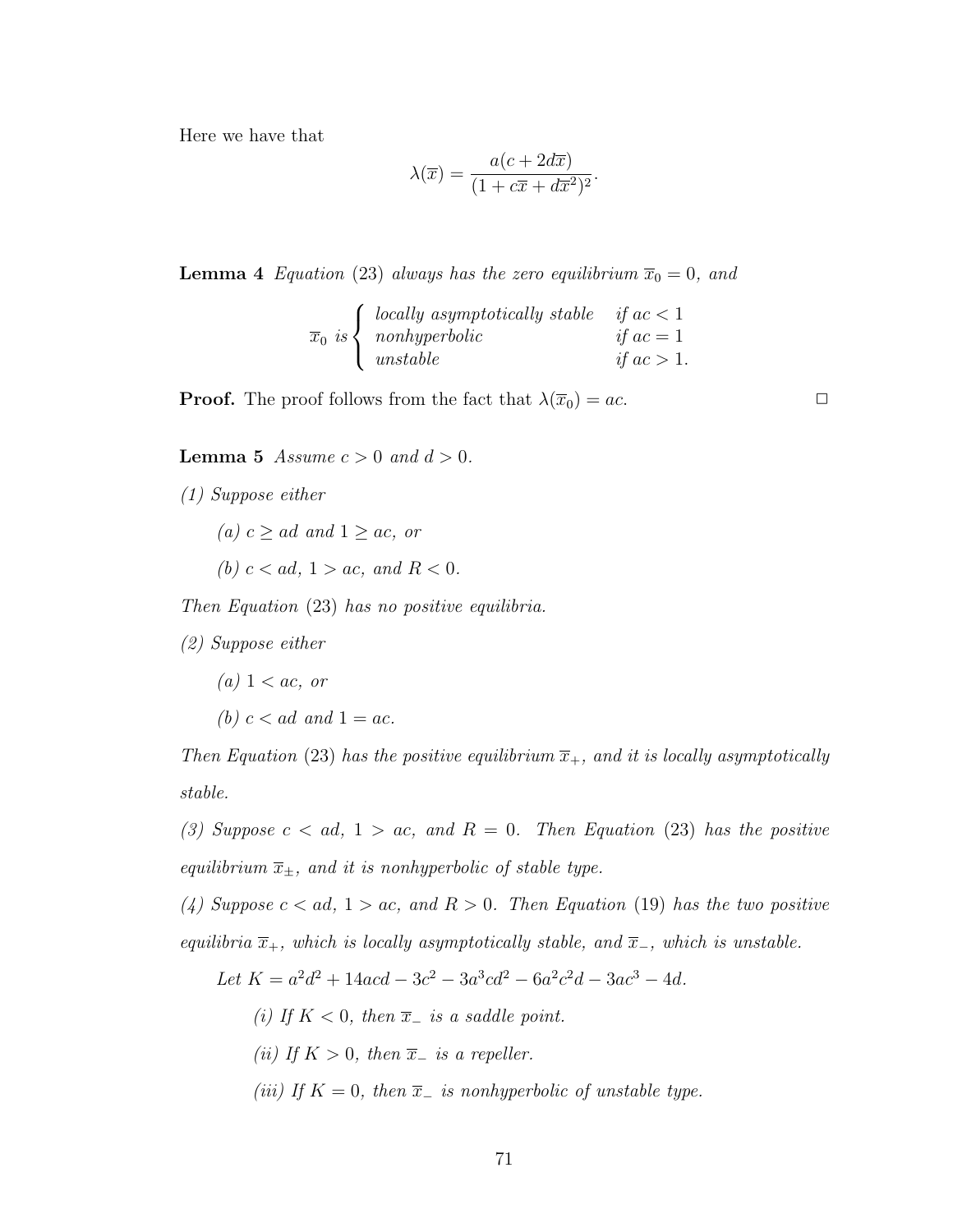Here we have that

$$\lambda(\overline{x}) = \frac{a(c + 2d\overline{x})}{(1 + c\overline{x} + d\overline{x}^2)^2}.$$

**Lemma 4** *Equation* (23) *always has the zero equilibrium* $\overline{x}_0 = 0$*, and*

$$\overline{x}_0 \text{ is } \begin{cases} \text{locally asymptotically stable} & \text{if } ac < 1 \\ \text{nonhyperbolic} & \text{if } ac = 1 \\ \text{unstable} & \text{if } ac > 1. \end{cases}$$

**Proof.** The proof follows from the fact that $\lambda(\overline{x}_0) = ac$. □

**Lemma 5** *Assume* $c > 0$ *and* $d > 0$*.*

*(1) Suppose either*

*(a)* $c \geq ad$ *and* $1 \geq ac$*, or*

*(b)* $c < ad$*,* $1 > ac$*, and* $R < 0$*.*

*Then Equation* (23) *has no positive equilibria.*

*(2) Suppose either*

*(a)* $1 < ac$*, or*

*(b)* $c < ad$ *and* $1 = ac$*.*

*Then Equation* (23) *has the positive equilibrium* $\overline{x}_+$*, and it is locally asymptotically stable.*

*(3) Suppose* $c < ad$*,* $1 > ac$*, and* $R = 0$*. Then Equation* (23) *has the positive equilibrium* $\overline{x}_\pm$*, and it is nonhyperbolic of stable type.*

*(4) Suppose* $c < ad$*,* $1 > ac$*, and* $R > 0$*. Then Equation* (19) *has the two positive equilibria* $\overline{x}_+$*, which is locally asymptotically stable, and* $\overline{x}_-$*, which is unstable.*

*Let* $K = a^2d^2 + 14acd - 3c^2 - 3a^3cd^2 - 6a^2c^2d - 3ac^3 - 4d$*.*

*(i) If* $K < 0$*, then* $\overline{x}_-$ *is a saddle point.*

*(ii) If* $K > 0$*, then* $\overline{x}_-$ *is a repeller.*

*(iii) If* $K = 0$*, then* $\overline{x}_-$ *is nonhyperbolic of unstable type.*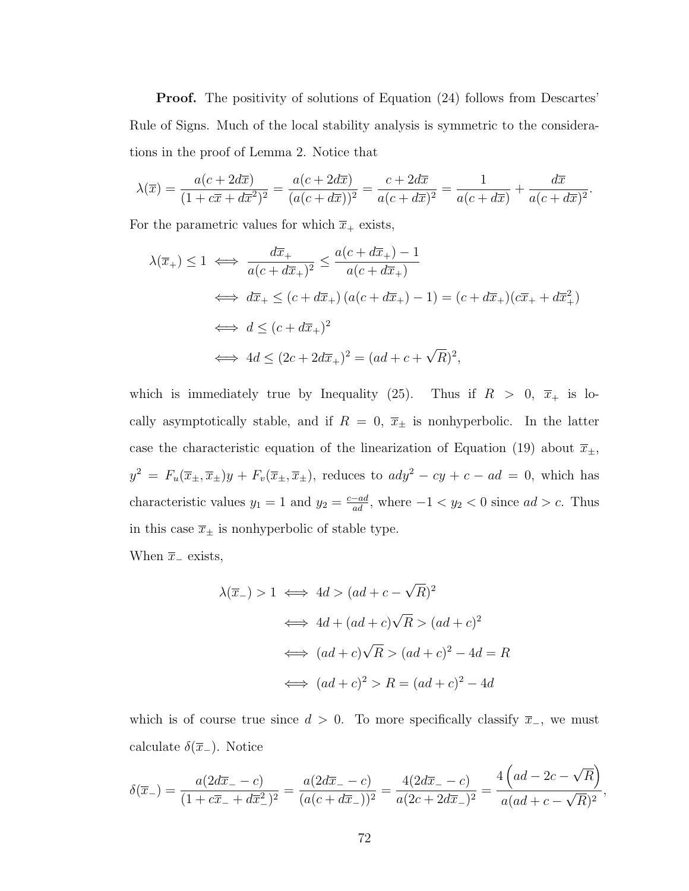**Proof.** The positivity of solutions of Equation (24) follows from Descartes' Rule of Signs. Much of the local stability analysis is symmetric to the considerations in the proof of Lemma 2. Notice that

$$\lambda(\overline{x}) = \frac{a(c+2d\overline{x})}{(1+c\overline{x}+d\overline{x}^2)^2} = \frac{a(c+2d\overline{x})}{(a(c+d\overline{x}))^2} = \frac{c+2d\overline{x}}{a(c+d\overline{x})^2} = \frac{1}{a(c+d\overline{x})} + \frac{d\overline{x}}{a(c+d\overline{x})^2}.$$

For the parametric values for which $\overline{x}_+$ exists,

$$\begin{aligned}
\lambda(\overline{x}_+) \leq 1 &\iff \frac{d\overline{x}_+}{a(c+d\overline{x}_+)^2} \leq \frac{a(c+d\overline{x}_+)-1}{a(c+d\overline{x}_+)} \\
&\iff d\overline{x}_+ \leq (c+d\overline{x}_+)\left(a(c+d\overline{x}_+)-1\right) = (c+d\overline{x}_+)(c\overline{x}_+ + d\overline{x}_+^2) \\
&\iff d \leq (c+d\overline{x}_+)^2 \\
&\iff 4d \leq (2c+2d\overline{x}_+)^2 = (ad+c+\sqrt{R})^2,
\end{aligned}$$

which is immediately true by Inequality (25). Thus if $R > 0$, $\overline{x}_+$ is locally asymptotically stable, and if $R = 0$, $\overline{x}_\pm$ is nonhyperbolic. In the latter case the characteristic equation of the linearization of Equation (19) about $\overline{x}_\pm$, $y^2 = F_u(\overline{x}_\pm, \overline{x}_\pm)y + F_v(\overline{x}_\pm, \overline{x}_\pm)$, reduces to $ady^2 - cy + c - ad = 0$, which has characteristic values $y_1 = 1$ and $y_2 = \frac{c-ad}{ad}$, where $-1 < y_2 < 0$ since $ad > c$. Thus in this case $\overline{x}_\pm$ is nonhyperbolic of stable type.

When $\overline{x}_-$ exists,

$$\begin{aligned}
\lambda(\overline{x}_-) > 1 &\iff 4d > (ad+c-\sqrt{R})^2 \\
&\iff 4d + (ad+c)\sqrt{R} > (ad+c)^2 \\
&\iff (ad+c)\sqrt{R} > (ad+c)^2 - 4d = R \\
&\iff (ad+c)^2 > R = (ad+c)^2 - 4d
\end{aligned}$$

which is of course true since $d > 0$. To more specifically classify $\overline{x}_-$, we must calculate $\delta(\overline{x}_-)$. Notice

$$\delta(\overline{x}_-) = \frac{a(2d\overline{x}_- - c)}{(1+c\overline{x}_- + d\overline{x}_-^2)^2} = \frac{a(2d\overline{x}_- - c)}{(a(c+d\overline{x}_-))^2} = \frac{4(2d\overline{x}_- - c)}{a(2c+2d\overline{x}_-)^2} = \frac{4\left(ad-2c-\sqrt{R}\right)}{a(ad+c-\sqrt{R})^2},$$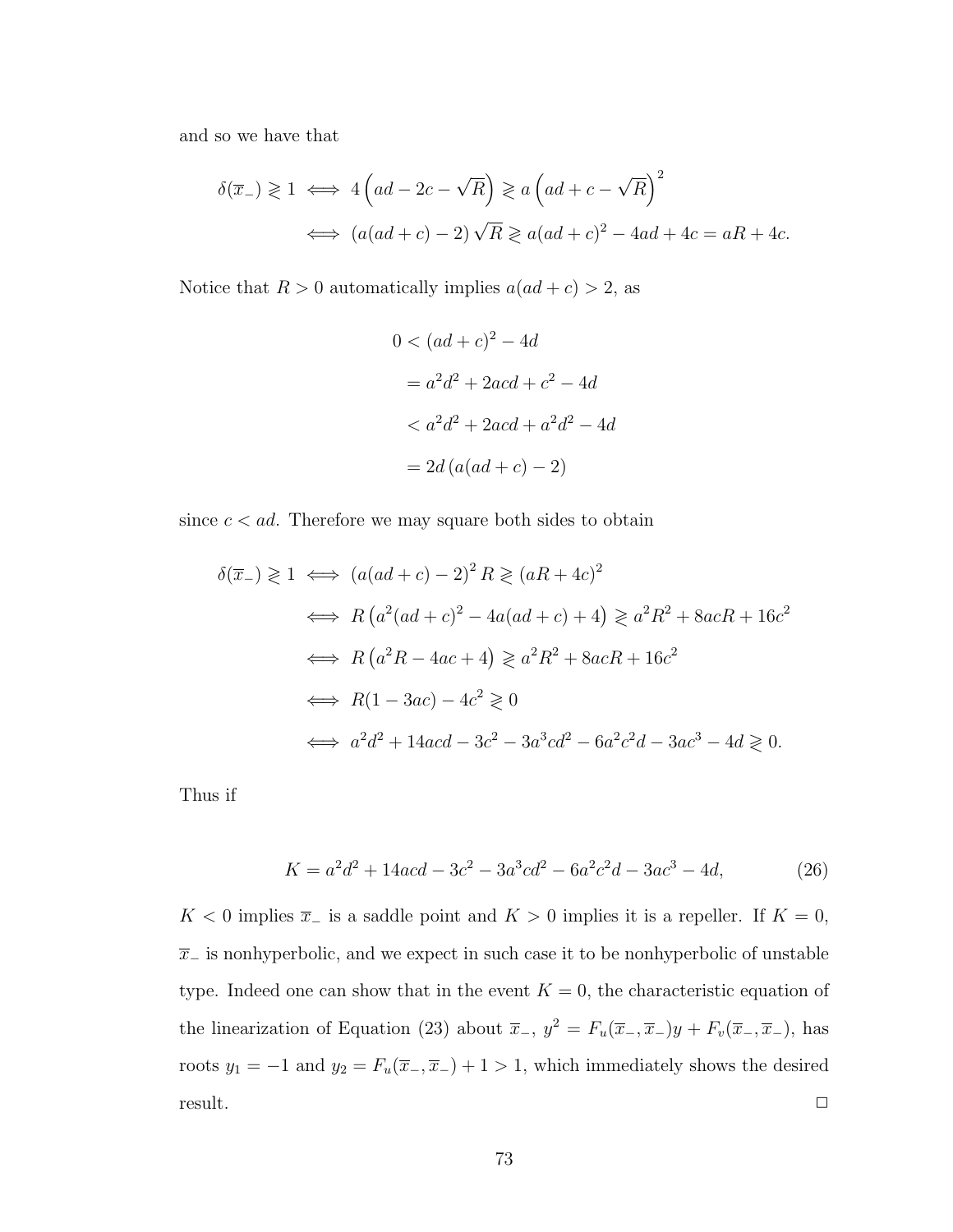and so we have that

$$
\begin{aligned}
\delta(\overline{x}_-) \gtrless 1 &\iff 4\left(ad - 2c - \sqrt{R}\right) \gtrless a\left(ad + c - \sqrt{R}\right)^2 \\
&\iff \left(a(ad+c) - 2\right)\sqrt{R} \gtrless a(ad+c)^2 - 4ad + 4c = aR + 4c.
\end{aligned}
$$

Notice that $R > 0$ automatically implies $a(ad+c) > 2$, as

$$
\begin{aligned}
0 &< (ad+c)^2 - 4d \\
&= a^2d^2 + 2acd + c^2 - 4d \\
&< a^2d^2 + 2acd + a^2d^2 - 4d \\
&= 2d\left(a(ad+c) - 2\right)
\end{aligned}
$$

since $c < ad$. Therefore we may square both sides to obtain

$$
\begin{aligned}
\delta(\overline{x}_-) \gtrless 1 &\iff \left(a(ad+c) - 2\right)^2 R \gtrless (aR + 4c)^2 \\
&\iff R\left(a^2(ad+c)^2 - 4a(ad+c) + 4\right) \gtrless a^2R^2 + 8acR + 16c^2 \\
&\iff R\left(a^2R - 4ac + 4\right) \gtrless a^2R^2 + 8acR + 16c^2 \\
&\iff R(1 - 3ac) - 4c^2 \gtrless 0 \\
&\iff a^2d^2 + 14acd - 3c^2 - 3a^3cd^2 - 6a^2c^2d - 3ac^3 - 4d \gtrless 0.
\end{aligned}
$$

Thus if

$$
K = a^2d^2 + 14acd - 3c^2 - 3a^3cd^2 - 6a^2c^2d - 3ac^3 - 4d, \tag{26}
$$

$K < 0$ implies $\overline{x}_-$ is a saddle point and $K > 0$ implies it is a repeller. If $K = 0$, $\overline{x}_-$ is nonhyperbolic, and we expect in such case it to be nonhyperbolic of unstable type. Indeed one can show that in the event $K = 0$, the characteristic equation of the linearization of Equation (23) about $\overline{x}_-$, $y^2 = F_u(\overline{x}_-, \overline{x}_-)y + F_v(\overline{x}_-, \overline{x}_-)$, has roots $y_1 = -1$ and $y_2 = F_u(\overline{x}_-, \overline{x}_-) + 1 > 1$, which immediately shows the desired result. $\square$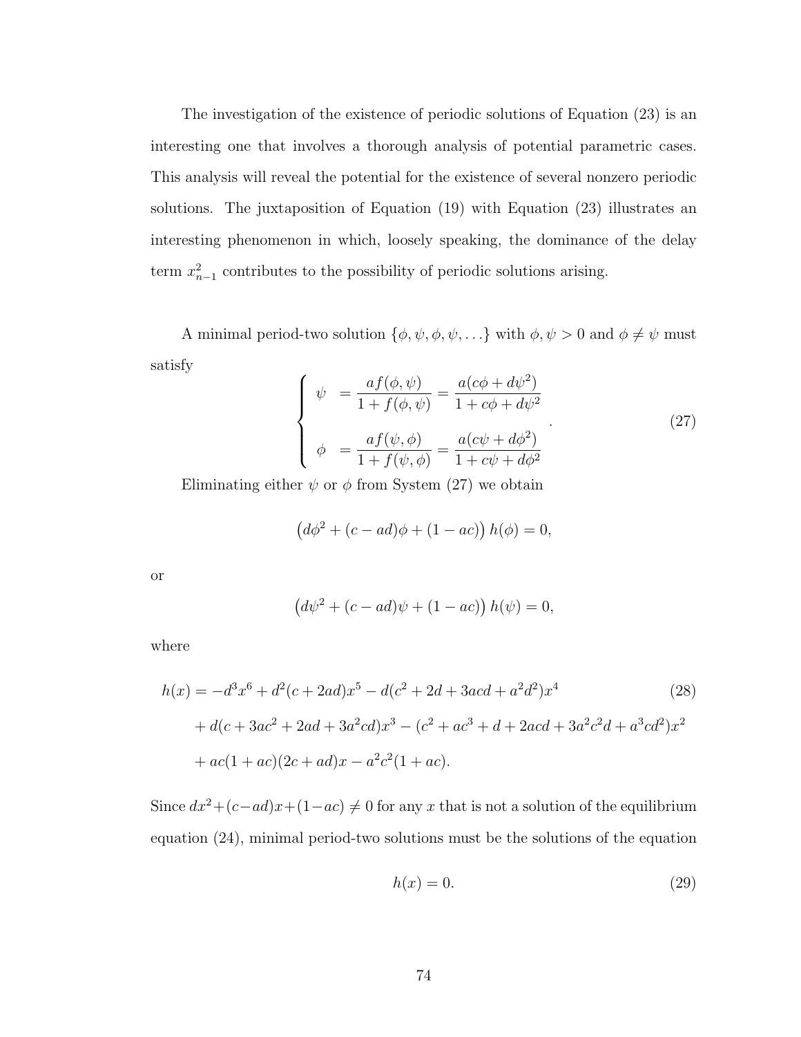The investigation of the existence of periodic solutions of Equation (23) is an interesting one that involves a thorough analysis of potential parametric cases. This analysis will reveal the potential for the existence of several nonzero periodic solutions. The juxtaposition of Equation (19) with Equation (23) illustrates an interesting phenomenon in which, loosely speaking, the dominance of the delay term $x_{n-1}^2$ contributes to the possibility of periodic solutions arising.

A minimal period-two solution $\{\phi, \psi, \phi, \psi, \ldots\}$ with $\phi, \psi > 0$ and $\phi \neq \psi$ must satisfy

$$\left\{ \begin{array}{ll} \psi & = \dfrac{af(\phi,\psi)}{1+f(\phi,\psi)} = \dfrac{a(c\phi + d\psi^2)}{1 + c\phi + d\psi^2} \\ \\ \phi & = \dfrac{af(\psi,\phi)}{1+f(\psi,\phi)} = \dfrac{a(c\psi + d\phi^2)}{1 + c\psi + d\phi^2} \end{array} \right. . \tag{27}$$

Eliminating either $\psi$ or $\phi$ from System (27) we obtain

$$\left(d\phi^2 + (c - ad)\phi + (1 - ac)\right) h(\phi) = 0,$$

or

$$\left(d\psi^2 + (c - ad)\psi + (1 - ac)\right) h(\psi) = 0,$$

where

$$\begin{aligned} h(x) = & -d^3x^6 + d^2(c + 2ad)x^5 - d(c^2 + 2d + 3acd + a^2d^2)x^4 \\ & + d(c + 3ac^2 + 2ad + 3a^2cd)x^3 - (c^2 + ac^3 + d + 2acd + 3a^2c^2d + a^3cd^2)x^2 \\ & + ac(1 + ac)(2c + ad)x - a^2c^2(1 + ac). \end{aligned} \tag{28}$$

Since $dx^2 + (c-ad)x + (1-ac) \neq 0$ for any $x$ that is not a solution of the equilibrium equation (24), minimal period-two solutions must be the solutions of the equation

$$h(x) = 0. \tag{29}$$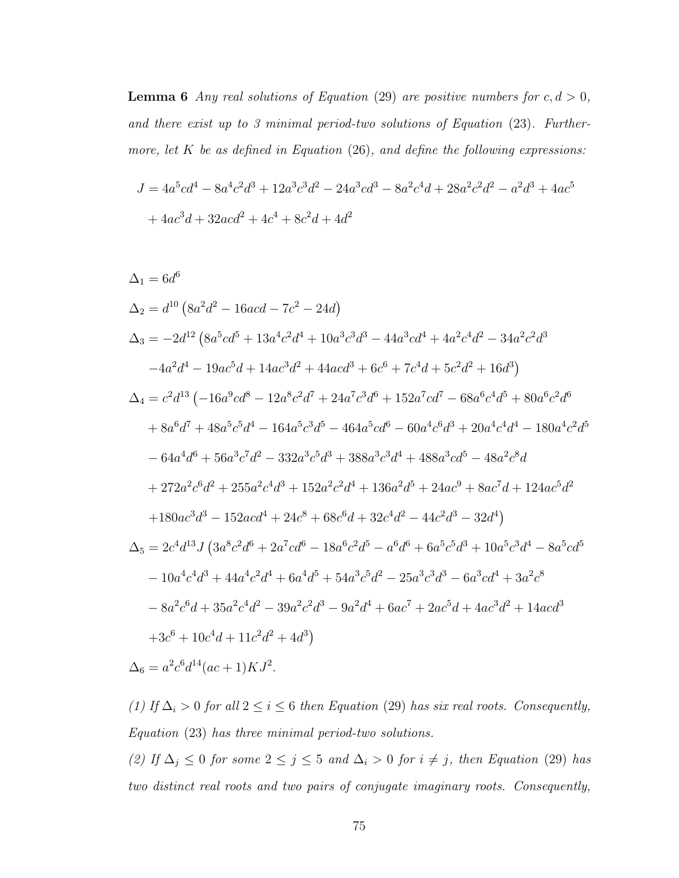**Lemma 6** *Any real solutions of Equation (29) are positive numbers for $c, d > 0$, and there exist up to 3 minimal period-two solutions of Equation (23). Furthermore, let $K$ be as defined in Equation (26), and define the following expressions:*

$$
\begin{aligned}
J = {} & 4a^5cd^4 - 8a^4c^2d^3 + 12a^3c^3d^2 - 24a^3cd^3 - 8a^2c^4d + 28a^2c^2d^2 - a^2d^3 + 4ac^5 \\
& + 4ac^3d + 32acd^2 + 4c^4 + 8c^2d + 4d^2
\end{aligned}
$$

$$
\begin{aligned}
\Delta_1 = {} & 6d^6 \\
\Delta_2 = {} & d^{10}\left(8a^2d^2 - 16acd - 7c^2 - 24d\right) \\
\Delta_3 = {} & -2d^{12}\left(8a^5cd^5 + 13a^4c^2d^4 + 10a^3c^3d^3 - 44a^3cd^4 + 4a^2c^4d^2 - 34a^2c^2d^3\right. \\
& \left. -4a^2d^4 - 19ac^5d + 14ac^3d^2 + 44acd^3 + 6c^6 + 7c^4d + 5c^2d^2 + 16d^3\right) \\
\Delta_4 = {} & c^2d^{13}\left(-16a^9cd^8 - 12a^8c^2d^7 + 24a^7c^3d^6 + 152a^7cd^7 - 68a^6c^4d^5 + 80a^6c^2d^6\right. \\
& + 8a^6d^7 + 48a^5c^5d^4 - 164a^5c^3d^5 - 464a^5cd^6 - 60a^4c^6d^3 + 20a^4c^4d^4 - 180a^4c^2d^5 \\
& - 64a^4d^6 + 56a^3c^7d^2 - 332a^3c^5d^3 + 388a^3c^3d^4 + 488a^3cd^5 - 48a^2c^8d \\
& + 272a^2c^6d^2 + 255a^2c^4d^3 + 152a^2c^2d^4 + 136a^2d^5 + 24ac^9 + 8ac^7d + 124ac^5d^2 \\
& \left. +180ac^3d^3 - 152acd^4 + 24c^8 + 68c^6d + 32c^4d^2 - 44c^2d^3 - 32d^4\right) \\
\Delta_5 = {} & 2c^4d^{13}J\left(3a^8c^2d^6 + 2a^7cd^6 - 18a^6c^2d^5 - a^6d^6 + 6a^5c^5d^3 + 10a^5c^3d^4 - 8a^5cd^5\right. \\
& - 10a^4c^4d^3 + 44a^4c^2d^4 + 6a^4d^5 + 54a^3c^5d^2 - 25a^3c^3d^3 - 6a^3cd^4 + 3a^2c^8 \\
& - 8a^2c^6d + 35a^2c^4d^2 - 39a^2c^2d^3 - 9a^2d^4 + 6ac^7 + 2ac^5d + 4ac^3d^2 + 14acd^3 \\
& \left. +3c^6 + 10c^4d + 11c^2d^2 + 4d^3\right) \\
\Delta_6 = {} & a^2c^6d^{14}(ac+1)KJ^2.
\end{aligned}
$$

*(1) If $\Delta_i > 0$ for all $2 \le i \le 6$ then Equation (29) has six real roots. Consequently, Equation (23) has three minimal period-two solutions.*

*(2) If $\Delta_j \le 0$ for some $2 \le j \le 5$ and $\Delta_i > 0$ for $i \ne j$, then Equation (29) has two distinct real roots and two pairs of conjugate imaginary roots. Consequently,*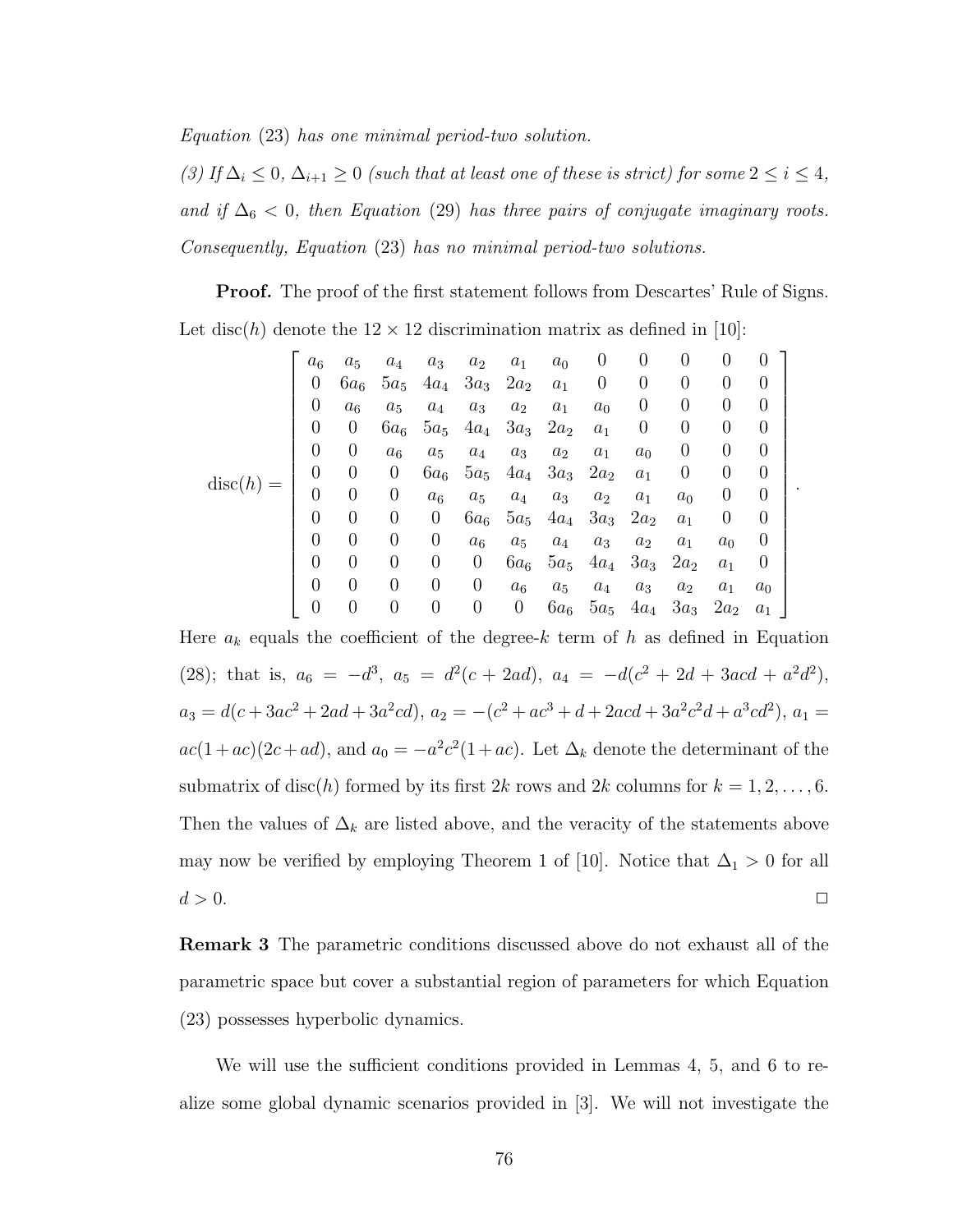*Equation* (23) *has one minimal period-two solution.*

*(3) If* $\Delta_i \leq 0$, $\Delta_{i+1} \geq 0$ *(such that at least one of these is strict) for some* $2 \leq i \leq 4$, *and if* $\Delta_6 < 0$, *then Equation* (29) *has three pairs of conjugate imaginary roots. Consequently, Equation* (23) *has no minimal period-two solutions.*

**Proof.** The proof of the first statement follows from Descartes' Rule of Signs. Let disc($h$) denote the $12 \times 12$ discrimination matrix as defined in [10]:

$$\text{disc}(h) = \begin{bmatrix} a_6 & a_5 & a_4 & a_3 & a_2 & a_1 & a_0 & 0 & 0 & 0 & 0 & 0 \\ 0 & 6a_6 & 5a_5 & 4a_4 & 3a_3 & 2a_2 & a_1 & 0 & 0 & 0 & 0 & 0 \\ 0 & a_6 & a_5 & a_4 & a_3 & a_2 & a_1 & a_0 & 0 & 0 & 0 & 0 \\ 0 & 0 & 6a_6 & 5a_5 & 4a_4 & 3a_3 & 2a_2 & a_1 & 0 & 0 & 0 & 0 \\ 0 & 0 & a_6 & a_5 & a_4 & a_3 & a_2 & a_1 & a_0 & 0 & 0 & 0 \\ 0 & 0 & 0 & 6a_6 & 5a_5 & 4a_4 & 3a_3 & 2a_2 & a_1 & 0 & 0 & 0 \\ 0 & 0 & 0 & a_6 & a_5 & a_4 & a_3 & a_2 & a_1 & a_0 & 0 & 0 \\ 0 & 0 & 0 & 0 & 6a_6 & 5a_5 & 4a_4 & 3a_3 & 2a_2 & a_1 & 0 & 0 \\ 0 & 0 & 0 & 0 & a_6 & a_5 & a_4 & a_3 & a_2 & a_1 & a_0 & 0 \\ 0 & 0 & 0 & 0 & 0 & 6a_6 & 5a_5 & 4a_4 & 3a_3 & 2a_2 & a_1 & 0 \\ 0 & 0 & 0 & 0 & 0 & a_6 & a_5 & a_4 & a_3 & a_2 & a_1 & a_0 \\ 0 & 0 & 0 & 0 & 0 & 0 & 6a_6 & 5a_5 & 4a_4 & 3a_3 & 2a_2 & a_1 \end{bmatrix}.$$

Here $a_k$ equals the coefficient of the degree-$k$ term of $h$ as defined in Equation (28); that is, $a_6 = -d^3$, $a_5 = d^2(c + 2ad)$, $a_4 = -d(c^2 + 2d + 3acd + a^2d^2)$, $a_3 = d(c + 3ac^2 + 2ad + 3a^2cd)$, $a_2 = -(c^2 + ac^3 + d + 2acd + 3a^2c^2d + a^3cd^2)$, $a_1 = ac(1 + ac)(2c + ad)$, and $a_0 = -a^2c^2(1 + ac)$. Let $\Delta_k$ denote the determinant of the submatrix of disc($h$) formed by its first $2k$ rows and $2k$ columns for $k = 1, 2, \ldots, 6$. Then the values of $\Delta_k$ are listed above, and the veracity of the statements above may now be verified by employing Theorem 1 of [10]. Notice that $\Delta_1 > 0$ for all $d > 0$. $\square$

**Remark 3** The parametric conditions discussed above do not exhaust all of the parametric space but cover a substantial region of parameters for which Equation (23) possesses hyperbolic dynamics.

We will use the sufficient conditions provided in Lemmas 4, 5, and 6 to realize some global dynamic scenarios provided in [3]. We will not investigate the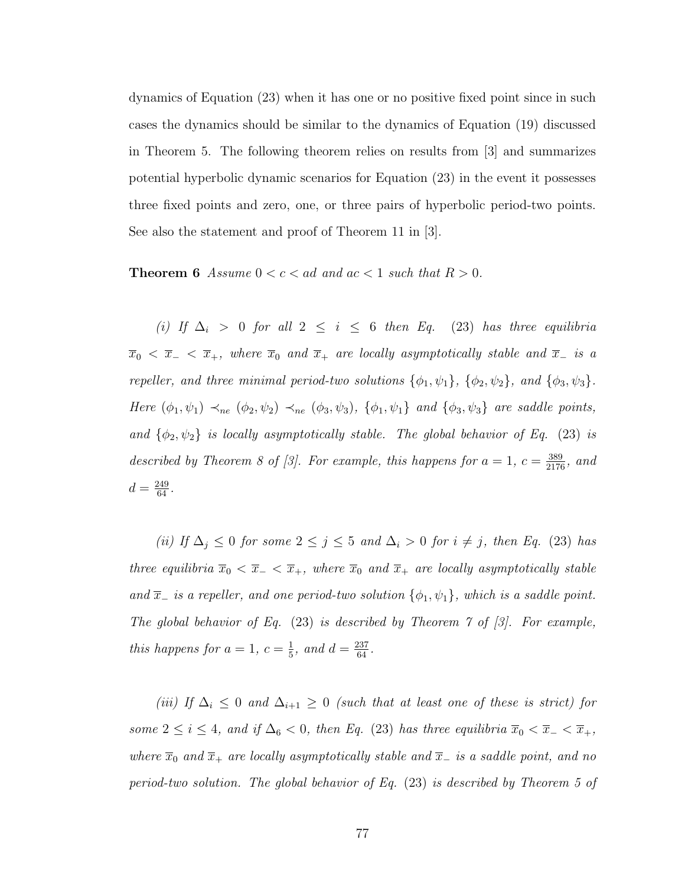dynamics of Equation (23) when it has one or no positive fixed point since in such cases the dynamics should be similar to the dynamics of Equation (19) discussed in Theorem 5. The following theorem relies on results from [3] and summarizes potential hyperbolic dynamic scenarios for Equation (23) in the event it possesses three fixed points and zero, one, or three pairs of hyperbolic period-two points. See also the statement and proof of Theorem 11 in [3].

**Theorem 6** *Assume $0 < c < ad$ and $ac < 1$ such that $R > 0$.*

*(i) If $\Delta_i > 0$ for all $2 \leq i \leq 6$ then Eq. (23) has three equilibria $\overline{x}_0 < \overline{x}_- < \overline{x}_+$, where $\overline{x}_0$ and $\overline{x}_+$ are locally asymptotically stable and $\overline{x}_-$ is a repeller, and three minimal period-two solutions $\{\phi_1, \psi_1\}$, $\{\phi_2, \psi_2\}$, and $\{\phi_3, \psi_3\}$. Here $(\phi_1, \psi_1) \prec_{ne} (\phi_2, \psi_2) \prec_{ne} (\phi_3, \psi_3)$, $\{\phi_1, \psi_1\}$ and $\{\phi_3, \psi_3\}$ are saddle points, and $\{\phi_2, \psi_2\}$ is locally asymptotically stable. The global behavior of Eq. (23) is described by Theorem 8 of [3]. For example, this happens for $a = 1$, $c = \frac{389}{2176}$, and $d = \frac{249}{64}$.*

*(ii) If $\Delta_j \leq 0$ for some $2 \leq j \leq 5$ and $\Delta_i > 0$ for $i \neq j$, then Eq. (23) has three equilibria $\overline{x}_0 < \overline{x}_- < \overline{x}_+$, where $\overline{x}_0$ and $\overline{x}_+$ are locally asymptotically stable and $\overline{x}_-$ is a repeller, and one period-two solution $\{\phi_1, \psi_1\}$, which is a saddle point. The global behavior of Eq. (23) is described by Theorem 7 of [3]. For example, this happens for $a = 1$, $c = \frac{1}{5}$, and $d = \frac{237}{64}$.*

*(iii) If $\Delta_i \leq 0$ and $\Delta_{i+1} \geq 0$ (such that at least one of these is strict) for some $2 \leq i \leq 4$, and if $\Delta_6 < 0$, then Eq. (23) has three equilibria $\overline{x}_0 < \overline{x}_- < \overline{x}_+$, where $\overline{x}_0$ and $\overline{x}_+$ are locally asymptotically stable and $\overline{x}_-$ is a saddle point, and no period-two solution. The global behavior of Eq. (23) is described by Theorem 5 of*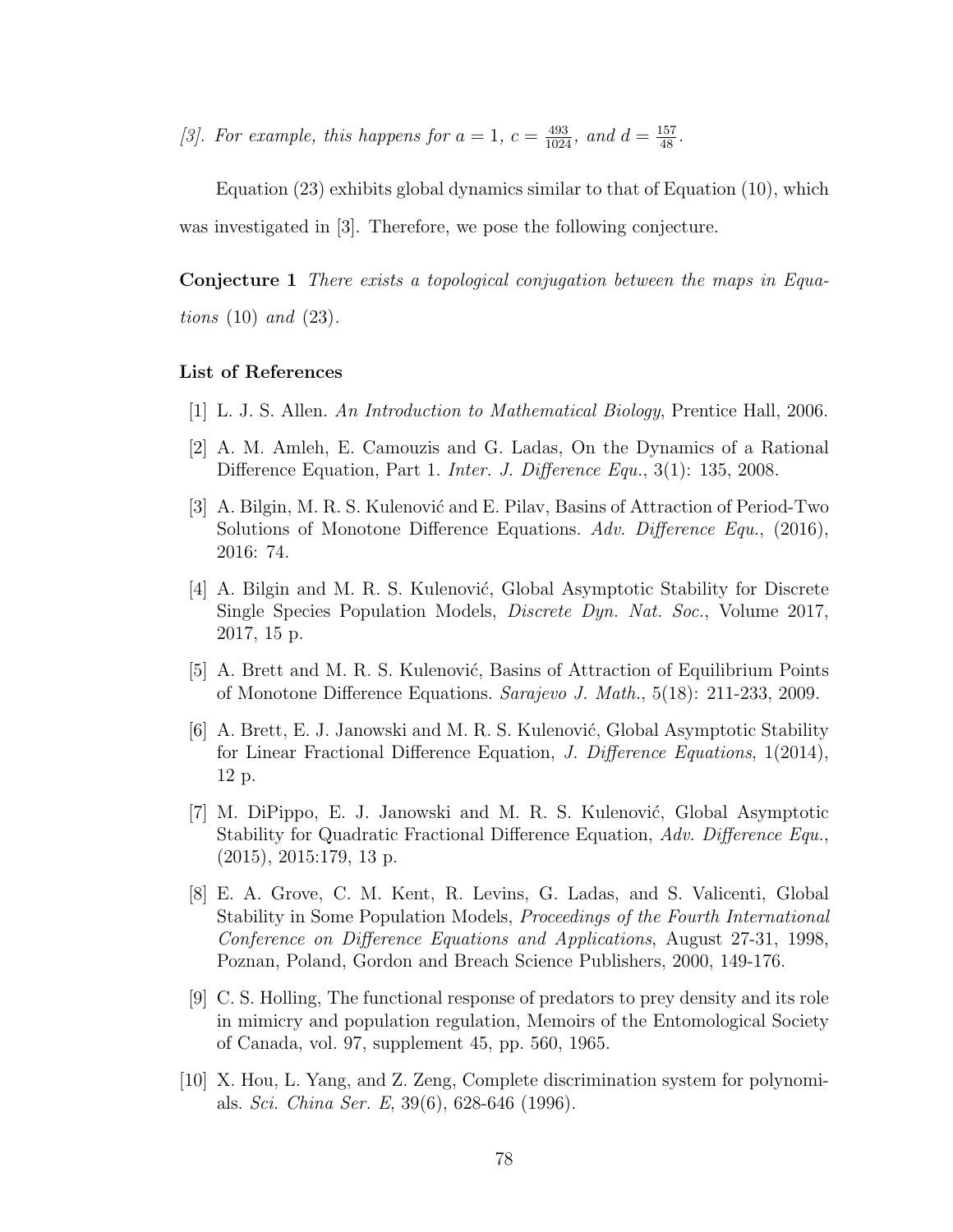*[3]. For example, this happens for $a = 1$, $c = \frac{493}{1024}$, and $d = \frac{157}{48}$.*

Equation (23) exhibits global dynamics similar to that of Equation (10), which was investigated in [3]. Therefore, we pose the following conjecture.

**Conjecture 1** *There exists a topological conjugation between the maps in Equations* (10) *and* (23)*.*

### List of References

[1] L. J. S. Allen. *An Introduction to Mathematical Biology*, Prentice Hall, 2006.

[2] A. M. Amleh, E. Camouzis and G. Ladas, On the Dynamics of a Rational Difference Equation, Part 1. *Inter. J. Difference Equ.*, 3(1): 135, 2008.

[3] A. Bilgin, M. R. S. Kulenović and E. Pilav, Basins of Attraction of Period-Two Solutions of Monotone Difference Equations. *Adv. Difference Equ.*, (2016), 2016: 74.

[4] A. Bilgin and M. R. S. Kulenović, Global Asymptotic Stability for Discrete Single Species Population Models, *Discrete Dyn. Nat. Soc.*, Volume 2017, 2017, 15 p.

[5] A. Brett and M. R. S. Kulenović, Basins of Attraction of Equilibrium Points of Monotone Difference Equations. *Sarajevo J. Math.*, 5(18): 211-233, 2009.

[6] A. Brett, E. J. Janowski and M. R. S. Kulenović, Global Asymptotic Stability for Linear Fractional Difference Equation, *J. Difference Equations*, 1(2014), 12 p.

[7] M. DiPippo, E. J. Janowski and M. R. S. Kulenović, Global Asymptotic Stability for Quadratic Fractional Difference Equation, *Adv. Difference Equ.*, (2015), 2015:179, 13 p.

[8] E. A. Grove, C. M. Kent, R. Levins, G. Ladas, and S. Valicenti, Global Stability in Some Population Models, *Proceedings of the Fourth International Conference on Difference Equations and Applications*, August 27-31, 1998, Poznan, Poland, Gordon and Breach Science Publishers, 2000, 149-176.

[9] C. S. Holling, The functional response of predators to prey density and its role in mimicry and population regulation, Memoirs of the Entomological Society of Canada, vol. 97, supplement 45, pp. 560, 1965.

[10] X. Hou, L. Yang, and Z. Zeng, Complete discrimination system for polynomials. *Sci. China Ser. E*, 39(6), 628-646 (1996).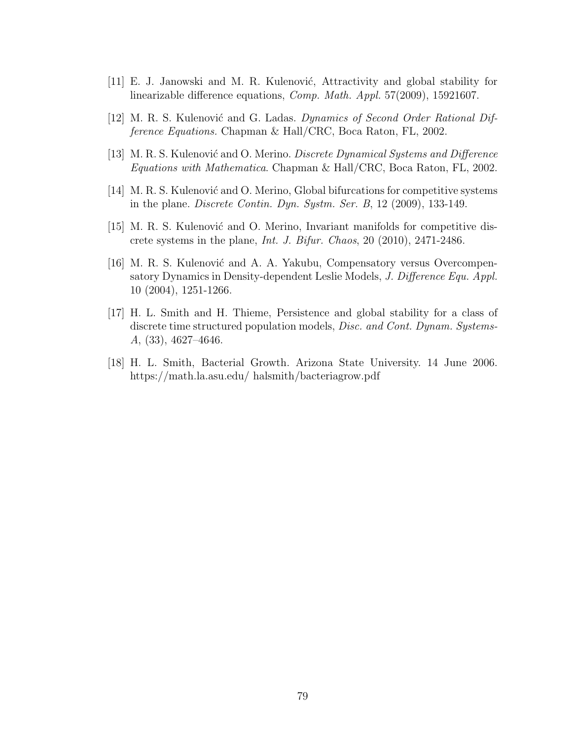[11] E. J. Janowski and M. R. Kulenović, Attractivity and global stability for linearizable difference equations, *Comp. Math. Appl.* 57(2009), 15921607.

[12] M. R. S. Kulenović and G. Ladas. *Dynamics of Second Order Rational Difference Equations.* Chapman & Hall/CRC, Boca Raton, FL, 2002.

[13] M. R. S. Kulenović and O. Merino. *Discrete Dynamical Systems and Difference Equations with Mathematica*. Chapman & Hall/CRC, Boca Raton, FL, 2002.

[14] M. R. S. Kulenović and O. Merino, Global bifurcations for competitive systems in the plane. *Discrete Contin. Dyn. Systm. Ser. B*, 12 (2009), 133-149.

[15] M. R. S. Kulenović and O. Merino, Invariant manifolds for competitive discrete systems in the plane, *Int. J. Bifur. Chaos*, 20 (2010), 2471-2486.

[16] M. R. S. Kulenović and A. A. Yakubu, Compensatory versus Overcompensatory Dynamics in Density-dependent Leslie Models, *J. Difference Equ. Appl.* 10 (2004), 1251-1266.

[17] H. L. Smith and H. Thieme, Persistence and global stability for a class of discrete time structured population models, *Disc. and Cont. Dynam. Systems-A*, (33), 4627–4646.

[18] H. L. Smith, Bacterial Growth. Arizona State University. 14 June 2006. https://math.la.asu.edu/ halsmith/bacteriagrow.pdf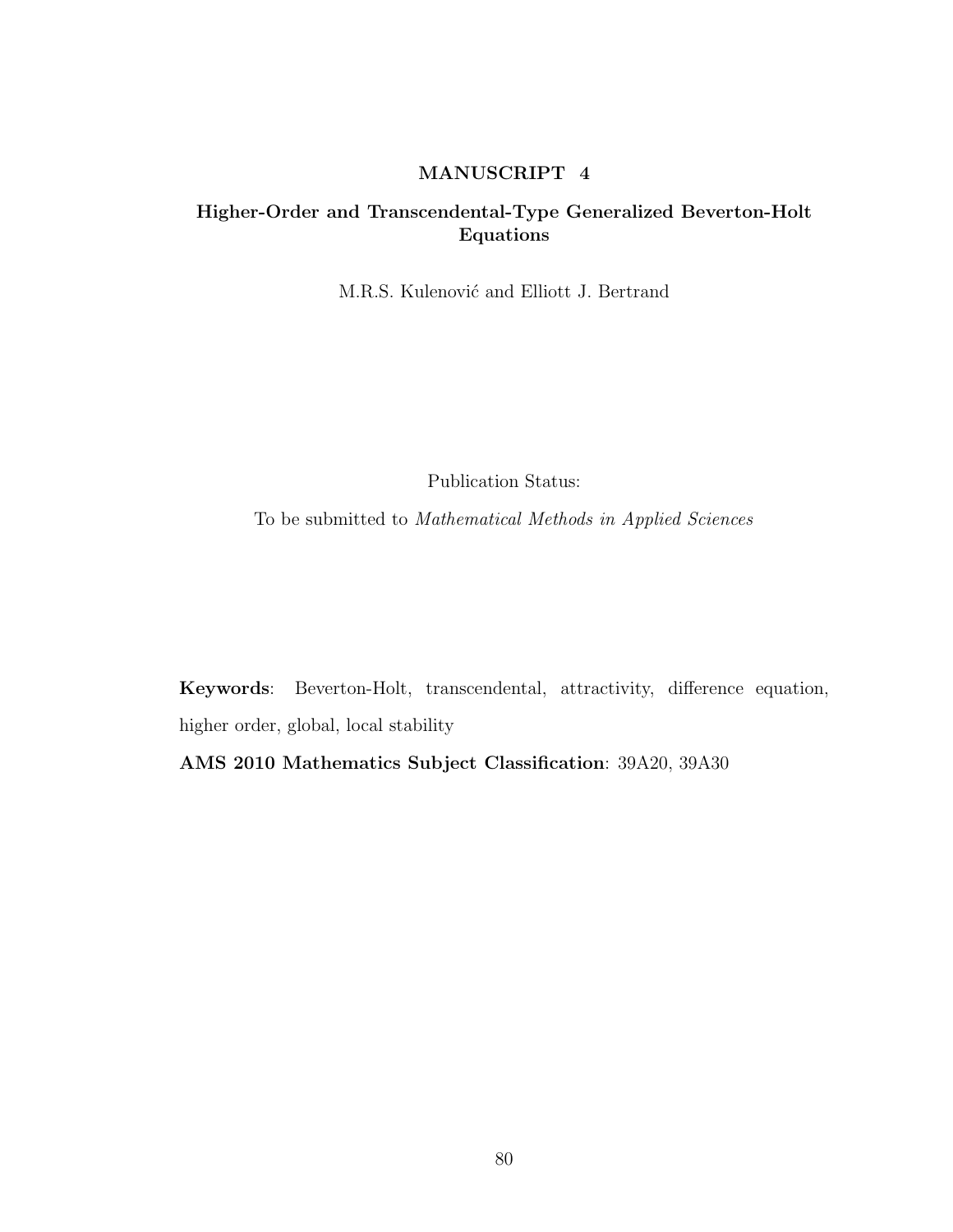# MANUSCRIPT 4

## Higher-Order and Transcendental-Type Generalized Beverton-Holt Equations

M.R.S. Kulenović and Elliott J. Bertrand

Publication Status:

To be submitted to *Mathematical Methods in Applied Sciences*

**Keywords**: Beverton-Holt, transcendental, attractivity, difference equation, higher order, global, local stability

**AMS 2010 Mathematics Subject Classification**: 39A20, 39A30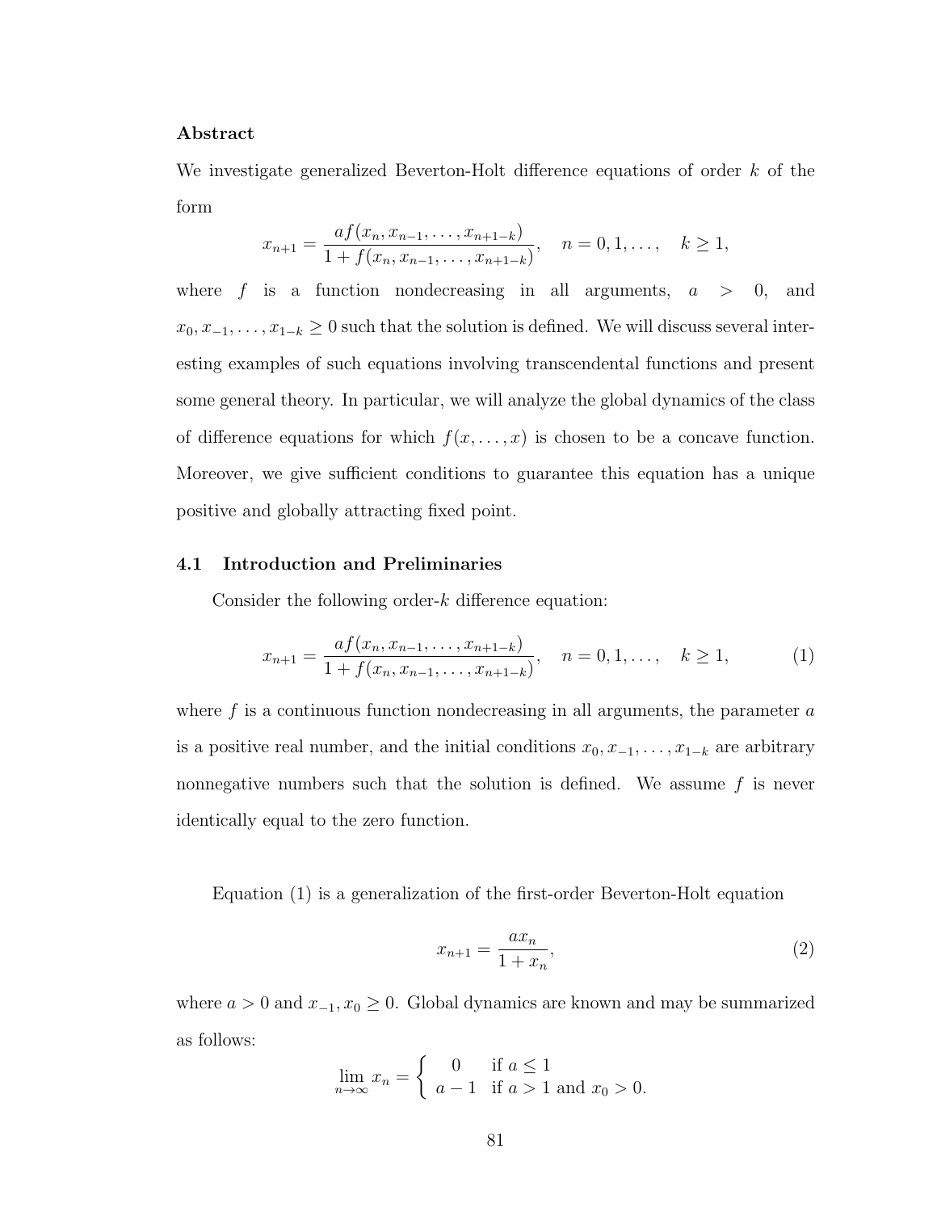**Abstract**

We investigate generalized Beverton-Holt difference equations of order $k$ of the form

$$x_{n+1} = \frac{af(x_n, x_{n-1}, \ldots, x_{n+1-k})}{1 + f(x_n, x_{n-1}, \ldots, x_{n+1-k})}, \quad n = 0, 1, \ldots, \quad k \geq 1,$$

where $f$ is a function nondecreasing in all arguments, $a > 0$, and $x_0, x_{-1}, \ldots, x_{1-k} \geq 0$ such that the solution is defined. We will discuss several interesting examples of such equations involving transcendental functions and present some general theory. In particular, we will analyze the global dynamics of the class of difference equations for which $f(x, \ldots, x)$ is chosen to be a concave function. Moreover, we give sufficient conditions to guarantee this equation has a unique positive and globally attracting fixed point.

### 4.1 Introduction and Preliminaries

Consider the following order-$k$ difference equation:

$$x_{n+1} = \frac{af(x_n, x_{n-1}, \ldots, x_{n+1-k})}{1 + f(x_n, x_{n-1}, \ldots, x_{n+1-k})}, \quad n = 0, 1, \ldots, \quad k \geq 1, \tag{1}$$

where $f$ is a continuous function nondecreasing in all arguments, the parameter $a$ is a positive real number, and the initial conditions $x_0, x_{-1}, \ldots, x_{1-k}$ are arbitrary nonnegative numbers such that the solution is defined. We assume $f$ is never identically equal to the zero function.

Equation (1) is a generalization of the first-order Beverton-Holt equation

$$x_{n+1} = \frac{ax_n}{1 + x_n}, \tag{2}$$

where $a > 0$ and $x_{-1}, x_0 \geq 0$. Global dynamics are known and may be summarized as follows:

$$\lim_{n \to \infty} x_n = \begin{cases} 0 & \text{if } a \leq 1 \\ a - 1 & \text{if } a > 1 \text{ and } x_0 > 0. \end{cases}$$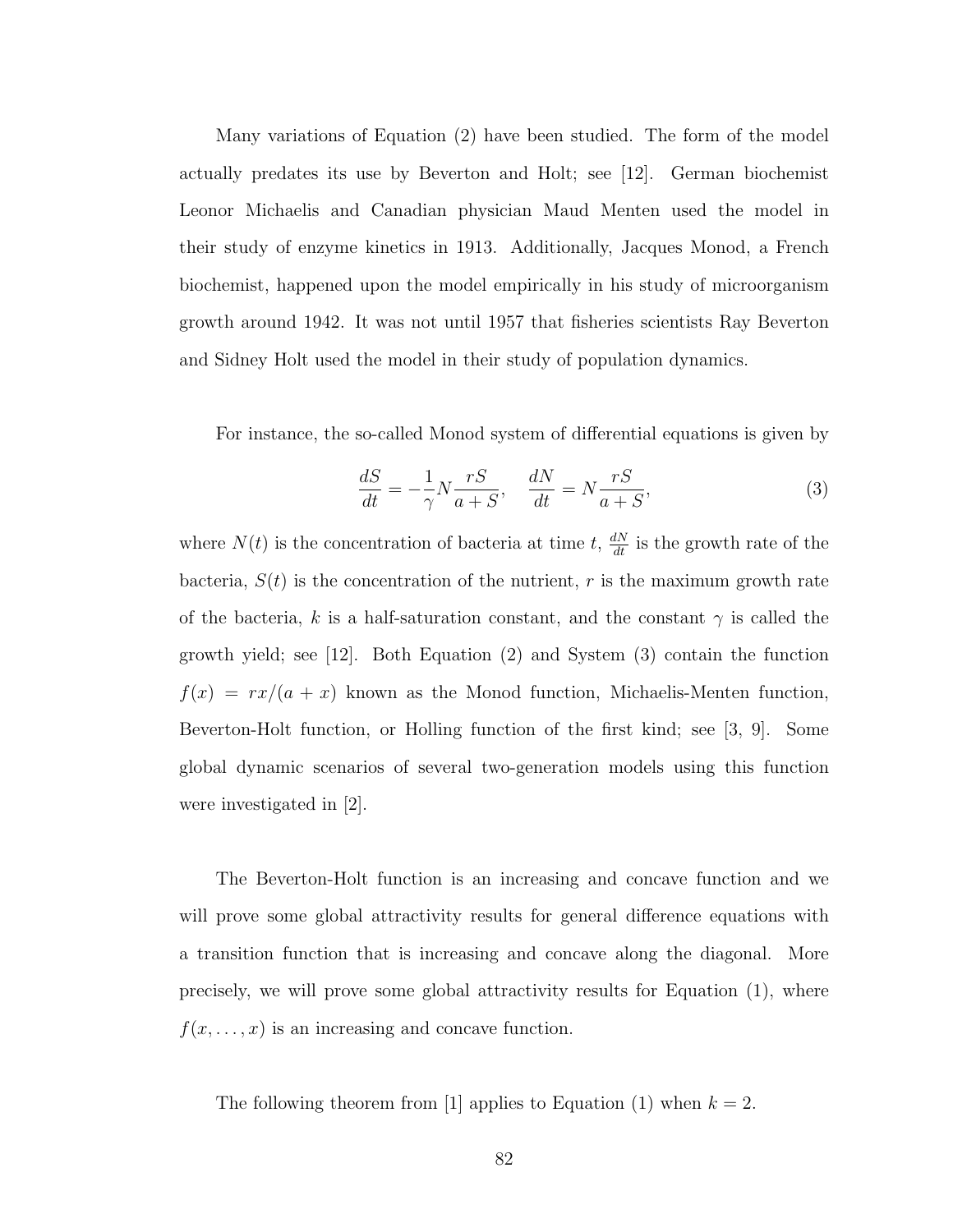Many variations of Equation (2) have been studied. The form of the model actually predates its use by Beverton and Holt; see [12]. German biochemist Leonor Michaelis and Canadian physician Maud Menten used the model in their study of enzyme kinetics in 1913. Additionally, Jacques Monod, a French biochemist, happened upon the model empirically in his study of microorganism growth around 1942. It was not until 1957 that fisheries scientists Ray Beverton and Sidney Holt used the model in their study of population dynamics.

For instance, the so-called Monod system of differential equations is given by

$$\frac{dS}{dt} = -\frac{1}{\gamma} N \frac{rS}{a+S}, \quad \frac{dN}{dt} = N \frac{rS}{a+S}, \tag{3}$$

where $N(t)$ is the concentration of bacteria at time $t$, $\frac{dN}{dt}$ is the growth rate of the bacteria, $S(t)$ is the concentration of the nutrient, $r$ is the maximum growth rate of the bacteria, $k$ is a half-saturation constant, and the constant $\gamma$ is called the growth yield; see [12]. Both Equation (2) and System (3) contain the function $f(x) = rx/(a+x)$ known as the Monod function, Michaelis-Menten function, Beverton-Holt function, or Holling function of the first kind; see [3, 9]. Some global dynamic scenarios of several two-generation models using this function were investigated in [2].

The Beverton-Holt function is an increasing and concave function and we will prove some global attractivity results for general difference equations with a transition function that is increasing and concave along the diagonal. More precisely, we will prove some global attractivity results for Equation (1), where $f(x, \ldots, x)$ is an increasing and concave function.

The following theorem from [1] applies to Equation (1) when $k = 2$.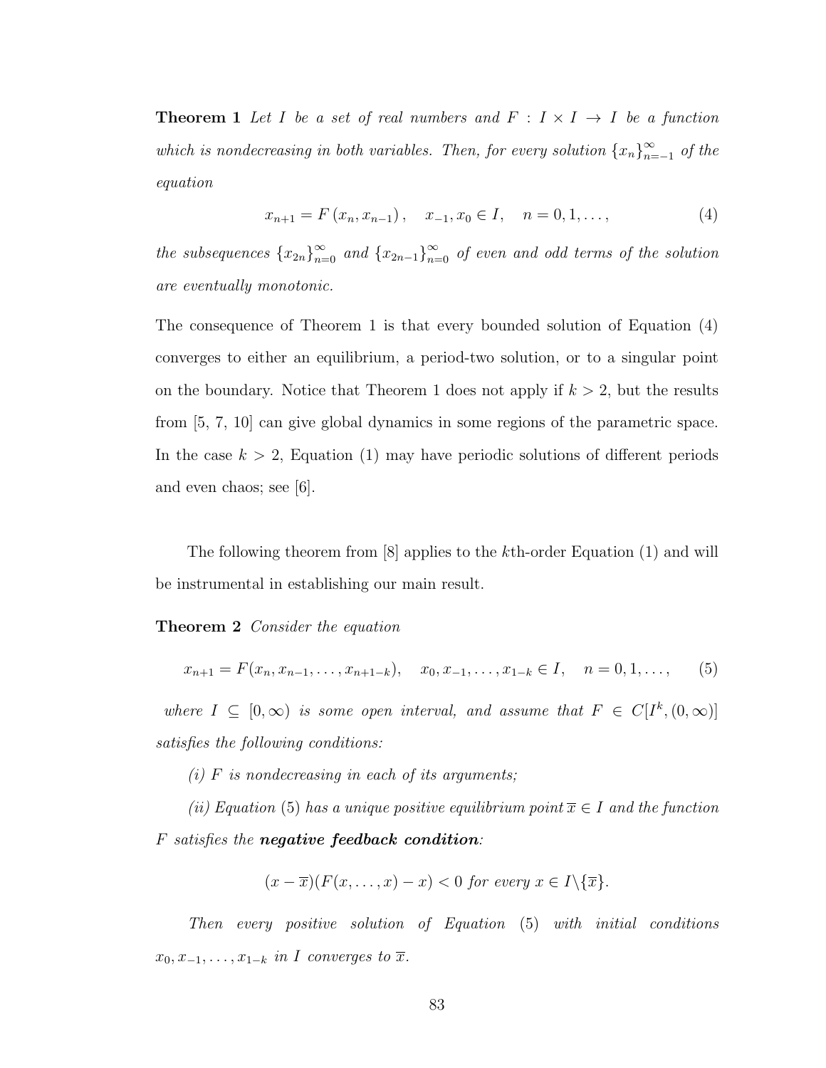**Theorem 1** *Let $I$ be a set of real numbers and $F : I \times I \to I$ be a function which is nondecreasing in both variables. Then, for every solution $\{x_n\}_{n=-1}^{\infty}$ of the equation*

$$x_{n+1} = F\left(x_n, x_{n-1}\right), \quad x_{-1}, x_0 \in I, \quad n = 0, 1, \ldots, \tag{4}$$

*the subsequences $\{x_{2n}\}_{n=0}^{\infty}$ and $\{x_{2n-1}\}_{n=0}^{\infty}$ of even and odd terms of the solution are eventually monotonic.*

The consequence of Theorem 1 is that every bounded solution of Equation (4) converges to either an equilibrium, a period-two solution, or to a singular point on the boundary. Notice that Theorem 1 does not apply if $k > 2$, but the results from [5, 7, 10] can give global dynamics in some regions of the parametric space. In the case $k > 2$, Equation (1) may have periodic solutions of different periods and even chaos; see [6].

The following theorem from [8] applies to the $k$th-order Equation (1) and will be instrumental in establishing our main result.

**Theorem 2** *Consider the equation*

$$x_{n+1} = F(x_n, x_{n-1}, \ldots, x_{n+1-k}), \quad x_0, x_{-1}, \ldots, x_{1-k} \in I, \quad n = 0, 1, \ldots, \tag{5}$$

*where $I \subseteq [0, \infty)$ is some open interval, and assume that $F \in C[I^k, (0, \infty)]$ satisfies the following conditions:*

*(i) $F$ is nondecreasing in each of its arguments;*

*(ii) Equation (5) has a unique positive equilibrium point $\overline{x} \in I$ and the function $F$ satisfies the* ***negative feedback condition****:*

$$(x - \overline{x})(F(x, \ldots, x) - x) < 0 \text{ for every } x \in I \backslash \{\overline{x}\}.$$

*Then every positive solution of Equation (5) with initial conditions $x_0, x_{-1}, \ldots, x_{1-k}$ in $I$ converges to $\overline{x}$.*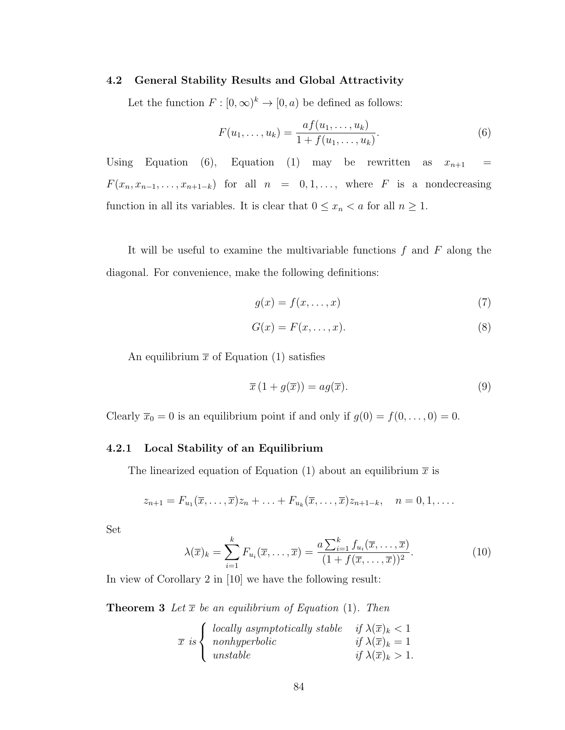### 4.2 General Stability Results and Global Attractivity

Let the function $F : [0, \infty)^k \to [0, a)$ be defined as follows:

$$F(u_1, \ldots, u_k) = \frac{af(u_1, \ldots, u_k)}{1 + f(u_1, \ldots, u_k)}. \tag{6}$$

Using Equation (6), Equation (1) may be rewritten as $x_{n+1} = F(x_n, x_{n-1}, \ldots, x_{n+1-k})$ for all $n = 0, 1, \ldots,$ where $F$ is a nondecreasing function in all its variables. It is clear that $0 \leq x_n < a$ for all $n \geq 1$.

It will be useful to examine the multivariable functions $f$ and $F$ along the diagonal. For convenience, make the following definitions:

$$g(x) = f(x, \ldots, x) \tag{7}$$

$$G(x) = F(x, \ldots, x). \tag{8}$$

An equilibrium $\overline{x}$ of Equation (1) satisfies

$$\overline{x}\,(1 + g(\overline{x})) = ag(\overline{x}). \tag{9}$$

Clearly $\overline{x}_0 = 0$ is an equilibrium point if and only if $g(0) = f(0, \ldots, 0) = 0$.

#### 4.2.1 Local Stability of an Equilibrium

The linearized equation of Equation (1) about an equilibrium $\overline{x}$ is

$$z_{n+1} = F_{u_1}(\overline{x}, \ldots, \overline{x})z_n + \ldots + F_{u_k}(\overline{x}, \ldots, \overline{x})z_{n+1-k}, \quad n = 0, 1, \ldots.$$

Set

$$\lambda(\overline{x})_k = \sum_{i=1}^{k} F_{u_i}(\overline{x}, \ldots, \overline{x}) = \frac{a\sum_{i=1}^{k} f_{u_i}(\overline{x}, \ldots, \overline{x})}{(1 + f(\overline{x}, \ldots, \overline{x}))^2}. \tag{10}$$

In view of Corollary 2 in [10] we have the following result:

**Theorem 3** *Let $\overline{x}$ be an equilibrium of Equation (1). Then*

$$\overline{x} \text{ is} \begin{cases} \text{locally asymptotically stable} & \text{if } \lambda(\overline{x})_k < 1 \\ \text{nonhyperbolic} & \text{if } \lambda(\overline{x})_k = 1 \\ \text{unstable} & \text{if } \lambda(\overline{x})_k > 1. \end{cases}$$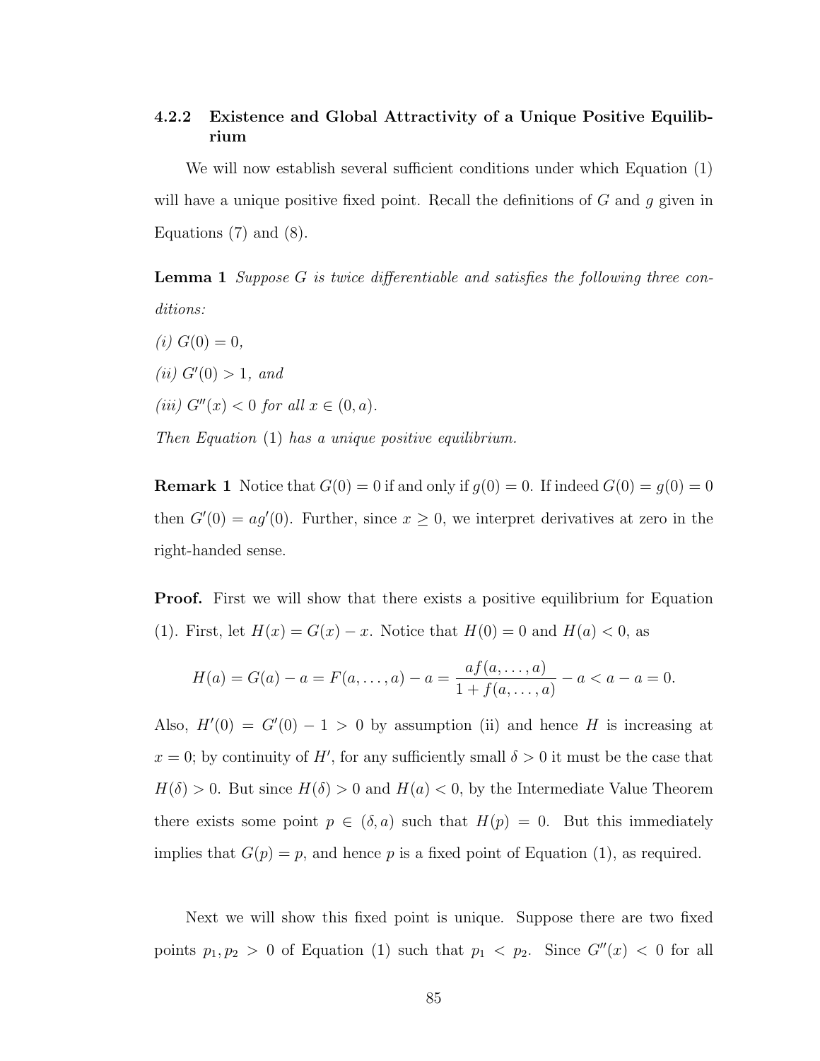### 4.2.2 Existence and Global Attractivity of a Unique Positive Equilibrium

We will now establish several sufficient conditions under which Equation (1) will have a unique positive fixed point. Recall the definitions of $G$ and $g$ given in Equations (7) and (8).

**Lemma 1** *Suppose $G$ is twice differentiable and satisfies the following three conditions:*

*(i) $G(0) = 0$,*

*(ii) $G'(0) > 1$, and*

*(iii) $G''(x) < 0$ for all $x \in (0, a)$.*

*Then Equation* (1) *has a unique positive equilibrium.*

**Remark 1** Notice that $G(0) = 0$ if and only if $g(0) = 0$. If indeed $G(0) = g(0) = 0$ then $G'(0) = ag'(0)$. Further, since $x \geq 0$, we interpret derivatives at zero in the right-handed sense.

**Proof.** First we will show that there exists a positive equilibrium for Equation (1). First, let $H(x) = G(x) - x$. Notice that $H(0) = 0$ and $H(a) < 0$, as

$$H(a) = G(a) - a = F(a, \ldots, a) - a = \frac{af(a, \ldots, a)}{1 + f(a, \ldots, a)} - a < a - a = 0.$$

Also, $H'(0) = G'(0) - 1 > 0$ by assumption (ii) and hence $H$ is increasing at $x = 0$; by continuity of $H'$, for any sufficiently small $\delta > 0$ it must be the case that $H(\delta) > 0$. But since $H(\delta) > 0$ and $H(a) < 0$, by the Intermediate Value Theorem there exists some point $p \in (\delta, a)$ such that $H(p) = 0$. But this immediately implies that $G(p) = p$, and hence $p$ is a fixed point of Equation (1), as required.

Next we will show this fixed point is unique. Suppose there are two fixed points $p_1, p_2 > 0$ of Equation (1) such that $p_1 < p_2$. Since $G''(x) < 0$ for all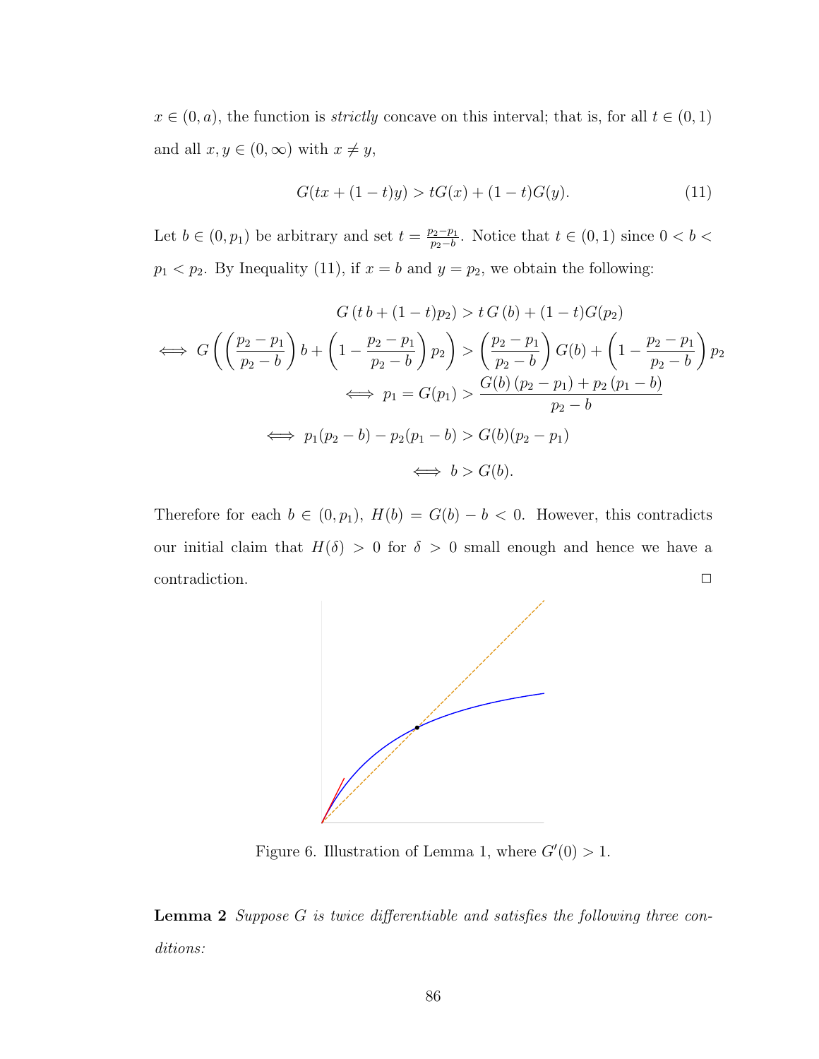$x \in (0, a)$, the function is *strictly* concave on this interval; that is, for all $t \in (0, 1)$ and all $x, y \in (0, \infty)$ with $x \neq y$,

$$G(tx + (1-t)y) > tG(x) + (1-t)G(y). \tag{11}$$

Let $b \in (0, p_1)$ be arbitrary and set $t = \frac{p_2 - p_1}{p_2 - b}$. Notice that $t \in (0, 1)$ since $0 < b < p_1 < p_2$. By Inequality (11), if $x = b$ and $y = p_2$, we obtain the following:

$$G\left(t\, b + (1-t)p_2\right) > t\, G\left(b\right) + (1-t)G(p_2)$$

$$\iff G\left(\left(\frac{p_2 - p_1}{p_2 - b}\right) b + \left(1 - \frac{p_2 - p_1}{p_2 - b}\right) p_2\right) > \left(\frac{p_2 - p_1}{p_2 - b}\right) G(b) + \left(1 - \frac{p_2 - p_1}{p_2 - b}\right) p_2$$

$$\iff p_1 = G(p_1) > \frac{G(b)\left(p_2 - p_1\right) + p_2\left(p_1 - b\right)}{p_2 - b}$$

$$\iff p_1(p_2 - b) - p_2(p_1 - b) > G(b)(p_2 - p_1)$$

$$\iff b > G(b).$$

Therefore for each $b \in (0, p_1)$, $H(b) = G(b) - b < 0$. However, this contradicts our initial claim that $H(\delta) > 0$ for $\delta > 0$ small enough and hence we have a contradiction. □

Figure 6. Illustration of Lemma 1, where $G'(0) > 1$.

**Lemma 2** *Suppose $G$ is twice differentiable and satisfies the following three conditions:*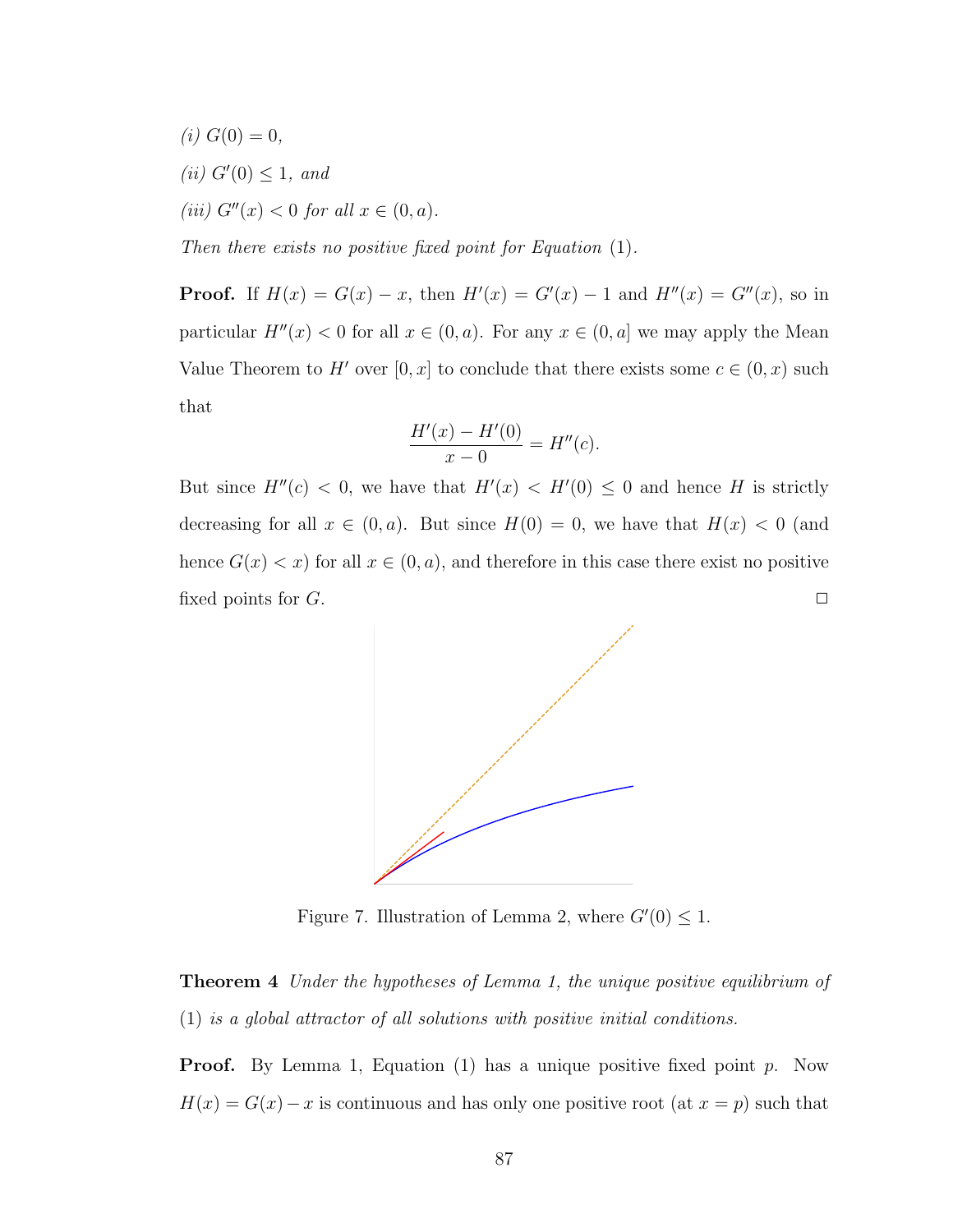*(i)* $G(0) = 0$,

*(ii)* $G'(0) \leq 1$, *and*

*(iii)* $G''(x) < 0$ *for all* $x \in (0, a)$.

*Then there exists no positive fixed point for Equation* (1).

**Proof.** If $H(x) = G(x) - x$, then $H'(x) = G'(x) - 1$ and $H''(x) = G''(x)$, so in particular $H''(x) < 0$ for all $x \in (0, a)$. For any $x \in (0, a]$ we may apply the Mean Value Theorem to $H'$ over $[0, x]$ to conclude that there exists some $c \in (0, x)$ such that

$$\frac{H'(x) - H'(0)}{x - 0} = H''(c).$$

But since $H''(c) < 0$, we have that $H'(x) < H'(0) \leq 0$ and hence $H$ is strictly decreasing for all $x \in (0, a)$. But since $H(0) = 0$, we have that $H(x) < 0$ (and hence $G(x) < x$) for all $x \in (0, a)$, and therefore in this case there exist no positive fixed points for $G$. □

Figure 7. Illustration of Lemma 2, where $G'(0) \leq 1$.

**Theorem 4** *Under the hypotheses of Lemma 1, the unique positive equilibrium of* (1) *is a global attractor of all solutions with positive initial conditions.*

**Proof.** By Lemma 1, Equation (1) has a unique positive fixed point $p$. Now $H(x) = G(x) - x$ is continuous and has only one positive root (at $x = p$) such that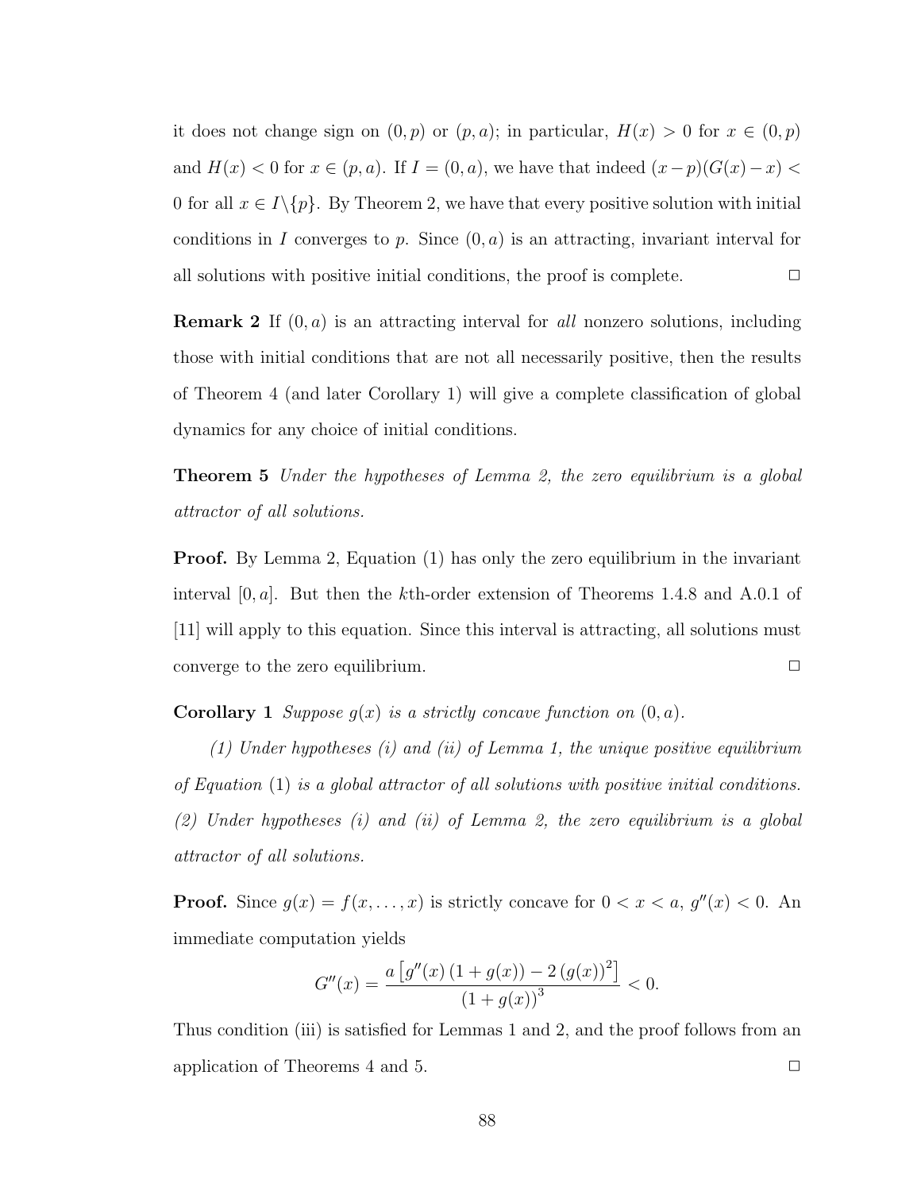it does not change sign on $(0, p)$ or $(p, a)$; in particular, $H(x) > 0$ for $x \in (0, p)$ and $H(x) < 0$ for $x \in (p, a)$. If $I = (0, a)$, we have that indeed $(x - p)(G(x) - x) < 0$ for all $x \in I \backslash \{p\}$. By Theorem 2, we have that every positive solution with initial conditions in $I$ converges to $p$. Since $(0, a)$ is an attracting, invariant interval for all solutions with positive initial conditions, the proof is complete. □

**Remark 2** If $(0, a)$ is an attracting interval for *all* nonzero solutions, including those with initial conditions that are not all necessarily positive, then the results of Theorem 4 (and later Corollary 1) will give a complete classification of global dynamics for any choice of initial conditions.

**Theorem 5** *Under the hypotheses of Lemma 2, the zero equilibrium is a global attractor of all solutions.*

**Proof.** By Lemma 2, Equation (1) has only the zero equilibrium in the invariant interval $[0, a]$. But then the $k$th-order extension of Theorems 1.4.8 and A.0.1 of [11] will apply to this equation. Since this interval is attracting, all solutions must converge to the zero equilibrium. □

**Corollary 1** *Suppose $g(x)$ is a strictly concave function on $(0, a)$.*

*(1) Under hypotheses (i) and (ii) of Lemma 1, the unique positive equilibrium of Equation* (1) *is a global attractor of all solutions with positive initial conditions. (2) Under hypotheses (i) and (ii) of Lemma 2, the zero equilibrium is a global attractor of all solutions.*

**Proof.** Since $g(x) = f(x, \ldots, x)$ is strictly concave for $0 < x < a$, $g''(x) < 0$. An immediate computation yields

$$G''(x) = \frac{a\left[g''(x)\left(1 + g(x)\right) - 2\left(g(x)\right)^2\right]}{\left(1 + g(x)\right)^3} < 0.$$

Thus condition (iii) is satisfied for Lemmas 1 and 2, and the proof follows from an application of Theorems 4 and 5. □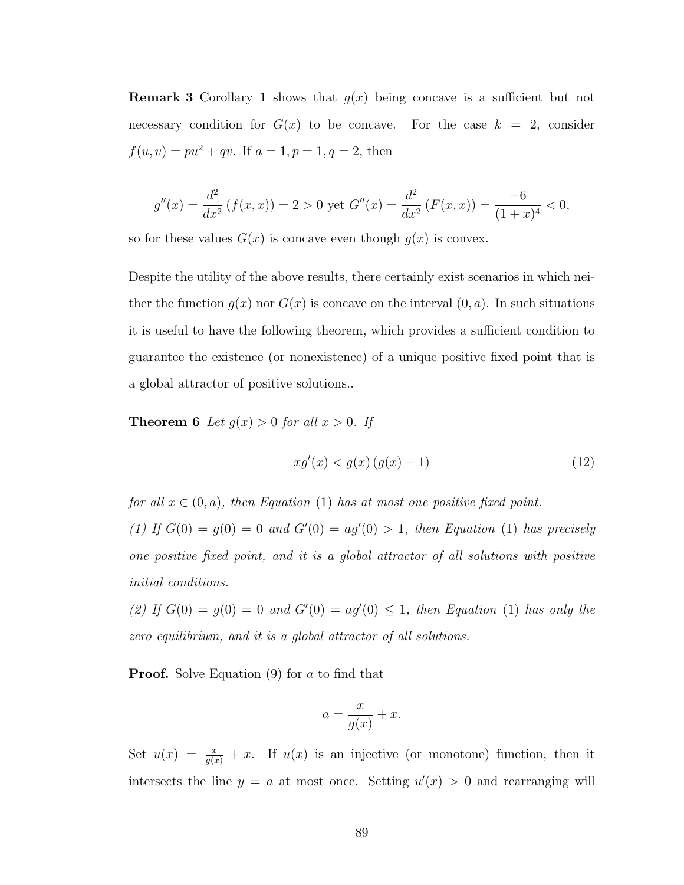**Remark 3** Corollary 1 shows that $g(x)$ being concave is a sufficient but not necessary condition for $G(x)$ to be concave. For the case $k = 2$, consider $f(u, v) = pu^2 + qv$. If $a = 1, p = 1, q = 2$, then

$$g''(x) = \frac{d^2}{dx^2}(f(x, x)) = 2 > 0 \text{ yet } G''(x) = \frac{d^2}{dx^2}(F(x, x)) = \frac{-6}{(1+x)^4} < 0,$$

so for these values $G(x)$ is concave even though $g(x)$ is convex.

Despite the utility of the above results, there certainly exist scenarios in which neither the function $g(x)$ nor $G(x)$ is concave on the interval $(0, a)$. In such situations it is useful to have the following theorem, which provides a sufficient condition to guarantee the existence (or nonexistence) of a unique positive fixed point that is a global attractor of positive solutions..

**Theorem 6** *Let $g(x) > 0$ for all $x > 0$. If*

$$xg'(x) < g(x)(g(x) + 1) \tag{12}$$

*for all $x \in (0, a)$, then Equation (1) has at most one positive fixed point.*

*(1) If $G(0) = g(0) = 0$ and $G'(0) = ag'(0) > 1$, then Equation (1) has precisely one positive fixed point, and it is a global attractor of all solutions with positive initial conditions.*

*(2) If $G(0) = g(0) = 0$ and $G'(0) = ag'(0) \leq 1$, then Equation (1) has only the zero equilibrium, and it is a global attractor of all solutions.*

**Proof.** Solve Equation (9) for $a$ to find that

$$a = \frac{x}{g(x)} + x.$$

Set $u(x) = \frac{x}{g(x)} + x$. If $u(x)$ is an injective (or monotone) function, then it intersects the line $y = a$ at most once. Setting $u'(x) > 0$ and rearranging will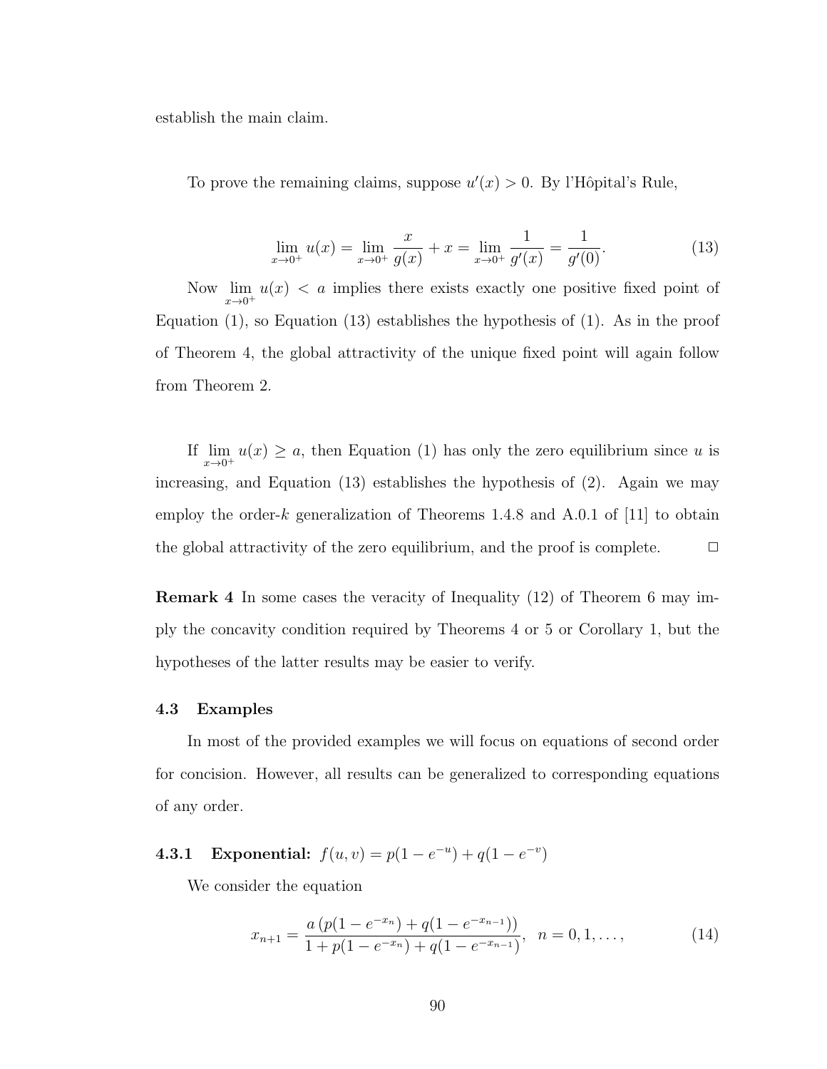establish the main claim.

To prove the remaining claims, suppose $u'(x) > 0$. By l'Hôpital's Rule,

$$\lim_{x\to 0^+} u(x) = \lim_{x\to 0^+} \frac{x}{g(x)} + x = \lim_{x\to 0^+} \frac{1}{g'(x)} = \frac{1}{g'(0)}. \tag{13}$$

Now $\lim_{x\to 0^+} u(x) < a$ implies there exists exactly one positive fixed point of Equation (1), so Equation (13) establishes the hypothesis of (1). As in the proof of Theorem 4, the global attractivity of the unique fixed point will again follow from Theorem 2.

If $\lim_{x\to 0^+} u(x) \geq a$, then Equation (1) has only the zero equilibrium since $u$ is increasing, and Equation (13) establishes the hypothesis of (2). Again we may employ the order-$k$ generalization of Theorems 1.4.8 and A.0.1 of [11] to obtain the global attractivity of the zero equilibrium, and the proof is complete. □

**Remark 4** In some cases the veracity of Inequality (12) of Theorem 6 may imply the concavity condition required by Theorems 4 or 5 or Corollary 1, but the hypotheses of the latter results may be easier to verify.

### 4.3 Examples

In most of the provided examples we will focus on equations of second order for concision. However, all results can be generalized to corresponding equations of any order.

#### 4.3.1 Exponential: $f(u, v) = p(1 - e^{-u}) + q(1 - e^{-v})$

We consider the equation

$$x_{n+1} = \frac{a\left(p(1-e^{-x_n}) + q(1-e^{-x_{n-1}})\right)}{1 + p(1-e^{-x_n}) + q(1-e^{-x_{n-1}})}, \quad n = 0, 1, \ldots, \tag{14}$$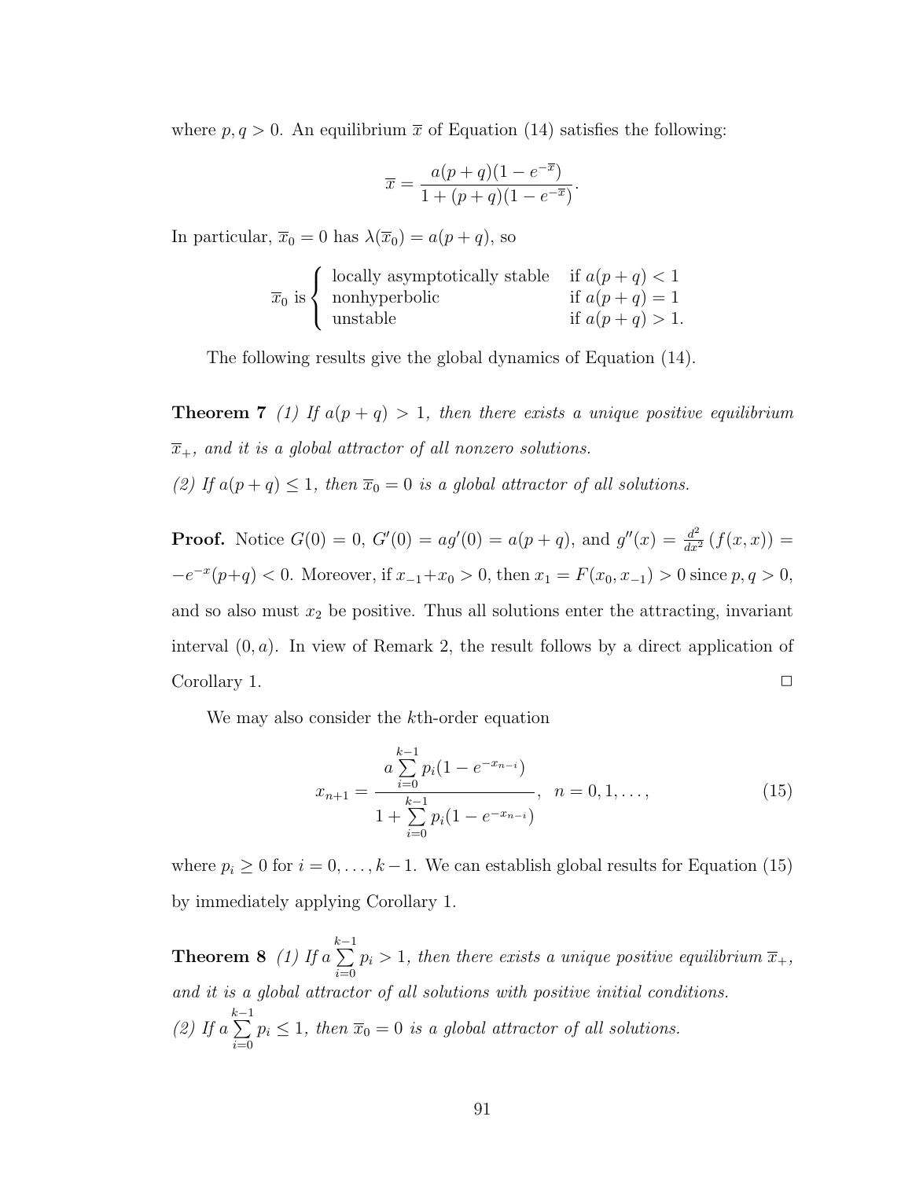where $p, q > 0$. An equilibrium $\overline{x}$ of Equation (14) satisfies the following:

$$\overline{x} = \frac{a(p+q)(1-e^{-\overline{x}})}{1+(p+q)(1-e^{-\overline{x}})}.$$

In particular, $\overline{x}_0 = 0$ has $\lambda(\overline{x}_0) = a(p+q)$, so

$$\overline{x}_0 \text{ is} \begin{cases} \text{locally asymptotically stable} & \text{if } a(p+q) < 1 \\ \text{nonhyperbolic} & \text{if } a(p+q) = 1 \\ \text{unstable} & \text{if } a(p+q) > 1. \end{cases}$$

The following results give the global dynamics of Equation (14).

**Theorem 7** *(1) If $a(p+q) > 1$, then there exists a unique positive equilibrium $\overline{x}_+$, and it is a global attractor of all nonzero solutions.*

*(2) If $a(p+q) \leq 1$, then $\overline{x}_0 = 0$ is a global attractor of all solutions.*

**Proof.** Notice $G(0) = 0$, $G'(0) = ag'(0) = a(p+q)$, and $g''(x) = \frac{d^2}{dx^2}(f(x,x)) = -e^{-x}(p+q) < 0$. Moreover, if $x_{-1}+x_0 > 0$, then $x_1 = F(x_0, x_{-1}) > 0$ since $p, q > 0$, and so also must $x_2$ be positive. Thus all solutions enter the attracting, invariant interval $(0, a)$. In view of Remark 2, the result follows by a direct application of Corollary 1. $\square$

We may also consider the $k$th-order equation

$$x_{n+1} = \frac{a\sum_{i=0}^{k-1} p_i(1-e^{-x_{n-i}})}{1+\sum_{i=0}^{k-1} p_i(1-e^{-x_{n-i}})}, \quad n = 0, 1, \ldots, \tag{15}$$

where $p_i \geq 0$ for $i = 0, \ldots, k-1$. We can establish global results for Equation (15) by immediately applying Corollary 1.

**Theorem 8** *(1) If $a\sum_{i=0}^{k-1} p_i > 1$, then there exists a unique positive equilibrium $\overline{x}_+$, and it is a global attractor of all solutions with positive initial conditions.*

*(2) If $a\sum_{i=0}^{k-1} p_i \leq 1$, then $\overline{x}_0 = 0$ is a global attractor of all solutions.*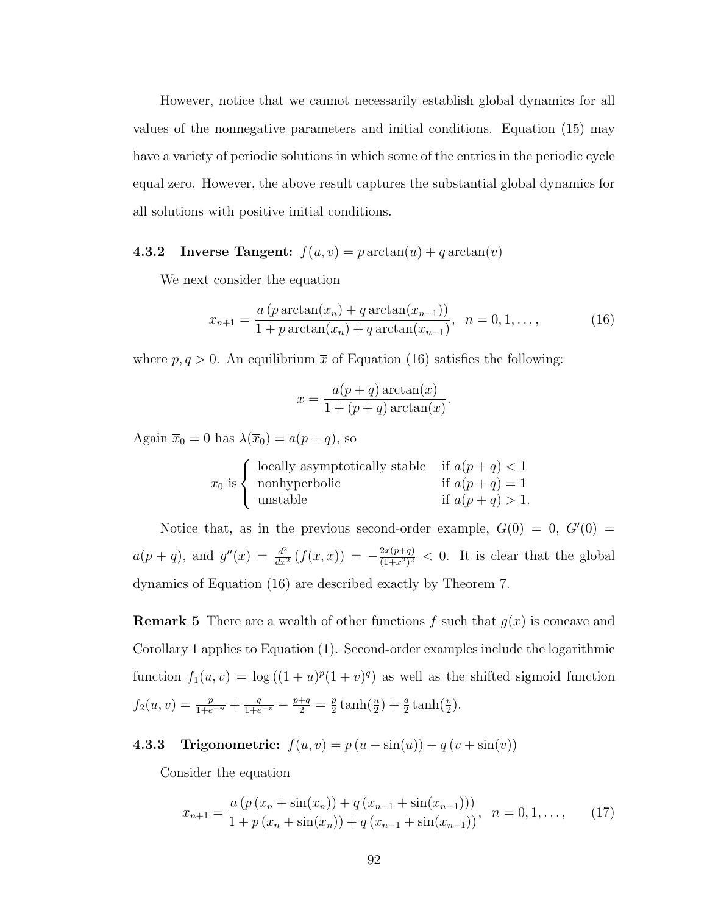However, notice that we cannot necessarily establish global dynamics for all values of the nonnegative parameters and initial conditions. Equation (15) may have a variety of periodic solutions in which some of the entries in the periodic cycle equal zero. However, the above result captures the substantial global dynamics for all solutions with positive initial conditions.

### 4.3.2 Inverse Tangent: $f(u,v) = p\arctan(u) + q\arctan(v)$

We next consider the equation

$$x_{n+1} = \frac{a\left(p\arctan(x_n) + q\arctan(x_{n-1})\right)}{1 + p\arctan(x_n) + q\arctan(x_{n-1})}, \quad n = 0, 1, \ldots, \tag{16}$$

where $p, q > 0$. An equilibrium $\overline{x}$ of Equation (16) satisfies the following:

$$\overline{x} = \frac{a(p+q)\arctan(\overline{x})}{1 + (p+q)\arctan(\overline{x})}.$$

Again $\overline{x}_0 = 0$ has $\lambda(\overline{x}_0) = a(p+q)$, so

$$\overline{x}_0 \text{ is} \begin{cases} \text{locally asymptotically stable} & \text{if } a(p+q) < 1 \\ \text{nonhyperbolic} & \text{if } a(p+q) = 1 \\ \text{unstable} & \text{if } a(p+q) > 1. \end{cases}$$

Notice that, as in the previous second-order example, $G(0) = 0$, $G'(0) = a(p+q)$, and $g''(x) = \frac{d^2}{dx^2}\left(f(x,x)\right) = -\frac{2x(p+q)}{(1+x^2)^2} < 0$. It is clear that the global dynamics of Equation (16) are described exactly by Theorem 7.

**Remark 5** There are a wealth of other functions $f$ such that $g(x)$ is concave and Corollary 1 applies to Equation (1). Second-order examples include the logarithmic function $f_1(u,v) = \log\left((1+u)^p(1+v)^q\right)$ as well as the shifted sigmoid function $f_2(u,v) = \frac{p}{1+e^{-u}} + \frac{q}{1+e^{-v}} - \frac{p+q}{2} = \frac{p}{2}\tanh(\frac{u}{2}) + \frac{q}{2}\tanh(\frac{v}{2})$.

### 4.3.3 Trigonometric: $f(u,v) = p\left(u + \sin(u)\right) + q\left(v + \sin(v)\right)$

Consider the equation

$$x_{n+1} = \frac{a\left(p\left(x_n + \sin(x_n)\right) + q\left(x_{n-1} + \sin(x_{n-1})\right)\right)}{1 + p\left(x_n + \sin(x_n)\right) + q\left(x_{n-1} + \sin(x_{n-1})\right)}, \quad n = 0, 1, \ldots, \tag{17}$$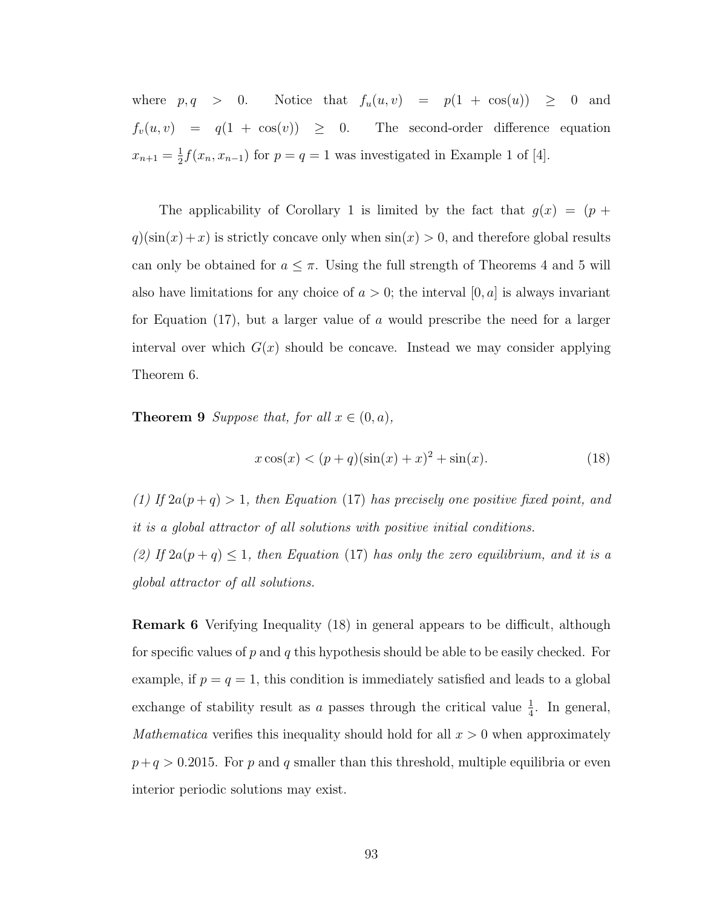where $p, q > 0$. Notice that $f_u(u,v) = p(1 + \cos(u)) \geq 0$ and $f_v(u,v) = q(1 + \cos(v)) \geq 0$. The second-order difference equation $x_{n+1} = \frac{1}{2}f(x_n, x_{n-1})$ for $p = q = 1$ was investigated in Example 1 of [4].

The applicability of Corollary 1 is limited by the fact that $g(x) = (p + q)(\sin(x) + x)$ is strictly concave only when $\sin(x) > 0$, and therefore global results can only be obtained for $a \leq \pi$. Using the full strength of Theorems 4 and 5 will also have limitations for any choice of $a > 0$; the interval $[0, a]$ is always invariant for Equation (17), but a larger value of $a$ would prescribe the need for a larger interval over which $G(x)$ should be concave. Instead we may consider applying Theorem 6.

**Theorem 9** *Suppose that, for all $x \in (0, a)$,*

$$x\cos(x) < (p + q)(\sin(x) + x)^2 + \sin(x). \tag{18}$$

*(1) If $2a(p + q) > 1$, then Equation (17) has precisely one positive fixed point, and it is a global attractor of all solutions with positive initial conditions.*

*(2) If $2a(p + q) \leq 1$, then Equation (17) has only the zero equilibrium, and it is a global attractor of all solutions.*

**Remark 6** Verifying Inequality (18) in general appears to be difficult, although for specific values of $p$ and $q$ this hypothesis should be able to be easily checked. For example, if $p = q = 1$, this condition is immediately satisfied and leads to a global exchange of stability result as $a$ passes through the critical value $\frac{1}{4}$. In general, *Mathematica* verifies this inequality should hold for all $x > 0$ when approximately $p + q > 0.2015$. For $p$ and $q$ smaller than this threshold, multiple equilibria or even interior periodic solutions may exist.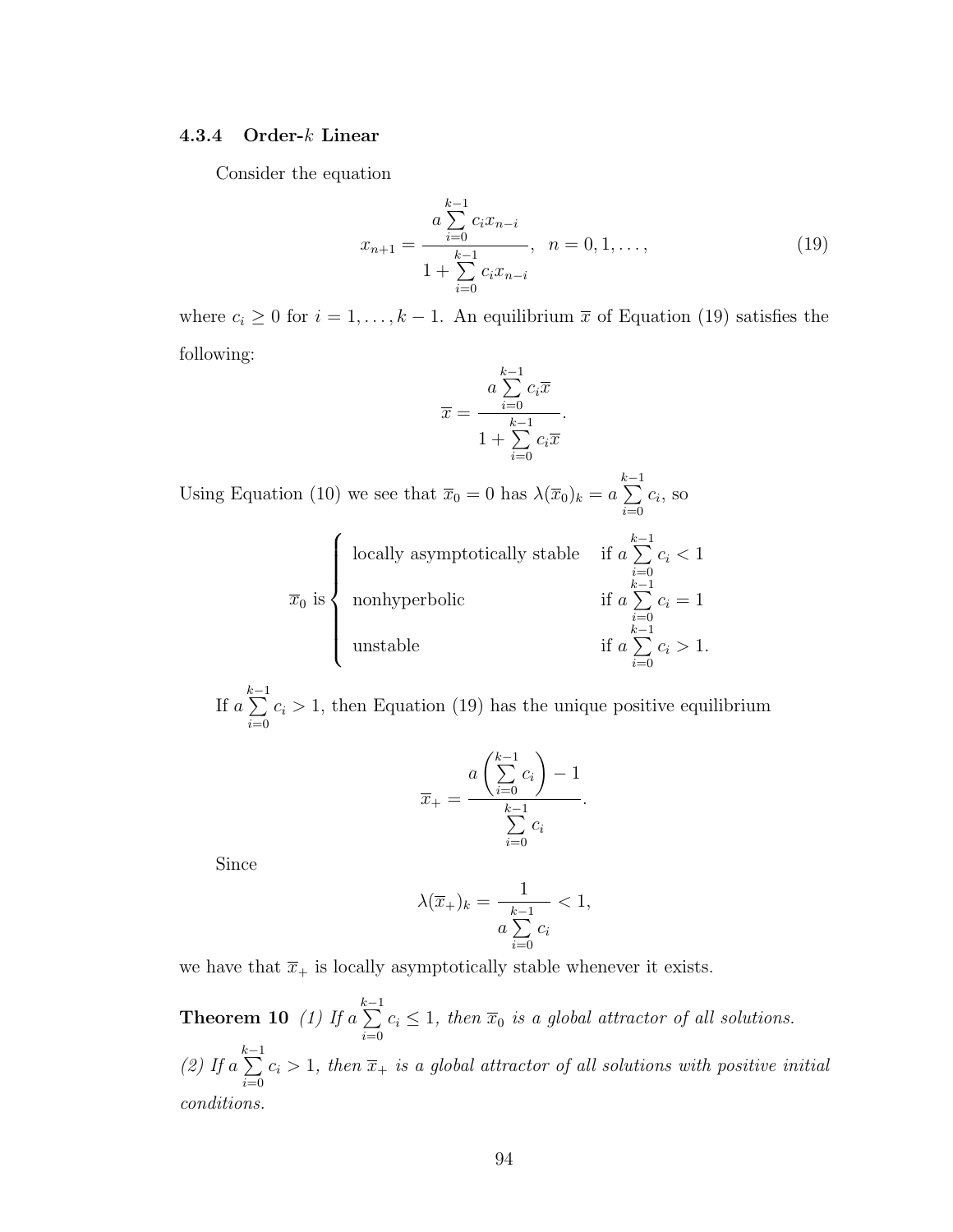#### 4.3.4 Order-$k$ Linear

Consider the equation

$$x_{n+1} = \frac{a \sum_{i=0}^{k-1} c_i x_{n-i}}{1 + \sum_{i=0}^{k-1} c_i x_{n-i}}, \quad n = 0, 1, \ldots, \tag{19}$$

where $c_i \geq 0$ for $i = 1, \ldots, k-1$. An equilibrium $\overline{x}$ of Equation (19) satisfies the following:

$$\overline{x} = \frac{a \sum_{i=0}^{k-1} c_i \overline{x}}{1 + \sum_{i=0}^{k-1} c_i \overline{x}}.$$

Using Equation (10) we see that $\overline{x}_0 = 0$ has $\lambda(\overline{x}_0)_k = a \sum_{i=0}^{k-1} c_i$, so

$$\overline{x}_0 \text{ is } \begin{cases} \text{locally asymptotically stable} & \text{if } a \sum_{i=0}^{k-1} c_i < 1 \\ \text{nonhyperbolic} & \text{if } a \sum_{i=0}^{k-1} c_i = 1 \\ \text{unstable} & \text{if } a \sum_{i=0}^{k-1} c_i > 1. \end{cases}$$

If $a \sum_{i=0}^{k-1} c_i > 1$, then Equation (19) has the unique positive equilibrium

$$\overline{x}_+ = \frac{a \left( \sum_{i=0}^{k-1} c_i \right) - 1}{\sum_{i=0}^{k-1} c_i}.$$

Since

$$\lambda(\overline{x}_+)_k = \frac{1}{a \sum_{i=0}^{k-1} c_i} < 1,$$

we have that $\overline{x}_+$ is locally asymptotically stable whenever it exists.

**Theorem 10** *(1) If $a \sum_{i=0}^{k-1} c_i \leq 1$, then $\overline{x}_0$ is a global attractor of all solutions.*
*(2) If $a \sum_{i=0}^{k-1} c_i > 1$, then $\overline{x}_+$ is a global attractor of all solutions with positive initial conditions.*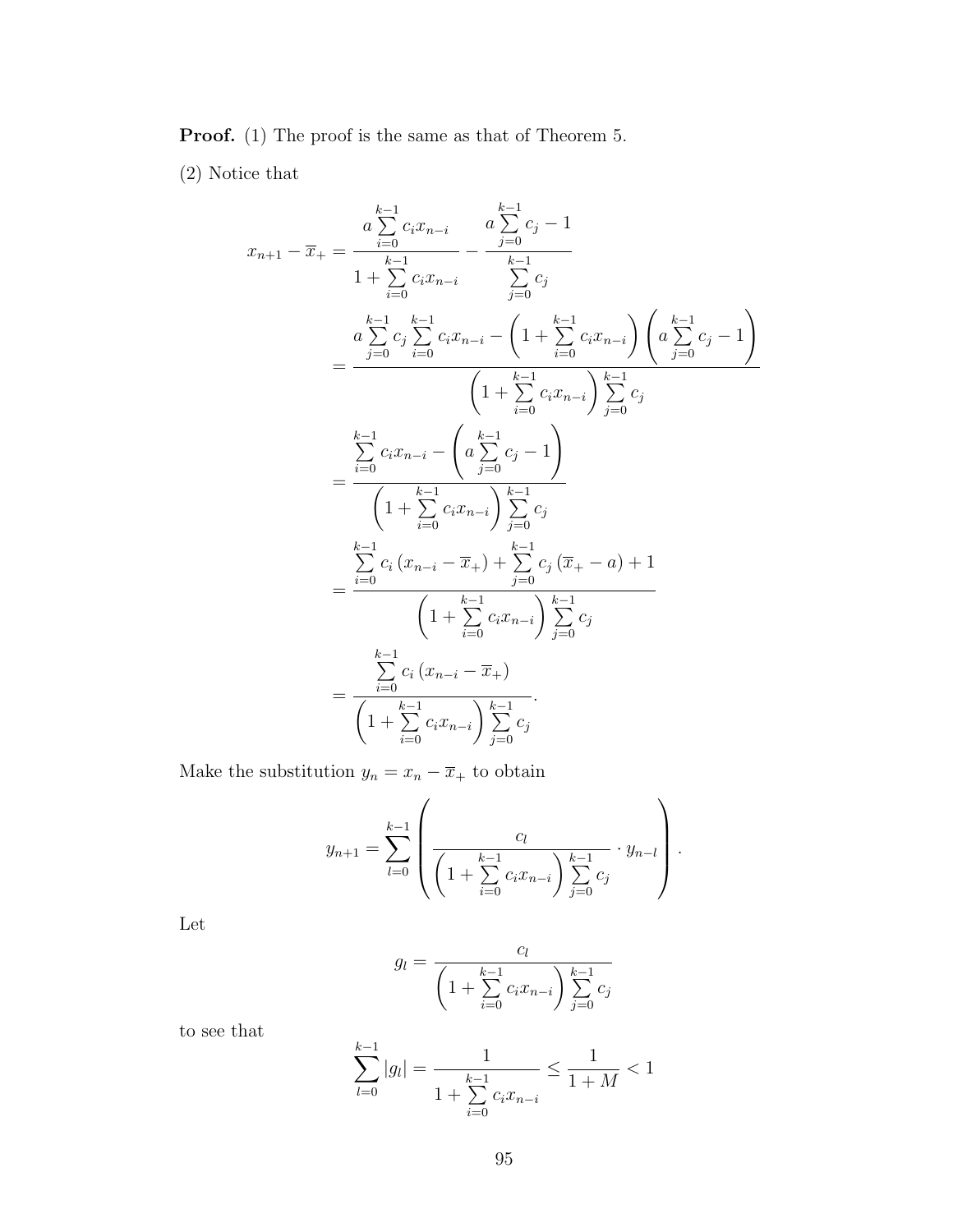**Proof.** (1) The proof is the same as that of Theorem 5.

(2) Notice that

$$
\begin{aligned}
x_{n+1} - \overline{x}_+ &= \frac{a\sum\limits_{i=0}^{k-1} c_i x_{n-i}}{1 + \sum\limits_{i=0}^{k-1} c_i x_{n-i}} - \frac{a\sum\limits_{j=0}^{k-1} c_j - 1}{\sum\limits_{j=0}^{k-1} c_j} \\
&= \frac{a\sum\limits_{j=0}^{k-1} c_j \sum\limits_{i=0}^{k-1} c_i x_{n-i} - \left(1 + \sum\limits_{i=0}^{k-1} c_i x_{n-i}\right)\left(a\sum\limits_{j=0}^{k-1} c_j - 1\right)}{\left(1 + \sum\limits_{i=0}^{k-1} c_i x_{n-i}\right)\sum\limits_{j=0}^{k-1} c_j} \\
&= \frac{\sum\limits_{i=0}^{k-1} c_i x_{n-i} - \left(a\sum\limits_{j=0}^{k-1} c_j - 1\right)}{\left(1 + \sum\limits_{i=0}^{k-1} c_i x_{n-i}\right)\sum\limits_{j=0}^{k-1} c_j} \\
&= \frac{\sum\limits_{i=0}^{k-1} c_i \left(x_{n-i} - \overline{x}_+\right) + \sum\limits_{j=0}^{k-1} c_j \left(\overline{x}_+ - a\right) + 1}{\left(1 + \sum\limits_{i=0}^{k-1} c_i x_{n-i}\right)\sum\limits_{j=0}^{k-1} c_j} \\
&= \frac{\sum\limits_{i=0}^{k-1} c_i \left(x_{n-i} - \overline{x}_+\right)}{\left(1 + \sum\limits_{i=0}^{k-1} c_i x_{n-i}\right)\sum\limits_{j=0}^{k-1} c_j}.
\end{aligned}
$$

Make the substitution $y_n = x_n - \overline{x}_+$ to obtain

$$
y_{n+1} = \sum_{l=0}^{k-1} \left( \frac{c_l}{\left(1 + \sum\limits_{i=0}^{k-1} c_i x_{n-i}\right)\sum\limits_{j=0}^{k-1} c_j} \cdot y_{n-l} \right).
$$

Let

$$
g_l = \frac{c_l}{\left(1 + \sum\limits_{i=0}^{k-1} c_i x_{n-i}\right)\sum\limits_{j=0}^{k-1} c_j}
$$

to see that

$$
\sum_{l=0}^{k-1} |g_l| = \frac{1}{1 + \sum\limits_{i=0}^{k-1} c_i x_{n-i}} \leq \frac{1}{1+M} < 1
$$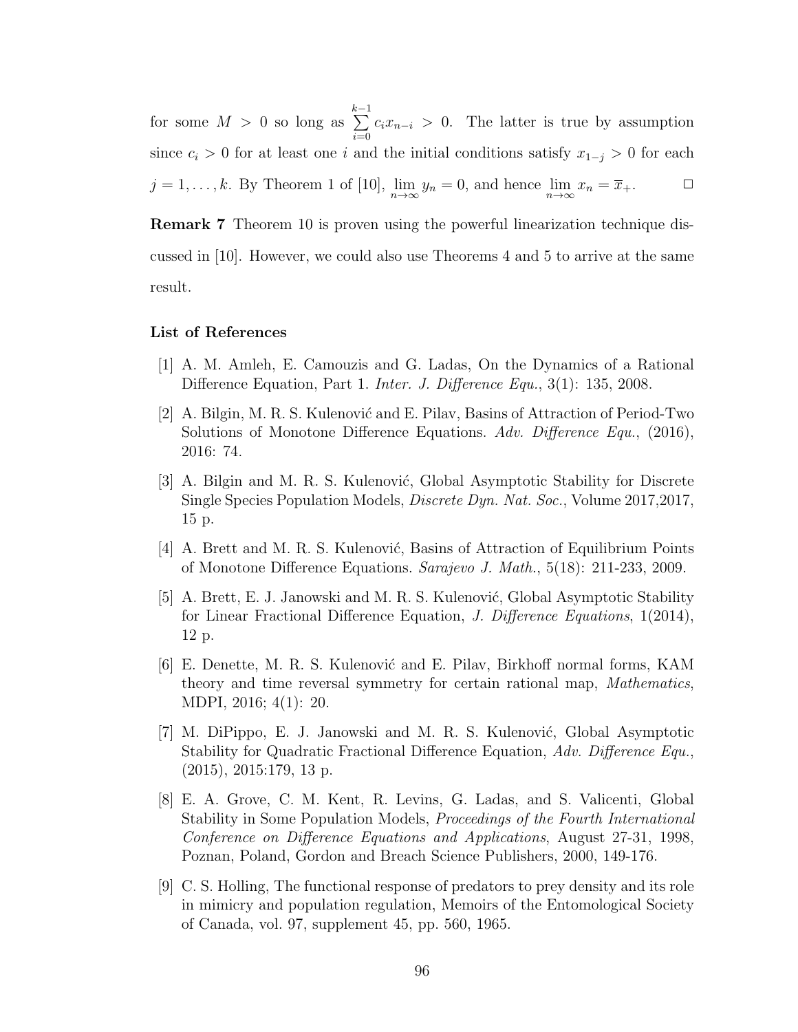for some $M > 0$ so long as $\sum_{i=0}^{k-1} c_i x_{n-i} > 0$. The latter is true by assumption since $c_i > 0$ for at least one $i$ and the initial conditions satisfy $x_{1-j} > 0$ for each $j = 1, \ldots, k$. By Theorem 1 of [10], $\lim_{n\to\infty} y_n = 0$, and hence $\lim_{n\to\infty} x_n = \overline{x}_+$. □

**Remark 7** Theorem 10 is proven using the powerful linearization technique discussed in [10]. However, we could also use Theorems 4 and 5 to arrive at the same result.

**List of References**

[1] A. M. Amleh, E. Camouzis and G. Ladas, On the Dynamics of a Rational Difference Equation, Part 1. *Inter. J. Difference Equ.*, 3(1): 135, 2008.

[2] A. Bilgin, M. R. S. Kulenović and E. Pilav, Basins of Attraction of Period-Two Solutions of Monotone Difference Equations. *Adv. Difference Equ.*, (2016), 2016: 74.

[3] A. Bilgin and M. R. S. Kulenović, Global Asymptotic Stability for Discrete Single Species Population Models, *Discrete Dyn. Nat. Soc.*, Volume 2017,2017, 15 p.

[4] A. Brett and M. R. S. Kulenović, Basins of Attraction of Equilibrium Points of Monotone Difference Equations. *Sarajevo J. Math.*, 5(18): 211-233, 2009.

[5] A. Brett, E. J. Janowski and M. R. S. Kulenović, Global Asymptotic Stability for Linear Fractional Difference Equation, *J. Difference Equations*, 1(2014), 12 p.

[6] E. Denette, M. R. S. Kulenović and E. Pilav, Birkhoff normal forms, KAM theory and time reversal symmetry for certain rational map, *Mathematics*, MDPI, 2016; 4(1): 20.

[7] M. DiPippo, E. J. Janowski and M. R. S. Kulenović, Global Asymptotic Stability for Quadratic Fractional Difference Equation, *Adv. Difference Equ.*, (2015), 2015:179, 13 p.

[8] E. A. Grove, C. M. Kent, R. Levins, G. Ladas, and S. Valicenti, Global Stability in Some Population Models, *Proceedings of the Fourth International Conference on Difference Equations and Applications*, August 27-31, 1998, Poznan, Poland, Gordon and Breach Science Publishers, 2000, 149-176.

[9] C. S. Holling, The functional response of predators to prey density and its role in mimicry and population regulation, Memoirs of the Entomological Society of Canada, vol. 97, supplement 45, pp. 560, 1965.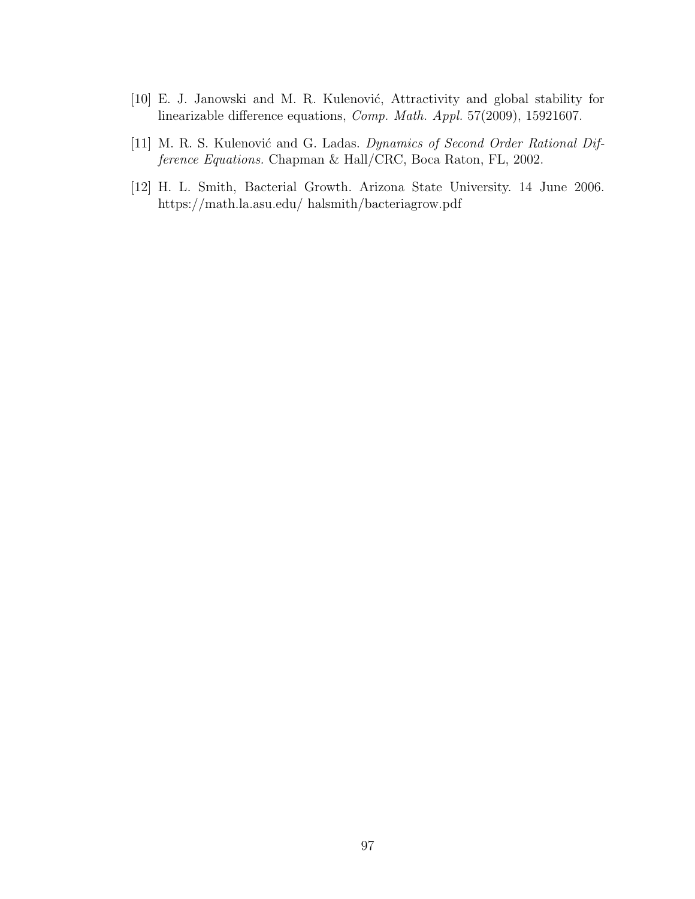[10] E. J. Janowski and M. R. Kulenović, Attractivity and global stability for linearizable difference equations, *Comp. Math. Appl.* 57(2009), 15921607.

[11] M. R. S. Kulenović and G. Ladas. *Dynamics of Second Order Rational Difference Equations.* Chapman & Hall/CRC, Boca Raton, FL, 2002.

[12] H. L. Smith, Bacterial Growth. Arizona State University. 14 June 2006. https://math.la.asu.edu/ halsmith/bacteriagrow.pdf